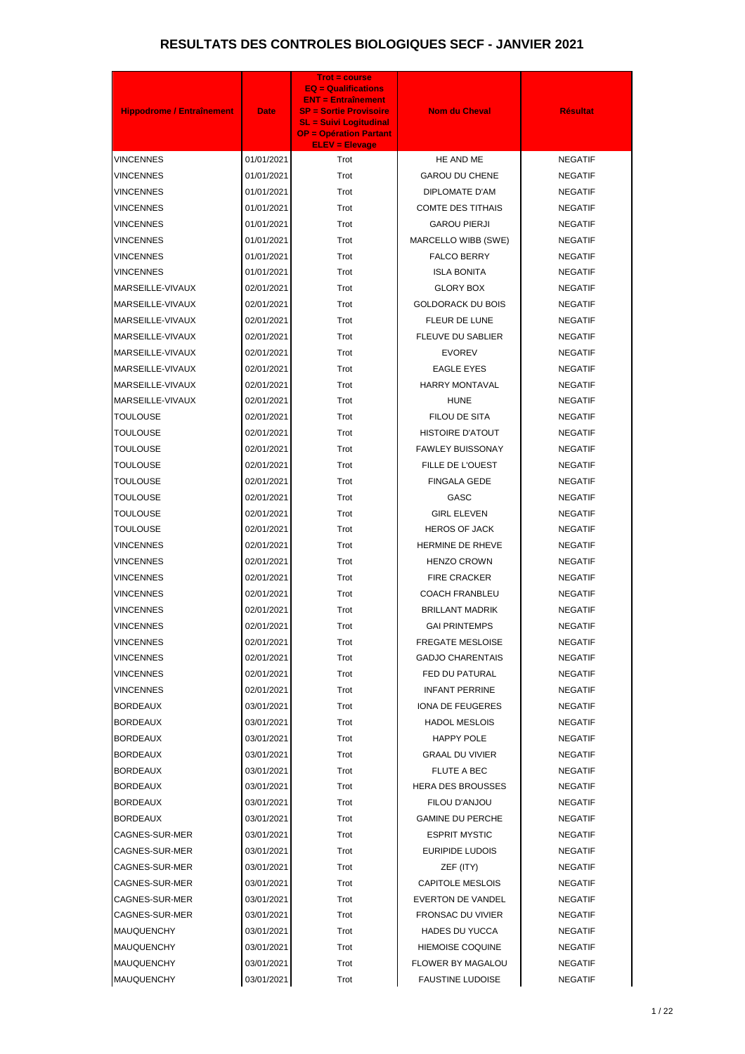# RESULTATS DES CONTROLES BIOLOGIQUES SECF - JANVIER 2021

| Hippodrome / Entraînement | Date | Trot = course<br>EQ = Qualifications<br>ENT = Entraînement<br>SP = Sortie Provisoire<br>SL = Suivi Logitudinal<br>OP = Opération Partant<br>ELEV = Elevage | Nom du Cheval | Résultat |
|---|---|---|---|---|
| VINCENNES | 01/01/2021 | Trot | HE AND ME | NEGATIF |
| VINCENNES | 01/01/2021 | Trot | GAROU DU CHENE | NEGATIF |
| VINCENNES | 01/01/2021 | Trot | DIPLOMATE D'AM | NEGATIF |
| VINCENNES | 01/01/2021 | Trot | COMTE DES TITHAIS | NEGATIF |
| VINCENNES | 01/01/2021 | Trot | GAROU PIERJI | NEGATIF |
| VINCENNES | 01/01/2021 | Trot | MARCELLO WIBB (SWE) | NEGATIF |
| VINCENNES | 01/01/2021 | Trot | FALCO BERRY | NEGATIF |
| VINCENNES | 01/01/2021 | Trot | ISLA BONITA | NEGATIF |
| MARSEILLE-VIVAUX | 02/01/2021 | Trot | GLORY BOX | NEGATIF |
| MARSEILLE-VIVAUX | 02/01/2021 | Trot | GOLDORACK DU BOIS | NEGATIF |
| MARSEILLE-VIVAUX | 02/01/2021 | Trot | FLEUR DE LUNE | NEGATIF |
| MARSEILLE-VIVAUX | 02/01/2021 | Trot | FLEUVE DU SABLIER | NEGATIF |
| MARSEILLE-VIVAUX | 02/01/2021 | Trot | EVOREV | NEGATIF |
| MARSEILLE-VIVAUX | 02/01/2021 | Trot | EAGLE EYES | NEGATIF |
| MARSEILLE-VIVAUX | 02/01/2021 | Trot | HARRY MONTAVAL | NEGATIF |
| MARSEILLE-VIVAUX | 02/01/2021 | Trot | HUNE | NEGATIF |
| TOULOUSE | 02/01/2021 | Trot | FILOU DE SITA | NEGATIF |
| TOULOUSE | 02/01/2021 | Trot | HISTOIRE D'ATOUT | NEGATIF |
| TOULOUSE | 02/01/2021 | Trot | FAWLEY BUISSONAY | NEGATIF |
| TOULOUSE | 02/01/2021 | Trot | FILLE DE L'OUEST | NEGATIF |
| TOULOUSE | 02/01/2021 | Trot | FINGALA GEDE | NEGATIF |
| TOULOUSE | 02/01/2021 | Trot | GASC | NEGATIF |
| TOULOUSE | 02/01/2021 | Trot | GIRL ELEVEN | NEGATIF |
| TOULOUSE | 02/01/2021 | Trot | HEROS OF JACK | NEGATIF |
| VINCENNES | 02/01/2021 | Trot | HERMINE DE RHEVE | NEGATIF |
| VINCENNES | 02/01/2021 | Trot | HENZO CROWN | NEGATIF |
| VINCENNES | 02/01/2021 | Trot | FIRE CRACKER | NEGATIF |
| VINCENNES | 02/01/2021 | Trot | COACH FRANBLEU | NEGATIF |
| VINCENNES | 02/01/2021 | Trot | BRILLANT MADRIK | NEGATIF |
| VINCENNES | 02/01/2021 | Trot | GAI PRINTEMPS | NEGATIF |
| VINCENNES | 02/01/2021 | Trot | FREGATE MESLOISE | NEGATIF |
| VINCENNES | 02/01/2021 | Trot | GADJO CHARENTAIS | NEGATIF |
| VINCENNES | 02/01/2021 | Trot | FED DU PATURAL | NEGATIF |
| VINCENNES | 02/01/2021 | Trot | INFANT PERRINE | NEGATIF |
| BORDEAUX | 03/01/2021 | Trot | IONA DE FEUGERES | NEGATIF |
| BORDEAUX | 03/01/2021 | Trot | HADOL MESLOIS | NEGATIF |
| BORDEAUX | 03/01/2021 | Trot | HAPPY POLE | NEGATIF |
| BORDEAUX | 03/01/2021 | Trot | GRAAL DU VIVIER | NEGATIF |
| BORDEAUX | 03/01/2021 | Trot | FLUTE A BEC | NEGATIF |
| BORDEAUX | 03/01/2021 | Trot | HERA DES BROUSSES | NEGATIF |
| BORDEAUX | 03/01/2021 | Trot | FILOU D'ANJOU | NEGATIF |
| BORDEAUX | 03/01/2021 | Trot | GAMINE DU PERCHE | NEGATIF |
| CAGNES-SUR-MER | 03/01/2021 | Trot | ESPRIT MYSTIC | NEGATIF |
| CAGNES-SUR-MER | 03/01/2021 | Trot | EURIPIDE LUDOIS | NEGATIF |
| CAGNES-SUR-MER | 03/01/2021 | Trot | ZEF (ITY) | NEGATIF |
| CAGNES-SUR-MER | 03/01/2021 | Trot | CAPITOLE MESLOIS | NEGATIF |
| CAGNES-SUR-MER | 03/01/2021 | Trot | EVERTON DE VANDEL | NEGATIF |
| CAGNES-SUR-MER | 03/01/2021 | Trot | FRONSAC DU VIVIER | NEGATIF |
| MAUQUENCHY | 03/01/2021 | Trot | HADES DU YUCCA | NEGATIF |
| MAUQUENCHY | 03/01/2021 | Trot | HIEMOISE COQUINE | NEGATIF |
| MAUQUENCHY | 03/01/2021 | Trot | FLOWER BY MAGALOU | NEGATIF |
| MAUQUENCHY | 03/01/2021 | Trot | FAUSTINE LUDOISE | NEGATIF |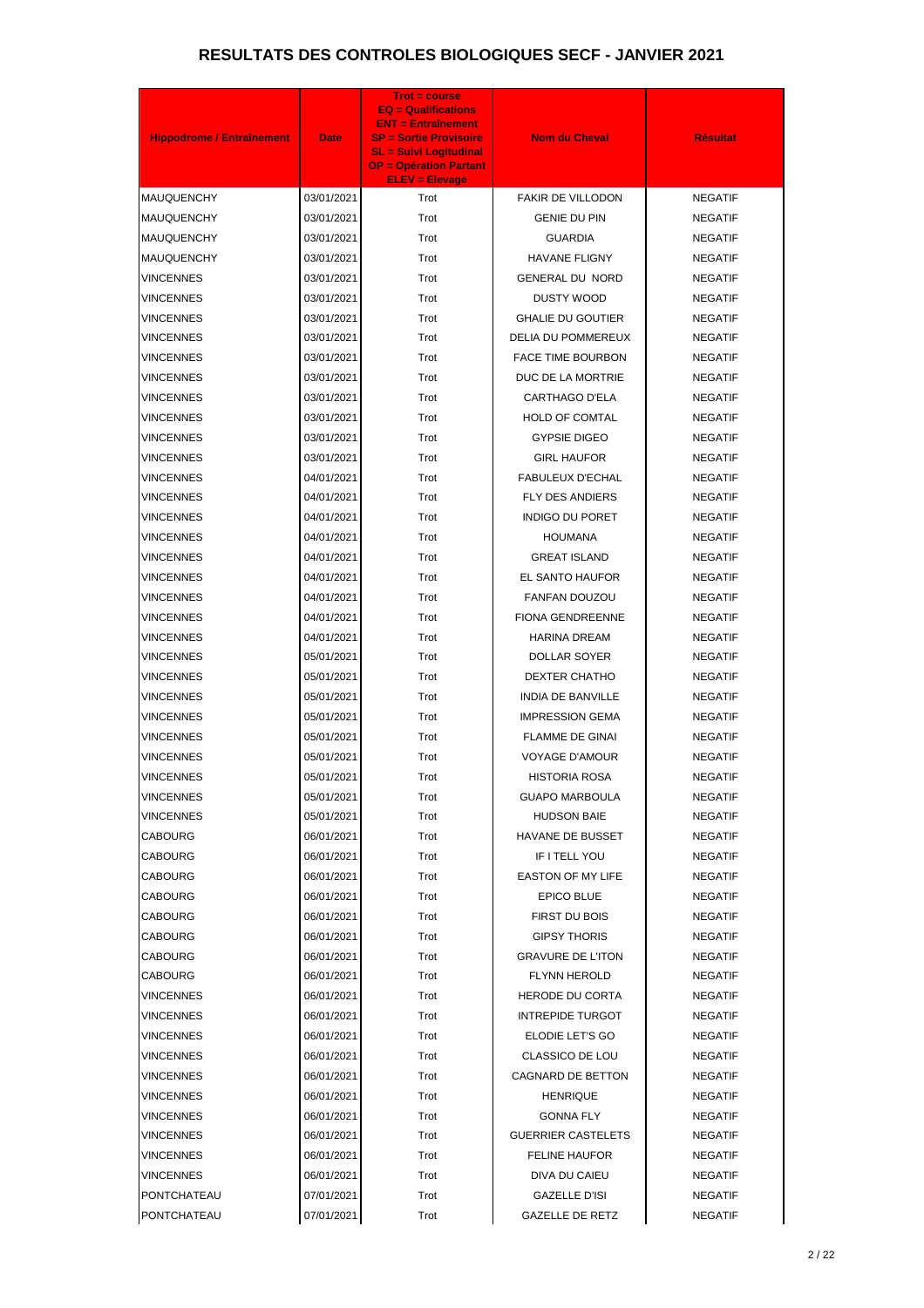# RESULTATS DES CONTROLES BIOLOGIQUES SECF - JANVIER 2021

| Hippodrome / Entraînement | Date | Trot = course<br>EQ = Qualifications<br>ENT = Entraînement<br>SP = Sortie Provisoire<br>SL = Suivi Logitudinal<br>OP = Opération Partant<br>ELEV = Elevage | Nom du Cheval | Résultat |
|---|---|---|---|---|
| MAUQUENCHY | 03/01/2021 | Trot | FAKIR DE VILLODON | NEGATIF |
| MAUQUENCHY | 03/01/2021 | Trot | GENIE DU PIN | NEGATIF |
| MAUQUENCHY | 03/01/2021 | Trot | GUARDIA | NEGATIF |
| MAUQUENCHY | 03/01/2021 | Trot | HAVANE FLIGNY | NEGATIF |
| VINCENNES | 03/01/2021 | Trot | GENERAL DU NORD | NEGATIF |
| VINCENNES | 03/01/2021 | Trot | DUSTY WOOD | NEGATIF |
| VINCENNES | 03/01/2021 | Trot | GHALIE DU GOUTIER | NEGATIF |
| VINCENNES | 03/01/2021 | Trot | DELIA DU POMMEREUX | NEGATIF |
| VINCENNES | 03/01/2021 | Trot | FACE TIME BOURBON | NEGATIF |
| VINCENNES | 03/01/2021 | Trot | DUC DE LA MORTRIE | NEGATIF |
| VINCENNES | 03/01/2021 | Trot | CARTHAGO D'ELA | NEGATIF |
| VINCENNES | 03/01/2021 | Trot | HOLD OF COMTAL | NEGATIF |
| VINCENNES | 03/01/2021 | Trot | GYPSIE DIGEO | NEGATIF |
| VINCENNES | 03/01/2021 | Trot | GIRL HAUFOR | NEGATIF |
| VINCENNES | 04/01/2021 | Trot | FABULEUX D'ECHAL | NEGATIF |
| VINCENNES | 04/01/2021 | Trot | FLY DES ANDIERS | NEGATIF |
| VINCENNES | 04/01/2021 | Trot | INDIGO DU PORET | NEGATIF |
| VINCENNES | 04/01/2021 | Trot | HOUMANA | NEGATIF |
| VINCENNES | 04/01/2021 | Trot | GREAT ISLAND | NEGATIF |
| VINCENNES | 04/01/2021 | Trot | EL SANTO HAUFOR | NEGATIF |
| VINCENNES | 04/01/2021 | Trot | FANFAN DOUZOU | NEGATIF |
| VINCENNES | 04/01/2021 | Trot | FIONA GENDREENNE | NEGATIF |
| VINCENNES | 04/01/2021 | Trot | HARINA DREAM | NEGATIF |
| VINCENNES | 05/01/2021 | Trot | DOLLAR SOYER | NEGATIF |
| VINCENNES | 05/01/2021 | Trot | DEXTER CHATHO | NEGATIF |
| VINCENNES | 05/01/2021 | Trot | INDIA DE BANVILLE | NEGATIF |
| VINCENNES | 05/01/2021 | Trot | IMPRESSION GEMA | NEGATIF |
| VINCENNES | 05/01/2021 | Trot | FLAMME DE GINAI | NEGATIF |
| VINCENNES | 05/01/2021 | Trot | VOYAGE D'AMOUR | NEGATIF |
| VINCENNES | 05/01/2021 | Trot | HISTORIA ROSA | NEGATIF |
| VINCENNES | 05/01/2021 | Trot | GUAPO MARBOULA | NEGATIF |
| VINCENNES | 05/01/2021 | Trot | HUDSON BAIE | NEGATIF |
| CABOURG | 06/01/2021 | Trot | HAVANE DE BUSSET | NEGATIF |
| CABOURG | 06/01/2021 | Trot | IF I TELL YOU | NEGATIF |
| CABOURG | 06/01/2021 | Trot | EASTON OF MY LIFE | NEGATIF |
| CABOURG | 06/01/2021 | Trot | EPICO BLUE | NEGATIF |
| CABOURG | 06/01/2021 | Trot | FIRST DU BOIS | NEGATIF |
| CABOURG | 06/01/2021 | Trot | GIPSY THORIS | NEGATIF |
| CABOURG | 06/01/2021 | Trot | GRAVURE DE L'ITON | NEGATIF |
| CABOURG | 06/01/2021 | Trot | FLYNN HEROLD | NEGATIF |
| VINCENNES | 06/01/2021 | Trot | HERODE DU CORTA | NEGATIF |
| VINCENNES | 06/01/2021 | Trot | INTREPIDE TURGOT | NEGATIF |
| VINCENNES | 06/01/2021 | Trot | ELODIE LET'S GO | NEGATIF |
| VINCENNES | 06/01/2021 | Trot | CLASSICO DE LOU | NEGATIF |
| VINCENNES | 06/01/2021 | Trot | CAGNARD DE BETTON | NEGATIF |
| VINCENNES | 06/01/2021 | Trot | HENRIQUE | NEGATIF |
| VINCENNES | 06/01/2021 | Trot | GONNA FLY | NEGATIF |
| VINCENNES | 06/01/2021 | Trot | GUERRIER CASTELETS | NEGATIF |
| VINCENNES | 06/01/2021 | Trot | FELINE HAUFOR | NEGATIF |
| VINCENNES | 06/01/2021 | Trot | DIVA DU CAIEU | NEGATIF |
| PONTCHATEAU | 07/01/2021 | Trot | GAZELLE D'ISI | NEGATIF |
| PONTCHATEAU | 07/01/2021 | Trot | GAZELLE DE RETZ | NEGATIF |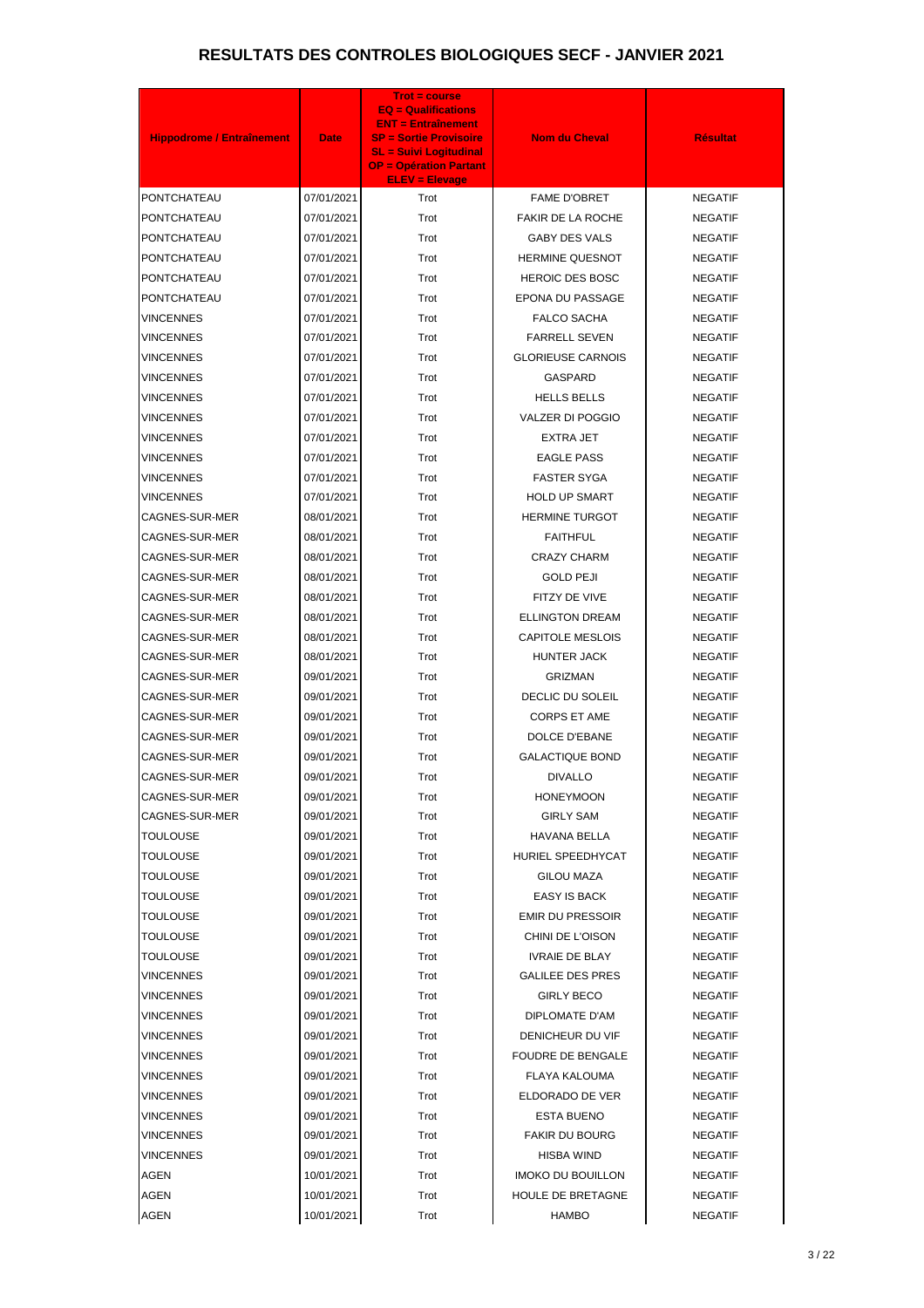# RESULTATS DES CONTROLES BIOLOGIQUES SECF - JANVIER 2021

| Hippodrome / Entraînement | Date | Trot = course<br>EQ = Qualifications<br>ENT = Entraînement<br>SP = Sortie Provisoire<br>SL = Suivi Logitudinal<br>OP = Opération Partant<br>ELEV = Elevage | Nom du Cheval | Résultat |
|---|---|---|---|---|
| PONTCHATEAU | 07/01/2021 | Trot | FAME D'OBRET | NEGATIF |
| PONTCHATEAU | 07/01/2021 | Trot | FAKIR DE LA ROCHE | NEGATIF |
| PONTCHATEAU | 07/01/2021 | Trot | GABY DES VALS | NEGATIF |
| PONTCHATEAU | 07/01/2021 | Trot | HERMINE QUESNOT | NEGATIF |
| PONTCHATEAU | 07/01/2021 | Trot | HEROIC DES BOSC | NEGATIF |
| PONTCHATEAU | 07/01/2021 | Trot | EPONA DU PASSAGE | NEGATIF |
| VINCENNES | 07/01/2021 | Trot | FALCO SACHA | NEGATIF |
| VINCENNES | 07/01/2021 | Trot | FARRELL SEVEN | NEGATIF |
| VINCENNES | 07/01/2021 | Trot | GLORIEUSE CARNOIS | NEGATIF |
| VINCENNES | 07/01/2021 | Trot | GASPARD | NEGATIF |
| VINCENNES | 07/01/2021 | Trot | HELLS BELLS | NEGATIF |
| VINCENNES | 07/01/2021 | Trot | VALZER DI POGGIO | NEGATIF |
| VINCENNES | 07/01/2021 | Trot | EXTRA JET | NEGATIF |
| VINCENNES | 07/01/2021 | Trot | EAGLE PASS | NEGATIF |
| VINCENNES | 07/01/2021 | Trot | FASTER SYGA | NEGATIF |
| VINCENNES | 07/01/2021 | Trot | HOLD UP SMART | NEGATIF |
| CAGNES-SUR-MER | 08/01/2021 | Trot | HERMINE TURGOT | NEGATIF |
| CAGNES-SUR-MER | 08/01/2021 | Trot | FAITHFUL | NEGATIF |
| CAGNES-SUR-MER | 08/01/2021 | Trot | CRAZY CHARM | NEGATIF |
| CAGNES-SUR-MER | 08/01/2021 | Trot | GOLD PEJI | NEGATIF |
| CAGNES-SUR-MER | 08/01/2021 | Trot | FITZY DE VIVE | NEGATIF |
| CAGNES-SUR-MER | 08/01/2021 | Trot | ELLINGTON DREAM | NEGATIF |
| CAGNES-SUR-MER | 08/01/2021 | Trot | CAPITOLE MESLOIS | NEGATIF |
| CAGNES-SUR-MER | 08/01/2021 | Trot | HUNTER JACK | NEGATIF |
| CAGNES-SUR-MER | 09/01/2021 | Trot | GRIZMAN | NEGATIF |
| CAGNES-SUR-MER | 09/01/2021 | Trot | DECLIC DU SOLEIL | NEGATIF |
| CAGNES-SUR-MER | 09/01/2021 | Trot | CORPS ET AME | NEGATIF |
| CAGNES-SUR-MER | 09/01/2021 | Trot | DOLCE D'EBANE | NEGATIF |
| CAGNES-SUR-MER | 09/01/2021 | Trot | GALACTIQUE BOND | NEGATIF |
| CAGNES-SUR-MER | 09/01/2021 | Trot | DIVALLO | NEGATIF |
| CAGNES-SUR-MER | 09/01/2021 | Trot | HONEYMOON | NEGATIF |
| CAGNES-SUR-MER | 09/01/2021 | Trot | GIRLY SAM | NEGATIF |
| TOULOUSE | 09/01/2021 | Trot | HAVANA BELLA | NEGATIF |
| TOULOUSE | 09/01/2021 | Trot | HURIEL SPEEDHYCAT | NEGATIF |
| TOULOUSE | 09/01/2021 | Trot | GILOU MAZA | NEGATIF |
| TOULOUSE | 09/01/2021 | Trot | EASY IS BACK | NEGATIF |
| TOULOUSE | 09/01/2021 | Trot | EMIR DU PRESSOIR | NEGATIF |
| TOULOUSE | 09/01/2021 | Trot | CHINI DE L'OISON | NEGATIF |
| TOULOUSE | 09/01/2021 | Trot | IVRAIE DE BLAY | NEGATIF |
| VINCENNES | 09/01/2021 | Trot | GALILEE DES PRES | NEGATIF |
| VINCENNES | 09/01/2021 | Trot | GIRLY BECO | NEGATIF |
| VINCENNES | 09/01/2021 | Trot | DIPLOMATE D'AM | NEGATIF |
| VINCENNES | 09/01/2021 | Trot | DENICHEUR DU VIF | NEGATIF |
| VINCENNES | 09/01/2021 | Trot | FOUDRE DE BENGALE | NEGATIF |
| VINCENNES | 09/01/2021 | Trot | FLAYA KALOUMA | NEGATIF |
| VINCENNES | 09/01/2021 | Trot | ELDORADO DE VER | NEGATIF |
| VINCENNES | 09/01/2021 | Trot | ESTA BUENO | NEGATIF |
| VINCENNES | 09/01/2021 | Trot | FAKIR DU BOURG | NEGATIF |
| VINCENNES | 09/01/2021 | Trot | HISBA WIND | NEGATIF |
| AGEN | 10/01/2021 | Trot | IMOKO DU BOUILLON | NEGATIF |
| AGEN | 10/01/2021 | Trot | HOULE DE BRETAGNE | NEGATIF |
| AGEN | 10/01/2021 | Trot | HAMBO | NEGATIF |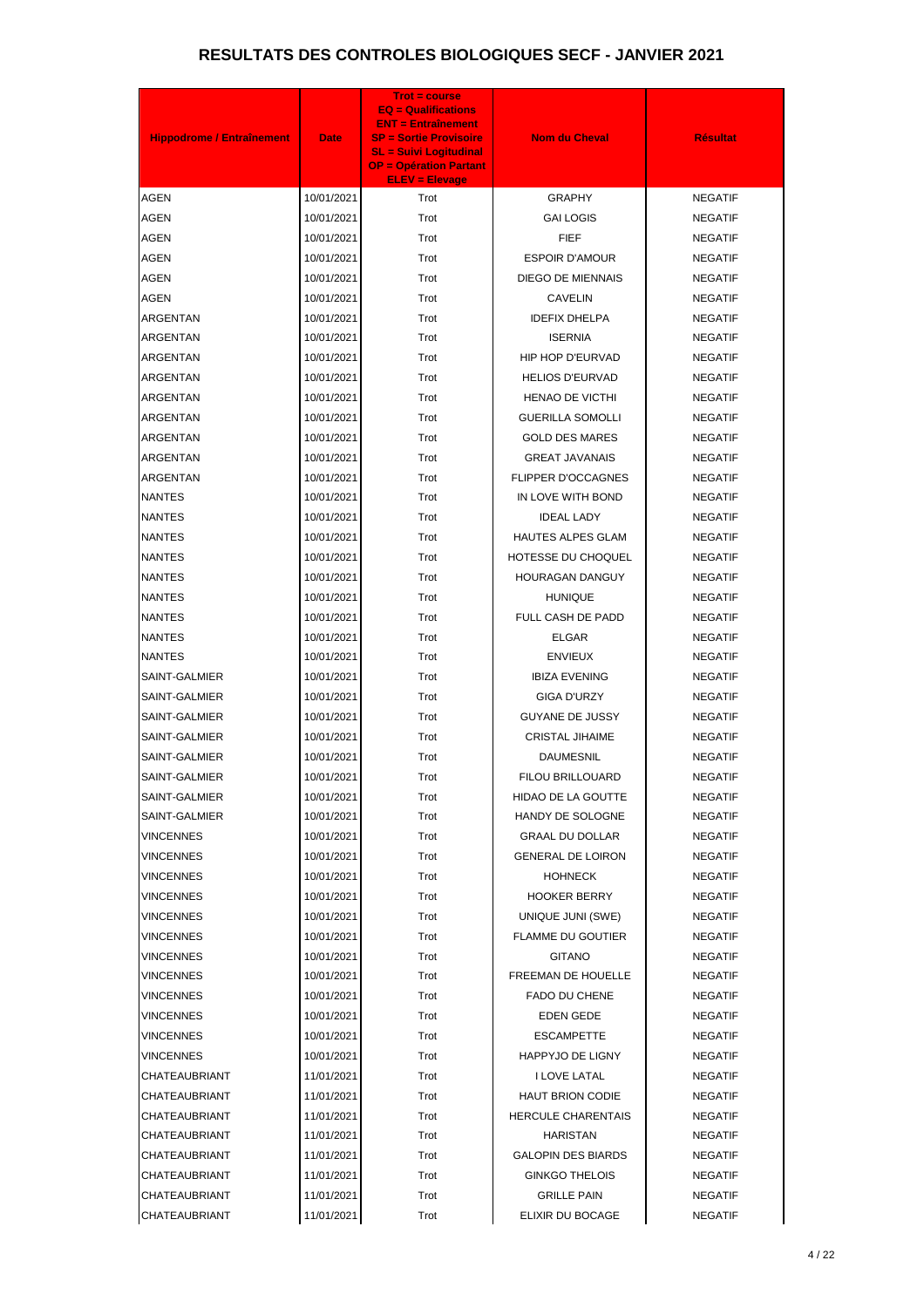# RESULTATS DES CONTROLES BIOLOGIQUES SECF - JANVIER 2021

| Hippodrome / Entraînement | Date | Trot = course EQ = Qualifications ENT = Entraînement SP = Sortie Provisoire SL = Suivi Logitudinal OP = Opération Partant ELEV = Elevage | Nom du Cheval | Résultat |
|---|---|---|---|---|
| AGEN | 10/01/2021 | Trot | GRAPHY | NEGATIF |
| AGEN | 10/01/2021 | Trot | GAI LOGIS | NEGATIF |
| AGEN | 10/01/2021 | Trot | FIEF | NEGATIF |
| AGEN | 10/01/2021 | Trot | ESPOIR D'AMOUR | NEGATIF |
| AGEN | 10/01/2021 | Trot | DIEGO DE MIENNAIS | NEGATIF |
| AGEN | 10/01/2021 | Trot | CAVELIN | NEGATIF |
| ARGENTAN | 10/01/2021 | Trot | IDEFIX DHELPA | NEGATIF |
| ARGENTAN | 10/01/2021 | Trot | ISERNIA | NEGATIF |
| ARGENTAN | 10/01/2021 | Trot | HIP HOP D'EURVAD | NEGATIF |
| ARGENTAN | 10/01/2021 | Trot | HELIOS D'EURVAD | NEGATIF |
| ARGENTAN | 10/01/2021 | Trot | HENAO DE VICTHI | NEGATIF |
| ARGENTAN | 10/01/2021 | Trot | GUERILLA SOMOLLI | NEGATIF |
| ARGENTAN | 10/01/2021 | Trot | GOLD DES MARES | NEGATIF |
| ARGENTAN | 10/01/2021 | Trot | GREAT JAVANAIS | NEGATIF |
| ARGENTAN | 10/01/2021 | Trot | FLIPPER D'OCCAGNES | NEGATIF |
| NANTES | 10/01/2021 | Trot | IN LOVE WITH BOND | NEGATIF |
| NANTES | 10/01/2021 | Trot | IDEAL LADY | NEGATIF |
| NANTES | 10/01/2021 | Trot | HAUTES ALPES GLAM | NEGATIF |
| NANTES | 10/01/2021 | Trot | HOTESSE DU CHOQUEL | NEGATIF |
| NANTES | 10/01/2021 | Trot | HOURAGAN DANGUY | NEGATIF |
| NANTES | 10/01/2021 | Trot | HUNIQUE | NEGATIF |
| NANTES | 10/01/2021 | Trot | FULL CASH DE PADD | NEGATIF |
| NANTES | 10/01/2021 | Trot | ELGAR | NEGATIF |
| NANTES | 10/01/2021 | Trot | ENVIEUX | NEGATIF |
| SAINT-GALMIER | 10/01/2021 | Trot | IBIZA EVENING | NEGATIF |
| SAINT-GALMIER | 10/01/2021 | Trot | GIGA D'URZY | NEGATIF |
| SAINT-GALMIER | 10/01/2021 | Trot | GUYANE DE JUSSY | NEGATIF |
| SAINT-GALMIER | 10/01/2021 | Trot | CRISTAL JIHAIME | NEGATIF |
| SAINT-GALMIER | 10/01/2021 | Trot | DAUMESNIL | NEGATIF |
| SAINT-GALMIER | 10/01/2021 | Trot | FILOU BRILLOUARD | NEGATIF |
| SAINT-GALMIER | 10/01/2021 | Trot | HIDAO DE LA GOUTTE | NEGATIF |
| SAINT-GALMIER | 10/01/2021 | Trot | HANDY DE SOLOGNE | NEGATIF |
| VINCENNES | 10/01/2021 | Trot | GRAAL DU DOLLAR | NEGATIF |
| VINCENNES | 10/01/2021 | Trot | GENERAL DE LOIRON | NEGATIF |
| VINCENNES | 10/01/2021 | Trot | HOHNECK | NEGATIF |
| VINCENNES | 10/01/2021 | Trot | HOOKER BERRY | NEGATIF |
| VINCENNES | 10/01/2021 | Trot | UNIQUE JUNI (SWE) | NEGATIF |
| VINCENNES | 10/01/2021 | Trot | FLAMME DU GOUTIER | NEGATIF |
| VINCENNES | 10/01/2021 | Trot | GITANO | NEGATIF |
| VINCENNES | 10/01/2021 | Trot | FREEMAN DE HOUELLE | NEGATIF |
| VINCENNES | 10/01/2021 | Trot | FADO DU CHENE | NEGATIF |
| VINCENNES | 10/01/2021 | Trot | EDEN GEDE | NEGATIF |
| VINCENNES | 10/01/2021 | Trot | ESCAMPETTE | NEGATIF |
| VINCENNES | 10/01/2021 | Trot | HAPPYJO DE LIGNY | NEGATIF |
| CHATEAUBRIANT | 11/01/2021 | Trot | I LOVE LATAL | NEGATIF |
| CHATEAUBRIANT | 11/01/2021 | Trot | HAUT BRION CODIE | NEGATIF |
| CHATEAUBRIANT | 11/01/2021 | Trot | HERCULE CHARENTAIS | NEGATIF |
| CHATEAUBRIANT | 11/01/2021 | Trot | HARISTAN | NEGATIF |
| CHATEAUBRIANT | 11/01/2021 | Trot | GALOPIN DES BIARDS | NEGATIF |
| CHATEAUBRIANT | 11/01/2021 | Trot | GINKGO THELOIS | NEGATIF |
| CHATEAUBRIANT | 11/01/2021 | Trot | GRILLE PAIN | NEGATIF |
| CHATEAUBRIANT | 11/01/2021 | Trot | ELIXIR DU BOCAGE | NEGATIF |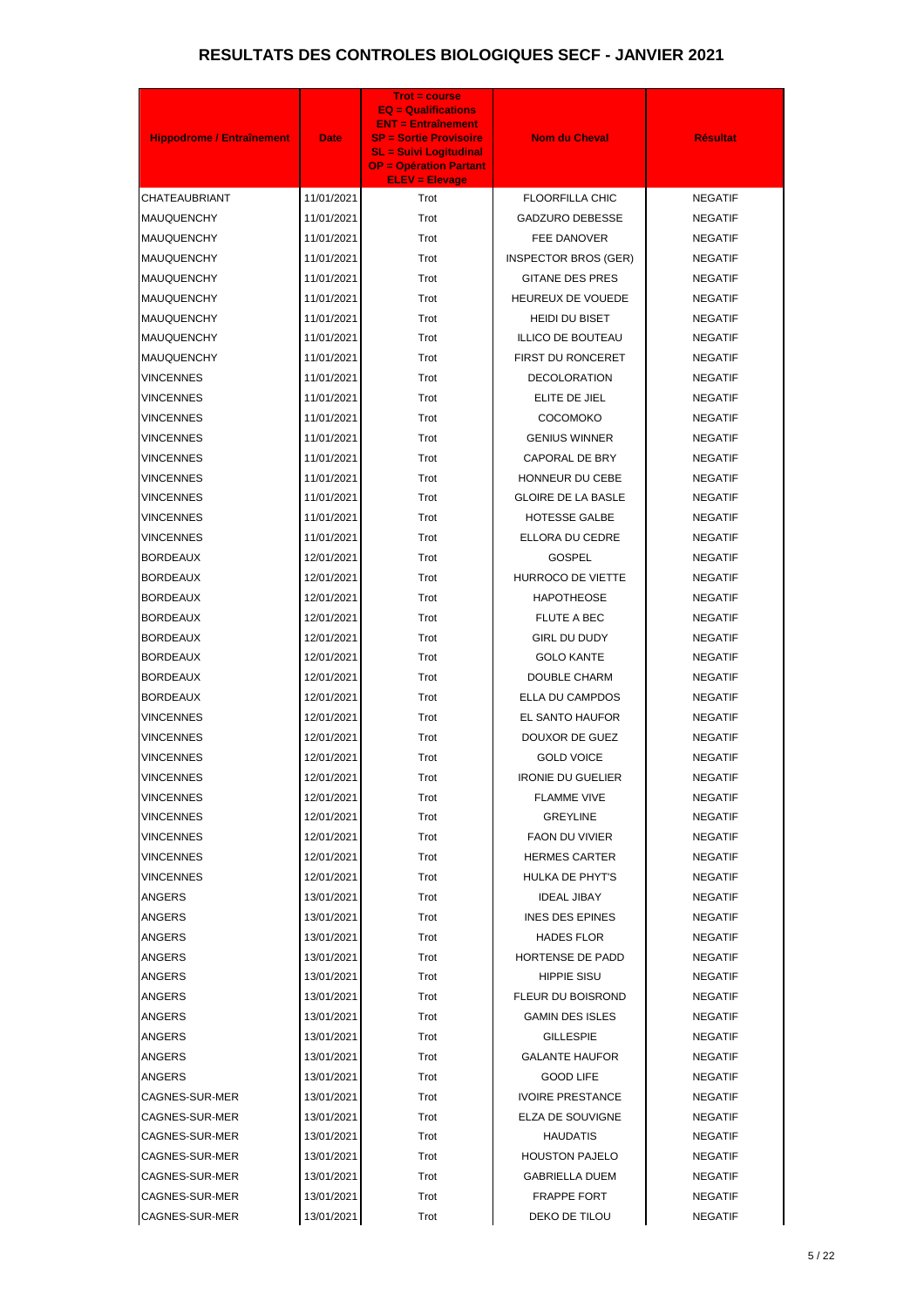# RESULTATS DES CONTROLES BIOLOGIQUES SECF - JANVIER 2021

| Hippodrome / Entraînement | Date | Trot = course EQ = Qualifications ENT = Entraînement SP = Sortie Provisoire SL = Suivi Logitudinal OP = Opération Partant ELEV = Elevage | Nom du Cheval | Résultat |
|---|---|---|---|---|
| CHATEAUBRIANT | 11/01/2021 | Trot | FLOORFILLA CHIC | NEGATIF |
| MAUQUENCHY | 11/01/2021 | Trot | GADZURO DEBESSE | NEGATIF |
| MAUQUENCHY | 11/01/2021 | Trot | FEE DANOVER | NEGATIF |
| MAUQUENCHY | 11/01/2021 | Trot | INSPECTOR BROS (GER) | NEGATIF |
| MAUQUENCHY | 11/01/2021 | Trot | GITANE DES PRES | NEGATIF |
| MAUQUENCHY | 11/01/2021 | Trot | HEUREUX DE VOUEDE | NEGATIF |
| MAUQUENCHY | 11/01/2021 | Trot | HEIDI DU BISET | NEGATIF |
| MAUQUENCHY | 11/01/2021 | Trot | ILLICO DE BOUTEAU | NEGATIF |
| MAUQUENCHY | 11/01/2021 | Trot | FIRST DU RONCERET | NEGATIF |
| VINCENNES | 11/01/2021 | Trot | DECOLORATION | NEGATIF |
| VINCENNES | 11/01/2021 | Trot | ELITE DE JIEL | NEGATIF |
| VINCENNES | 11/01/2021 | Trot | COCOMOKO | NEGATIF |
| VINCENNES | 11/01/2021 | Trot | GENIUS WINNER | NEGATIF |
| VINCENNES | 11/01/2021 | Trot | CAPORAL DE BRY | NEGATIF |
| VINCENNES | 11/01/2021 | Trot | HONNEUR DU CEBE | NEGATIF |
| VINCENNES | 11/01/2021 | Trot | GLOIRE DE LA BASLE | NEGATIF |
| VINCENNES | 11/01/2021 | Trot | HOTESSE GALBE | NEGATIF |
| VINCENNES | 11/01/2021 | Trot | ELLORA DU CEDRE | NEGATIF |
| BORDEAUX | 12/01/2021 | Trot | GOSPEL | NEGATIF |
| BORDEAUX | 12/01/2021 | Trot | HURROCO DE VIETTE | NEGATIF |
| BORDEAUX | 12/01/2021 | Trot | HAPOTHEOSE | NEGATIF |
| BORDEAUX | 12/01/2021 | Trot | FLUTE A BEC | NEGATIF |
| BORDEAUX | 12/01/2021 | Trot | GIRL DU DUDY | NEGATIF |
| BORDEAUX | 12/01/2021 | Trot | GOLO KANTE | NEGATIF |
| BORDEAUX | 12/01/2021 | Trot | DOUBLE CHARM | NEGATIF |
| BORDEAUX | 12/01/2021 | Trot | ELLA DU CAMPDOS | NEGATIF |
| VINCENNES | 12/01/2021 | Trot | EL SANTO HAUFOR | NEGATIF |
| VINCENNES | 12/01/2021 | Trot | DOUXOR DE GUEZ | NEGATIF |
| VINCENNES | 12/01/2021 | Trot | GOLD VOICE | NEGATIF |
| VINCENNES | 12/01/2021 | Trot | IRONIE DU GUELIER | NEGATIF |
| VINCENNES | 12/01/2021 | Trot | FLAMME VIVE | NEGATIF |
| VINCENNES | 12/01/2021 | Trot | GREYLINE | NEGATIF |
| VINCENNES | 12/01/2021 | Trot | FAON DU VIVIER | NEGATIF |
| VINCENNES | 12/01/2021 | Trot | HERMES CARTER | NEGATIF |
| VINCENNES | 12/01/2021 | Trot | HULKA DE PHYT'S | NEGATIF |
| ANGERS | 13/01/2021 | Trot | IDEAL JIBAY | NEGATIF |
| ANGERS | 13/01/2021 | Trot | INES DES EPINES | NEGATIF |
| ANGERS | 13/01/2021 | Trot | HADES FLOR | NEGATIF |
| ANGERS | 13/01/2021 | Trot | HORTENSE DE PADD | NEGATIF |
| ANGERS | 13/01/2021 | Trot | HIPPIE SISU | NEGATIF |
| ANGERS | 13/01/2021 | Trot | FLEUR DU BOISROND | NEGATIF |
| ANGERS | 13/01/2021 | Trot | GAMIN DES ISLES | NEGATIF |
| ANGERS | 13/01/2021 | Trot | GILLESPIE | NEGATIF |
| ANGERS | 13/01/2021 | Trot | GALANTE HAUFOR | NEGATIF |
| ANGERS | 13/01/2021 | Trot | GOOD LIFE | NEGATIF |
| CAGNES-SUR-MER | 13/01/2021 | Trot | IVOIRE PRESTANCE | NEGATIF |
| CAGNES-SUR-MER | 13/01/2021 | Trot | ELZA DE SOUVIGNE | NEGATIF |
| CAGNES-SUR-MER | 13/01/2021 | Trot | HAUDATIS | NEGATIF |
| CAGNES-SUR-MER | 13/01/2021 | Trot | HOUSTON PAJELO | NEGATIF |
| CAGNES-SUR-MER | 13/01/2021 | Trot | GABRIELLA DUEM | NEGATIF |
| CAGNES-SUR-MER | 13/01/2021 | Trot | FRAPPE FORT | NEGATIF |
| CAGNES-SUR-MER | 13/01/2021 | Trot | DEKO DE TILOU | NEGATIF |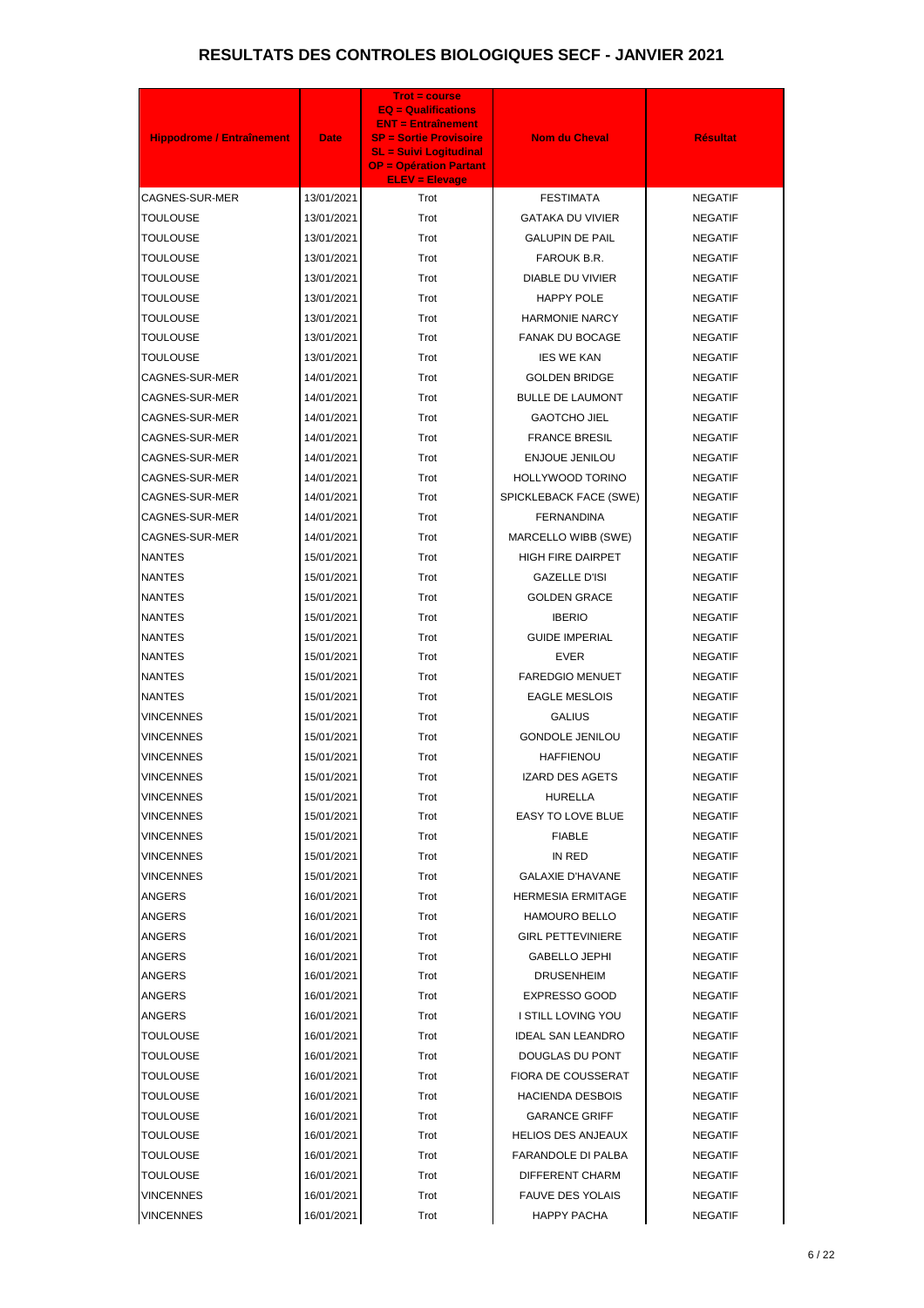# RESULTATS DES CONTROLES BIOLOGIQUES SECF - JANVIER 2021

| Hippodrome / Entraînement | Date | Trot = course<br>EQ = Qualifications<br>ENT = Entraînement<br>SP = Sortie Provisoire<br>SL = Suivi Logitudinal<br>OP = Opération Partant<br>ELEV = Elevage | Nom du Cheval | Résultat |
|---|---|---|---|---|
| CAGNES-SUR-MER | 13/01/2021 | Trot | FESTIMATA | NEGATIF |
| TOULOUSE | 13/01/2021 | Trot | GATAKA DU VIVIER | NEGATIF |
| TOULOUSE | 13/01/2021 | Trot | GALUPIN DE PAIL | NEGATIF |
| TOULOUSE | 13/01/2021 | Trot | FAROUK B.R. | NEGATIF |
| TOULOUSE | 13/01/2021 | Trot | DIABLE DU VIVIER | NEGATIF |
| TOULOUSE | 13/01/2021 | Trot | HAPPY POLE | NEGATIF |
| TOULOUSE | 13/01/2021 | Trot | HARMONIE NARCY | NEGATIF |
| TOULOUSE | 13/01/2021 | Trot | FANAK DU BOCAGE | NEGATIF |
| TOULOUSE | 13/01/2021 | Trot | IES WE KAN | NEGATIF |
| CAGNES-SUR-MER | 14/01/2021 | Trot | GOLDEN BRIDGE | NEGATIF |
| CAGNES-SUR-MER | 14/01/2021 | Trot | BULLE DE LAUMONT | NEGATIF |
| CAGNES-SUR-MER | 14/01/2021 | Trot | GAOTCHO JIEL | NEGATIF |
| CAGNES-SUR-MER | 14/01/2021 | Trot | FRANCE BRESIL | NEGATIF |
| CAGNES-SUR-MER | 14/01/2021 | Trot | ENJOUE JENILOU | NEGATIF |
| CAGNES-SUR-MER | 14/01/2021 | Trot | HOLLYWOOD TORINO | NEGATIF |
| CAGNES-SUR-MER | 14/01/2021 | Trot | SPICKLEBACK FACE (SWE) | NEGATIF |
| CAGNES-SUR-MER | 14/01/2021 | Trot | FERNANDINA | NEGATIF |
| CAGNES-SUR-MER | 14/01/2021 | Trot | MARCELLO WIBB (SWE) | NEGATIF |
| NANTES | 15/01/2021 | Trot | HIGH FIRE DAIRPET | NEGATIF |
| NANTES | 15/01/2021 | Trot | GAZELLE D'ISI | NEGATIF |
| NANTES | 15/01/2021 | Trot | GOLDEN GRACE | NEGATIF |
| NANTES | 15/01/2021 | Trot | IBERIO | NEGATIF |
| NANTES | 15/01/2021 | Trot | GUIDE IMPERIAL | NEGATIF |
| NANTES | 15/01/2021 | Trot | EVER | NEGATIF |
| NANTES | 15/01/2021 | Trot | FAREDGIO MENUET | NEGATIF |
| NANTES | 15/01/2021 | Trot | EAGLE MESLOIS | NEGATIF |
| VINCENNES | 15/01/2021 | Trot | GALIUS | NEGATIF |
| VINCENNES | 15/01/2021 | Trot | GONDOLE JENILOU | NEGATIF |
| VINCENNES | 15/01/2021 | Trot | HAFFIENOU | NEGATIF |
| VINCENNES | 15/01/2021 | Trot | IZARD DES AGETS | NEGATIF |
| VINCENNES | 15/01/2021 | Trot | HURELLA | NEGATIF |
| VINCENNES | 15/01/2021 | Trot | EASY TO LOVE BLUE | NEGATIF |
| VINCENNES | 15/01/2021 | Trot | FIABLE | NEGATIF |
| VINCENNES | 15/01/2021 | Trot | IN RED | NEGATIF |
| VINCENNES | 15/01/2021 | Trot | GALAXIE D'HAVANE | NEGATIF |
| ANGERS | 16/01/2021 | Trot | HERMESIA ERMITAGE | NEGATIF |
| ANGERS | 16/01/2021 | Trot | HAMOURO BELLO | NEGATIF |
| ANGERS | 16/01/2021 | Trot | GIRL PETTEVINIERE | NEGATIF |
| ANGERS | 16/01/2021 | Trot | GABELLO JEPHI | NEGATIF |
| ANGERS | 16/01/2021 | Trot | DRUSENHEIM | NEGATIF |
| ANGERS | 16/01/2021 | Trot | EXPRESSO GOOD | NEGATIF |
| ANGERS | 16/01/2021 | Trot | I STILL LOVING YOU | NEGATIF |
| TOULOUSE | 16/01/2021 | Trot | IDEAL SAN LEANDRO | NEGATIF |
| TOULOUSE | 16/01/2021 | Trot | DOUGLAS DU PONT | NEGATIF |
| TOULOUSE | 16/01/2021 | Trot | FIORA DE COUSSERAT | NEGATIF |
| TOULOUSE | 16/01/2021 | Trot | HACIENDA DESBOIS | NEGATIF |
| TOULOUSE | 16/01/2021 | Trot | GARANCE GRIFF | NEGATIF |
| TOULOUSE | 16/01/2021 | Trot | HELIOS DES ANJEAUX | NEGATIF |
| TOULOUSE | 16/01/2021 | Trot | FARANDOLE DI PALBA | NEGATIF |
| TOULOUSE | 16/01/2021 | Trot | DIFFERENT CHARM | NEGATIF |
| VINCENNES | 16/01/2021 | Trot | FAUVE DES YOLAIS | NEGATIF |
| VINCENNES | 16/01/2021 | Trot | HAPPY PACHA | NEGATIF |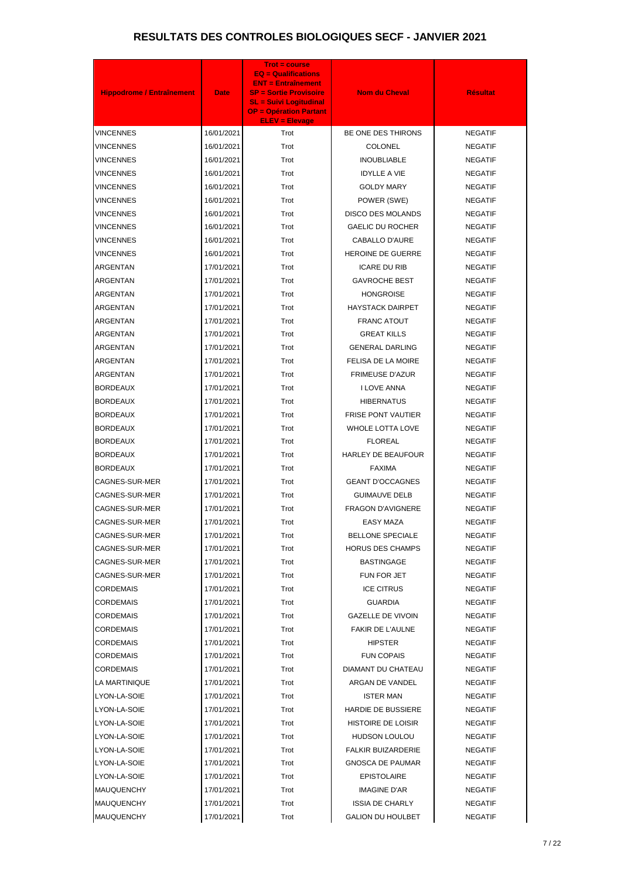# RESULTATS DES CONTROLES BIOLOGIQUES SECF - JANVIER 2021

| Hippodrome / Entraînement | Date | Trot = course EQ = Qualifications ENT = Entraînement SP = Sortie Provisoire SL = Suivi Logitudinal OP = Opération Partant ELEV = Elevage | Nom du Cheval | Résultat |
|---|---|---|---|---|
| VINCENNES | 16/01/2021 | Trot | BE ONE DES THIRONS | NEGATIF |
| VINCENNES | 16/01/2021 | Trot | COLONEL | NEGATIF |
| VINCENNES | 16/01/2021 | Trot | INOUBLIABLE | NEGATIF |
| VINCENNES | 16/01/2021 | Trot | IDYLLE A VIE | NEGATIF |
| VINCENNES | 16/01/2021 | Trot | GOLDY MARY | NEGATIF |
| VINCENNES | 16/01/2021 | Trot | POWER (SWE) | NEGATIF |
| VINCENNES | 16/01/2021 | Trot | DISCO DES MOLANDS | NEGATIF |
| VINCENNES | 16/01/2021 | Trot | GAELIC DU ROCHER | NEGATIF |
| VINCENNES | 16/01/2021 | Trot | CABALLO D'AURE | NEGATIF |
| VINCENNES | 16/01/2021 | Trot | HEROINE DE GUERRE | NEGATIF |
| ARGENTAN | 17/01/2021 | Trot | ICARE DU RIB | NEGATIF |
| ARGENTAN | 17/01/2021 | Trot | GAVROCHE BEST | NEGATIF |
| ARGENTAN | 17/01/2021 | Trot | HONGROISE | NEGATIF |
| ARGENTAN | 17/01/2021 | Trot | HAYSTACK DAIRPET | NEGATIF |
| ARGENTAN | 17/01/2021 | Trot | FRANC ATOUT | NEGATIF |
| ARGENTAN | 17/01/2021 | Trot | GREAT KILLS | NEGATIF |
| ARGENTAN | 17/01/2021 | Trot | GENERAL DARLING | NEGATIF |
| ARGENTAN | 17/01/2021 | Trot | FELISA DE LA MOIRE | NEGATIF |
| ARGENTAN | 17/01/2021 | Trot | FRIMEUSE D'AZUR | NEGATIF |
| BORDEAUX | 17/01/2021 | Trot | I LOVE ANNA | NEGATIF |
| BORDEAUX | 17/01/2021 | Trot | HIBERNATUS | NEGATIF |
| BORDEAUX | 17/01/2021 | Trot | FRISE PONT VAUTIER | NEGATIF |
| BORDEAUX | 17/01/2021 | Trot | WHOLE LOTTA LOVE | NEGATIF |
| BORDEAUX | 17/01/2021 | Trot | FLOREAL | NEGATIF |
| BORDEAUX | 17/01/2021 | Trot | HARLEY DE BEAUFOUR | NEGATIF |
| BORDEAUX | 17/01/2021 | Trot | FAXIMA | NEGATIF |
| CAGNES-SUR-MER | 17/01/2021 | Trot | GEANT D'OCCAGNES | NEGATIF |
| CAGNES-SUR-MER | 17/01/2021 | Trot | GUIMAUVE DELB | NEGATIF |
| CAGNES-SUR-MER | 17/01/2021 | Trot | FRAGON D'AVIGNERE | NEGATIF |
| CAGNES-SUR-MER | 17/01/2021 | Trot | EASY MAZA | NEGATIF |
| CAGNES-SUR-MER | 17/01/2021 | Trot | BELLONE SPECIALE | NEGATIF |
| CAGNES-SUR-MER | 17/01/2021 | Trot | HORUS DES CHAMPS | NEGATIF |
| CAGNES-SUR-MER | 17/01/2021 | Trot | BASTINGAGE | NEGATIF |
| CAGNES-SUR-MER | 17/01/2021 | Trot | FUN FOR JET | NEGATIF |
| CORDEMAIS | 17/01/2021 | Trot | ICE CITRUS | NEGATIF |
| CORDEMAIS | 17/01/2021 | Trot | GUARDIA | NEGATIF |
| CORDEMAIS | 17/01/2021 | Trot | GAZELLE DE VIVOIN | NEGATIF |
| CORDEMAIS | 17/01/2021 | Trot | FAKIR DE L'AULNE | NEGATIF |
| CORDEMAIS | 17/01/2021 | Trot | HIPSTER | NEGATIF |
| CORDEMAIS | 17/01/2021 | Trot | FUN COPAIS | NEGATIF |
| CORDEMAIS | 17/01/2021 | Trot | DIAMANT DU CHATEAU | NEGATIF |
| LA MARTINIQUE | 17/01/2021 | Trot | ARGAN DE VANDEL | NEGATIF |
| LYON-LA-SOIE | 17/01/2021 | Trot | ISTER MAN | NEGATIF |
| LYON-LA-SOIE | 17/01/2021 | Trot | HARDIE DE BUSSIERE | NEGATIF |
| LYON-LA-SOIE | 17/01/2021 | Trot | HISTOIRE DE LOISIR | NEGATIF |
| LYON-LA-SOIE | 17/01/2021 | Trot | HUDSON LOULOU | NEGATIF |
| LYON-LA-SOIE | 17/01/2021 | Trot | FALKIR BUIZARDERIE | NEGATIF |
| LYON-LA-SOIE | 17/01/2021 | Trot | GNOSCA DE PAUMAR | NEGATIF |
| LYON-LA-SOIE | 17/01/2021 | Trot | EPISTOLAIRE | NEGATIF |
| MAUQUENCHY | 17/01/2021 | Trot | IMAGINE D'AR | NEGATIF |
| MAUQUENCHY | 17/01/2021 | Trot | ISSIA DE CHARLY | NEGATIF |
| MAUQUENCHY | 17/01/2021 | Trot | GALION DU HOULBET | NEGATIF |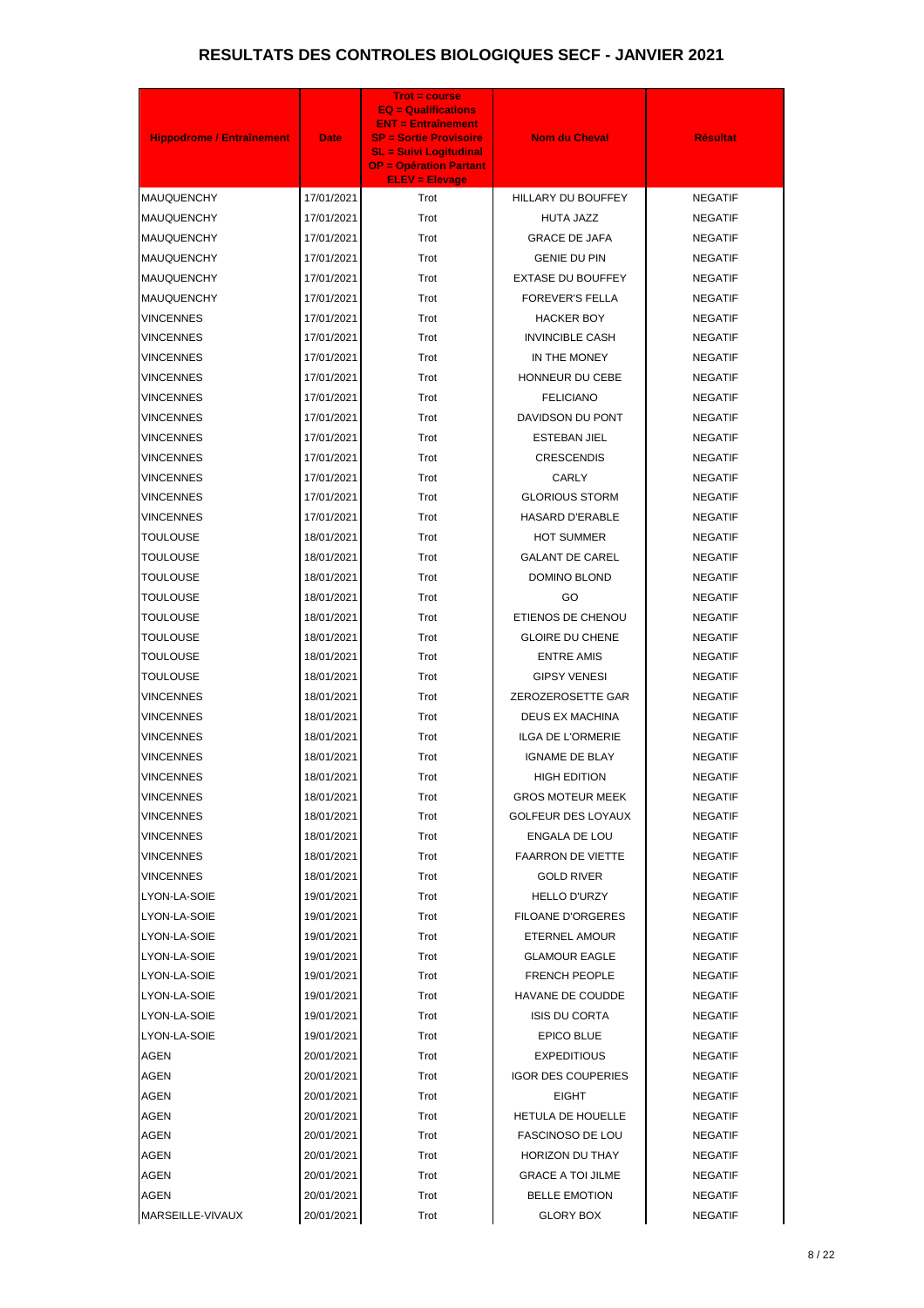# RESULTATS DES CONTROLES BIOLOGIQUES SECF - JANVIER 2021

| Hippodrome / Entraînement | Date | Trot = course<br>EQ = Qualifications<br>ENT = Entraînement<br>SP = Sortie Provisoire<br>SL = Suivi Logitudinal<br>OP = Opération Partant<br>ELEV = Elevage | Nom du Cheval | Résultat |
|---|---|---|---|---|
| MAUQUENCHY | 17/01/2021 | Trot | HILLARY DU BOUFFEY | NEGATIF |
| MAUQUENCHY | 17/01/2021 | Trot | HUTA JAZZ | NEGATIF |
| MAUQUENCHY | 17/01/2021 | Trot | GRACE DE JAFA | NEGATIF |
| MAUQUENCHY | 17/01/2021 | Trot | GENIE DU PIN | NEGATIF |
| MAUQUENCHY | 17/01/2021 | Trot | EXTASE DU BOUFFEY | NEGATIF |
| MAUQUENCHY | 17/01/2021 | Trot | FOREVER'S FELLA | NEGATIF |
| VINCENNES | 17/01/2021 | Trot | HACKER BOY | NEGATIF |
| VINCENNES | 17/01/2021 | Trot | INVINCIBLE CASH | NEGATIF |
| VINCENNES | 17/01/2021 | Trot | IN THE MONEY | NEGATIF |
| VINCENNES | 17/01/2021 | Trot | HONNEUR DU CEBE | NEGATIF |
| VINCENNES | 17/01/2021 | Trot | FELICIANO | NEGATIF |
| VINCENNES | 17/01/2021 | Trot | DAVIDSON DU PONT | NEGATIF |
| VINCENNES | 17/01/2021 | Trot | ESTEBAN JIEL | NEGATIF |
| VINCENNES | 17/01/2021 | Trot | CRESCENDIS | NEGATIF |
| VINCENNES | 17/01/2021 | Trot | CARLY | NEGATIF |
| VINCENNES | 17/01/2021 | Trot | GLORIOUS STORM | NEGATIF |
| VINCENNES | 17/01/2021 | Trot | HASARD D'ERABLE | NEGATIF |
| TOULOUSE | 18/01/2021 | Trot | HOT SUMMER | NEGATIF |
| TOULOUSE | 18/01/2021 | Trot | GALANT DE CAREL | NEGATIF |
| TOULOUSE | 18/01/2021 | Trot | DOMINO BLOND | NEGATIF |
| TOULOUSE | 18/01/2021 | Trot | GO | NEGATIF |
| TOULOUSE | 18/01/2021 | Trot | ETIENOS DE CHENOU | NEGATIF |
| TOULOUSE | 18/01/2021 | Trot | GLOIRE DU CHENE | NEGATIF |
| TOULOUSE | 18/01/2021 | Trot | ENTRE AMIS | NEGATIF |
| TOULOUSE | 18/01/2021 | Trot | GIPSY VENESI | NEGATIF |
| VINCENNES | 18/01/2021 | Trot | ZEROZEROSETTE GAR | NEGATIF |
| VINCENNES | 18/01/2021 | Trot | DEUS EX MACHINA | NEGATIF |
| VINCENNES | 18/01/2021 | Trot | ILGA DE L'ORMERIE | NEGATIF |
| VINCENNES | 18/01/2021 | Trot | IGNAME DE BLAY | NEGATIF |
| VINCENNES | 18/01/2021 | Trot | HIGH EDITION | NEGATIF |
| VINCENNES | 18/01/2021 | Trot | GROS MOTEUR MEEK | NEGATIF |
| VINCENNES | 18/01/2021 | Trot | GOLFEUR DES LOYAUX | NEGATIF |
| VINCENNES | 18/01/2021 | Trot | ENGALA DE LOU | NEGATIF |
| VINCENNES | 18/01/2021 | Trot | FAARRON DE VIETTE | NEGATIF |
| VINCENNES | 18/01/2021 | Trot | GOLD RIVER | NEGATIF |
| LYON-LA-SOIE | 19/01/2021 | Trot | HELLO D'URZY | NEGATIF |
| LYON-LA-SOIE | 19/01/2021 | Trot | FILOANE D'ORGERES | NEGATIF |
| LYON-LA-SOIE | 19/01/2021 | Trot | ETERNEL AMOUR | NEGATIF |
| LYON-LA-SOIE | 19/01/2021 | Trot | GLAMOUR EAGLE | NEGATIF |
| LYON-LA-SOIE | 19/01/2021 | Trot | FRENCH PEOPLE | NEGATIF |
| LYON-LA-SOIE | 19/01/2021 | Trot | HAVANE DE COUDDE | NEGATIF |
| LYON-LA-SOIE | 19/01/2021 | Trot | ISIS DU CORTA | NEGATIF |
| LYON-LA-SOIE | 19/01/2021 | Trot | EPICO BLUE | NEGATIF |
| AGEN | 20/01/2021 | Trot | EXPEDITIOUS | NEGATIF |
| AGEN | 20/01/2021 | Trot | IGOR DES COUPERIES | NEGATIF |
| AGEN | 20/01/2021 | Trot | EIGHT | NEGATIF |
| AGEN | 20/01/2021 | Trot | HETULA DE HOUELLE | NEGATIF |
| AGEN | 20/01/2021 | Trot | FASCINOSO DE LOU | NEGATIF |
| AGEN | 20/01/2021 | Trot | HORIZON DU THAY | NEGATIF |
| AGEN | 20/01/2021 | Trot | GRACE A TOI JILME | NEGATIF |
| AGEN | 20/01/2021 | Trot | BELLE EMOTION | NEGATIF |
| MARSEILLE-VIVAUX | 20/01/2021 | Trot | GLORY BOX | NEGATIF |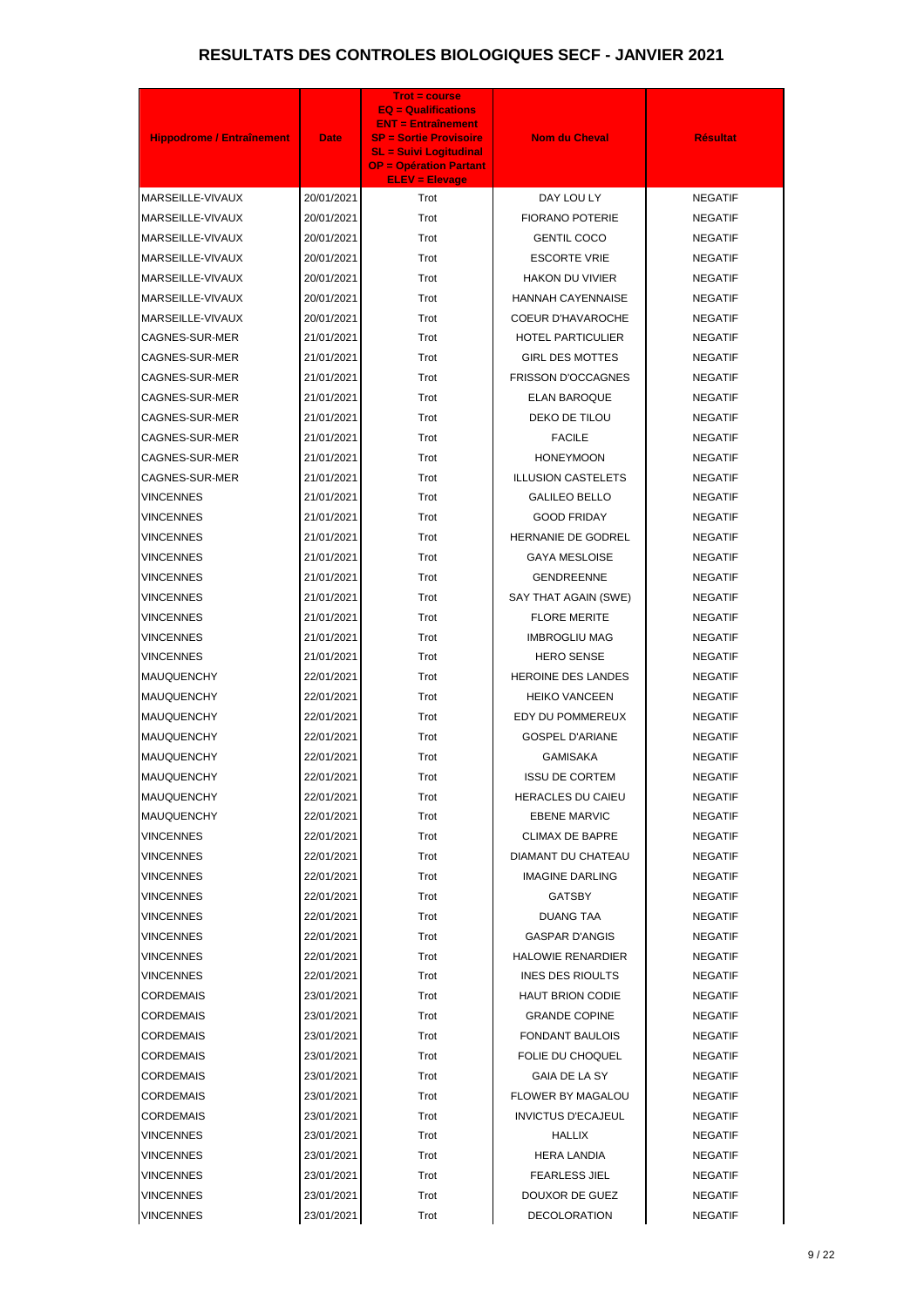# RESULTATS DES CONTROLES BIOLOGIQUES SECF - JANVIER 2021

| Hippodrome / Entraînement | Date | Trot = course<br>EQ = Qualifications<br>ENT = Entraînement<br>SP = Sortie Provisoire<br>SL = Suivi Logitudinal<br>OP = Opération Partant<br>ELEV = Elevage | Nom du Cheval | Résultat |
|---|---|---|---|---|
| MARSEILLE-VIVAUX | 20/01/2021 | Trot | DAY LOU LY | NEGATIF |
| MARSEILLE-VIVAUX | 20/01/2021 | Trot | FIORANO POTERIE | NEGATIF |
| MARSEILLE-VIVAUX | 20/01/2021 | Trot | GENTIL COCO | NEGATIF |
| MARSEILLE-VIVAUX | 20/01/2021 | Trot | ESCORTE VRIE | NEGATIF |
| MARSEILLE-VIVAUX | 20/01/2021 | Trot | HAKON DU VIVIER | NEGATIF |
| MARSEILLE-VIVAUX | 20/01/2021 | Trot | HANNAH CAYENNAISE | NEGATIF |
| MARSEILLE-VIVAUX | 20/01/2021 | Trot | COEUR D'HAVAROCHE | NEGATIF |
| CAGNES-SUR-MER | 21/01/2021 | Trot | HOTEL PARTICULIER | NEGATIF |
| CAGNES-SUR-MER | 21/01/2021 | Trot | GIRL DES MOTTES | NEGATIF |
| CAGNES-SUR-MER | 21/01/2021 | Trot | FRISSON D'OCCAGNES | NEGATIF |
| CAGNES-SUR-MER | 21/01/2021 | Trot | ELAN BAROQUE | NEGATIF |
| CAGNES-SUR-MER | 21/01/2021 | Trot | DEKO DE TILOU | NEGATIF |
| CAGNES-SUR-MER | 21/01/2021 | Trot | FACILE | NEGATIF |
| CAGNES-SUR-MER | 21/01/2021 | Trot | HONEYMOON | NEGATIF |
| CAGNES-SUR-MER | 21/01/2021 | Trot | ILLUSION CASTELETS | NEGATIF |
| VINCENNES | 21/01/2021 | Trot | GALILEO BELLO | NEGATIF |
| VINCENNES | 21/01/2021 | Trot | GOOD FRIDAY | NEGATIF |
| VINCENNES | 21/01/2021 | Trot | HERNANIE DE GODREL | NEGATIF |
| VINCENNES | 21/01/2021 | Trot | GAYA MESLOISE | NEGATIF |
| VINCENNES | 21/01/2021 | Trot | GENDREENNE | NEGATIF |
| VINCENNES | 21/01/2021 | Trot | SAY THAT AGAIN (SWE) | NEGATIF |
| VINCENNES | 21/01/2021 | Trot | FLORE MERITE | NEGATIF |
| VINCENNES | 21/01/2021 | Trot | IMBROGLIU MAG | NEGATIF |
| VINCENNES | 21/01/2021 | Trot | HERO SENSE | NEGATIF |
| MAUQUENCHY | 22/01/2021 | Trot | HEROINE DES LANDES | NEGATIF |
| MAUQUENCHY | 22/01/2021 | Trot | HEIKO VANCEEN | NEGATIF |
| MAUQUENCHY | 22/01/2021 | Trot | EDY DU POMMEREUX | NEGATIF |
| MAUQUENCHY | 22/01/2021 | Trot | GOSPEL D'ARIANE | NEGATIF |
| MAUQUENCHY | 22/01/2021 | Trot | GAMISAKA | NEGATIF |
| MAUQUENCHY | 22/01/2021 | Trot | ISSU DE CORTEM | NEGATIF |
| MAUQUENCHY | 22/01/2021 | Trot | HERACLES DU CAIEU | NEGATIF |
| MAUQUENCHY | 22/01/2021 | Trot | EBENE MARVIC | NEGATIF |
| VINCENNES | 22/01/2021 | Trot | CLIMAX DE BAPRE | NEGATIF |
| VINCENNES | 22/01/2021 | Trot | DIAMANT DU CHATEAU | NEGATIF |
| VINCENNES | 22/01/2021 | Trot | IMAGINE DARLING | NEGATIF |
| VINCENNES | 22/01/2021 | Trot | GATSBY | NEGATIF |
| VINCENNES | 22/01/2021 | Trot | DUANG TAA | NEGATIF |
| VINCENNES | 22/01/2021 | Trot | GASPAR D'ANGIS | NEGATIF |
| VINCENNES | 22/01/2021 | Trot | HALOWIE RENARDIER | NEGATIF |
| VINCENNES | 22/01/2021 | Trot | INES DES RIOULTS | NEGATIF |
| CORDEMAIS | 23/01/2021 | Trot | HAUT BRION CODIE | NEGATIF |
| CORDEMAIS | 23/01/2021 | Trot | GRANDE COPINE | NEGATIF |
| CORDEMAIS | 23/01/2021 | Trot | FONDANT BAULOIS | NEGATIF |
| CORDEMAIS | 23/01/2021 | Trot | FOLIE DU CHOQUEL | NEGATIF |
| CORDEMAIS | 23/01/2021 | Trot | GAIA DE LA SY | NEGATIF |
| CORDEMAIS | 23/01/2021 | Trot | FLOWER BY MAGALOU | NEGATIF |
| CORDEMAIS | 23/01/2021 | Trot | INVICTUS D'ECAJEUL | NEGATIF |
| VINCENNES | 23/01/2021 | Trot | HALLIX | NEGATIF |
| VINCENNES | 23/01/2021 | Trot | HERA LANDIA | NEGATIF |
| VINCENNES | 23/01/2021 | Trot | FEARLESS JIEL | NEGATIF |
| VINCENNES | 23/01/2021 | Trot | DOUXOR DE GUEZ | NEGATIF |
| VINCENNES | 23/01/2021 | Trot | DECOLORATION | NEGATIF |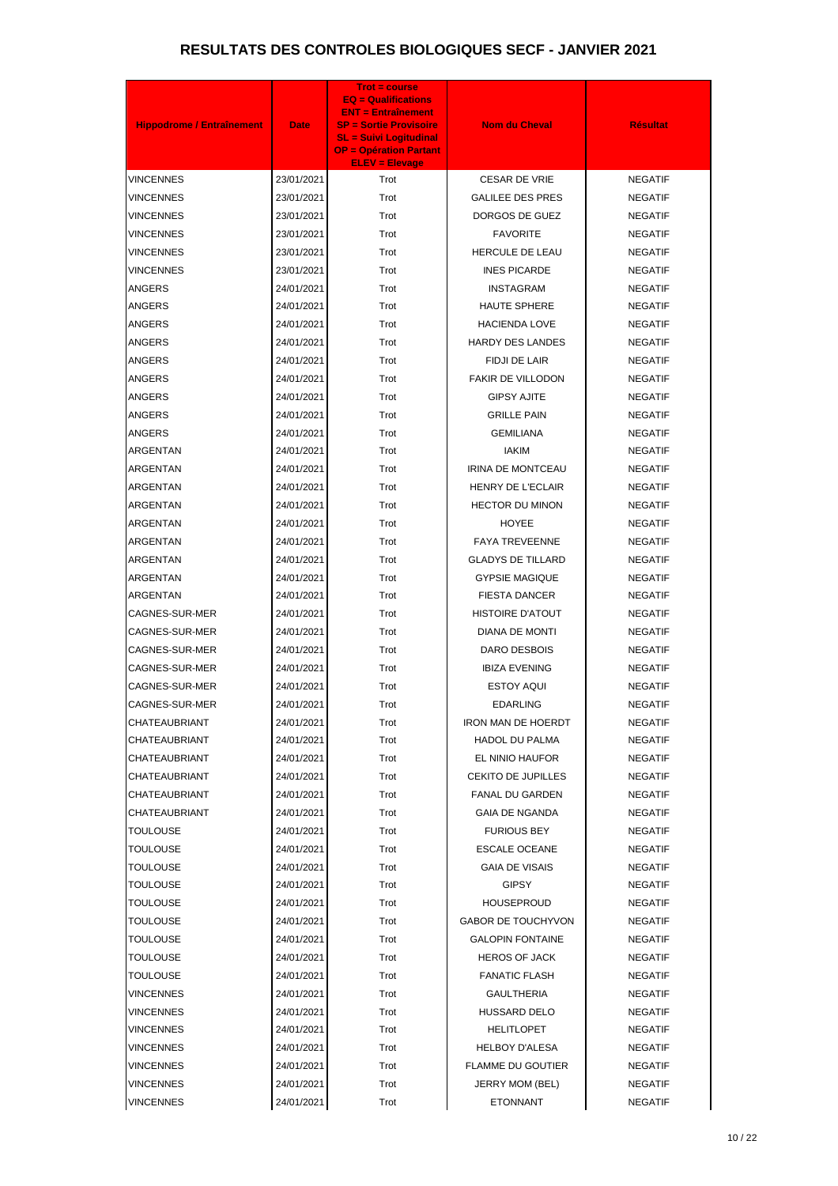# RESULTATS DES CONTROLES BIOLOGIQUES SECF - JANVIER 2021

| Hippodrome / Entraînement | Date | Trot = course EQ = Qualifications ENT = Entraînement SP = Sortie Provisoire SL = Suivi Logitudinal OP = Opération Partant ELEV = Elevage | Nom du Cheval | Résultat |
|---|---|---|---|---|
| VINCENNES | 23/01/2021 | Trot | CESAR DE VRIE | NEGATIF |
| VINCENNES | 23/01/2021 | Trot | GALILEE DES PRES | NEGATIF |
| VINCENNES | 23/01/2021 | Trot | DORGOS DE GUEZ | NEGATIF |
| VINCENNES | 23/01/2021 | Trot | FAVORITE | NEGATIF |
| VINCENNES | 23/01/2021 | Trot | HERCULE DE LEAU | NEGATIF |
| VINCENNES | 23/01/2021 | Trot | INES PICARDE | NEGATIF |
| ANGERS | 24/01/2021 | Trot | INSTAGRAM | NEGATIF |
| ANGERS | 24/01/2021 | Trot | HAUTE SPHERE | NEGATIF |
| ANGERS | 24/01/2021 | Trot | HACIENDA LOVE | NEGATIF |
| ANGERS | 24/01/2021 | Trot | HARDY DES LANDES | NEGATIF |
| ANGERS | 24/01/2021 | Trot | FIDJI DE LAIR | NEGATIF |
| ANGERS | 24/01/2021 | Trot | FAKIR DE VILLODON | NEGATIF |
| ANGERS | 24/01/2021 | Trot | GIPSY AJITE | NEGATIF |
| ANGERS | 24/01/2021 | Trot | GRILLE PAIN | NEGATIF |
| ANGERS | 24/01/2021 | Trot | GEMILIANA | NEGATIF |
| ARGENTAN | 24/01/2021 | Trot | IAKIM | NEGATIF |
| ARGENTAN | 24/01/2021 | Trot | IRINA DE MONTCEAU | NEGATIF |
| ARGENTAN | 24/01/2021 | Trot | HENRY DE L'ECLAIR | NEGATIF |
| ARGENTAN | 24/01/2021 | Trot | HECTOR DU MINON | NEGATIF |
| ARGENTAN | 24/01/2021 | Trot | HOYEE | NEGATIF |
| ARGENTAN | 24/01/2021 | Trot | FAYA TREVEENNE | NEGATIF |
| ARGENTAN | 24/01/2021 | Trot | GLADYS DE TILLARD | NEGATIF |
| ARGENTAN | 24/01/2021 | Trot | GYPSIE MAGIQUE | NEGATIF |
| ARGENTAN | 24/01/2021 | Trot | FIESTA DANCER | NEGATIF |
| CAGNES-SUR-MER | 24/01/2021 | Trot | HISTOIRE D'ATOUT | NEGATIF |
| CAGNES-SUR-MER | 24/01/2021 | Trot | DIANA DE MONTI | NEGATIF |
| CAGNES-SUR-MER | 24/01/2021 | Trot | DARO DESBOIS | NEGATIF |
| CAGNES-SUR-MER | 24/01/2021 | Trot | IBIZA EVENING | NEGATIF |
| CAGNES-SUR-MER | 24/01/2021 | Trot | ESTOY AQUI | NEGATIF |
| CAGNES-SUR-MER | 24/01/2021 | Trot | EDARLING | NEGATIF |
| CHATEAUBRIANT | 24/01/2021 | Trot | IRON MAN DE HOERDT | NEGATIF |
| CHATEAUBRIANT | 24/01/2021 | Trot | HADOL DU PALMA | NEGATIF |
| CHATEAUBRIANT | 24/01/2021 | Trot | EL NINIO HAUFOR | NEGATIF |
| CHATEAUBRIANT | 24/01/2021 | Trot | CEKITO DE JUPILLES | NEGATIF |
| CHATEAUBRIANT | 24/01/2021 | Trot | FANAL DU GARDEN | NEGATIF |
| CHATEAUBRIANT | 24/01/2021 | Trot | GAIA DE NGANDA | NEGATIF |
| TOULOUSE | 24/01/2021 | Trot | FURIOUS BEY | NEGATIF |
| TOULOUSE | 24/01/2021 | Trot | ESCALE OCEANE | NEGATIF |
| TOULOUSE | 24/01/2021 | Trot | GAIA DE VISAIS | NEGATIF |
| TOULOUSE | 24/01/2021 | Trot | GIPSY | NEGATIF |
| TOULOUSE | 24/01/2021 | Trot | HOUSEPROUD | NEGATIF |
| TOULOUSE | 24/01/2021 | Trot | GABOR DE TOUCHYVON | NEGATIF |
| TOULOUSE | 24/01/2021 | Trot | GALOPIN FONTAINE | NEGATIF |
| TOULOUSE | 24/01/2021 | Trot | HEROS OF JACK | NEGATIF |
| TOULOUSE | 24/01/2021 | Trot | FANATIC FLASH | NEGATIF |
| VINCENNES | 24/01/2021 | Trot | GAULTHERIA | NEGATIF |
| VINCENNES | 24/01/2021 | Trot | HUSSARD DELO | NEGATIF |
| VINCENNES | 24/01/2021 | Trot | HELITLOPET | NEGATIF |
| VINCENNES | 24/01/2021 | Trot | HELBOY D'ALESA | NEGATIF |
| VINCENNES | 24/01/2021 | Trot | FLAMME DU GOUTIER | NEGATIF |
| VINCENNES | 24/01/2021 | Trot | JERRY MOM (BEL) | NEGATIF |
| VINCENNES | 24/01/2021 | Trot | ETONNANT | NEGATIF |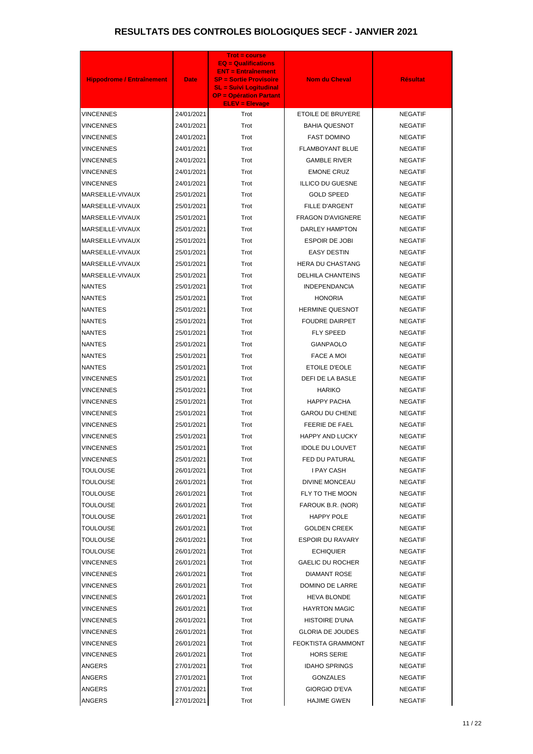# RESULTATS DES CONTROLES BIOLOGIQUES SECF - JANVIER 2021

| Hippodrome / Entraînement | Date | Trot = course EQ = Qualifications ENT = Entraînement SP = Sortie Provisoire SL = Suivi Logitudinal OP = Opération Partant ELEV = Elevage | Nom du Cheval | Résultat |
|---|---|---|---|---|
| VINCENNES | 24/01/2021 | Trot | ETOILE DE BRUYERE | NEGATIF |
| VINCENNES | 24/01/2021 | Trot | BAHIA QUESNOT | NEGATIF |
| VINCENNES | 24/01/2021 | Trot | FAST DOMINO | NEGATIF |
| VINCENNES | 24/01/2021 | Trot | FLAMBOYANT BLUE | NEGATIF |
| VINCENNES | 24/01/2021 | Trot | GAMBLE RIVER | NEGATIF |
| VINCENNES | 24/01/2021 | Trot | EMONE CRUZ | NEGATIF |
| VINCENNES | 24/01/2021 | Trot | ILLICO DU GUESNE | NEGATIF |
| MARSEILLE-VIVAUX | 25/01/2021 | Trot | GOLD SPEED | NEGATIF |
| MARSEILLE-VIVAUX | 25/01/2021 | Trot | FILLE D'ARGENT | NEGATIF |
| MARSEILLE-VIVAUX | 25/01/2021 | Trot | FRAGON D'AVIGNERE | NEGATIF |
| MARSEILLE-VIVAUX | 25/01/2021 | Trot | DARLEY HAMPTON | NEGATIF |
| MARSEILLE-VIVAUX | 25/01/2021 | Trot | ESPOIR DE JOBI | NEGATIF |
| MARSEILLE-VIVAUX | 25/01/2021 | Trot | EASY DESTIN | NEGATIF |
| MARSEILLE-VIVAUX | 25/01/2021 | Trot | HERA DU CHASTANG | NEGATIF |
| MARSEILLE-VIVAUX | 25/01/2021 | Trot | DELHILA CHANTEINS | NEGATIF |
| NANTES | 25/01/2021 | Trot | INDEPENDANCIA | NEGATIF |
| NANTES | 25/01/2021 | Trot | HONORIA | NEGATIF |
| NANTES | 25/01/2021 | Trot | HERMINE QUESNOT | NEGATIF |
| NANTES | 25/01/2021 | Trot | FOUDRE DAIRPET | NEGATIF |
| NANTES | 25/01/2021 | Trot | FLY SPEED | NEGATIF |
| NANTES | 25/01/2021 | Trot | GIANPAOLO | NEGATIF |
| NANTES | 25/01/2021 | Trot | FACE A MOI | NEGATIF |
| NANTES | 25/01/2021 | Trot | ETOILE D'EOLE | NEGATIF |
| VINCENNES | 25/01/2021 | Trot | DEFI DE LA BASLE | NEGATIF |
| VINCENNES | 25/01/2021 | Trot | HARIKO | NEGATIF |
| VINCENNES | 25/01/2021 | Trot | HAPPY PACHA | NEGATIF |
| VINCENNES | 25/01/2021 | Trot | GAROU DU CHENE | NEGATIF |
| VINCENNES | 25/01/2021 | Trot | FEERIE DE FAEL | NEGATIF |
| VINCENNES | 25/01/2021 | Trot | HAPPY AND LUCKY | NEGATIF |
| VINCENNES | 25/01/2021 | Trot | IDOLE DU LOUVET | NEGATIF |
| VINCENNES | 25/01/2021 | Trot | FED DU PATURAL | NEGATIF |
| TOULOUSE | 26/01/2021 | Trot | I PAY CASH | NEGATIF |
| TOULOUSE | 26/01/2021 | Trot | DIVINE MONCEAU | NEGATIF |
| TOULOUSE | 26/01/2021 | Trot | FLY TO THE MOON | NEGATIF |
| TOULOUSE | 26/01/2021 | Trot | FAROUK B.R. (NOR) | NEGATIF |
| TOULOUSE | 26/01/2021 | Trot | HAPPY POLE | NEGATIF |
| TOULOUSE | 26/01/2021 | Trot | GOLDEN CREEK | NEGATIF |
| TOULOUSE | 26/01/2021 | Trot | ESPOIR DU RAVARY | NEGATIF |
| TOULOUSE | 26/01/2021 | Trot | ECHIQUIER | NEGATIF |
| VINCENNES | 26/01/2021 | Trot | GAELIC DU ROCHER | NEGATIF |
| VINCENNES | 26/01/2021 | Trot | DIAMANT ROSE | NEGATIF |
| VINCENNES | 26/01/2021 | Trot | DOMINO DE LARRE | NEGATIF |
| VINCENNES | 26/01/2021 | Trot | HEVA BLONDE | NEGATIF |
| VINCENNES | 26/01/2021 | Trot | HAYRTON MAGIC | NEGATIF |
| VINCENNES | 26/01/2021 | Trot | HISTOIRE D'UNA | NEGATIF |
| VINCENNES | 26/01/2021 | Trot | GLORIA DE JOUDES | NEGATIF |
| VINCENNES | 26/01/2021 | Trot | FEOKTISTA GRAMMONT | NEGATIF |
| VINCENNES | 26/01/2021 | Trot | HORS SERIE | NEGATIF |
| ANGERS | 27/01/2021 | Trot | IDAHO SPRINGS | NEGATIF |
| ANGERS | 27/01/2021 | Trot | GONZALES | NEGATIF |
| ANGERS | 27/01/2021 | Trot | GIORGIO D'EVA | NEGATIF |
| ANGERS | 27/01/2021 | Trot | HAJIME GWEN | NEGATIF |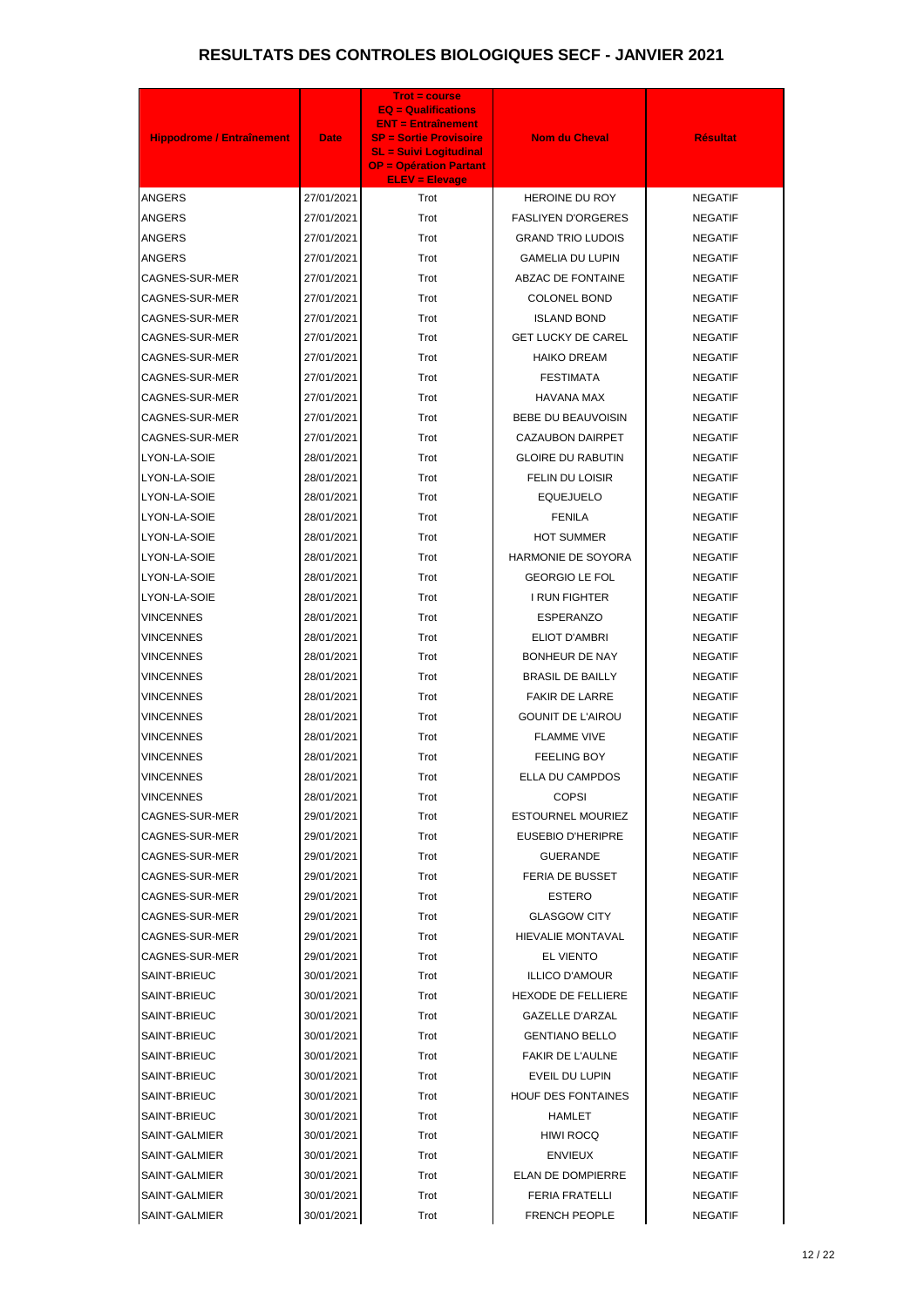# RESULTATS DES CONTROLES BIOLOGIQUES SECF - JANVIER 2021

| Hippodrome / Entraînement | Date | Trot = course<br>EQ = Qualifications<br>ENT = Entraînement<br>SP = Sortie Provisoire<br>SL = Suivi Logitudinal<br>OP = Opération Partant<br>ELEV = Elevage | Nom du Cheval | Résultat |
|---|---|---|---|---|
| ANGERS | 27/01/2021 | Trot | HEROINE DU ROY | NEGATIF |
| ANGERS | 27/01/2021 | Trot | FASLIYEN D'ORGERES | NEGATIF |
| ANGERS | 27/01/2021 | Trot | GRAND TRIO LUDOIS | NEGATIF |
| ANGERS | 27/01/2021 | Trot | GAMELIA DU LUPIN | NEGATIF |
| CAGNES-SUR-MER | 27/01/2021 | Trot | ABZAC DE FONTAINE | NEGATIF |
| CAGNES-SUR-MER | 27/01/2021 | Trot | COLONEL BOND | NEGATIF |
| CAGNES-SUR-MER | 27/01/2021 | Trot | ISLAND BOND | NEGATIF |
| CAGNES-SUR-MER | 27/01/2021 | Trot | GET LUCKY DE CAREL | NEGATIF |
| CAGNES-SUR-MER | 27/01/2021 | Trot | HAIKO DREAM | NEGATIF |
| CAGNES-SUR-MER | 27/01/2021 | Trot | FESTIMATA | NEGATIF |
| CAGNES-SUR-MER | 27/01/2021 | Trot | HAVANA MAX | NEGATIF |
| CAGNES-SUR-MER | 27/01/2021 | Trot | BEBE DU BEAUVOISIN | NEGATIF |
| CAGNES-SUR-MER | 27/01/2021 | Trot | CAZAUBON DAIRPET | NEGATIF |
| LYON-LA-SOIE | 28/01/2021 | Trot | GLOIRE DU RABUTIN | NEGATIF |
| LYON-LA-SOIE | 28/01/2021 | Trot | FELIN DU LOISIR | NEGATIF |
| LYON-LA-SOIE | 28/01/2021 | Trot | EQUEJUELO | NEGATIF |
| LYON-LA-SOIE | 28/01/2021 | Trot | FENILA | NEGATIF |
| LYON-LA-SOIE | 28/01/2021 | Trot | HOT SUMMER | NEGATIF |
| LYON-LA-SOIE | 28/01/2021 | Trot | HARMONIE DE SOYORA | NEGATIF |
| LYON-LA-SOIE | 28/01/2021 | Trot | GEORGIO LE FOL | NEGATIF |
| LYON-LA-SOIE | 28/01/2021 | Trot | I RUN FIGHTER | NEGATIF |
| VINCENNES | 28/01/2021 | Trot | ESPERANZO | NEGATIF |
| VINCENNES | 28/01/2021 | Trot | ELIOT D'AMBRI | NEGATIF |
| VINCENNES | 28/01/2021 | Trot | BONHEUR DE NAY | NEGATIF |
| VINCENNES | 28/01/2021 | Trot | BRASIL DE BAILLY | NEGATIF |
| VINCENNES | 28/01/2021 | Trot | FAKIR DE LARRE | NEGATIF |
| VINCENNES | 28/01/2021 | Trot | GOUNIT DE L'AIROU | NEGATIF |
| VINCENNES | 28/01/2021 | Trot | FLAMME VIVE | NEGATIF |
| VINCENNES | 28/01/2021 | Trot | FEELING BOY | NEGATIF |
| VINCENNES | 28/01/2021 | Trot | ELLA DU CAMPDOS | NEGATIF |
| VINCENNES | 28/01/2021 | Trot | COPSI | NEGATIF |
| CAGNES-SUR-MER | 29/01/2021 | Trot | ESTOURNEL MOURIEZ | NEGATIF |
| CAGNES-SUR-MER | 29/01/2021 | Trot | EUSEBIO D'HERIPRE | NEGATIF |
| CAGNES-SUR-MER | 29/01/2021 | Trot | GUERANDE | NEGATIF |
| CAGNES-SUR-MER | 29/01/2021 | Trot | FERIA DE BUSSET | NEGATIF |
| CAGNES-SUR-MER | 29/01/2021 | Trot | ESTERO | NEGATIF |
| CAGNES-SUR-MER | 29/01/2021 | Trot | GLASGOW CITY | NEGATIF |
| CAGNES-SUR-MER | 29/01/2021 | Trot | HIEVALIE MONTAVAL | NEGATIF |
| CAGNES-SUR-MER | 29/01/2021 | Trot | EL VIENTO | NEGATIF |
| SAINT-BRIEUC | 30/01/2021 | Trot | ILLICO D'AMOUR | NEGATIF |
| SAINT-BRIEUC | 30/01/2021 | Trot | HEXODE DE FELLIERE | NEGATIF |
| SAINT-BRIEUC | 30/01/2021 | Trot | GAZELLE D'ARZAL | NEGATIF |
| SAINT-BRIEUC | 30/01/2021 | Trot | GENTIANO BELLO | NEGATIF |
| SAINT-BRIEUC | 30/01/2021 | Trot | FAKIR DE L'AULNE | NEGATIF |
| SAINT-BRIEUC | 30/01/2021 | Trot | EVEIL DU LUPIN | NEGATIF |
| SAINT-BRIEUC | 30/01/2021 | Trot | HOUF DES FONTAINES | NEGATIF |
| SAINT-BRIEUC | 30/01/2021 | Trot | HAMLET | NEGATIF |
| SAINT-GALMIER | 30/01/2021 | Trot | HIWI ROCQ | NEGATIF |
| SAINT-GALMIER | 30/01/2021 | Trot | ENVIEUX | NEGATIF |
| SAINT-GALMIER | 30/01/2021 | Trot | ELAN DE DOMPIERRE | NEGATIF |
| SAINT-GALMIER | 30/01/2021 | Trot | FERIA FRATELLI | NEGATIF |
| SAINT-GALMIER | 30/01/2021 | Trot | FRENCH PEOPLE | NEGATIF |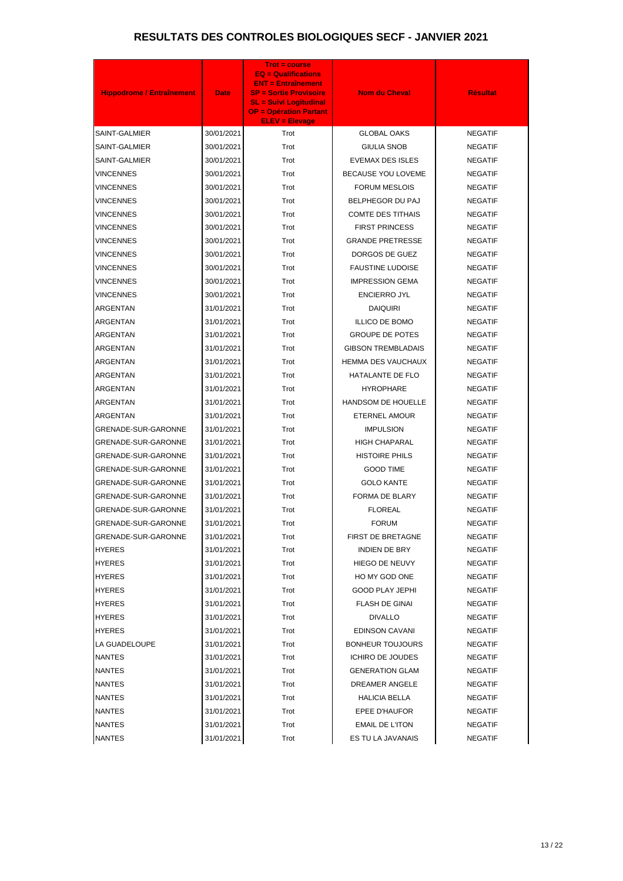# RESULTATS DES CONTROLES BIOLOGIQUES SECF - JANVIER 2021

| Hippodrome / Entraînement | Date | Trot = course<br>EQ = Qualifications<br>ENT = Entraînement<br>SP = Sortie Provisoire<br>SL = Suivi Logitudinal<br>OP = Opération Partant<br>ELEV = Elevage | Nom du Cheval | Résultat |
|---|---|---|---|---|
| SAINT-GALMIER | 30/01/2021 | Trot | GLOBAL OAKS | NEGATIF |
| SAINT-GALMIER | 30/01/2021 | Trot | GIULIA SNOB | NEGATIF |
| SAINT-GALMIER | 30/01/2021 | Trot | EVEMAX DES ISLES | NEGATIF |
| VINCENNES | 30/01/2021 | Trot | BECAUSE YOU LOVEME | NEGATIF |
| VINCENNES | 30/01/2021 | Trot | FORUM MESLOIS | NEGATIF |
| VINCENNES | 30/01/2021 | Trot | BELPHEGOR DU PAJ | NEGATIF |
| VINCENNES | 30/01/2021 | Trot | COMTE DES TITHAIS | NEGATIF |
| VINCENNES | 30/01/2021 | Trot | FIRST PRINCESS | NEGATIF |
| VINCENNES | 30/01/2021 | Trot | GRANDE PRETRESSE | NEGATIF |
| VINCENNES | 30/01/2021 | Trot | DORGOS DE GUEZ | NEGATIF |
| VINCENNES | 30/01/2021 | Trot | FAUSTINE LUDOISE | NEGATIF |
| VINCENNES | 30/01/2021 | Trot | IMPRESSION GEMA | NEGATIF |
| VINCENNES | 30/01/2021 | Trot | ENCIERRO JYL | NEGATIF |
| ARGENTAN | 31/01/2021 | Trot | DAIQUIRI | NEGATIF |
| ARGENTAN | 31/01/2021 | Trot | ILLICO DE BOMO | NEGATIF |
| ARGENTAN | 31/01/2021 | Trot | GROUPE DE POTES | NEGATIF |
| ARGENTAN | 31/01/2021 | Trot | GIBSON TREMBLADAIS | NEGATIF |
| ARGENTAN | 31/01/2021 | Trot | HEMMA DES VAUCHAUX | NEGATIF |
| ARGENTAN | 31/01/2021 | Trot | HATALANTE DE FLO | NEGATIF |
| ARGENTAN | 31/01/2021 | Trot | HYROPHARE | NEGATIF |
| ARGENTAN | 31/01/2021 | Trot | HANDSOM DE HOUELLE | NEGATIF |
| ARGENTAN | 31/01/2021 | Trot | ETERNEL AMOUR | NEGATIF |
| GRENADE-SUR-GARONNE | 31/01/2021 | Trot | IMPULSION | NEGATIF |
| GRENADE-SUR-GARONNE | 31/01/2021 | Trot | HIGH CHAPARAL | NEGATIF |
| GRENADE-SUR-GARONNE | 31/01/2021 | Trot | HISTOIRE PHILS | NEGATIF |
| GRENADE-SUR-GARONNE | 31/01/2021 | Trot | GOOD TIME | NEGATIF |
| GRENADE-SUR-GARONNE | 31/01/2021 | Trot | GOLO KANTE | NEGATIF |
| GRENADE-SUR-GARONNE | 31/01/2021 | Trot | FORMA DE BLARY | NEGATIF |
| GRENADE-SUR-GARONNE | 31/01/2021 | Trot | FLOREAL | NEGATIF |
| GRENADE-SUR-GARONNE | 31/01/2021 | Trot | FORUM | NEGATIF |
| GRENADE-SUR-GARONNE | 31/01/2021 | Trot | FIRST DE BRETAGNE | NEGATIF |
| HYERES | 31/01/2021 | Trot | INDIEN DE BRY | NEGATIF |
| HYERES | 31/01/2021 | Trot | HIEGO DE NEUVY | NEGATIF |
| HYERES | 31/01/2021 | Trot | HO MY GOD ONE | NEGATIF |
| HYERES | 31/01/2021 | Trot | GOOD PLAY JEPHI | NEGATIF |
| HYERES | 31/01/2021 | Trot | FLASH DE GINAI | NEGATIF |
| HYERES | 31/01/2021 | Trot | DIVALLO | NEGATIF |
| HYERES | 31/01/2021 | Trot | EDINSON CAVANI | NEGATIF |
| LA GUADELOUPE | 31/01/2021 | Trot | BONHEUR TOUJOURS | NEGATIF |
| NANTES | 31/01/2021 | Trot | ICHIRO DE JOUDES | NEGATIF |
| NANTES | 31/01/2021 | Trot | GENERATION GLAM | NEGATIF |
| NANTES | 31/01/2021 | Trot | DREAMER ANGELE | NEGATIF |
| NANTES | 31/01/2021 | Trot | HALICIA BELLA | NEGATIF |
| NANTES | 31/01/2021 | Trot | EPEE D'HAUFOR | NEGATIF |
| NANTES | 31/01/2021 | Trot | EMAIL DE L'ITON | NEGATIF |
| NANTES | 31/01/2021 | Trot | ES TU LA JAVANAIS | NEGATIF |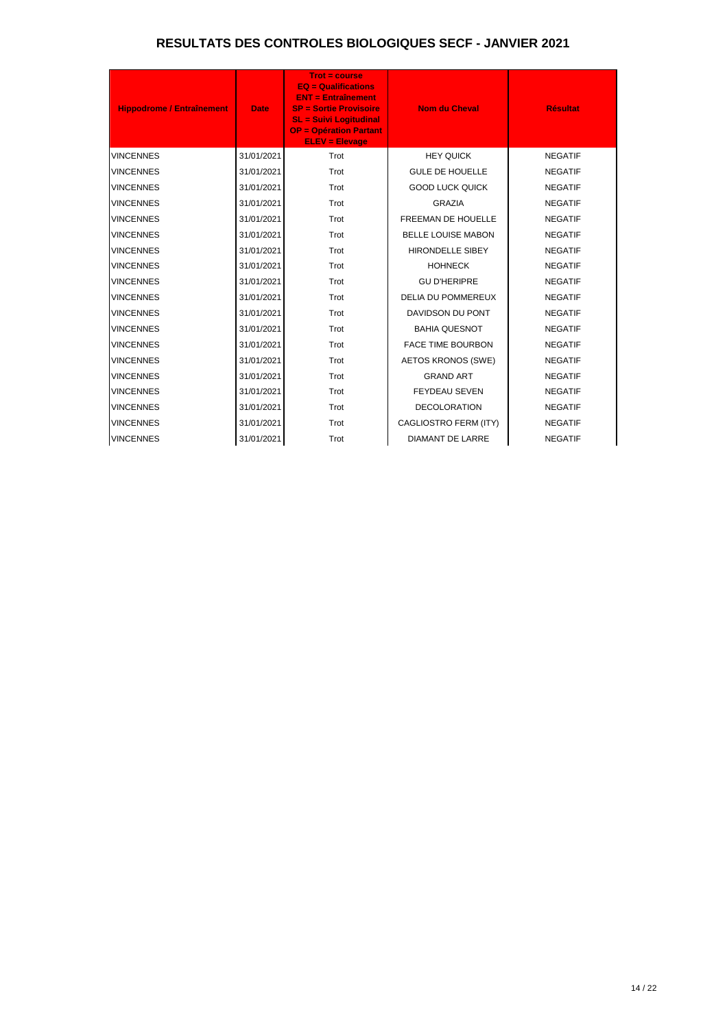# RESULTATS DES CONTROLES BIOLOGIQUES SECF - JANVIER 2021

| Hippodrome / Entraînement | Date | Trot = course<br>EQ = Qualifications<br>ENT = Entraînement<br>SP = Sortie Provisoire<br>SL = Suivi Logitudinal<br>OP = Opération Partant<br>ELEV = Elevage | Nom du Cheval | Résultat |
|---|---|---|---|---|
| VINCENNES | 31/01/2021 | Trot | HEY QUICK | NEGATIF |
| VINCENNES | 31/01/2021 | Trot | GULE DE HOUELLE | NEGATIF |
| VINCENNES | 31/01/2021 | Trot | GOOD LUCK QUICK | NEGATIF |
| VINCENNES | 31/01/2021 | Trot | GRAZIA | NEGATIF |
| VINCENNES | 31/01/2021 | Trot | FREEMAN DE HOUELLE | NEGATIF |
| VINCENNES | 31/01/2021 | Trot | BELLE LOUISE MABON | NEGATIF |
| VINCENNES | 31/01/2021 | Trot | HIRONDELLE SIBEY | NEGATIF |
| VINCENNES | 31/01/2021 | Trot | HOHNECK | NEGATIF |
| VINCENNES | 31/01/2021 | Trot | GU D'HERIPRE | NEGATIF |
| VINCENNES | 31/01/2021 | Trot | DELIA DU POMMEREUX | NEGATIF |
| VINCENNES | 31/01/2021 | Trot | DAVIDSON DU PONT | NEGATIF |
| VINCENNES | 31/01/2021 | Trot | BAHIA QUESNOT | NEGATIF |
| VINCENNES | 31/01/2021 | Trot | FACE TIME BOURBON | NEGATIF |
| VINCENNES | 31/01/2021 | Trot | AETOS KRONOS (SWE) | NEGATIF |
| VINCENNES | 31/01/2021 | Trot | GRAND ART | NEGATIF |
| VINCENNES | 31/01/2021 | Trot | FEYDEAU SEVEN | NEGATIF |
| VINCENNES | 31/01/2021 | Trot | DECOLORATION | NEGATIF |
| VINCENNES | 31/01/2021 | Trot | CAGLIOSTRO FERM (ITY) | NEGATIF |
| VINCENNES | 31/01/2021 | Trot | DIAMANT DE LARRE | NEGATIF |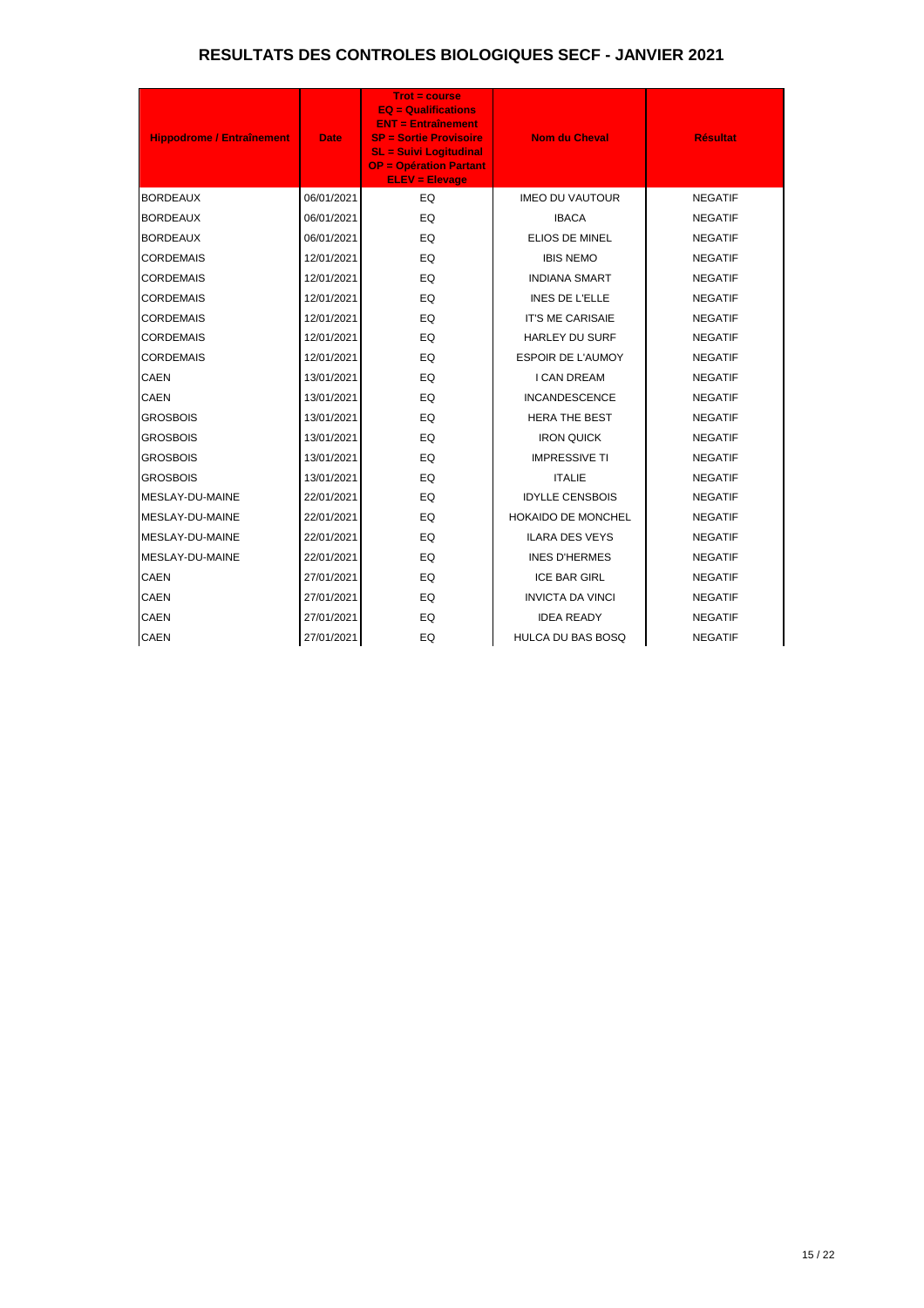# RESULTATS DES CONTROLES BIOLOGIQUES SECF - JANVIER 2021

| Hippodrome / Entraînement | Date | Trot = course<br>EQ = Qualifications<br>ENT = Entraînement<br>SP = Sortie Provisoire<br>SL = Suivi Logitudinal<br>OP = Opération Partant<br>ELEV = Elevage | Nom du Cheval | Résultat |
|---|---|---|---|---|
| BORDEAUX | 06/01/2021 | EQ | IMEO DU VAUTOUR | NEGATIF |
| BORDEAUX | 06/01/2021 | EQ | IBACA | NEGATIF |
| BORDEAUX | 06/01/2021 | EQ | ELIOS DE MINEL | NEGATIF |
| CORDEMAIS | 12/01/2021 | EQ | IBIS NEMO | NEGATIF |
| CORDEMAIS | 12/01/2021 | EQ | INDIANA SMART | NEGATIF |
| CORDEMAIS | 12/01/2021 | EQ | INES DE L'ELLE | NEGATIF |
| CORDEMAIS | 12/01/2021 | EQ | IT'S ME CARISAIE | NEGATIF |
| CORDEMAIS | 12/01/2021 | EQ | HARLEY DU SURF | NEGATIF |
| CORDEMAIS | 12/01/2021 | EQ | ESPOIR DE L'AUMOY | NEGATIF |
| CAEN | 13/01/2021 | EQ | I CAN DREAM | NEGATIF |
| CAEN | 13/01/2021 | EQ | INCANDESCENCE | NEGATIF |
| GROSBOIS | 13/01/2021 | EQ | HERA THE BEST | NEGATIF |
| GROSBOIS | 13/01/2021 | EQ | IRON QUICK | NEGATIF |
| GROSBOIS | 13/01/2021 | EQ | IMPRESSIVE TI | NEGATIF |
| GROSBOIS | 13/01/2021 | EQ | ITALIE | NEGATIF |
| MESLAY-DU-MAINE | 22/01/2021 | EQ | IDYLLE CENSBOIS | NEGATIF |
| MESLAY-DU-MAINE | 22/01/2021 | EQ | HOKAIDO DE MONCHEL | NEGATIF |
| MESLAY-DU-MAINE | 22/01/2021 | EQ | ILARA DES VEYS | NEGATIF |
| MESLAY-DU-MAINE | 22/01/2021 | EQ | INES D'HERMES | NEGATIF |
| CAEN | 27/01/2021 | EQ | ICE BAR GIRL | NEGATIF |
| CAEN | 27/01/2021 | EQ | INVICTA DA VINCI | NEGATIF |
| CAEN | 27/01/2021 | EQ | IDEA READY | NEGATIF |
| CAEN | 27/01/2021 | EQ | HULCA DU BAS BOSQ | NEGATIF |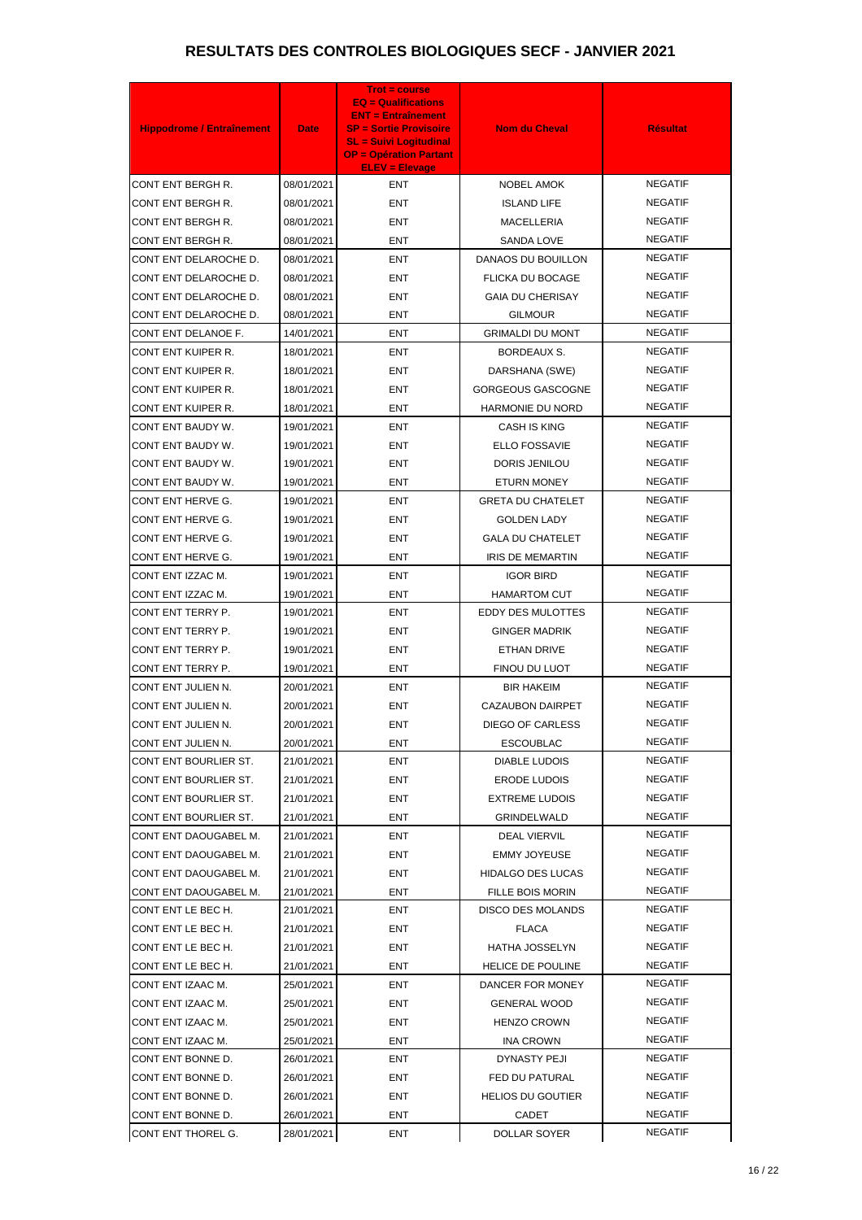# RESULTATS DES CONTROLES BIOLOGIQUES SECF - JANVIER 2021

| Hippodrome / Entraînement | Date | Trot = course<br>EQ = Qualifications<br>ENT = Entraînement<br>SP = Sortie Provisoire<br>SL = Suivi Logitudinal<br>OP = Opération Partant<br>ELEV = Elevage | Nom du Cheval | Résultat |
|---|---|---|---|---|
| CONT ENT BERGH R. | 08/01/2021 | ENT | NOBEL AMOK | NEGATIF |
| CONT ENT BERGH R. | 08/01/2021 | ENT | ISLAND LIFE | NEGATIF |
| CONT ENT BERGH R. | 08/01/2021 | ENT | MACELLERIA | NEGATIF |
| CONT ENT BERGH R. | 08/01/2021 | ENT | SANDA LOVE | NEGATIF |
| CONT ENT DELAROCHE D. | 08/01/2021 | ENT | DANAOS DU BOUILLON | NEGATIF |
| CONT ENT DELAROCHE D. | 08/01/2021 | ENT | FLICKA DU BOCAGE | NEGATIF |
| CONT ENT DELAROCHE D. | 08/01/2021 | ENT | GAIA DU CHERISAY | NEGATIF |
| CONT ENT DELAROCHE D. | 08/01/2021 | ENT | GILMOUR | NEGATIF |
| CONT ENT DELANOE F. | 14/01/2021 | ENT | GRIMALDI DU MONT | NEGATIF |
| CONT ENT KUIPER R. | 18/01/2021 | ENT | BORDEAUX S. | NEGATIF |
| CONT ENT KUIPER R. | 18/01/2021 | ENT | DARSHANA (SWE) | NEGATIF |
| CONT ENT KUIPER R. | 18/01/2021 | ENT | GORGEOUS GASCOGNE | NEGATIF |
| CONT ENT KUIPER R. | 18/01/2021 | ENT | HARMONIE DU NORD | NEGATIF |
| CONT ENT BAUDY W. | 19/01/2021 | ENT | CASH IS KING | NEGATIF |
| CONT ENT BAUDY W. | 19/01/2021 | ENT | ELLO FOSSAVIE | NEGATIF |
| CONT ENT BAUDY W. | 19/01/2021 | ENT | DORIS JENILOU | NEGATIF |
| CONT ENT BAUDY W. | 19/01/2021 | ENT | ETURN MONEY | NEGATIF |
| CONT ENT HERVE G. | 19/01/2021 | ENT | GRETA DU CHATELET | NEGATIF |
| CONT ENT HERVE G. | 19/01/2021 | ENT | GOLDEN LADY | NEGATIF |
| CONT ENT HERVE G. | 19/01/2021 | ENT | GALA DU CHATELET | NEGATIF |
| CONT ENT HERVE G. | 19/01/2021 | ENT | IRIS DE MEMARTIN | NEGATIF |
| CONT ENT IZZAC M. | 19/01/2021 | ENT | IGOR BIRD | NEGATIF |
| CONT ENT IZZAC M. | 19/01/2021 | ENT | HAMARTOM CUT | NEGATIF |
| CONT ENT TERRY P. | 19/01/2021 | ENT | EDDY DES MULOTTES | NEGATIF |
| CONT ENT TERRY P. | 19/01/2021 | ENT | GINGER MADRIK | NEGATIF |
| CONT ENT TERRY P. | 19/01/2021 | ENT | ETHAN DRIVE | NEGATIF |
| CONT ENT TERRY P. | 19/01/2021 | ENT | FINOU DU LUOT | NEGATIF |
| CONT ENT JULIEN N. | 20/01/2021 | ENT | BIR HAKEIM | NEGATIF |
| CONT ENT JULIEN N. | 20/01/2021 | ENT | CAZAUBON DAIRPET | NEGATIF |
| CONT ENT JULIEN N. | 20/01/2021 | ENT | DIEGO OF CARLESS | NEGATIF |
| CONT ENT JULIEN N. | 20/01/2021 | ENT | ESCOUBLAC | NEGATIF |
| CONT ENT BOURLIER ST. | 21/01/2021 | ENT | DIABLE LUDOIS | NEGATIF |
| CONT ENT BOURLIER ST. | 21/01/2021 | ENT | ERODE LUDOIS | NEGATIF |
| CONT ENT BOURLIER ST. | 21/01/2021 | ENT | EXTREME LUDOIS | NEGATIF |
| CONT ENT BOURLIER ST. | 21/01/2021 | ENT | GRINDELWALD | NEGATIF |
| CONT ENT DAOUGABEL M. | 21/01/2021 | ENT | DEAL VIERVIL | NEGATIF |
| CONT ENT DAOUGABEL M. | 21/01/2021 | ENT | EMMY JOYEUSE | NEGATIF |
| CONT ENT DAOUGABEL M. | 21/01/2021 | ENT | HIDALGO DES LUCAS | NEGATIF |
| CONT ENT DAOUGABEL M. | 21/01/2021 | ENT | FILLE BOIS MORIN | NEGATIF |
| CONT ENT LE BEC H. | 21/01/2021 | ENT | DISCO DES MOLANDS | NEGATIF |
| CONT ENT LE BEC H. | 21/01/2021 | ENT | FLACA | NEGATIF |
| CONT ENT LE BEC H. | 21/01/2021 | ENT | HATHA JOSSELYN | NEGATIF |
| CONT ENT LE BEC H. | 21/01/2021 | ENT | HELICE DE POULINE | NEGATIF |
| CONT ENT IZAAC M. | 25/01/2021 | ENT | DANCER FOR MONEY | NEGATIF |
| CONT ENT IZAAC M. | 25/01/2021 | ENT | GENERAL WOOD | NEGATIF |
| CONT ENT IZAAC M. | 25/01/2021 | ENT | HENZO CROWN | NEGATIF |
| CONT ENT IZAAC M. | 25/01/2021 | ENT | INA CROWN | NEGATIF |
| CONT ENT BONNE D. | 26/01/2021 | ENT | DYNASTY PEJI | NEGATIF |
| CONT ENT BONNE D. | 26/01/2021 | ENT | FED DU PATURAL | NEGATIF |
| CONT ENT BONNE D. | 26/01/2021 | ENT | HELIOS DU GOUTIER | NEGATIF |
| CONT ENT BONNE D. | 26/01/2021 | ENT | CADET | NEGATIF |
| CONT ENT THOREL G. | 28/01/2021 | ENT | DOLLAR SOYER | NEGATIF |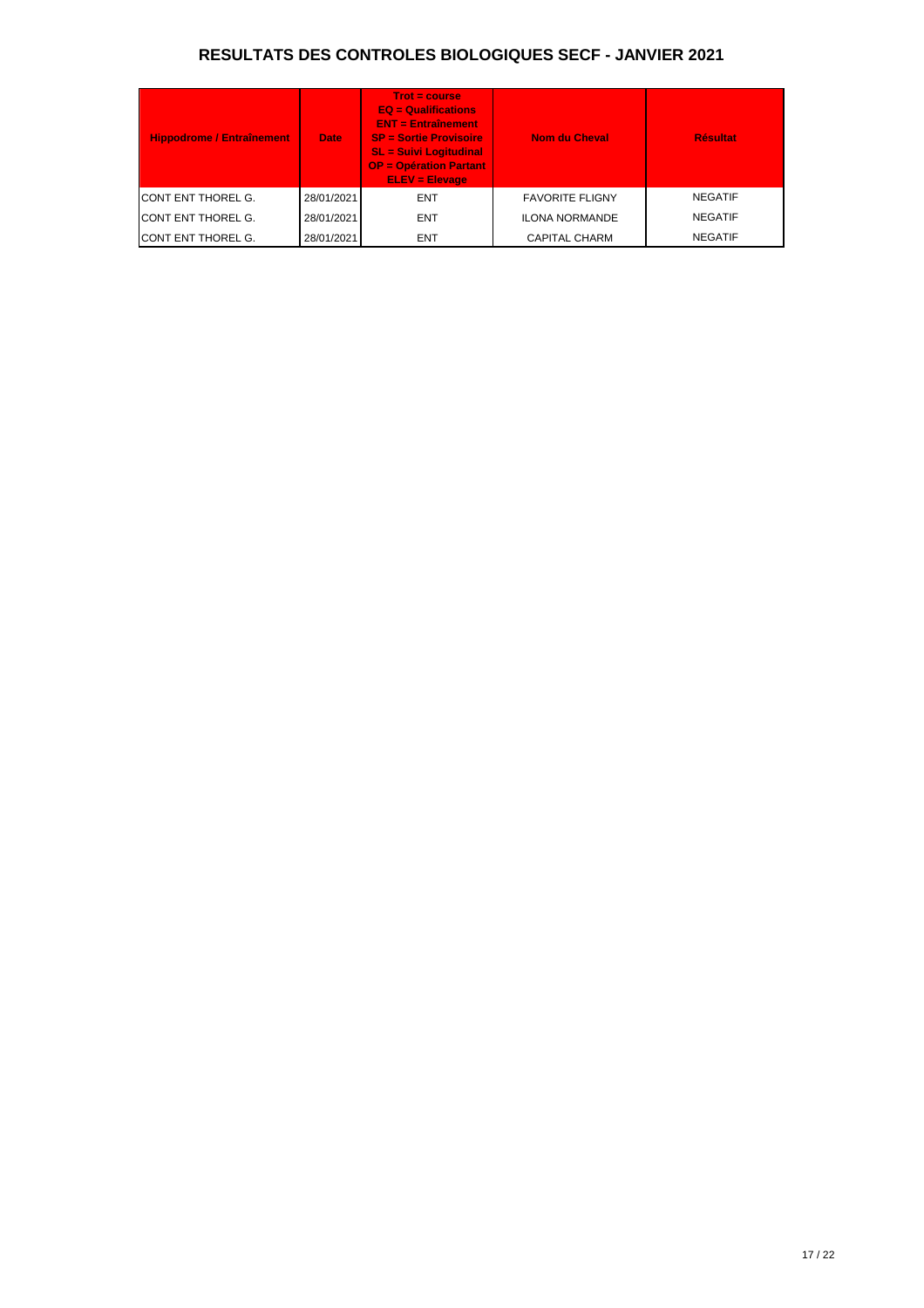# RESULTATS DES CONTROLES BIOLOGIQUES SECF - JANVIER 2021

| Hippodrome / Entrainement | Date | Trot = course<br>EQ = Qualifications<br>ENT = Entrainement<br>SP = Sortie Provisoire<br>SL = Suivi Logitudinal<br>OP = Opération Partant<br>ELEV = Elevage | Nom du Cheval | Résultat |
|---|---|---|---|---|
| CONT ENT THOREL G. | 28/01/2021 | ENT | FAVORITE FLIGNY | NEGATIF |
| CONT ENT THOREL G. | 28/01/2021 | ENT | ILONA NORMANDE | NEGATIF |
| CONT ENT THOREL G. | 28/01/2021 | ENT | CAPITAL CHARM | NEGATIF |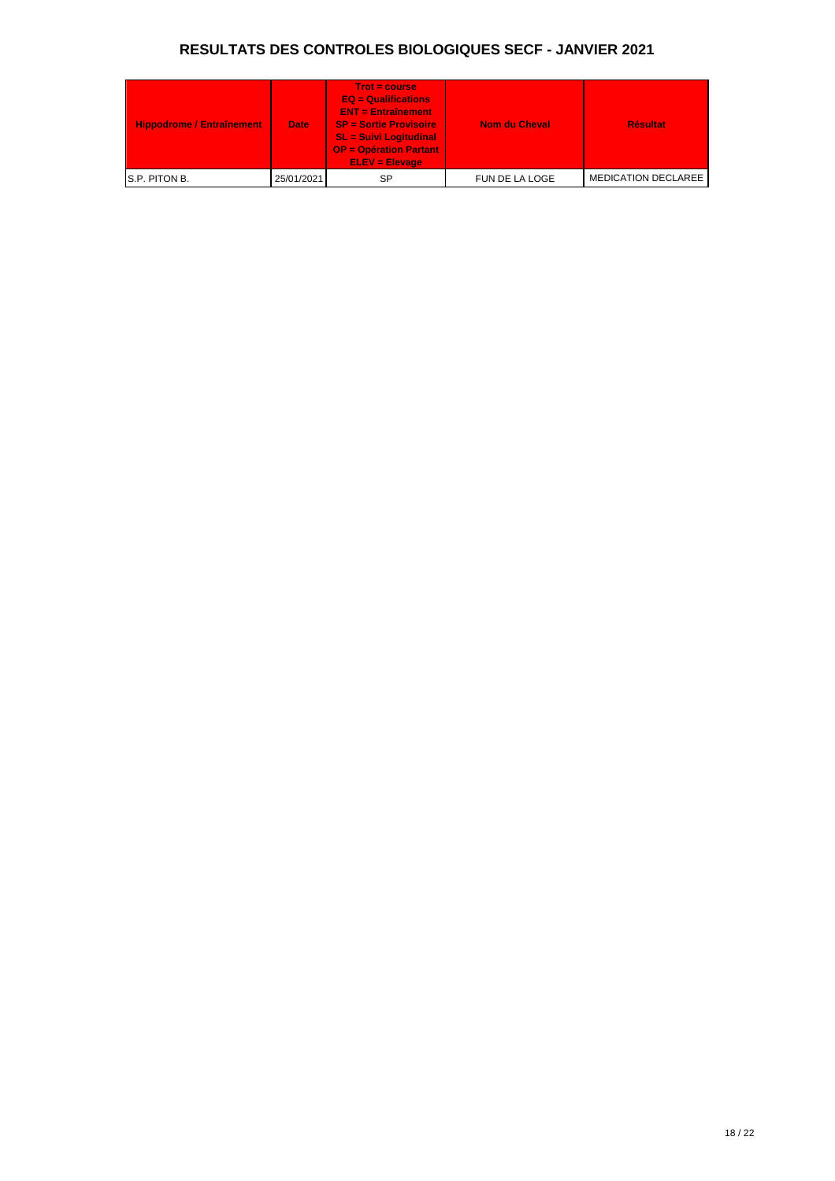# RESULTATS DES CONTROLES BIOLOGIQUES SECF - JANVIER 2021

| Hippodrome / Entraînement | Date | Trot = course<br>EQ = Qualifications<br>ENT = Entraînement<br>SP = Sortie Provisoire<br>SL = Suivi Logitudinal<br>OP = Opération Partant<br>ELEV = Elevage | Nom du Cheval | Résultat |
| --- | --- | --- | --- | --- |
| S.P. PITON B. | 25/01/2021 | SP | FUN DE LA LOGE | MEDICATION DECLAREE |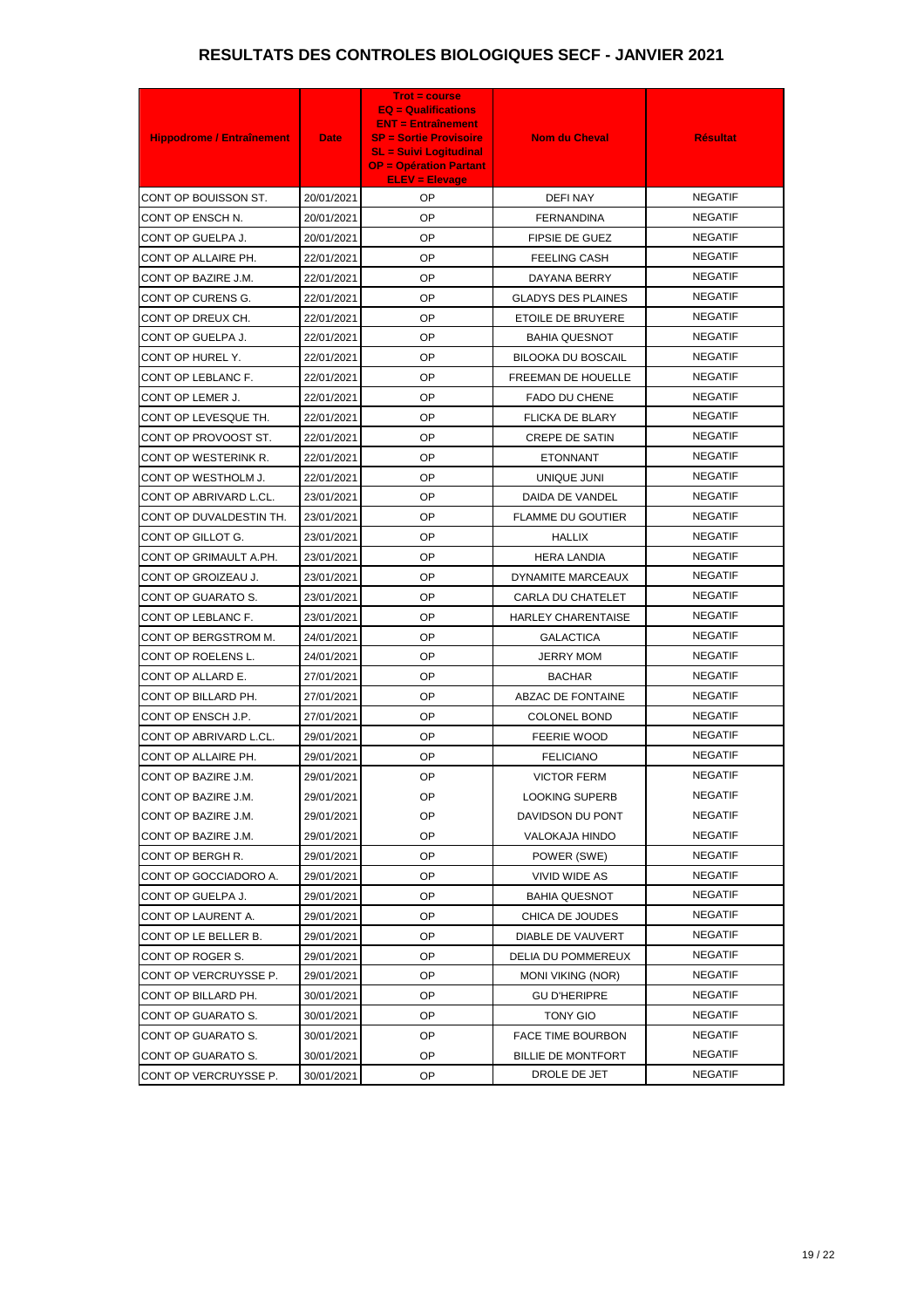# RESULTATS DES CONTROLES BIOLOGIQUES SECF - JANVIER 2021

| Hippodrome / Entraînement | Date | Trot = course<br>EQ = Qualifications<br>ENT = Entraînement<br>SP = Sortie Provisoire<br>SL = Suivi Logitudinal<br>OP = Opération Partant<br>ELEV = Elevage | Nom du Cheval | Résultat |
|---|---|---|---|---|
| CONT OP BOUISSON ST. | 20/01/2021 | OP | DEFI NAY | NEGATIF |
| CONT OP ENSCH N. | 20/01/2021 | OP | FERNANDINA | NEGATIF |
| CONT OP GUELPA J. | 20/01/2021 | OP | FIPSIE DE GUEZ | NEGATIF |
| CONT OP ALLAIRE PH. | 22/01/2021 | OP | FEELING CASH | NEGATIF |
| CONT OP BAZIRE J.M. | 22/01/2021 | OP | DAYANA BERRY | NEGATIF |
| CONT OP CURENS G. | 22/01/2021 | OP | GLADYS DES PLAINES | NEGATIF |
| CONT OP DREUX CH. | 22/01/2021 | OP | ETOILE DE BRUYERE | NEGATIF |
| CONT OP GUELPA J. | 22/01/2021 | OP | BAHIA QUESNOT | NEGATIF |
| CONT OP HUREL Y. | 22/01/2021 | OP | BILOOKA DU BOSCAIL | NEGATIF |
| CONT OP LEBLANC F. | 22/01/2021 | OP | FREEMAN DE HOUELLE | NEGATIF |
| CONT OP LEMER J. | 22/01/2021 | OP | FADO DU CHENE | NEGATIF |
| CONT OP LEVESQUE TH. | 22/01/2021 | OP | FLICKA DE BLARY | NEGATIF |
| CONT OP PROVOOST ST. | 22/01/2021 | OP | CREPE DE SATIN | NEGATIF |
| CONT OP WESTERINK R. | 22/01/2021 | OP | ETONNANT | NEGATIF |
| CONT OP WESTHOLM J. | 22/01/2021 | OP | UNIQUE JUNI | NEGATIF |
| CONT OP ABRIVARD L.CL. | 23/01/2021 | OP | DAIDA DE VANDEL | NEGATIF |
| CONT OP DUVALDESTIN TH. | 23/01/2021 | OP | FLAMME DU GOUTIER | NEGATIF |
| CONT OP GILLOT G. | 23/01/2021 | OP | HALLIX | NEGATIF |
| CONT OP GRIMAULT A.PH. | 23/01/2021 | OP | HERA LANDIA | NEGATIF |
| CONT OP GROIZEAU J. | 23/01/2021 | OP | DYNAMITE MARCEAUX | NEGATIF |
| CONT OP GUARATO S. | 23/01/2021 | OP | CARLA DU CHATELET | NEGATIF |
| CONT OP LEBLANC F. | 23/01/2021 | OP | HARLEY CHARENTAISE | NEGATIF |
| CONT OP BERGSTROM M. | 24/01/2021 | OP | GALACTICA | NEGATIF |
| CONT OP ROELENS L. | 24/01/2021 | OP | JERRY MOM | NEGATIF |
| CONT OP ALLARD E. | 27/01/2021 | OP | BACHAR | NEGATIF |
| CONT OP BILLARD PH. | 27/01/2021 | OP | ABZAC DE FONTAINE | NEGATIF |
| CONT OP ENSCH J.P. | 27/01/2021 | OP | COLONEL BOND | NEGATIF |
| CONT OP ABRIVARD L.CL. | 29/01/2021 | OP | FEERIE WOOD | NEGATIF |
| CONT OP ALLAIRE PH. | 29/01/2021 | OP | FELICIANO | NEGATIF |
| CONT OP BAZIRE J.M. | 29/01/2021 | OP | VICTOR FERM | NEGATIF |
| CONT OP BAZIRE J.M. | 29/01/2021 | OP | LOOKING SUPERB | NEGATIF |
| CONT OP BAZIRE J.M. | 29/01/2021 | OP | DAVIDSON DU PONT | NEGATIF |
| CONT OP BAZIRE J.M. | 29/01/2021 | OP | VALOKAJA HINDO | NEGATIF |
| CONT OP BERGH R. | 29/01/2021 | OP | POWER (SWE) | NEGATIF |
| CONT OP GOCCIADORO A. | 29/01/2021 | OP | VIVID WIDE AS | NEGATIF |
| CONT OP GUELPA J. | 29/01/2021 | OP | BAHIA QUESNOT | NEGATIF |
| CONT OP LAURENT A. | 29/01/2021 | OP | CHICA DE JOUDES | NEGATIF |
| CONT OP LE BELLER B. | 29/01/2021 | OP | DIABLE DE VAUVERT | NEGATIF |
| CONT OP ROGER S. | 29/01/2021 | OP | DELIA DU POMMEREUX | NEGATIF |
| CONT OP VERCRUYSSE P. | 29/01/2021 | OP | MONI VIKING (NOR) | NEGATIF |
| CONT OP BILLARD PH. | 30/01/2021 | OP | GU D'HERIPRE | NEGATIF |
| CONT OP GUARATO S. | 30/01/2021 | OP | TONY GIO | NEGATIF |
| CONT OP GUARATO S. | 30/01/2021 | OP | FACE TIME BOURBON | NEGATIF |
| CONT OP GUARATO S. | 30/01/2021 | OP | BILLIE DE MONTFORT | NEGATIF |
| CONT OP VERCRUYSSE P. | 30/01/2021 | OP | DROLE DE JET | NEGATIF |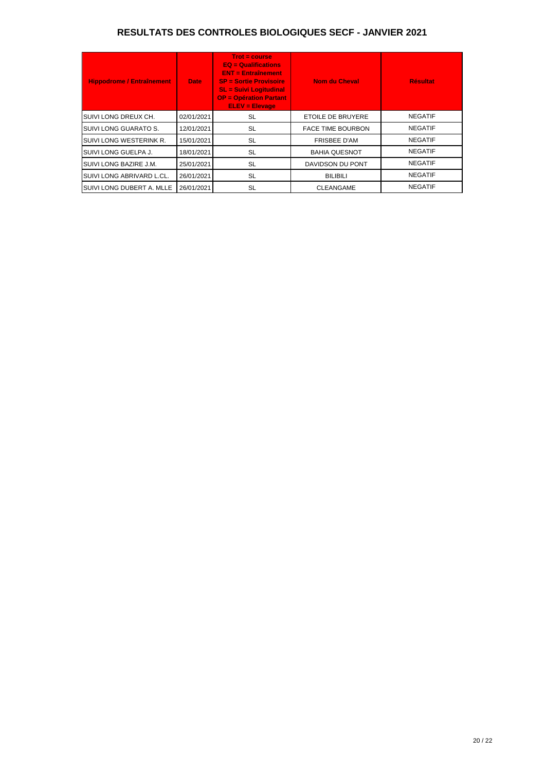# RESULTATS DES CONTROLES BIOLOGIQUES SECF - JANVIER 2021

| Hippodrome / Entraînement | Date | Trot = course<br>EQ = Qualifications<br>ENT = Entraînement<br>SP = Sortie Provisoire<br>SL = Suivi Logitudinal<br>OP = Opération Partant<br>ELEV = Elevage | Nom du Cheval | Résultat |
|---|---|---|---|---|
| SUIVI LONG DREUX CH. | 02/01/2021 | SL | ETOILE DE BRUYERE | NEGATIF |
| SUIVI LONG GUARATO S. | 12/01/2021 | SL | FACE TIME BOURBON | NEGATIF |
| SUIVI LONG WESTERINK R. | 15/01/2021 | SL | FRISBEE D'AM | NEGATIF |
| SUIVI LONG GUELPA J. | 18/01/2021 | SL | BAHIA QUESNOT | NEGATIF |
| SUIVI LONG BAZIRE J.M. | 25/01/2021 | SL | DAVIDSON DU PONT | NEGATIF |
| SUIVI LONG ABRIVARD L.CL. | 26/01/2021 | SL | BILIBILI | NEGATIF |
| SUIVI LONG DUBERT A. MLLE | 26/01/2021 | SL | CLEANGAME | NEGATIF |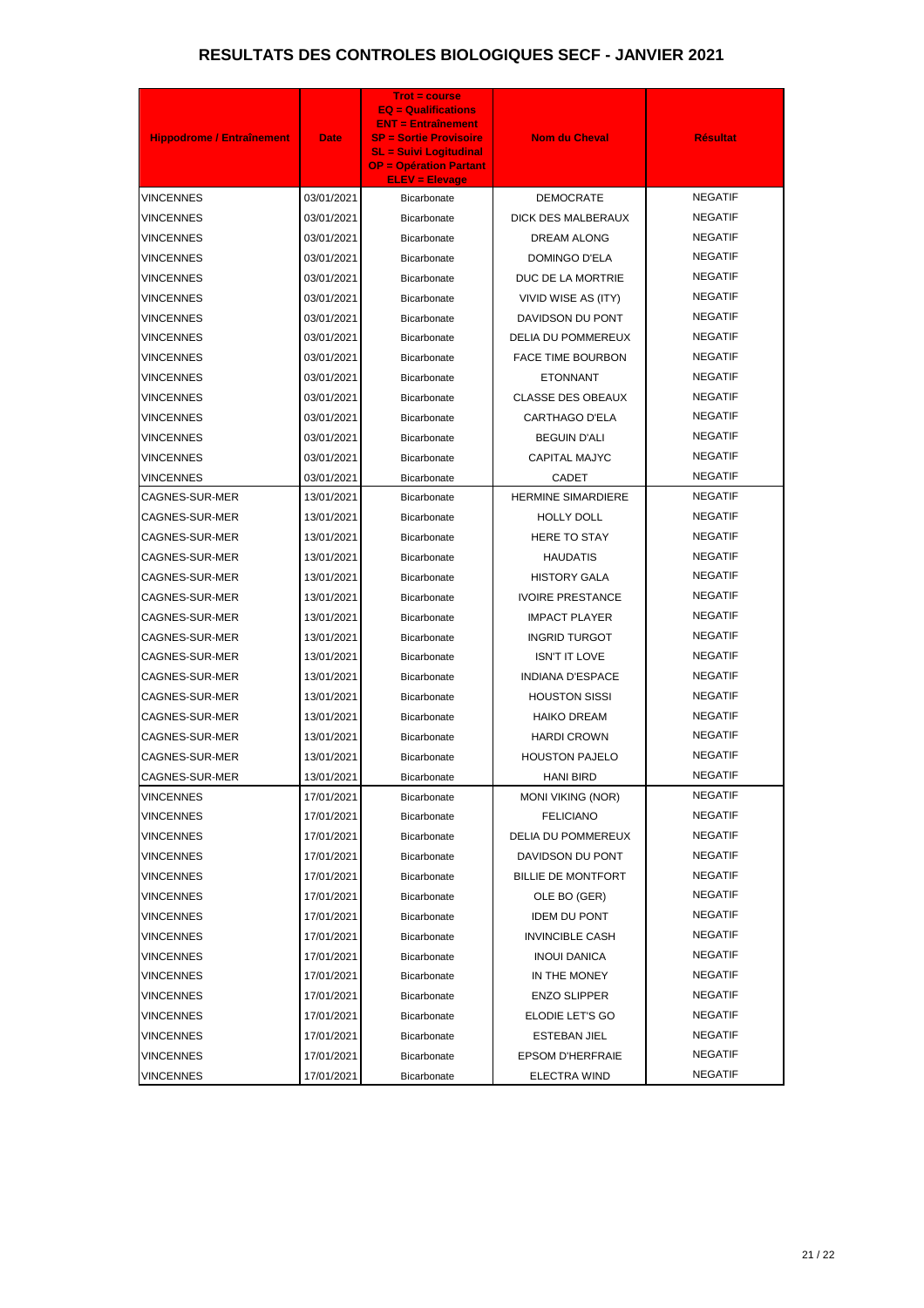# RESULTATS DES CONTROLES BIOLOGIQUES SECF - JANVIER 2021

| Hippodrome / Entraînement | Date | Trot = course<br>EQ = Qualifications<br>ENT = Entraînement<br>SP = Sortie Provisoire<br>SL = Suivi Logitudinal<br>OP = Opération Partant<br>ELEV = Elevage | Nom du Cheval | Résultat |
|---|---|---|---|---|
| VINCENNES | 03/01/2021 | Bicarbonate | DEMOCRATE | NEGATIF |
| VINCENNES | 03/01/2021 | Bicarbonate | DICK DES MALBERAUX | NEGATIF |
| VINCENNES | 03/01/2021 | Bicarbonate | DREAM ALONG | NEGATIF |
| VINCENNES | 03/01/2021 | Bicarbonate | DOMINGO D'ELA | NEGATIF |
| VINCENNES | 03/01/2021 | Bicarbonate | DUC DE LA MORTRIE | NEGATIF |
| VINCENNES | 03/01/2021 | Bicarbonate | VIVID WISE AS (ITY) | NEGATIF |
| VINCENNES | 03/01/2021 | Bicarbonate | DAVIDSON DU PONT | NEGATIF |
| VINCENNES | 03/01/2021 | Bicarbonate | DELIA DU POMMEREUX | NEGATIF |
| VINCENNES | 03/01/2021 | Bicarbonate | FACE TIME BOURBON | NEGATIF |
| VINCENNES | 03/01/2021 | Bicarbonate | ETONNANT | NEGATIF |
| VINCENNES | 03/01/2021 | Bicarbonate | CLASSE DES OBEAUX | NEGATIF |
| VINCENNES | 03/01/2021 | Bicarbonate | CARTHAGO D'ELA | NEGATIF |
| VINCENNES | 03/01/2021 | Bicarbonate | BEGUIN D'ALI | NEGATIF |
| VINCENNES | 03/01/2021 | Bicarbonate | CAPITAL MAJYC | NEGATIF |
| VINCENNES | 03/01/2021 | Bicarbonate | CADET | NEGATIF |
| CAGNES-SUR-MER | 13/01/2021 | Bicarbonate | HERMINE SIMARDIERE | NEGATIF |
| CAGNES-SUR-MER | 13/01/2021 | Bicarbonate | HOLLY DOLL | NEGATIF |
| CAGNES-SUR-MER | 13/01/2021 | Bicarbonate | HERE TO STAY | NEGATIF |
| CAGNES-SUR-MER | 13/01/2021 | Bicarbonate | HAUDATIS | NEGATIF |
| CAGNES-SUR-MER | 13/01/2021 | Bicarbonate | HISTORY GALA | NEGATIF |
| CAGNES-SUR-MER | 13/01/2021 | Bicarbonate | IVOIRE PRESTANCE | NEGATIF |
| CAGNES-SUR-MER | 13/01/2021 | Bicarbonate | IMPACT PLAYER | NEGATIF |
| CAGNES-SUR-MER | 13/01/2021 | Bicarbonate | INGRID TURGOT | NEGATIF |
| CAGNES-SUR-MER | 13/01/2021 | Bicarbonate | ISN'T IT LOVE | NEGATIF |
| CAGNES-SUR-MER | 13/01/2021 | Bicarbonate | INDIANA D'ESPACE | NEGATIF |
| CAGNES-SUR-MER | 13/01/2021 | Bicarbonate | HOUSTON SISSI | NEGATIF |
| CAGNES-SUR-MER | 13/01/2021 | Bicarbonate | HAIKO DREAM | NEGATIF |
| CAGNES-SUR-MER | 13/01/2021 | Bicarbonate | HARDI CROWN | NEGATIF |
| CAGNES-SUR-MER | 13/01/2021 | Bicarbonate | HOUSTON PAJELO | NEGATIF |
| CAGNES-SUR-MER | 13/01/2021 | Bicarbonate | HANI BIRD | NEGATIF |
| VINCENNES | 17/01/2021 | Bicarbonate | MONI VIKING (NOR) | NEGATIF |
| VINCENNES | 17/01/2021 | Bicarbonate | FELICIANO | NEGATIF |
| VINCENNES | 17/01/2021 | Bicarbonate | DELIA DU POMMEREUX | NEGATIF |
| VINCENNES | 17/01/2021 | Bicarbonate | DAVIDSON DU PONT | NEGATIF |
| VINCENNES | 17/01/2021 | Bicarbonate | BILLIE DE MONTFORT | NEGATIF |
| VINCENNES | 17/01/2021 | Bicarbonate | OLE BO (GER) | NEGATIF |
| VINCENNES | 17/01/2021 | Bicarbonate | IDEM DU PONT | NEGATIF |
| VINCENNES | 17/01/2021 | Bicarbonate | INVINCIBLE CASH | NEGATIF |
| VINCENNES | 17/01/2021 | Bicarbonate | INOUI DANICA | NEGATIF |
| VINCENNES | 17/01/2021 | Bicarbonate | IN THE MONEY | NEGATIF |
| VINCENNES | 17/01/2021 | Bicarbonate | ENZO SLIPPER | NEGATIF |
| VINCENNES | 17/01/2021 | Bicarbonate | ELODIE LET'S GO | NEGATIF |
| VINCENNES | 17/01/2021 | Bicarbonate | ESTEBAN JIEL | NEGATIF |
| VINCENNES | 17/01/2021 | Bicarbonate | EPSOM D'HERFRAIE | NEGATIF |
| VINCENNES | 17/01/2021 | Bicarbonate | ELECTRA WIND | NEGATIF |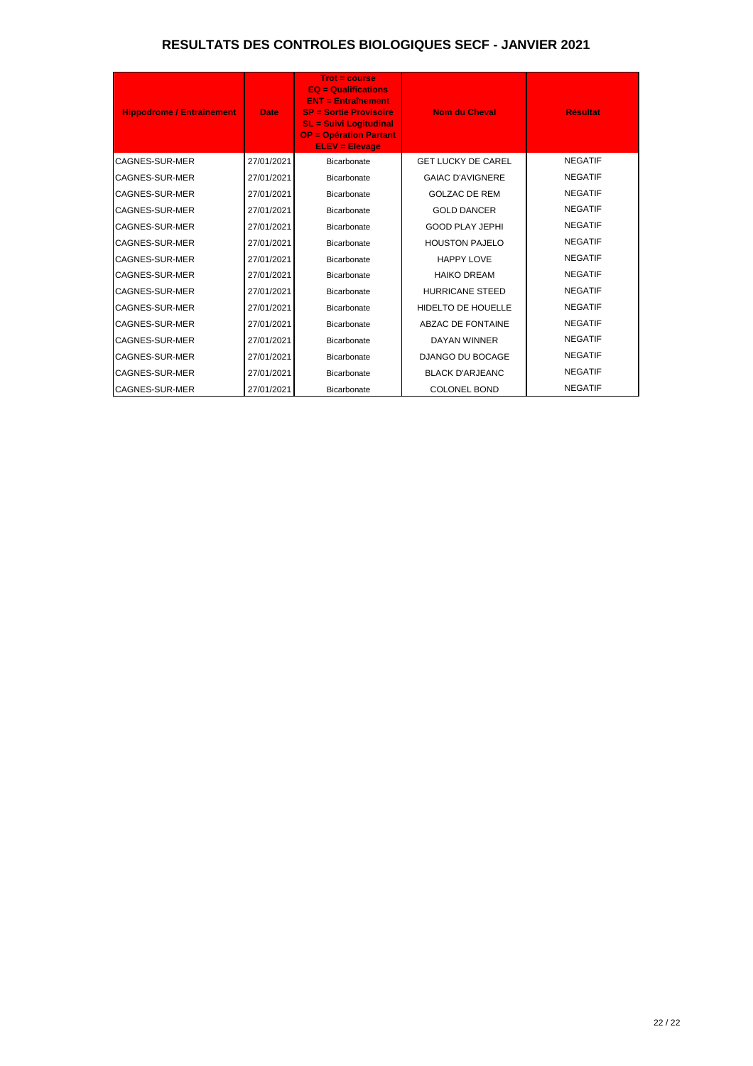# RESULTATS DES CONTROLES BIOLOGIQUES SECF - JANVIER 2021

| Hippodrome / Entraînement | Date | Trot = course<br>EQ = Qualifications<br>ENT = Entraînement<br>SP = Sortie Provisoire<br>SL = Suivi Logitudinal<br>OP = Opération Partant<br>ELEV = Elevage | Nom du Cheval | Résultat |
|---|---|---|---|---|
| CAGNES-SUR-MER | 27/01/2021 | Bicarbonate | GET LUCKY DE CAREL | NEGATIF |
| CAGNES-SUR-MER | 27/01/2021 | Bicarbonate | GAIAC D'AVIGNERE | NEGATIF |
| CAGNES-SUR-MER | 27/01/2021 | Bicarbonate | GOLZAC DE REM | NEGATIF |
| CAGNES-SUR-MER | 27/01/2021 | Bicarbonate | GOLD DANCER | NEGATIF |
| CAGNES-SUR-MER | 27/01/2021 | Bicarbonate | GOOD PLAY JEPHI | NEGATIF |
| CAGNES-SUR-MER | 27/01/2021 | Bicarbonate | HOUSTON PAJELO | NEGATIF |
| CAGNES-SUR-MER | 27/01/2021 | Bicarbonate | HAPPY LOVE | NEGATIF |
| CAGNES-SUR-MER | 27/01/2021 | Bicarbonate | HAIKO DREAM | NEGATIF |
| CAGNES-SUR-MER | 27/01/2021 | Bicarbonate | HURRICANE STEED | NEGATIF |
| CAGNES-SUR-MER | 27/01/2021 | Bicarbonate | HIDELTO DE HOUELLE | NEGATIF |
| CAGNES-SUR-MER | 27/01/2021 | Bicarbonate | ABZAC DE FONTAINE | NEGATIF |
| CAGNES-SUR-MER | 27/01/2021 | Bicarbonate | DAYAN WINNER | NEGATIF |
| CAGNES-SUR-MER | 27/01/2021 | Bicarbonate | DJANGO DU BOCAGE | NEGATIF |
| CAGNES-SUR-MER | 27/01/2021 | Bicarbonate | BLACK D'ARJEANC | NEGATIF |
| CAGNES-SUR-MER | 27/01/2021 | Bicarbonate | COLONEL BOND | NEGATIF |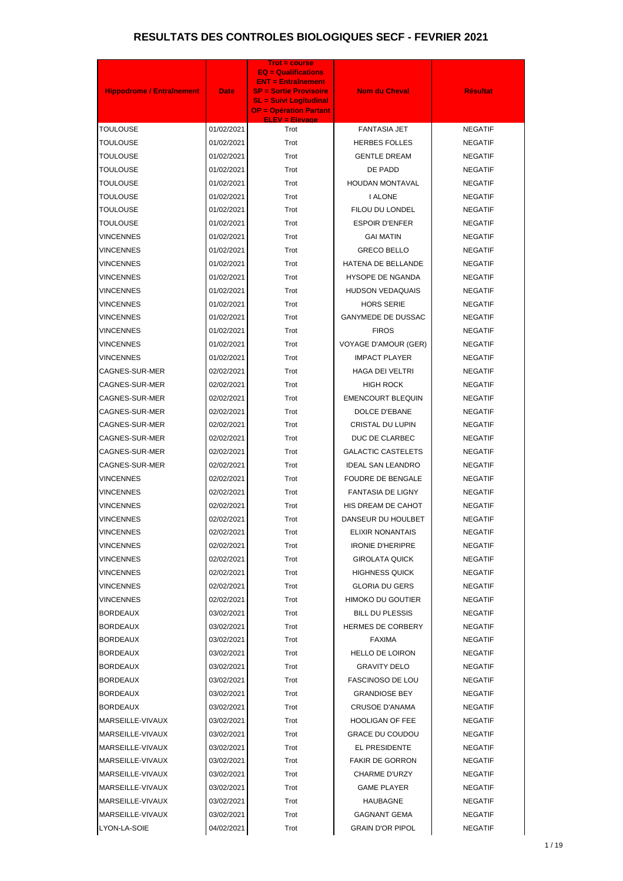# RESULTATS DES CONTROLES BIOLOGIQUES SECF - FEVRIER 2021

| Hippodrome / Entraînement | Date | Trot = course<br>EQ = Qualifications<br>ENT = Entraînement<br>SP = Sortie Provisoire<br>SL = Suivi Logitudinal<br>OP = Opération Partant<br>ELEV = Elevage | Nom du Cheval | Résultat |
|---|---|---|---|---|
| TOULOUSE | 01/02/2021 | Trot | FANTASIA JET | NEGATIF |
| TOULOUSE | 01/02/2021 | Trot | HERBES FOLLES | NEGATIF |
| TOULOUSE | 01/02/2021 | Trot | GENTLE DREAM | NEGATIF |
| TOULOUSE | 01/02/2021 | Trot | DE PADD | NEGATIF |
| TOULOUSE | 01/02/2021 | Trot | HOUDAN MONTAVAL | NEGATIF |
| TOULOUSE | 01/02/2021 | Trot | I ALONE | NEGATIF |
| TOULOUSE | 01/02/2021 | Trot | FILOU DU LONDEL | NEGATIF |
| TOULOUSE | 01/02/2021 | Trot | ESPOIR D'ENFER | NEGATIF |
| VINCENNES | 01/02/2021 | Trot | GAI MATIN | NEGATIF |
| VINCENNES | 01/02/2021 | Trot | GRECO BELLO | NEGATIF |
| VINCENNES | 01/02/2021 | Trot | HATENA DE BELLANDE | NEGATIF |
| VINCENNES | 01/02/2021 | Trot | HYSOPE DE NGANDA | NEGATIF |
| VINCENNES | 01/02/2021 | Trot | HUDSON VEDAQUAIS | NEGATIF |
| VINCENNES | 01/02/2021 | Trot | HORS SERIE | NEGATIF |
| VINCENNES | 01/02/2021 | Trot | GANYMEDE DE DUSSAC | NEGATIF |
| VINCENNES | 01/02/2021 | Trot | FIROS | NEGATIF |
| VINCENNES | 01/02/2021 | Trot | VOYAGE D'AMOUR (GER) | NEGATIF |
| VINCENNES | 01/02/2021 | Trot | IMPACT PLAYER | NEGATIF |
| CAGNES-SUR-MER | 02/02/2021 | Trot | HAGA DEI VELTRI | NEGATIF |
| CAGNES-SUR-MER | 02/02/2021 | Trot | HIGH ROCK | NEGATIF |
| CAGNES-SUR-MER | 02/02/2021 | Trot | EMENCOURT BLEQUIN | NEGATIF |
| CAGNES-SUR-MER | 02/02/2021 | Trot | DOLCE D'EBANE | NEGATIF |
| CAGNES-SUR-MER | 02/02/2021 | Trot | CRISTAL DU LUPIN | NEGATIF |
| CAGNES-SUR-MER | 02/02/2021 | Trot | DUC DE CLARBEC | NEGATIF |
| CAGNES-SUR-MER | 02/02/2021 | Trot | GALACTIC CASTELETS | NEGATIF |
| CAGNES-SUR-MER | 02/02/2021 | Trot | IDEAL SAN LEANDRO | NEGATIF |
| VINCENNES | 02/02/2021 | Trot | FOUDRE DE BENGALE | NEGATIF |
| VINCENNES | 02/02/2021 | Trot | FANTASIA DE LIGNY | NEGATIF |
| VINCENNES | 02/02/2021 | Trot | HIS DREAM DE CAHOT | NEGATIF |
| VINCENNES | 02/02/2021 | Trot | DANSEUR DU HOULBET | NEGATIF |
| VINCENNES | 02/02/2021 | Trot | ELIXIR NONANTAIS | NEGATIF |
| VINCENNES | 02/02/2021 | Trot | IRONIE D'HERIPRE | NEGATIF |
| VINCENNES | 02/02/2021 | Trot | GIROLATA QUICK | NEGATIF |
| VINCENNES | 02/02/2021 | Trot | HIGHNESS QUICK | NEGATIF |
| VINCENNES | 02/02/2021 | Trot | GLORIA DU GERS | NEGATIF |
| VINCENNES | 02/02/2021 | Trot | HIMOKO DU GOUTIER | NEGATIF |
| BORDEAUX | 03/02/2021 | Trot | BILL DU PLESSIS | NEGATIF |
| BORDEAUX | 03/02/2021 | Trot | HERMES DE CORBERY | NEGATIF |
| BORDEAUX | 03/02/2021 | Trot | FAXIMA | NEGATIF |
| BORDEAUX | 03/02/2021 | Trot | HELLO DE LOIRON | NEGATIF |
| BORDEAUX | 03/02/2021 | Trot | GRAVITY DELO | NEGATIF |
| BORDEAUX | 03/02/2021 | Trot | FASCINOSO DE LOU | NEGATIF |
| BORDEAUX | 03/02/2021 | Trot | GRANDIOSE BEY | NEGATIF |
| BORDEAUX | 03/02/2021 | Trot | CRUSOE D'ANAMA | NEGATIF |
| MARSEILLE-VIVAUX | 03/02/2021 | Trot | HOOLIGAN OF FEE | NEGATIF |
| MARSEILLE-VIVAUX | 03/02/2021 | Trot | GRACE DU COUDOU | NEGATIF |
| MARSEILLE-VIVAUX | 03/02/2021 | Trot | EL PRESIDENTE | NEGATIF |
| MARSEILLE-VIVAUX | 03/02/2021 | Trot | FAKIR DE GORRON | NEGATIF |
| MARSEILLE-VIVAUX | 03/02/2021 | Trot | CHARME D'URZY | NEGATIF |
| MARSEILLE-VIVAUX | 03/02/2021 | Trot | GAME PLAYER | NEGATIF |
| MARSEILLE-VIVAUX | 03/02/2021 | Trot | HAUBAGNE | NEGATIF |
| MARSEILLE-VIVAUX | 03/02/2021 | Trot | GAGNANT GEMA | NEGATIF |
| LYON-LA-SOIE | 04/02/2021 | Trot | GRAIN D'OR PIPOL | NEGATIF |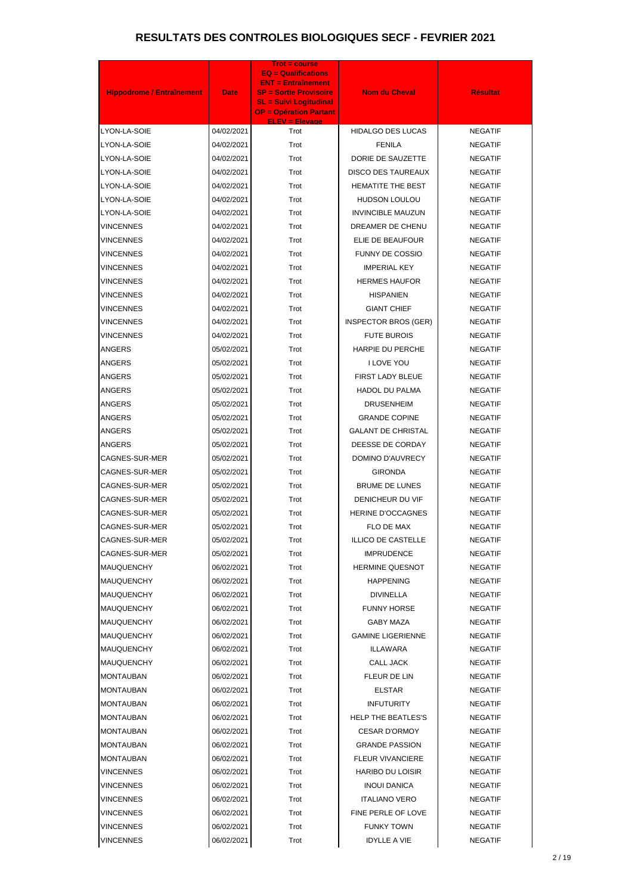# RESULTATS DES CONTROLES BIOLOGIQUES SECF - FEVRIER 2021

| Hippodrome / Entraînement | Date | Trot = course<br>EQ = Qualifications<br>ENT = Entraînement<br>SP = Sortie Provisoire<br>SL = Suivi Logitudinal<br>OP = Opération Partant<br>ELEV = Elevage | Nom du Cheval | Résultat |
|---|---|---|---|---|
| LYON-LA-SOIE | 04/02/2021 | Trot | HIDALGO DES LUCAS | NEGATIF |
| LYON-LA-SOIE | 04/02/2021 | Trot | FENILA | NEGATIF |
| LYON-LA-SOIE | 04/02/2021 | Trot | DORIE DE SAUZETTE | NEGATIF |
| LYON-LA-SOIE | 04/02/2021 | Trot | DISCO DES TAUREAUX | NEGATIF |
| LYON-LA-SOIE | 04/02/2021 | Trot | HEMATITE THE BEST | NEGATIF |
| LYON-LA-SOIE | 04/02/2021 | Trot | HUDSON LOULOU | NEGATIF |
| LYON-LA-SOIE | 04/02/2021 | Trot | INVINCIBLE MAUZUN | NEGATIF |
| VINCENNES | 04/02/2021 | Trot | DREAMER DE CHENU | NEGATIF |
| VINCENNES | 04/02/2021 | Trot | ELIE DE BEAUFOUR | NEGATIF |
| VINCENNES | 04/02/2021 | Trot | FUNNY DE COSSIO | NEGATIF |
| VINCENNES | 04/02/2021 | Trot | IMPERIAL KEY | NEGATIF |
| VINCENNES | 04/02/2021 | Trot | HERMES HAUFOR | NEGATIF |
| VINCENNES | 04/02/2021 | Trot | HISPANIEN | NEGATIF |
| VINCENNES | 04/02/2021 | Trot | GIANT CHIEF | NEGATIF |
| VINCENNES | 04/02/2021 | Trot | INSPECTOR BROS (GER) | NEGATIF |
| VINCENNES | 04/02/2021 | Trot | FUTE BUROIS | NEGATIF |
| ANGERS | 05/02/2021 | Trot | HARPIE DU PERCHE | NEGATIF |
| ANGERS | 05/02/2021 | Trot | I LOVE YOU | NEGATIF |
| ANGERS | 05/02/2021 | Trot | FIRST LADY BLEUE | NEGATIF |
| ANGERS | 05/02/2021 | Trot | HADOL DU PALMA | NEGATIF |
| ANGERS | 05/02/2021 | Trot | DRUSENHEIM | NEGATIF |
| ANGERS | 05/02/2021 | Trot | GRANDE COPINE | NEGATIF |
| ANGERS | 05/02/2021 | Trot | GALANT DE CHRISTAL | NEGATIF |
| ANGERS | 05/02/2021 | Trot | DEESSE DE CORDAY | NEGATIF |
| CAGNES-SUR-MER | 05/02/2021 | Trot | DOMINO D'AUVRECY | NEGATIF |
| CAGNES-SUR-MER | 05/02/2021 | Trot | GIRONDA | NEGATIF |
| CAGNES-SUR-MER | 05/02/2021 | Trot | BRUME DE LUNES | NEGATIF |
| CAGNES-SUR-MER | 05/02/2021 | Trot | DENICHEUR DU VIF | NEGATIF |
| CAGNES-SUR-MER | 05/02/2021 | Trot | HERINE D'OCCAGNES | NEGATIF |
| CAGNES-SUR-MER | 05/02/2021 | Trot | FLO DE MAX | NEGATIF |
| CAGNES-SUR-MER | 05/02/2021 | Trot | ILLICO DE CASTELLE | NEGATIF |
| CAGNES-SUR-MER | 05/02/2021 | Trot | IMPRUDENCE | NEGATIF |
| MAUQUENCHY | 06/02/2021 | Trot | HERMINE QUESNOT | NEGATIF |
| MAUQUENCHY | 06/02/2021 | Trot | HAPPENING | NEGATIF |
| MAUQUENCHY | 06/02/2021 | Trot | DIVINELLA | NEGATIF |
| MAUQUENCHY | 06/02/2021 | Trot | FUNNY HORSE | NEGATIF |
| MAUQUENCHY | 06/02/2021 | Trot | GABY MAZA | NEGATIF |
| MAUQUENCHY | 06/02/2021 | Trot | GAMINE LIGERIENNE | NEGATIF |
| MAUQUENCHY | 06/02/2021 | Trot | ILLAWARA | NEGATIF |
| MAUQUENCHY | 06/02/2021 | Trot | CALL JACK | NEGATIF |
| MONTAUBAN | 06/02/2021 | Trot | FLEUR DE LIN | NEGATIF |
| MONTAUBAN | 06/02/2021 | Trot | ELSTAR | NEGATIF |
| MONTAUBAN | 06/02/2021 | Trot | INFUTURITY | NEGATIF |
| MONTAUBAN | 06/02/2021 | Trot | HELP THE BEATLES'S | NEGATIF |
| MONTAUBAN | 06/02/2021 | Trot | CESAR D'ORMOY | NEGATIF |
| MONTAUBAN | 06/02/2021 | Trot | GRANDE PASSION | NEGATIF |
| MONTAUBAN | 06/02/2021 | Trot | FLEUR VIVANCIERE | NEGATIF |
| VINCENNES | 06/02/2021 | Trot | HARIBO DU LOISIR | NEGATIF |
| VINCENNES | 06/02/2021 | Trot | INOUI DANICA | NEGATIF |
| VINCENNES | 06/02/2021 | Trot | ITALIANO VERO | NEGATIF |
| VINCENNES | 06/02/2021 | Trot | FINE PERLE OF LOVE | NEGATIF |
| VINCENNES | 06/02/2021 | Trot | FUNKY TOWN | NEGATIF |
| VINCENNES | 06/02/2021 | Trot | IDYLLE A VIE | NEGATIF |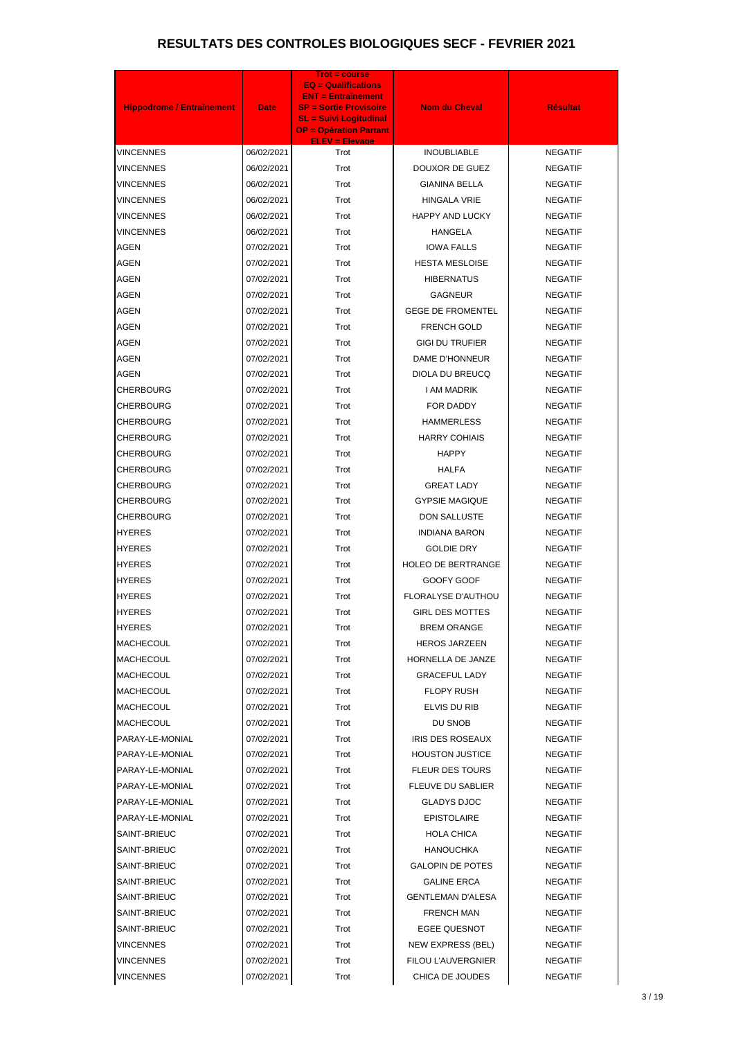# RESULTATS DES CONTROLES BIOLOGIQUES SECF - FEVRIER 2021

| Hippodrome / Entraînement | Date | Trot = course<br>EQ = Qualifications<br>ENT = Entraînement<br>SP = Sortie Provisoire<br>SL = Suivi Logitudinal<br>OP = Opération Partant<br>ELEV = Elevage | Nom du Cheval | Résultat |
|---|---|---|---|---|
| VINCENNES | 06/02/2021 | Trot | INOUBLIABLE | NEGATIF |
| VINCENNES | 06/02/2021 | Trot | DOUXOR DE GUEZ | NEGATIF |
| VINCENNES | 06/02/2021 | Trot | GIANINA BELLA | NEGATIF |
| VINCENNES | 06/02/2021 | Trot | HINGALA VRIE | NEGATIF |
| VINCENNES | 06/02/2021 | Trot | HAPPY AND LUCKY | NEGATIF |
| VINCENNES | 06/02/2021 | Trot | HANGELA | NEGATIF |
| AGEN | 07/02/2021 | Trot | IOWA FALLS | NEGATIF |
| AGEN | 07/02/2021 | Trot | HESTA MESLOISE | NEGATIF |
| AGEN | 07/02/2021 | Trot | HIBERNATUS | NEGATIF |
| AGEN | 07/02/2021 | Trot | GAGNEUR | NEGATIF |
| AGEN | 07/02/2021 | Trot | GEGE DE FROMENTEL | NEGATIF |
| AGEN | 07/02/2021 | Trot | FRENCH GOLD | NEGATIF |
| AGEN | 07/02/2021 | Trot | GIGI DU TRUFIER | NEGATIF |
| AGEN | 07/02/2021 | Trot | DAME D'HONNEUR | NEGATIF |
| AGEN | 07/02/2021 | Trot | DIOLA DU BREUCQ | NEGATIF |
| CHERBOURG | 07/02/2021 | Trot | I AM MADRIK | NEGATIF |
| CHERBOURG | 07/02/2021 | Trot | FOR DADDY | NEGATIF |
| CHERBOURG | 07/02/2021 | Trot | HAMMERLESS | NEGATIF |
| CHERBOURG | 07/02/2021 | Trot | HARRY COHIAIS | NEGATIF |
| CHERBOURG | 07/02/2021 | Trot | HAPPY | NEGATIF |
| CHERBOURG | 07/02/2021 | Trot | HALFA | NEGATIF |
| CHERBOURG | 07/02/2021 | Trot | GREAT LADY | NEGATIF |
| CHERBOURG | 07/02/2021 | Trot | GYPSIE MAGIQUE | NEGATIF |
| CHERBOURG | 07/02/2021 | Trot | DON SALLUSTE | NEGATIF |
| HYERES | 07/02/2021 | Trot | INDIANA BARON | NEGATIF |
| HYERES | 07/02/2021 | Trot | GOLDIE DRY | NEGATIF |
| HYERES | 07/02/2021 | Trot | HOLEO DE BERTRANGE | NEGATIF |
| HYERES | 07/02/2021 | Trot | GOOFY GOOF | NEGATIF |
| HYERES | 07/02/2021 | Trot | FLORALYSE D'AUTHOU | NEGATIF |
| HYERES | 07/02/2021 | Trot | GIRL DES MOTTES | NEGATIF |
| HYERES | 07/02/2021 | Trot | BREM ORANGE | NEGATIF |
| MACHECOUL | 07/02/2021 | Trot | HEROS JARZEEN | NEGATIF |
| MACHECOUL | 07/02/2021 | Trot | HORNELLA DE JANZE | NEGATIF |
| MACHECOUL | 07/02/2021 | Trot | GRACEFUL LADY | NEGATIF |
| MACHECOUL | 07/02/2021 | Trot | FLOPY RUSH | NEGATIF |
| MACHECOUL | 07/02/2021 | Trot | ELVIS DU RIB | NEGATIF |
| MACHECOUL | 07/02/2021 | Trot | DU SNOB | NEGATIF |
| PARAY-LE-MONIAL | 07/02/2021 | Trot | IRIS DES ROSEAUX | NEGATIF |
| PARAY-LE-MONIAL | 07/02/2021 | Trot | HOUSTON JUSTICE | NEGATIF |
| PARAY-LE-MONIAL | 07/02/2021 | Trot | FLEUR DES TOURS | NEGATIF |
| PARAY-LE-MONIAL | 07/02/2021 | Trot | FLEUVE DU SABLIER | NEGATIF |
| PARAY-LE-MONIAL | 07/02/2021 | Trot | GLADYS DJOC | NEGATIF |
| PARAY-LE-MONIAL | 07/02/2021 | Trot | EPISTOLAIRE | NEGATIF |
| SAINT-BRIEUC | 07/02/2021 | Trot | HOLA CHICA | NEGATIF |
| SAINT-BRIEUC | 07/02/2021 | Trot | HANOUCHKA | NEGATIF |
| SAINT-BRIEUC | 07/02/2021 | Trot | GALOPIN DE POTES | NEGATIF |
| SAINT-BRIEUC | 07/02/2021 | Trot | GALINE ERCA | NEGATIF |
| SAINT-BRIEUC | 07/02/2021 | Trot | GENTLEMAN D'ALESA | NEGATIF |
| SAINT-BRIEUC | 07/02/2021 | Trot | FRENCH MAN | NEGATIF |
| SAINT-BRIEUC | 07/02/2021 | Trot | EGEE QUESNOT | NEGATIF |
| VINCENNES | 07/02/2021 | Trot | NEW EXPRESS (BEL) | NEGATIF |
| VINCENNES | 07/02/2021 | Trot | FILOU L'AUVERGNIER | NEGATIF |
| VINCENNES | 07/02/2021 | Trot | CHICA DE JOUDES | NEGATIF |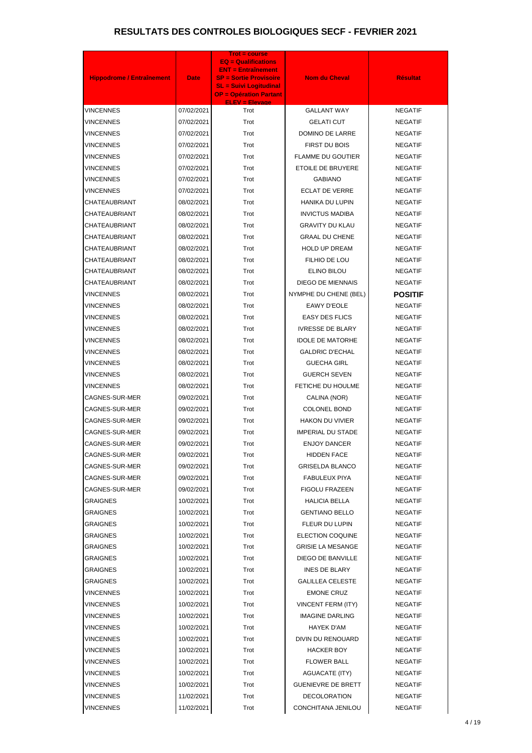# RESULTATS DES CONTROLES BIOLOGIQUES SECF - FEVRIER 2021

| Hippodrome / Entraînement | Date | Trot = course<br>EQ = Qualifications<br>ENT = Entraînement<br>SP = Sortie Provisoire<br>SL = Suivi Logitudinal<br>OP = Opération Partant<br>ELEV = Elevage | Nom du Cheval | Résultat |
|---|---|---|---|---|
| VINCENNES | 07/02/2021 | Trot | GALLANT WAY | NEGATIF |
| VINCENNES | 07/02/2021 | Trot | GELATI CUT | NEGATIF |
| VINCENNES | 07/02/2021 | Trot | DOMINO DE LARRE | NEGATIF |
| VINCENNES | 07/02/2021 | Trot | FIRST DU BOIS | NEGATIF |
| VINCENNES | 07/02/2021 | Trot | FLAMME DU GOUTIER | NEGATIF |
| VINCENNES | 07/02/2021 | Trot | ETOILE DE BRUYERE | NEGATIF |
| VINCENNES | 07/02/2021 | Trot | GABIANO | NEGATIF |
| VINCENNES | 07/02/2021 | Trot | ECLAT DE VERRE | NEGATIF |
| CHATEAUBRIANT | 08/02/2021 | Trot | HANIKA DU LUPIN | NEGATIF |
| CHATEAUBRIANT | 08/02/2021 | Trot | INVICTUS MADIBA | NEGATIF |
| CHATEAUBRIANT | 08/02/2021 | Trot | GRAVITY DU KLAU | NEGATIF |
| CHATEAUBRIANT | 08/02/2021 | Trot | GRAAL DU CHENE | NEGATIF |
| CHATEAUBRIANT | 08/02/2021 | Trot | HOLD UP DREAM | NEGATIF |
| CHATEAUBRIANT | 08/02/2021 | Trot | FILHIO DE LOU | NEGATIF |
| CHATEAUBRIANT | 08/02/2021 | Trot | ELINO BILOU | NEGATIF |
| CHATEAUBRIANT | 08/02/2021 | Trot | DIEGO DE MIENNAIS | NEGATIF |
| VINCENNES | 08/02/2021 | Trot | NYMPHE DU CHENE (BEL) | **POSITIF** |
| VINCENNES | 08/02/2021 | Trot | EAWY D'EOLE | NEGATIF |
| VINCENNES | 08/02/2021 | Trot | EASY DES FLICS | NEGATIF |
| VINCENNES | 08/02/2021 | Trot | IVRESSE DE BLARY | NEGATIF |
| VINCENNES | 08/02/2021 | Trot | IDOLE DE MATORHE | NEGATIF |
| VINCENNES | 08/02/2021 | Trot | GALDRIC D'ECHAL | NEGATIF |
| VINCENNES | 08/02/2021 | Trot | GUECHA GIRL | NEGATIF |
| VINCENNES | 08/02/2021 | Trot | GUERCH SEVEN | NEGATIF |
| VINCENNES | 08/02/2021 | Trot | FETICHE DU HOULME | NEGATIF |
| CAGNES-SUR-MER | 09/02/2021 | Trot | CALINA (NOR) | NEGATIF |
| CAGNES-SUR-MER | 09/02/2021 | Trot | COLONEL BOND | NEGATIF |
| CAGNES-SUR-MER | 09/02/2021 | Trot | HAKON DU VIVIER | NEGATIF |
| CAGNES-SUR-MER | 09/02/2021 | Trot | IMPERIAL DU STADE | NEGATIF |
| CAGNES-SUR-MER | 09/02/2021 | Trot | ENJOY DANCER | NEGATIF |
| CAGNES-SUR-MER | 09/02/2021 | Trot | HIDDEN FACE | NEGATIF |
| CAGNES-SUR-MER | 09/02/2021 | Trot | GRISELDA BLANCO | NEGATIF |
| CAGNES-SUR-MER | 09/02/2021 | Trot | FABULEUX PIYA | NEGATIF |
| CAGNES-SUR-MER | 09/02/2021 | Trot | FIGOLU FRAZEEN | NEGATIF |
| GRAIGNES | 10/02/2021 | Trot | HALICIA BELLA | NEGATIF |
| GRAIGNES | 10/02/2021 | Trot | GENTIANO BELLO | NEGATIF |
| GRAIGNES | 10/02/2021 | Trot | FLEUR DU LUPIN | NEGATIF |
| GRAIGNES | 10/02/2021 | Trot | ELECTION COQUINE | NEGATIF |
| GRAIGNES | 10/02/2021 | Trot | GRISIE LA MESANGE | NEGATIF |
| GRAIGNES | 10/02/2021 | Trot | DIEGO DE BANVILLE | NEGATIF |
| GRAIGNES | 10/02/2021 | Trot | INES DE BLARY | NEGATIF |
| GRAIGNES | 10/02/2021 | Trot | GALILLEA CELESTE | NEGATIF |
| VINCENNES | 10/02/2021 | Trot | EMONE CRUZ | NEGATIF |
| VINCENNES | 10/02/2021 | Trot | VINCENT FERM (ITY) | NEGATIF |
| VINCENNES | 10/02/2021 | Trot | IMAGINE DARLING | NEGATIF |
| VINCENNES | 10/02/2021 | Trot | HAYEK D'AM | NEGATIF |
| VINCENNES | 10/02/2021 | Trot | DIVIN DU RENOUARD | NEGATIF |
| VINCENNES | 10/02/2021 | Trot | HACKER BOY | NEGATIF |
| VINCENNES | 10/02/2021 | Trot | FLOWER BALL | NEGATIF |
| VINCENNES | 10/02/2021 | Trot | AGUACATE (ITY) | NEGATIF |
| VINCENNES | 10/02/2021 | Trot | GUENIEVRE DE BRETT | NEGATIF |
| VINCENNES | 11/02/2021 | Trot | DECOLORATION | NEGATIF |
| VINCENNES | 11/02/2021 | Trot | CONCHITANA JENILOU | NEGATIF |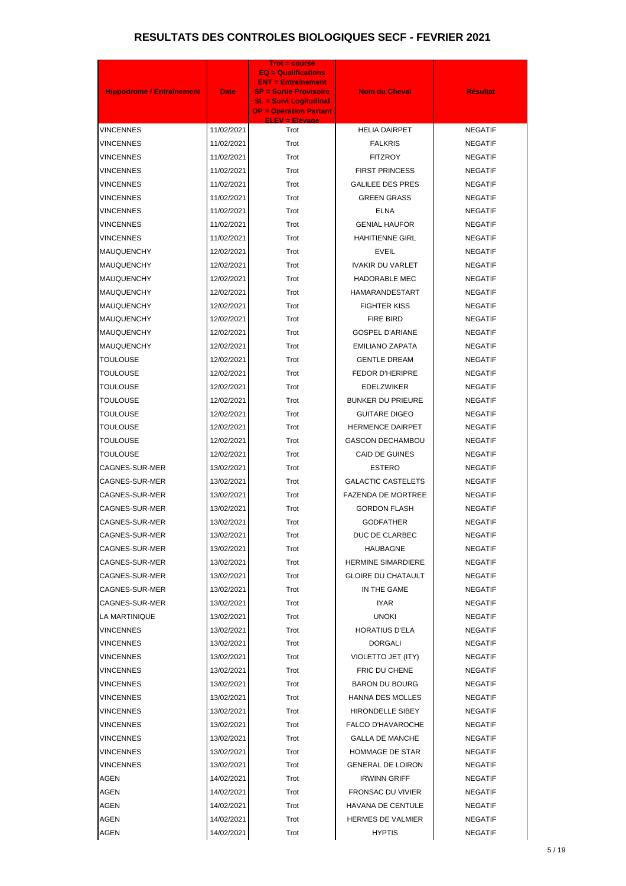# RESULTATS DES CONTROLES BIOLOGIQUES SECF - FEVRIER 2021

| Hippodrome / Entraînement | Date | Trot = course EQ = Qualifications ENT = Entraînement SP = Sortie Provisoire SL = Suivi Logitudinal OP = Opération Partant ELEV = Elevage | Nom du Cheval | Résultat |
|---|---|---|---|---|
| VINCENNES | 11/02/2021 | Trot | HELIA DAIRPET | NEGATIF |
| VINCENNES | 11/02/2021 | Trot | FALKRIS | NEGATIF |
| VINCENNES | 11/02/2021 | Trot | FITZROY | NEGATIF |
| VINCENNES | 11/02/2021 | Trot | FIRST PRINCESS | NEGATIF |
| VINCENNES | 11/02/2021 | Trot | GALILEE DES PRES | NEGATIF |
| VINCENNES | 11/02/2021 | Trot | GREEN GRASS | NEGATIF |
| VINCENNES | 11/02/2021 | Trot | ELNA | NEGATIF |
| VINCENNES | 11/02/2021 | Trot | GENIAL HAUFOR | NEGATIF |
| VINCENNES | 11/02/2021 | Trot | HAHITIENNE GIRL | NEGATIF |
| MAUQUENCHY | 12/02/2021 | Trot | EVEIL | NEGATIF |
| MAUQUENCHY | 12/02/2021 | Trot | IVAKIR DU VARLET | NEGATIF |
| MAUQUENCHY | 12/02/2021 | Trot | HADORABLE MEC | NEGATIF |
| MAUQUENCHY | 12/02/2021 | Trot | HAMARANDESTART | NEGATIF |
| MAUQUENCHY | 12/02/2021 | Trot | FIGHTER KISS | NEGATIF |
| MAUQUENCHY | 12/02/2021 | Trot | FIRE BIRD | NEGATIF |
| MAUQUENCHY | 12/02/2021 | Trot | GOSPEL D'ARIANE | NEGATIF |
| MAUQUENCHY | 12/02/2021 | Trot | EMILIANO ZAPATA | NEGATIF |
| TOULOUSE | 12/02/2021 | Trot | GENTLE DREAM | NEGATIF |
| TOULOUSE | 12/02/2021 | Trot | FEDOR D'HERIPRE | NEGATIF |
| TOULOUSE | 12/02/2021 | Trot | EDELZWIKER | NEGATIF |
| TOULOUSE | 12/02/2021 | Trot | BUNKER DU PRIEURE | NEGATIF |
| TOULOUSE | 12/02/2021 | Trot | GUITARE DIGEO | NEGATIF |
| TOULOUSE | 12/02/2021 | Trot | HERMENCE DAIRPET | NEGATIF |
| TOULOUSE | 12/02/2021 | Trot | GASCON DECHAMBOU | NEGATIF |
| TOULOUSE | 12/02/2021 | Trot | CAID DE GUINES | NEGATIF |
| CAGNES-SUR-MER | 13/02/2021 | Trot | ESTERO | NEGATIF |
| CAGNES-SUR-MER | 13/02/2021 | Trot | GALACTIC CASTELETS | NEGATIF |
| CAGNES-SUR-MER | 13/02/2021 | Trot | FAZENDA DE MORTREE | NEGATIF |
| CAGNES-SUR-MER | 13/02/2021 | Trot | GORDON FLASH | NEGATIF |
| CAGNES-SUR-MER | 13/02/2021 | Trot | GODFATHER | NEGATIF |
| CAGNES-SUR-MER | 13/02/2021 | Trot | DUC DE CLARBEC | NEGATIF |
| CAGNES-SUR-MER | 13/02/2021 | Trot | HAUBAGNE | NEGATIF |
| CAGNES-SUR-MER | 13/02/2021 | Trot | HERMINE SIMARDIERE | NEGATIF |
| CAGNES-SUR-MER | 13/02/2021 | Trot | GLOIRE DU CHATAULT | NEGATIF |
| CAGNES-SUR-MER | 13/02/2021 | Trot | IN THE GAME | NEGATIF |
| CAGNES-SUR-MER | 13/02/2021 | Trot | IYAR | NEGATIF |
| LA MARTINIQUE | 13/02/2021 | Trot | UNOKI | NEGATIF |
| VINCENNES | 13/02/2021 | Trot | HORATIUS D'ELA | NEGATIF |
| VINCENNES | 13/02/2021 | Trot | DORGALI | NEGATIF |
| VINCENNES | 13/02/2021 | Trot | VIOLETTO JET (ITY) | NEGATIF |
| VINCENNES | 13/02/2021 | Trot | FRIC DU CHENE | NEGATIF |
| VINCENNES | 13/02/2021 | Trot | BARON DU BOURG | NEGATIF |
| VINCENNES | 13/02/2021 | Trot | HANNA DES MOLLES | NEGATIF |
| VINCENNES | 13/02/2021 | Trot | HIRONDELLE SIBEY | NEGATIF |
| VINCENNES | 13/02/2021 | Trot | FALCO D'HAVAROCHE | NEGATIF |
| VINCENNES | 13/02/2021 | Trot | GALLA DE MANCHE | NEGATIF |
| VINCENNES | 13/02/2021 | Trot | HOMMAGE DE STAR | NEGATIF |
| VINCENNES | 13/02/2021 | Trot | GENERAL DE LOIRON | NEGATIF |
| AGEN | 14/02/2021 | Trot | IRWINN GRIFF | NEGATIF |
| AGEN | 14/02/2021 | Trot | FRONSAC DU VIVIER | NEGATIF |
| AGEN | 14/02/2021 | Trot | HAVANA DE CENTULE | NEGATIF |
| AGEN | 14/02/2021 | Trot | HERMES DE VALMIER | NEGATIF |
| AGEN | 14/02/2021 | Trot | HYPTIS | NEGATIF |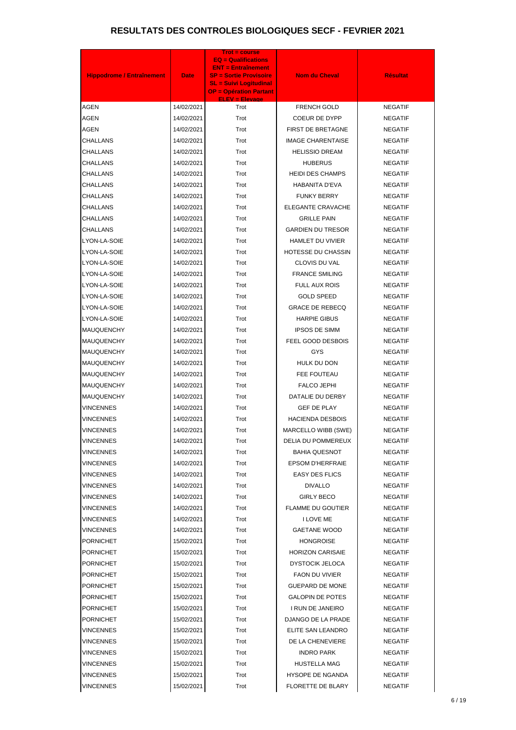# RESULTATS DES CONTROLES BIOLOGIQUES SECF - FEVRIER 2021

| Hippodrome / Entraînement | Date | Trot = course EQ = Qualifications ENT = Entraînement SP = Sortie Provisoire SL = Suivi Logitudinal OP = Opération Partant ELEV = Elevage | Nom du Cheval | Résultat |
|---|---|---|---|---|
| AGEN | 14/02/2021 | Trot | FRENCH GOLD | NEGATIF |
| AGEN | 14/02/2021 | Trot | COEUR DE DYPP | NEGATIF |
| AGEN | 14/02/2021 | Trot | FIRST DE BRETAGNE | NEGATIF |
| CHALLANS | 14/02/2021 | Trot | IMAGE CHARENTAISE | NEGATIF |
| CHALLANS | 14/02/2021 | Trot | HELISSIO DREAM | NEGATIF |
| CHALLANS | 14/02/2021 | Trot | HUBERUS | NEGATIF |
| CHALLANS | 14/02/2021 | Trot | HEIDI DES CHAMPS | NEGATIF |
| CHALLANS | 14/02/2021 | Trot | HABANITA D'EVA | NEGATIF |
| CHALLANS | 14/02/2021 | Trot | FUNKY BERRY | NEGATIF |
| CHALLANS | 14/02/2021 | Trot | ELEGANTE CRAVACHE | NEGATIF |
| CHALLANS | 14/02/2021 | Trot | GRILLE PAIN | NEGATIF |
| CHALLANS | 14/02/2021 | Trot | GARDIEN DU TRESOR | NEGATIF |
| LYON-LA-SOIE | 14/02/2021 | Trot | HAMLET DU VIVIER | NEGATIF |
| LYON-LA-SOIE | 14/02/2021 | Trot | HOTESSE DU CHASSIN | NEGATIF |
| LYON-LA-SOIE | 14/02/2021 | Trot | CLOVIS DU VAL | NEGATIF |
| LYON-LA-SOIE | 14/02/2021 | Trot | FRANCE SMILING | NEGATIF |
| LYON-LA-SOIE | 14/02/2021 | Trot | FULL AUX ROIS | NEGATIF |
| LYON-LA-SOIE | 14/02/2021 | Trot | GOLD SPEED | NEGATIF |
| LYON-LA-SOIE | 14/02/2021 | Trot | GRACE DE REBECQ | NEGATIF |
| LYON-LA-SOIE | 14/02/2021 | Trot | HARPIE GIBUS | NEGATIF |
| MAUQUENCHY | 14/02/2021 | Trot | IPSOS DE SIMM | NEGATIF |
| MAUQUENCHY | 14/02/2021 | Trot | FEEL GOOD DESBOIS | NEGATIF |
| MAUQUENCHY | 14/02/2021 | Trot | GYS | NEGATIF |
| MAUQUENCHY | 14/02/2021 | Trot | HULK DU DON | NEGATIF |
| MAUQUENCHY | 14/02/2021 | Trot | FEE FOUTEAU | NEGATIF |
| MAUQUENCHY | 14/02/2021 | Trot | FALCO JEPHI | NEGATIF |
| MAUQUENCHY | 14/02/2021 | Trot | DATALIE DU DERBY | NEGATIF |
| VINCENNES | 14/02/2021 | Trot | GEF DE PLAY | NEGATIF |
| VINCENNES | 14/02/2021 | Trot | HACIENDA DESBOIS | NEGATIF |
| VINCENNES | 14/02/2021 | Trot | MARCELLO WIBB (SWE) | NEGATIF |
| VINCENNES | 14/02/2021 | Trot | DELIA DU POMMEREUX | NEGATIF |
| VINCENNES | 14/02/2021 | Trot | BAHIA QUESNOT | NEGATIF |
| VINCENNES | 14/02/2021 | Trot | EPSOM D'HERFRAIE | NEGATIF |
| VINCENNES | 14/02/2021 | Trot | EASY DES FLICS | NEGATIF |
| VINCENNES | 14/02/2021 | Trot | DIVALLO | NEGATIF |
| VINCENNES | 14/02/2021 | Trot | GIRLY BECO | NEGATIF |
| VINCENNES | 14/02/2021 | Trot | FLAMME DU GOUTIER | NEGATIF |
| VINCENNES | 14/02/2021 | Trot | I LOVE ME | NEGATIF |
| VINCENNES | 14/02/2021 | Trot | GAETANE WOOD | NEGATIF |
| PORNICHET | 15/02/2021 | Trot | HONGROISE | NEGATIF |
| PORNICHET | 15/02/2021 | Trot | HORIZON CARISAIE | NEGATIF |
| PORNICHET | 15/02/2021 | Trot | DYSTOCIK JELOCA | NEGATIF |
| PORNICHET | 15/02/2021 | Trot | FAON DU VIVIER | NEGATIF |
| PORNICHET | 15/02/2021 | Trot | GUEPARD DE MONE | NEGATIF |
| PORNICHET | 15/02/2021 | Trot | GALOPIN DE POTES | NEGATIF |
| PORNICHET | 15/02/2021 | Trot | I RUN DE JANEIRO | NEGATIF |
| PORNICHET | 15/02/2021 | Trot | DJANGO DE LA PRADE | NEGATIF |
| VINCENNES | 15/02/2021 | Trot | ELITE SAN LEANDRO | NEGATIF |
| VINCENNES | 15/02/2021 | Trot | DE LA CHENEVIERE | NEGATIF |
| VINCENNES | 15/02/2021 | Trot | INDRO PARK | NEGATIF |
| VINCENNES | 15/02/2021 | Trot | HUSTELLA MAG | NEGATIF |
| VINCENNES | 15/02/2021 | Trot | HYSOPE DE NGANDA | NEGATIF |
| VINCENNES | 15/02/2021 | Trot | FLORETTE DE BLARY | NEGATIF |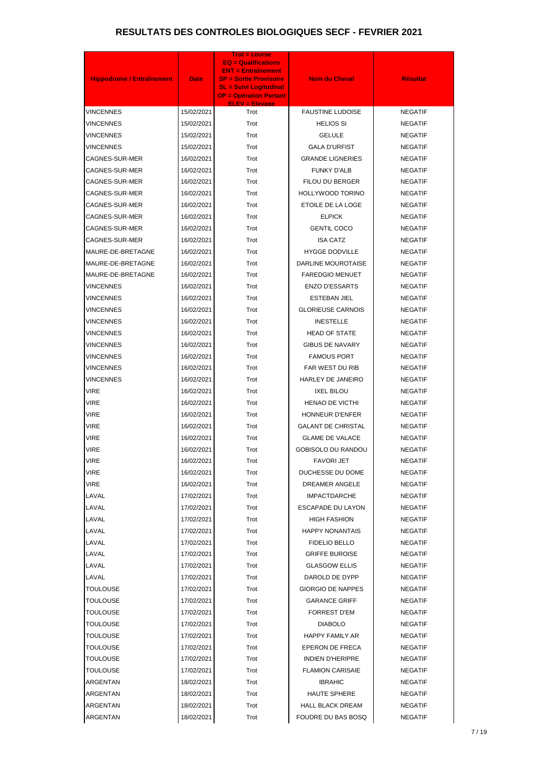# RESULTATS DES CONTROLES BIOLOGIQUES SECF - FEVRIER 2021

| Hippodrome / Entraînement | Date | Trot = course<br>EQ = Qualifications<br>ENT = Entraînement<br>SP = Sortie Provisoire<br>SL = Suivi Logitudinal<br>OP = Opération Partant<br>ELEV = Elevage | Nom du Cheval | Résultat |
|---|---|---|---|---|
| VINCENNES | 15/02/2021 | Trot | FAUSTINE LUDOISE | NEGATIF |
| VINCENNES | 15/02/2021 | Trot | HELIOS SI | NEGATIF |
| VINCENNES | 15/02/2021 | Trot | GELULE | NEGATIF |
| VINCENNES | 15/02/2021 | Trot | GALA D'URFIST | NEGATIF |
| CAGNES-SUR-MER | 16/02/2021 | Trot | GRANDE LIGNERIES | NEGATIF |
| CAGNES-SUR-MER | 16/02/2021 | Trot | FUNKY D'ALB | NEGATIF |
| CAGNES-SUR-MER | 16/02/2021 | Trot | FILOU DU BERGER | NEGATIF |
| CAGNES-SUR-MER | 16/02/2021 | Trot | HOLLYWOOD TORINO | NEGATIF |
| CAGNES-SUR-MER | 16/02/2021 | Trot | ETOILE DE LA LOGE | NEGATIF |
| CAGNES-SUR-MER | 16/02/2021 | Trot | ELPICK | NEGATIF |
| CAGNES-SUR-MER | 16/02/2021 | Trot | GENTIL COCO | NEGATIF |
| CAGNES-SUR-MER | 16/02/2021 | Trot | ISA CATZ | NEGATIF |
| MAURE-DE-BRETAGNE | 16/02/2021 | Trot | HYGGE DODVILLE | NEGATIF |
| MAURE-DE-BRETAGNE | 16/02/2021 | Trot | DARLINE MOUROTAISE | NEGATIF |
| MAURE-DE-BRETAGNE | 16/02/2021 | Trot | FAREDGIO MENUET | NEGATIF |
| VINCENNES | 16/02/2021 | Trot | ENZO D'ESSARTS | NEGATIF |
| VINCENNES | 16/02/2021 | Trot | ESTEBAN JIEL | NEGATIF |
| VINCENNES | 16/02/2021 | Trot | GLORIEUSE CARNOIS | NEGATIF |
| VINCENNES | 16/02/2021 | Trot | INESTELLE | NEGATIF |
| VINCENNES | 16/02/2021 | Trot | HEAD OF STATE | NEGATIF |
| VINCENNES | 16/02/2021 | Trot | GIBUS DE NAVARY | NEGATIF |
| VINCENNES | 16/02/2021 | Trot | FAMOUS PORT | NEGATIF |
| VINCENNES | 16/02/2021 | Trot | FAR WEST DU RIB | NEGATIF |
| VINCENNES | 16/02/2021 | Trot | HARLEY DE JANEIRO | NEGATIF |
| VIRE | 16/02/2021 | Trot | IXEL BILOU | NEGATIF |
| VIRE | 16/02/2021 | Trot | HENAO DE VICTHI | NEGATIF |
| VIRE | 16/02/2021 | Trot | HONNEUR D'ENFER | NEGATIF |
| VIRE | 16/02/2021 | Trot | GALANT DE CHRISTAL | NEGATIF |
| VIRE | 16/02/2021 | Trot | GLAME DE VALACE | NEGATIF |
| VIRE | 16/02/2021 | Trot | GOBISOLO DU RANDOU | NEGATIF |
| VIRE | 16/02/2021 | Trot | FAVORI JET | NEGATIF |
| VIRE | 16/02/2021 | Trot | DUCHESSE DU DOME | NEGATIF |
| VIRE | 16/02/2021 | Trot | DREAMER ANGELE | NEGATIF |
| LAVAL | 17/02/2021 | Trot | IMPACTDARCHE | NEGATIF |
| LAVAL | 17/02/2021 | Trot | ESCAPADE DU LAYON | NEGATIF |
| LAVAL | 17/02/2021 | Trot | HIGH FASHION | NEGATIF |
| LAVAL | 17/02/2021 | Trot | HAPPY NONANTAIS | NEGATIF |
| LAVAL | 17/02/2021 | Trot | FIDELIO BELLO | NEGATIF |
| LAVAL | 17/02/2021 | Trot | GRIFFE BUROISE | NEGATIF |
| LAVAL | 17/02/2021 | Trot | GLASGOW ELLIS | NEGATIF |
| LAVAL | 17/02/2021 | Trot | DAROLD DE DYPP | NEGATIF |
| TOULOUSE | 17/02/2021 | Trot | GIORGIO DE NAPPES | NEGATIF |
| TOULOUSE | 17/02/2021 | Trot | GARANCE GRIFF | NEGATIF |
| TOULOUSE | 17/02/2021 | Trot | FORREST D'EM | NEGATIF |
| TOULOUSE | 17/02/2021 | Trot | DIABOLO | NEGATIF |
| TOULOUSE | 17/02/2021 | Trot | HAPPY FAMILY AR | NEGATIF |
| TOULOUSE | 17/02/2021 | Trot | EPERON DE FRECA | NEGATIF |
| TOULOUSE | 17/02/2021 | Trot | INDIEN D'HERIPRE | NEGATIF |
| TOULOUSE | 17/02/2021 | Trot | FLAMION CARISAIE | NEGATIF |
| ARGENTAN | 18/02/2021 | Trot | IBRAHIC | NEGATIF |
| ARGENTAN | 18/02/2021 | Trot | HAUTE SPHERE | NEGATIF |
| ARGENTAN | 18/02/2021 | Trot | HALL BLACK DREAM | NEGATIF |
| ARGENTAN | 18/02/2021 | Trot | FOUDRE DU BAS BOSQ | NEGATIF |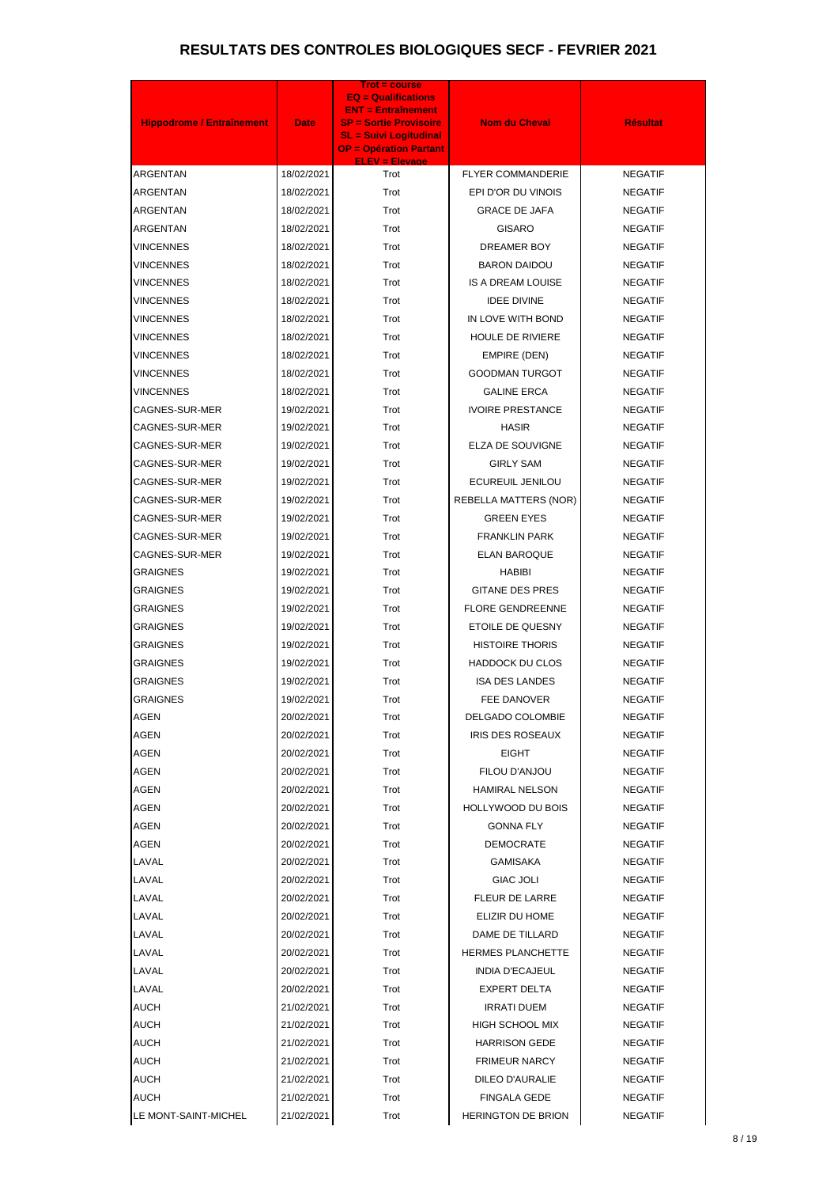# RESULTATS DES CONTROLES BIOLOGIQUES SECF - FEVRIER 2021

| Hippodrome / Entraînement | Date | Trot = course<br>EQ = Qualifications<br>ENT = Entraînement<br>SP = Sortie Provisoire<br>SL = Suivi Logitudinal<br>OP = Opération Partant<br>ELEV = Elevage | Nom du Cheval | Résultat |
|---|---|---|---|---|
| ARGENTAN | 18/02/2021 | Trot | FLYER COMMANDERIE | NEGATIF |
| ARGENTAN | 18/02/2021 | Trot | EPI D'OR DU VINOIS | NEGATIF |
| ARGENTAN | 18/02/2021 | Trot | GRACE DE JAFA | NEGATIF |
| ARGENTAN | 18/02/2021 | Trot | GISARO | NEGATIF |
| VINCENNES | 18/02/2021 | Trot | DREAMER BOY | NEGATIF |
| VINCENNES | 18/02/2021 | Trot | BARON DAIDOU | NEGATIF |
| VINCENNES | 18/02/2021 | Trot | IS A DREAM LOUISE | NEGATIF |
| VINCENNES | 18/02/2021 | Trot | IDEE DIVINE | NEGATIF |
| VINCENNES | 18/02/2021 | Trot | IN LOVE WITH BOND | NEGATIF |
| VINCENNES | 18/02/2021 | Trot | HOULE DE RIVIERE | NEGATIF |
| VINCENNES | 18/02/2021 | Trot | EMPIRE (DEN) | NEGATIF |
| VINCENNES | 18/02/2021 | Trot | GOODMAN TURGOT | NEGATIF |
| VINCENNES | 18/02/2021 | Trot | GALINE ERCA | NEGATIF |
| CAGNES-SUR-MER | 19/02/2021 | Trot | IVOIRE PRESTANCE | NEGATIF |
| CAGNES-SUR-MER | 19/02/2021 | Trot | HASIR | NEGATIF |
| CAGNES-SUR-MER | 19/02/2021 | Trot | ELZA DE SOUVIGNE | NEGATIF |
| CAGNES-SUR-MER | 19/02/2021 | Trot | GIRLY SAM | NEGATIF |
| CAGNES-SUR-MER | 19/02/2021 | Trot | ECUREUIL JENILOU | NEGATIF |
| CAGNES-SUR-MER | 19/02/2021 | Trot | REBELLA MATTERS (NOR) | NEGATIF |
| CAGNES-SUR-MER | 19/02/2021 | Trot | GREEN EYES | NEGATIF |
| CAGNES-SUR-MER | 19/02/2021 | Trot | FRANKLIN PARK | NEGATIF |
| CAGNES-SUR-MER | 19/02/2021 | Trot | ELAN BAROQUE | NEGATIF |
| GRAIGNES | 19/02/2021 | Trot | HABIBI | NEGATIF |
| GRAIGNES | 19/02/2021 | Trot | GITANE DES PRES | NEGATIF |
| GRAIGNES | 19/02/2021 | Trot | FLORE GENDREENNE | NEGATIF |
| GRAIGNES | 19/02/2021 | Trot | ETOILE DE QUESNY | NEGATIF |
| GRAIGNES | 19/02/2021 | Trot | HISTOIRE THORIS | NEGATIF |
| GRAIGNES | 19/02/2021 | Trot | HADDOCK DU CLOS | NEGATIF |
| GRAIGNES | 19/02/2021 | Trot | ISA DES LANDES | NEGATIF |
| GRAIGNES | 19/02/2021 | Trot | FEE DANOVER | NEGATIF |
| AGEN | 20/02/2021 | Trot | DELGADO COLOMBIE | NEGATIF |
| AGEN | 20/02/2021 | Trot | IRIS DES ROSEAUX | NEGATIF |
| AGEN | 20/02/2021 | Trot | EIGHT | NEGATIF |
| AGEN | 20/02/2021 | Trot | FILOU D'ANJOU | NEGATIF |
| AGEN | 20/02/2021 | Trot | HAMIRAL NELSON | NEGATIF |
| AGEN | 20/02/2021 | Trot | HOLLYWOOD DU BOIS | NEGATIF |
| AGEN | 20/02/2021 | Trot | GONNA FLY | NEGATIF |
| AGEN | 20/02/2021 | Trot | DEMOCRATE | NEGATIF |
| LAVAL | 20/02/2021 | Trot | GAMISAKA | NEGATIF |
| LAVAL | 20/02/2021 | Trot | GIAC JOLI | NEGATIF |
| LAVAL | 20/02/2021 | Trot | FLEUR DE LARRE | NEGATIF |
| LAVAL | 20/02/2021 | Trot | ELIZIR DU HOME | NEGATIF |
| LAVAL | 20/02/2021 | Trot | DAME DE TILLARD | NEGATIF |
| LAVAL | 20/02/2021 | Trot | HERMES PLANCHETTE | NEGATIF |
| LAVAL | 20/02/2021 | Trot | INDIA D'ECAJEUL | NEGATIF |
| LAVAL | 20/02/2021 | Trot | EXPERT DELTA | NEGATIF |
| AUCH | 21/02/2021 | Trot | IRRATI DUEM | NEGATIF |
| AUCH | 21/02/2021 | Trot | HIGH SCHOOL MIX | NEGATIF |
| AUCH | 21/02/2021 | Trot | HARRISON GEDE | NEGATIF |
| AUCH | 21/02/2021 | Trot | FRIMEUR NARCY | NEGATIF |
| AUCH | 21/02/2021 | Trot | DILEO D'AURALIE | NEGATIF |
| AUCH | 21/02/2021 | Trot | FINGALA GEDE | NEGATIF |
| LE MONT-SAINT-MICHEL | 21/02/2021 | Trot | HERINGTON DE BRION | NEGATIF |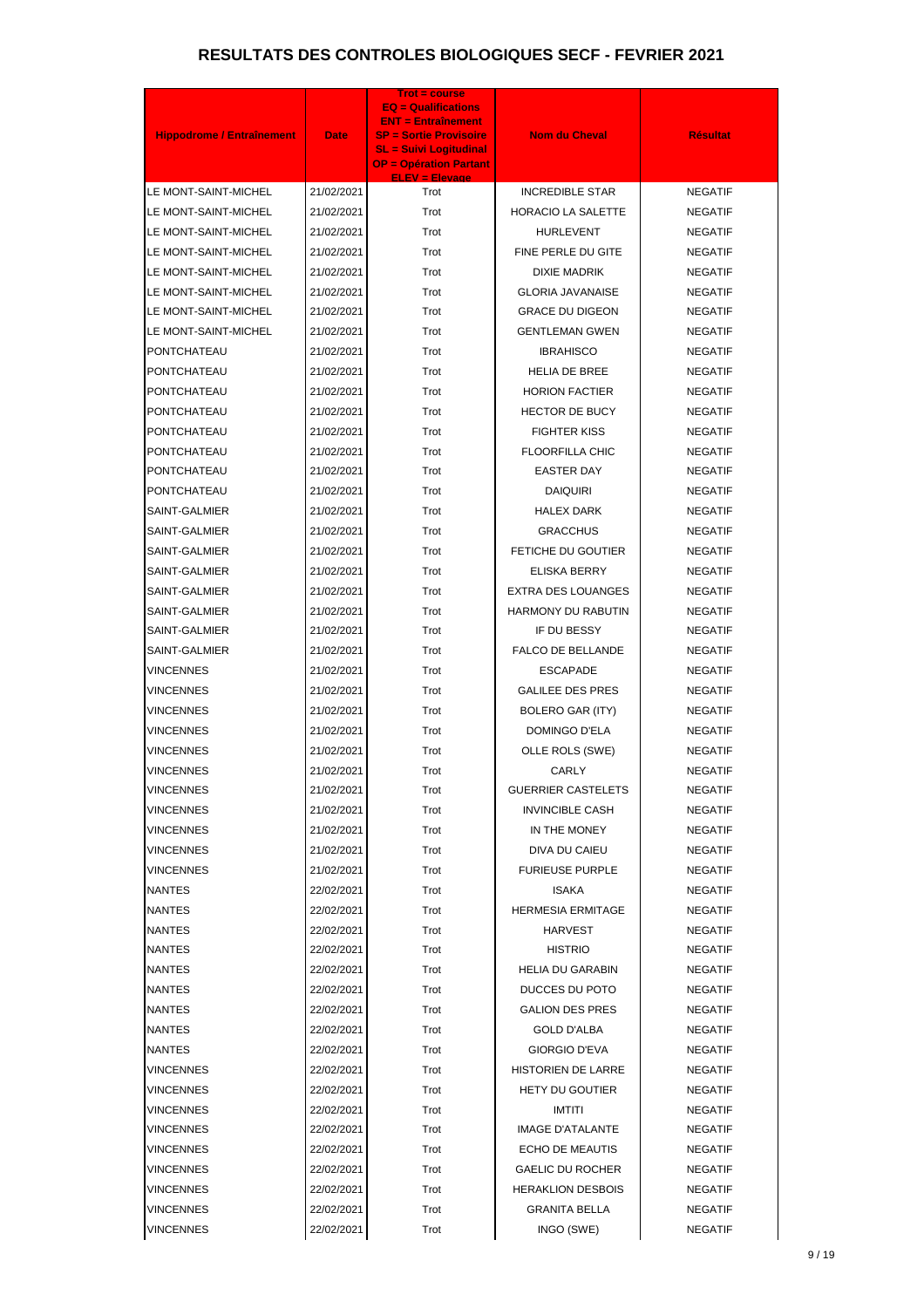# RESULTATS DES CONTROLES BIOLOGIQUES SECF - FEVRIER 2021

| Hippodrome / Entraînement | Date | Trot = course<br>EQ = Qualifications<br>ENT = Entraînement<br>SP = Sortie Provisoire<br>SL = Suivi Logitudinal<br>OP = Opération Partant<br>ELEV = Elevage | Nom du Cheval | Résultat |
|---|---|---|---|---|
| LE MONT-SAINT-MICHEL | 21/02/2021 | Trot | INCREDIBLE STAR | NEGATIF |
| LE MONT-SAINT-MICHEL | 21/02/2021 | Trot | HORACIO LA SALETTE | NEGATIF |
| LE MONT-SAINT-MICHEL | 21/02/2021 | Trot | HURLEVENT | NEGATIF |
| LE MONT-SAINT-MICHEL | 21/02/2021 | Trot | FINE PERLE DU GITE | NEGATIF |
| LE MONT-SAINT-MICHEL | 21/02/2021 | Trot | DIXIE MADRIK | NEGATIF |
| LE MONT-SAINT-MICHEL | 21/02/2021 | Trot | GLORIA JAVANAISE | NEGATIF |
| LE MONT-SAINT-MICHEL | 21/02/2021 | Trot | GRACE DU DIGEON | NEGATIF |
| LE MONT-SAINT-MICHEL | 21/02/2021 | Trot | GENTLEMAN GWEN | NEGATIF |
| PONTCHATEAU | 21/02/2021 | Trot | IBRAHISCO | NEGATIF |
| PONTCHATEAU | 21/02/2021 | Trot | HELIA DE BREE | NEGATIF |
| PONTCHATEAU | 21/02/2021 | Trot | HORION FACTIER | NEGATIF |
| PONTCHATEAU | 21/02/2021 | Trot | HECTOR DE BUCY | NEGATIF |
| PONTCHATEAU | 21/02/2021 | Trot | FIGHTER KISS | NEGATIF |
| PONTCHATEAU | 21/02/2021 | Trot | FLOORFILLA CHIC | NEGATIF |
| PONTCHATEAU | 21/02/2021 | Trot | EASTER DAY | NEGATIF |
| PONTCHATEAU | 21/02/2021 | Trot | DAIQUIRI | NEGATIF |
| SAINT-GALMIER | 21/02/2021 | Trot | HALEX DARK | NEGATIF |
| SAINT-GALMIER | 21/02/2021 | Trot | GRACCHUS | NEGATIF |
| SAINT-GALMIER | 21/02/2021 | Trot | FETICHE DU GOUTIER | NEGATIF |
| SAINT-GALMIER | 21/02/2021 | Trot | ELISKA BERRY | NEGATIF |
| SAINT-GALMIER | 21/02/2021 | Trot | EXTRA DES LOUANGES | NEGATIF |
| SAINT-GALMIER | 21/02/2021 | Trot | HARMONY DU RABUTIN | NEGATIF |
| SAINT-GALMIER | 21/02/2021 | Trot | IF DU BESSY | NEGATIF |
| SAINT-GALMIER | 21/02/2021 | Trot | FALCO DE BELLANDE | NEGATIF |
| VINCENNES | 21/02/2021 | Trot | ESCAPADE | NEGATIF |
| VINCENNES | 21/02/2021 | Trot | GALILEE DES PRES | NEGATIF |
| VINCENNES | 21/02/2021 | Trot | BOLERO GAR (ITY) | NEGATIF |
| VINCENNES | 21/02/2021 | Trot | DOMINGO D'ELA | NEGATIF |
| VINCENNES | 21/02/2021 | Trot | OLLE ROLS (SWE) | NEGATIF |
| VINCENNES | 21/02/2021 | Trot | CARLY | NEGATIF |
| VINCENNES | 21/02/2021 | Trot | GUERRIER CASTELETS | NEGATIF |
| VINCENNES | 21/02/2021 | Trot | INVINCIBLE CASH | NEGATIF |
| VINCENNES | 21/02/2021 | Trot | IN THE MONEY | NEGATIF |
| VINCENNES | 21/02/2021 | Trot | DIVA DU CAIEU | NEGATIF |
| VINCENNES | 21/02/2021 | Trot | FURIEUSE PURPLE | NEGATIF |
| NANTES | 22/02/2021 | Trot | ISAKA | NEGATIF |
| NANTES | 22/02/2021 | Trot | HERMESIA ERMITAGE | NEGATIF |
| NANTES | 22/02/2021 | Trot | HARVEST | NEGATIF |
| NANTES | 22/02/2021 | Trot | HISTRIO | NEGATIF |
| NANTES | 22/02/2021 | Trot | HELIA DU GARABIN | NEGATIF |
| NANTES | 22/02/2021 | Trot | DUCCES DU POTO | NEGATIF |
| NANTES | 22/02/2021 | Trot | GALION DES PRES | NEGATIF |
| NANTES | 22/02/2021 | Trot | GOLD D'ALBA | NEGATIF |
| NANTES | 22/02/2021 | Trot | GIORGIO D'EVA | NEGATIF |
| VINCENNES | 22/02/2021 | Trot | HISTORIEN DE LARRE | NEGATIF |
| VINCENNES | 22/02/2021 | Trot | HETY DU GOUTIER | NEGATIF |
| VINCENNES | 22/02/2021 | Trot | IMTITI | NEGATIF |
| VINCENNES | 22/02/2021 | Trot | IMAGE D'ATALANTE | NEGATIF |
| VINCENNES | 22/02/2021 | Trot | ECHO DE MEAUTIS | NEGATIF |
| VINCENNES | 22/02/2021 | Trot | GAELIC DU ROCHER | NEGATIF |
| VINCENNES | 22/02/2021 | Trot | HERAKLION DESBOIS | NEGATIF |
| VINCENNES | 22/02/2021 | Trot | GRANITA BELLA | NEGATIF |
| VINCENNES | 22/02/2021 | Trot | INGO (SWE) | NEGATIF |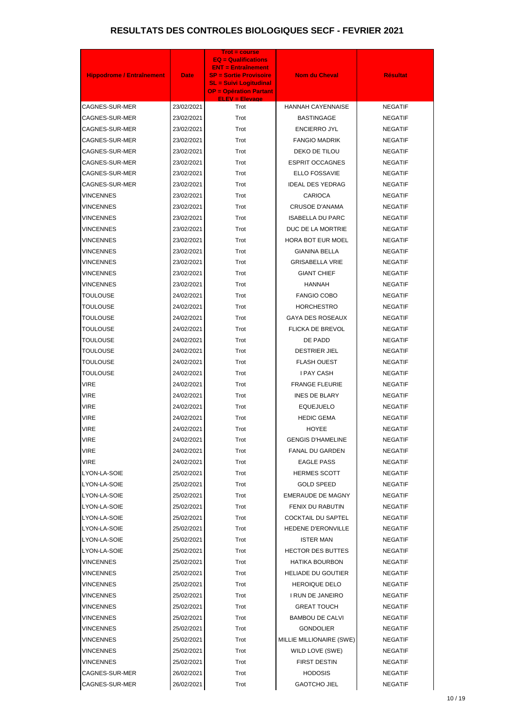# RESULTATS DES CONTROLES BIOLOGIQUES SECF - FEVRIER 2021

| Hippodrome / Entraînement | Date | Trot = course<br>EQ = Qualifications<br>ENT = Entraînement<br>SP = Sortie Provisoire<br>SL = Suivi Logitudinal<br>OP = Opération Partant<br>ELEV = Elevage | Nom du Cheval | Résultat |
|---|---|---|---|---|
| CAGNES-SUR-MER | 23/02/2021 | Trot | HANNAH CAYENNAISE | NEGATIF |
| CAGNES-SUR-MER | 23/02/2021 | Trot | BASTINGAGE | NEGATIF |
| CAGNES-SUR-MER | 23/02/2021 | Trot | ENCIERRO JYL | NEGATIF |
| CAGNES-SUR-MER | 23/02/2021 | Trot | FANGIO MADRIK | NEGATIF |
| CAGNES-SUR-MER | 23/02/2021 | Trot | DEKO DE TILOU | NEGATIF |
| CAGNES-SUR-MER | 23/02/2021 | Trot | ESPRIT OCCAGNES | NEGATIF |
| CAGNES-SUR-MER | 23/02/2021 | Trot | ELLO FOSSAVIE | NEGATIF |
| CAGNES-SUR-MER | 23/02/2021 | Trot | IDEAL DES YEDRAG | NEGATIF |
| VINCENNES | 23/02/2021 | Trot | CARIOCA | NEGATIF |
| VINCENNES | 23/02/2021 | Trot | CRUSOE D'ANAMA | NEGATIF |
| VINCENNES | 23/02/2021 | Trot | ISABELLA DU PARC | NEGATIF |
| VINCENNES | 23/02/2021 | Trot | DUC DE LA MORTRIE | NEGATIF |
| VINCENNES | 23/02/2021 | Trot | HORA BOT EUR MOEL | NEGATIF |
| VINCENNES | 23/02/2021 | Trot | GIANINA BELLA | NEGATIF |
| VINCENNES | 23/02/2021 | Trot | GRISABELLA VRIE | NEGATIF |
| VINCENNES | 23/02/2021 | Trot | GIANT CHIEF | NEGATIF |
| VINCENNES | 23/02/2021 | Trot | HANNAH | NEGATIF |
| TOULOUSE | 24/02/2021 | Trot | FANGIO COBO | NEGATIF |
| TOULOUSE | 24/02/2021 | Trot | HORCHESTRO | NEGATIF |
| TOULOUSE | 24/02/2021 | Trot | GAYA DES ROSEAUX | NEGATIF |
| TOULOUSE | 24/02/2021 | Trot | FLICKA DE BREVOL | NEGATIF |
| TOULOUSE | 24/02/2021 | Trot | DE PADD | NEGATIF |
| TOULOUSE | 24/02/2021 | Trot | DESTRIER JIEL | NEGATIF |
| TOULOUSE | 24/02/2021 | Trot | FLASH OUEST | NEGATIF |
| TOULOUSE | 24/02/2021 | Trot | I PAY CASH | NEGATIF |
| VIRE | 24/02/2021 | Trot | FRANGE FLEURIE | NEGATIF |
| VIRE | 24/02/2021 | Trot | INES DE BLARY | NEGATIF |
| VIRE | 24/02/2021 | Trot | EQUEJUELO | NEGATIF |
| VIRE | 24/02/2021 | Trot | HEDIC GEMA | NEGATIF |
| VIRE | 24/02/2021 | Trot | HOYEE | NEGATIF |
| VIRE | 24/02/2021 | Trot | GENGIS D'HAMELINE | NEGATIF |
| VIRE | 24/02/2021 | Trot | FANAL DU GARDEN | NEGATIF |
| VIRE | 24/02/2021 | Trot | EAGLE PASS | NEGATIF |
| LYON-LA-SOIE | 25/02/2021 | Trot | HERMES SCOTT | NEGATIF |
| LYON-LA-SOIE | 25/02/2021 | Trot | GOLD SPEED | NEGATIF |
| LYON-LA-SOIE | 25/02/2021 | Trot | EMERAUDE DE MAGNY | NEGATIF |
| LYON-LA-SOIE | 25/02/2021 | Trot | FENIX DU RABUTIN | NEGATIF |
| LYON-LA-SOIE | 25/02/2021 | Trot | COCKTAIL DU SAPTEL | NEGATIF |
| LYON-LA-SOIE | 25/02/2021 | Trot | HEDENE D'ERONVILLE | NEGATIF |
| LYON-LA-SOIE | 25/02/2021 | Trot | ISTER MAN | NEGATIF |
| LYON-LA-SOIE | 25/02/2021 | Trot | HECTOR DES BUTTES | NEGATIF |
| VINCENNES | 25/02/2021 | Trot | HATIKA BOURBON | NEGATIF |
| VINCENNES | 25/02/2021 | Trot | HELIADE DU GOUTIER | NEGATIF |
| VINCENNES | 25/02/2021 | Trot | HEROIQUE DELO | NEGATIF |
| VINCENNES | 25/02/2021 | Trot | I RUN DE JANEIRO | NEGATIF |
| VINCENNES | 25/02/2021 | Trot | GREAT TOUCH | NEGATIF |
| VINCENNES | 25/02/2021 | Trot | BAMBOU DE CALVI | NEGATIF |
| VINCENNES | 25/02/2021 | Trot | GONDOLIER | NEGATIF |
| VINCENNES | 25/02/2021 | Trot | MILLIE MILLIONAIRE (SWE) | NEGATIF |
| VINCENNES | 25/02/2021 | Trot | WILD LOVE (SWE) | NEGATIF |
| VINCENNES | 25/02/2021 | Trot | FIRST DESTIN | NEGATIF |
| CAGNES-SUR-MER | 26/02/2021 | Trot | HODOSIS | NEGATIF |
| CAGNES-SUR-MER | 26/02/2021 | Trot | GAOTCHO JIEL | NEGATIF |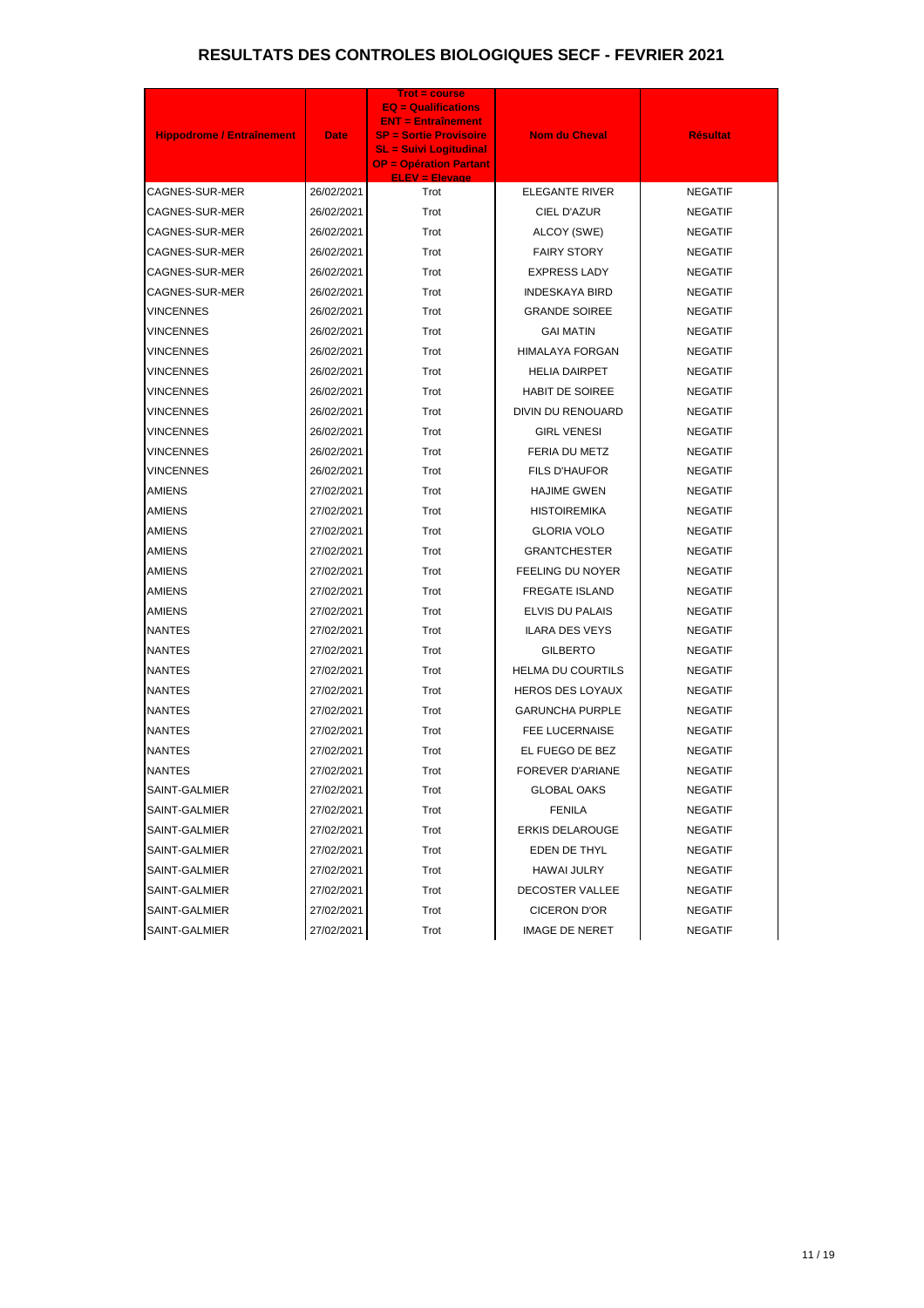# RESULTATS DES CONTROLES BIOLOGIQUES SECF - FEVRIER 2021

| Hippodrome / Entraînement | Date | Trot = course EQ = Qualifications ENT = Entraînement SP = Sortie Provisoire SL = Suivi Logitudinal OP = Opération Partant ELEV = Elevage | Nom du Cheval | Résultat |
|---|---|---|---|---|
| CAGNES-SUR-MER | 26/02/2021 | Trot | ELEGANTE RIVER | NEGATIF |
| CAGNES-SUR-MER | 26/02/2021 | Trot | CIEL D'AZUR | NEGATIF |
| CAGNES-SUR-MER | 26/02/2021 | Trot | ALCOY (SWE) | NEGATIF |
| CAGNES-SUR-MER | 26/02/2021 | Trot | FAIRY STORY | NEGATIF |
| CAGNES-SUR-MER | 26/02/2021 | Trot | EXPRESS LADY | NEGATIF |
| CAGNES-SUR-MER | 26/02/2021 | Trot | INDESKAYA BIRD | NEGATIF |
| VINCENNES | 26/02/2021 | Trot | GRANDE SOIREE | NEGATIF |
| VINCENNES | 26/02/2021 | Trot | GAI MATIN | NEGATIF |
| VINCENNES | 26/02/2021 | Trot | HIMALAYA FORGAN | NEGATIF |
| VINCENNES | 26/02/2021 | Trot | HELIA DAIRPET | NEGATIF |
| VINCENNES | 26/02/2021 | Trot | HABIT DE SOIREE | NEGATIF |
| VINCENNES | 26/02/2021 | Trot | DIVIN DU RENOUARD | NEGATIF |
| VINCENNES | 26/02/2021 | Trot | GIRL VENESI | NEGATIF |
| VINCENNES | 26/02/2021 | Trot | FERIA DU METZ | NEGATIF |
| VINCENNES | 26/02/2021 | Trot | FILS D'HAUFOR | NEGATIF |
| AMIENS | 27/02/2021 | Trot | HAJIME GWEN | NEGATIF |
| AMIENS | 27/02/2021 | Trot | HISTOIREMIKA | NEGATIF |
| AMIENS | 27/02/2021 | Trot | GLORIA VOLO | NEGATIF |
| AMIENS | 27/02/2021 | Trot | GRANTCHESTER | NEGATIF |
| AMIENS | 27/02/2021 | Trot | FEELING DU NOYER | NEGATIF |
| AMIENS | 27/02/2021 | Trot | FREGATE ISLAND | NEGATIF |
| AMIENS | 27/02/2021 | Trot | ELVIS DU PALAIS | NEGATIF |
| NANTES | 27/02/2021 | Trot | ILARA DES VEYS | NEGATIF |
| NANTES | 27/02/2021 | Trot | GILBERTO | NEGATIF |
| NANTES | 27/02/2021 | Trot | HELMA DU COURTILS | NEGATIF |
| NANTES | 27/02/2021 | Trot | HEROS DES LOYAUX | NEGATIF |
| NANTES | 27/02/2021 | Trot | GARUNCHA PURPLE | NEGATIF |
| NANTES | 27/02/2021 | Trot | FEE LUCERNAISE | NEGATIF |
| NANTES | 27/02/2021 | Trot | EL FUEGO DE BEZ | NEGATIF |
| NANTES | 27/02/2021 | Trot | FOREVER D'ARIANE | NEGATIF |
| SAINT-GALMIER | 27/02/2021 | Trot | GLOBAL OAKS | NEGATIF |
| SAINT-GALMIER | 27/02/2021 | Trot | FENILA | NEGATIF |
| SAINT-GALMIER | 27/02/2021 | Trot | ERKIS DELAROUGE | NEGATIF |
| SAINT-GALMIER | 27/02/2021 | Trot | EDEN DE THYL | NEGATIF |
| SAINT-GALMIER | 27/02/2021 | Trot | HAWAI JULRY | NEGATIF |
| SAINT-GALMIER | 27/02/2021 | Trot | DECOSTER VALLEE | NEGATIF |
| SAINT-GALMIER | 27/02/2021 | Trot | CICERON D'OR | NEGATIF |
| SAINT-GALMIER | 27/02/2021 | Trot | IMAGE DE NERET | NEGATIF |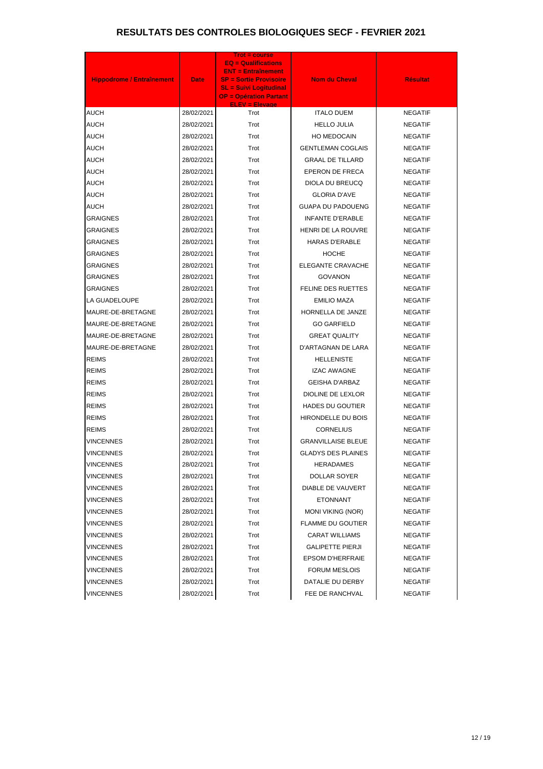# RESULTATS DES CONTROLES BIOLOGIQUES SECF - FEVRIER 2021

| Hippodrome / Entraînement | Date | Trot = course<br>EQ = Qualifications<br>ENT = Entraînement<br>SP = Sortie Provisoire<br>SL = Suivi Logitudinal<br>OP = Opération Partant<br>ELEV = Elevage | Nom du Cheval | Résultat |
|---|---|---|---|---|
| AUCH | 28/02/2021 | Trot | ITALO DUEM | NEGATIF |
| AUCH | 28/02/2021 | Trot | HELLO JULIA | NEGATIF |
| AUCH | 28/02/2021 | Trot | HO MEDOCAIN | NEGATIF |
| AUCH | 28/02/2021 | Trot | GENTLEMAN COGLAIS | NEGATIF |
| AUCH | 28/02/2021 | Trot | GRAAL DE TILLARD | NEGATIF |
| AUCH | 28/02/2021 | Trot | EPERON DE FRECA | NEGATIF |
| AUCH | 28/02/2021 | Trot | DIOLA DU BREUCQ | NEGATIF |
| AUCH | 28/02/2021 | Trot | GLORIA D'AVE | NEGATIF |
| AUCH | 28/02/2021 | Trot | GUAPA DU PADOUENG | NEGATIF |
| GRAIGNES | 28/02/2021 | Trot | INFANTE D'ERABLE | NEGATIF |
| GRAIGNES | 28/02/2021 | Trot | HENRI DE LA ROUVRE | NEGATIF |
| GRAIGNES | 28/02/2021 | Trot | HARAS D'ERABLE | NEGATIF |
| GRAIGNES | 28/02/2021 | Trot | HOCHE | NEGATIF |
| GRAIGNES | 28/02/2021 | Trot | ELEGANTE CRAVACHE | NEGATIF |
| GRAIGNES | 28/02/2021 | Trot | GOVANON | NEGATIF |
| GRAIGNES | 28/02/2021 | Trot | FELINE DES RUETTES | NEGATIF |
| LA GUADELOUPE | 28/02/2021 | Trot | EMILIO MAZA | NEGATIF |
| MAURE-DE-BRETAGNE | 28/02/2021 | Trot | HORNELLA DE JANZE | NEGATIF |
| MAURE-DE-BRETAGNE | 28/02/2021 | Trot | GO GARFIELD | NEGATIF |
| MAURE-DE-BRETAGNE | 28/02/2021 | Trot | GREAT QUALITY | NEGATIF |
| MAURE-DE-BRETAGNE | 28/02/2021 | Trot | D'ARTAGNAN DE LARA | NEGATIF |
| REIMS | 28/02/2021 | Trot | HELLENISTE | NEGATIF |
| REIMS | 28/02/2021 | Trot | IZAC AWAGNE | NEGATIF |
| REIMS | 28/02/2021 | Trot | GEISHA D'ARBAZ | NEGATIF |
| REIMS | 28/02/2021 | Trot | DIOLINE DE LEXLOR | NEGATIF |
| REIMS | 28/02/2021 | Trot | HADES DU GOUTIER | NEGATIF |
| REIMS | 28/02/2021 | Trot | HIRONDELLE DU BOIS | NEGATIF |
| REIMS | 28/02/2021 | Trot | CORNELIUS | NEGATIF |
| VINCENNES | 28/02/2021 | Trot | GRANVILLAISE BLEUE | NEGATIF |
| VINCENNES | 28/02/2021 | Trot | GLADYS DES PLAINES | NEGATIF |
| VINCENNES | 28/02/2021 | Trot | HERADAMES | NEGATIF |
| VINCENNES | 28/02/2021 | Trot | DOLLAR SOYER | NEGATIF |
| VINCENNES | 28/02/2021 | Trot | DIABLE DE VAUVERT | NEGATIF |
| VINCENNES | 28/02/2021 | Trot | ETONNANT | NEGATIF |
| VINCENNES | 28/02/2021 | Trot | MONI VIKING (NOR) | NEGATIF |
| VINCENNES | 28/02/2021 | Trot | FLAMME DU GOUTIER | NEGATIF |
| VINCENNES | 28/02/2021 | Trot | CARAT WILLIAMS | NEGATIF |
| VINCENNES | 28/02/2021 | Trot | GALIPETTE PIERJI | NEGATIF |
| VINCENNES | 28/02/2021 | Trot | EPSOM D'HERFRAIE | NEGATIF |
| VINCENNES | 28/02/2021 | Trot | FORUM MESLOIS | NEGATIF |
| VINCENNES | 28/02/2021 | Trot | DATALIE DU DERBY | NEGATIF |
| VINCENNES | 28/02/2021 | Trot | FEE DE RANCHVAL | NEGATIF |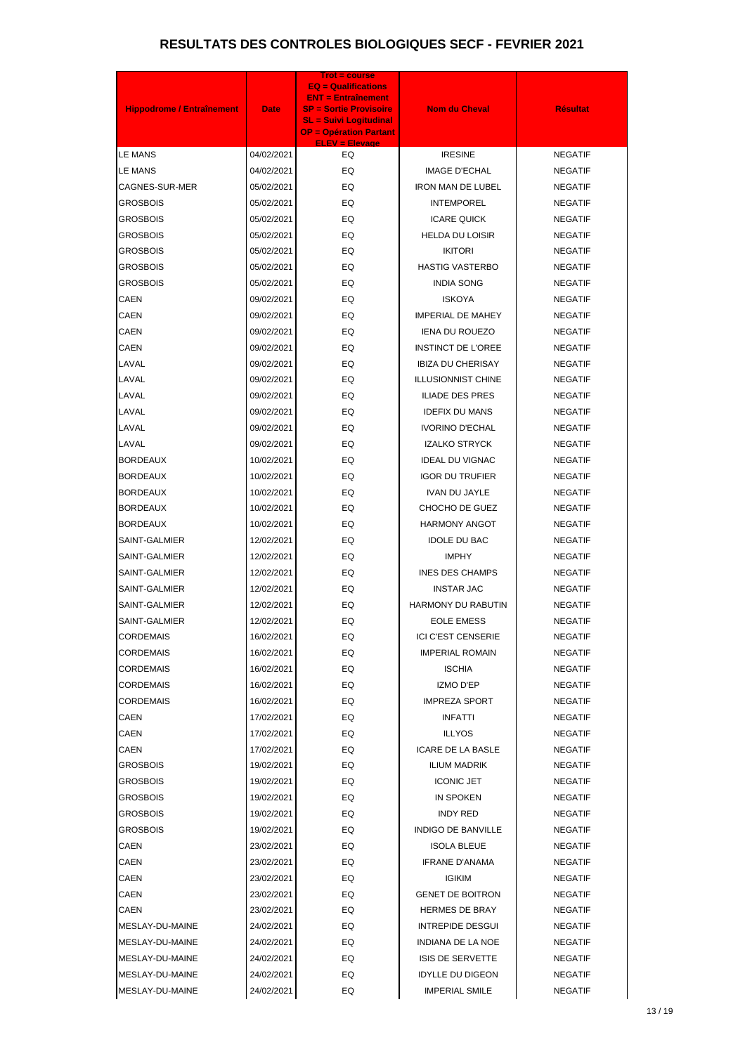# RESULTATS DES CONTROLES BIOLOGIQUES SECF - FEVRIER 2021

| Hippodrome / Entraînement | Date | Trot = course EQ = Qualifications ENT = Entraînement SP = Sortie Provisoire SL = Suivi Logitudinal OP = Opération Partant ELEV = Elevage | Nom du Cheval | Résultat |
|---|---|---|---|---|
| LE MANS | 04/02/2021 | EQ | IRESINE | NEGATIF |
| LE MANS | 04/02/2021 | EQ | IMAGE D'ECHAL | NEGATIF |
| CAGNES-SUR-MER | 05/02/2021 | EQ | IRON MAN DE LUBEL | NEGATIF |
| GROSBOIS | 05/02/2021 | EQ | INTEMPOREL | NEGATIF |
| GROSBOIS | 05/02/2021 | EQ | ICARE QUICK | NEGATIF |
| GROSBOIS | 05/02/2021 | EQ | HELDA DU LOISIR | NEGATIF |
| GROSBOIS | 05/02/2021 | EQ | IKITORI | NEGATIF |
| GROSBOIS | 05/02/2021 | EQ | HASTIG VASTERBO | NEGATIF |
| GROSBOIS | 05/02/2021 | EQ | INDIA SONG | NEGATIF |
| CAEN | 09/02/2021 | EQ | ISKOYA | NEGATIF |
| CAEN | 09/02/2021 | EQ | IMPERIAL DE MAHEY | NEGATIF |
| CAEN | 09/02/2021 | EQ | IENA DU ROUEZO | NEGATIF |
| CAEN | 09/02/2021 | EQ | INSTINCT DE L'OREE | NEGATIF |
| LAVAL | 09/02/2021 | EQ | IBIZA DU CHERISAY | NEGATIF |
| LAVAL | 09/02/2021 | EQ | ILLUSIONNIST CHINE | NEGATIF |
| LAVAL | 09/02/2021 | EQ | ILIADE DES PRES | NEGATIF |
| LAVAL | 09/02/2021 | EQ | IDEFIX DU MANS | NEGATIF |
| LAVAL | 09/02/2021 | EQ | IVORINO D'ECHAL | NEGATIF |
| LAVAL | 09/02/2021 | EQ | IZALKO STRYCK | NEGATIF |
| BORDEAUX | 10/02/2021 | EQ | IDEAL DU VIGNAC | NEGATIF |
| BORDEAUX | 10/02/2021 | EQ | IGOR DU TRUFIER | NEGATIF |
| BORDEAUX | 10/02/2021 | EQ | IVAN DU JAYLE | NEGATIF |
| BORDEAUX | 10/02/2021 | EQ | CHOCHO DE GUEZ | NEGATIF |
| BORDEAUX | 10/02/2021 | EQ | HARMONY ANGOT | NEGATIF |
| SAINT-GALMIER | 12/02/2021 | EQ | IDOLE DU BAC | NEGATIF |
| SAINT-GALMIER | 12/02/2021 | EQ | IMPHY | NEGATIF |
| SAINT-GALMIER | 12/02/2021 | EQ | INES DES CHAMPS | NEGATIF |
| SAINT-GALMIER | 12/02/2021 | EQ | INSTAR JAC | NEGATIF |
| SAINT-GALMIER | 12/02/2021 | EQ | HARMONY DU RABUTIN | NEGATIF |
| SAINT-GALMIER | 12/02/2021 | EQ | EOLE EMESS | NEGATIF |
| CORDEMAIS | 16/02/2021 | EQ | ICI C'EST CENSERIE | NEGATIF |
| CORDEMAIS | 16/02/2021 | EQ | IMPERIAL ROMAIN | NEGATIF |
| CORDEMAIS | 16/02/2021 | EQ | ISCHIA | NEGATIF |
| CORDEMAIS | 16/02/2021 | EQ | IZMO D'EP | NEGATIF |
| CORDEMAIS | 16/02/2021 | EQ | IMPREZA SPORT | NEGATIF |
| CAEN | 17/02/2021 | EQ | INFATTI | NEGATIF |
| CAEN | 17/02/2021 | EQ | ILLYOS | NEGATIF |
| CAEN | 17/02/2021 | EQ | ICARE DE LA BASLE | NEGATIF |
| GROSBOIS | 19/02/2021 | EQ | ILIUM MADRIK | NEGATIF |
| GROSBOIS | 19/02/2021 | EQ | ICONIC JET | NEGATIF |
| GROSBOIS | 19/02/2021 | EQ | IN SPOKEN | NEGATIF |
| GROSBOIS | 19/02/2021 | EQ | INDY RED | NEGATIF |
| GROSBOIS | 19/02/2021 | EQ | INDIGO DE BANVILLE | NEGATIF |
| CAEN | 23/02/2021 | EQ | ISOLA BLEUE | NEGATIF |
| CAEN | 23/02/2021 | EQ | IFRANE D'ANAMA | NEGATIF |
| CAEN | 23/02/2021 | EQ | IGIKIM | NEGATIF |
| CAEN | 23/02/2021 | EQ | GENET DE BOITRON | NEGATIF |
| CAEN | 23/02/2021 | EQ | HERMES DE BRAY | NEGATIF |
| MESLAY-DU-MAINE | 24/02/2021 | EQ | INTREPIDE DESGUI | NEGATIF |
| MESLAY-DU-MAINE | 24/02/2021 | EQ | INDIANA DE LA NOE | NEGATIF |
| MESLAY-DU-MAINE | 24/02/2021 | EQ | ISIS DE SERVETTE | NEGATIF |
| MESLAY-DU-MAINE | 24/02/2021 | EQ | IDYLLE DU DIGEON | NEGATIF |
| MESLAY-DU-MAINE | 24/02/2021 | EQ | IMPERIAL SMILE | NEGATIF |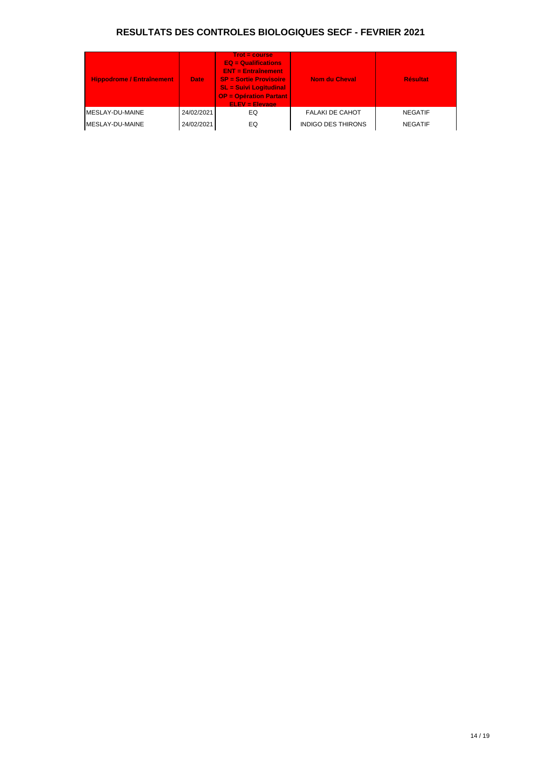# RESULTATS DES CONTROLES BIOLOGIQUES SECF - FEVRIER 2021

| Hippodrome / Entraînement | Date | Trot = course<br>EQ = Qualifications<br>ENT = Entraînement<br>SP = Sortie Provisoire<br>SL = Suivi Logitudinal<br>OP = Opération Partant<br>ELEV = Elevage | Nom du Cheval | Résultat |
|---|---|---|---|---|
| MESLAY-DU-MAINE | 24/02/2021 | EQ | FALAKI DE CAHOT | NEGATIF |
| MESLAY-DU-MAINE | 24/02/2021 | EQ | INDIGO DES THIRONS | NEGATIF |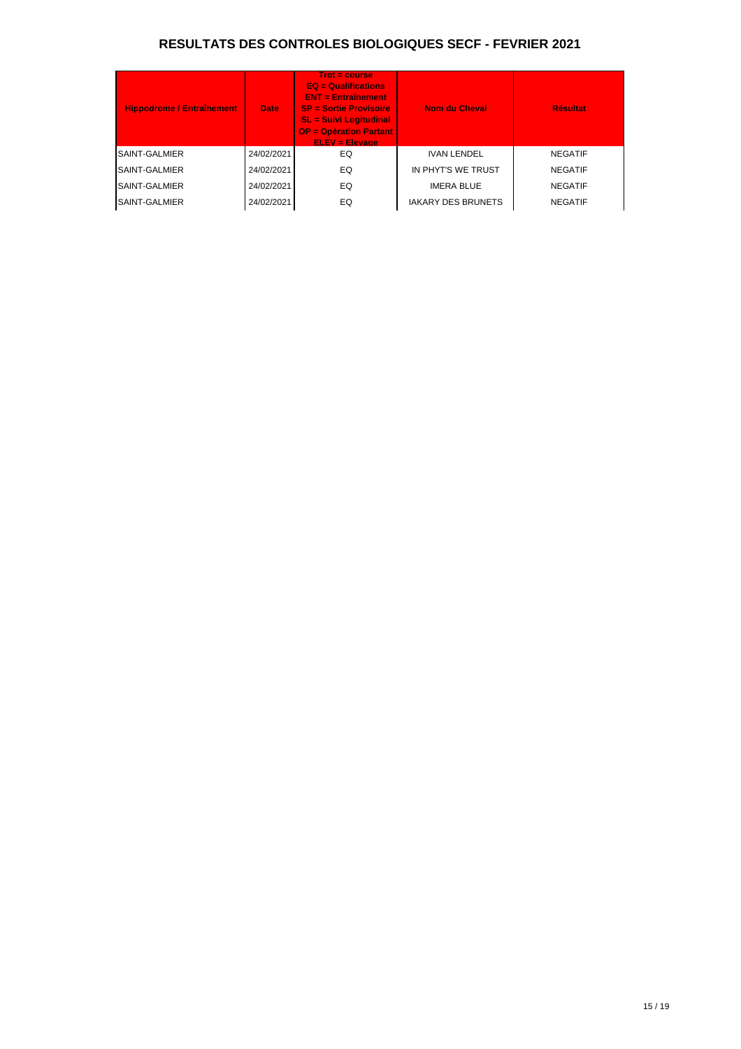# RESULTATS DES CONTROLES BIOLOGIQUES SECF - FEVRIER 2021

| Hippodrome / Entraînement | Date | Trot = course<br>EQ = Qualifications<br>ENT = Entraînement<br>SP = Sortie Provisoire<br>SL = Suivi Logitudinal<br>OP = Opération Partant<br>ELEV = Elevage | Nom du Cheval | Résultat |
|---|---|---|---|---|
| SAINT-GALMIER | 24/02/2021 | EQ | IVAN LENDEL | NEGATIF |
| SAINT-GALMIER | 24/02/2021 | EQ | IN PHYT'S WE TRUST | NEGATIF |
| SAINT-GALMIER | 24/02/2021 | EQ | IMERA BLUE | NEGATIF |
| SAINT-GALMIER | 24/02/2021 | EQ | IAKARY DES BRUNETS | NEGATIF |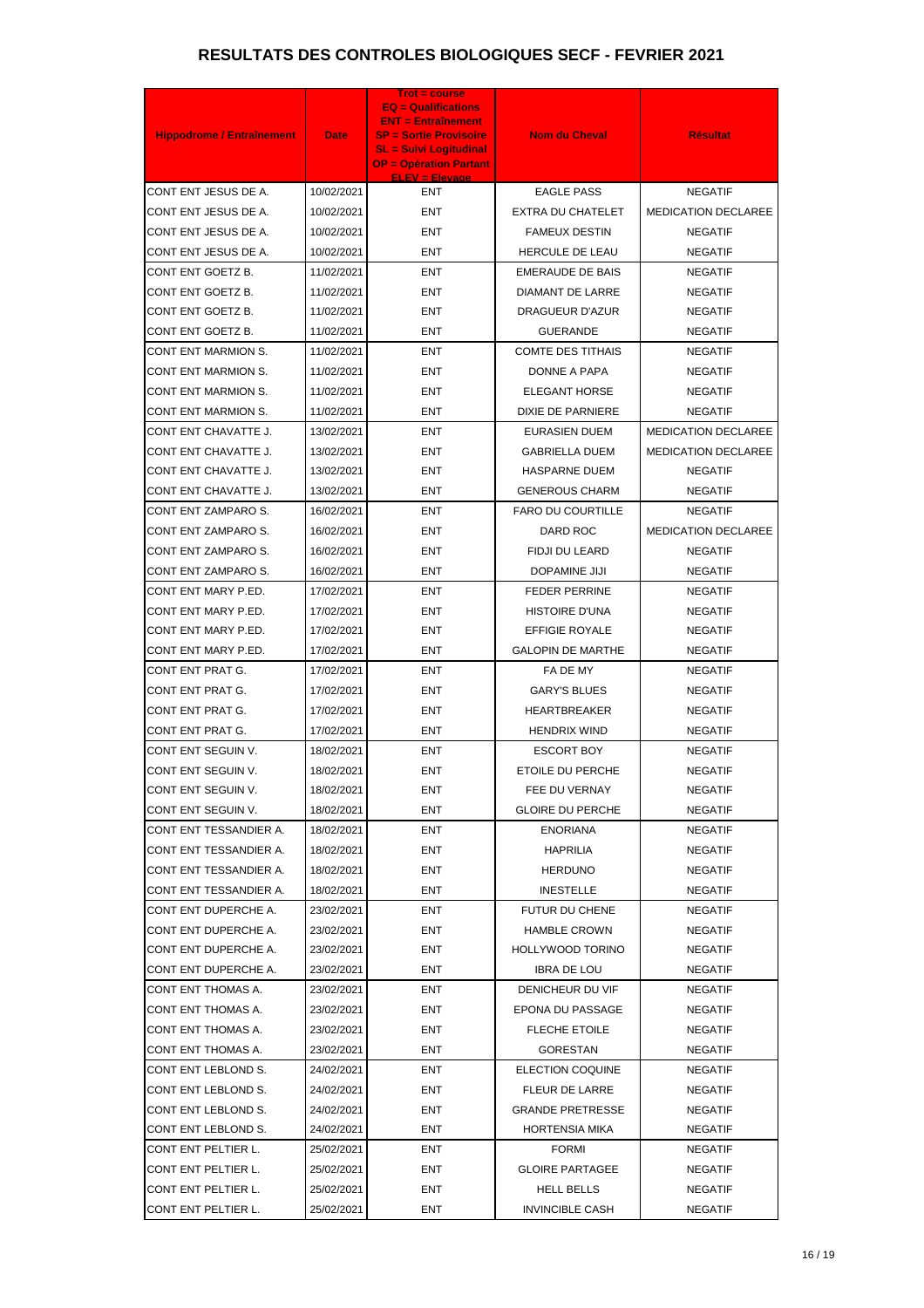# RESULTATS DES CONTROLES BIOLOGIQUES SECF - FEVRIER 2021

| Hippodrome / Entraînement | Date | Trot = course<br>EQ = Qualifications<br>ENT = Entraînement<br>SP = Sortie Provisoire<br>SL = Suivi Logitudinal<br>OP = Opération Partant<br>ELEV = Elevage | Nom du Cheval | Résultat |
|---|---|---|---|---|
| CONT ENT JESUS DE A. | 10/02/2021 | ENT | EAGLE PASS | NEGATIF |
| CONT ENT JESUS DE A. | 10/02/2021 | ENT | EXTRA DU CHATELET | MEDICATION DECLAREE |
| CONT ENT JESUS DE A. | 10/02/2021 | ENT | FAMEUX DESTIN | NEGATIF |
| CONT ENT JESUS DE A. | 10/02/2021 | ENT | HERCULE DE LEAU | NEGATIF |
| CONT ENT GOETZ B. | 11/02/2021 | ENT | EMERAUDE DE BAIS | NEGATIF |
| CONT ENT GOETZ B. | 11/02/2021 | ENT | DIAMANT DE LARRE | NEGATIF |
| CONT ENT GOETZ B. | 11/02/2021 | ENT | DRAGUEUR D'AZUR | NEGATIF |
| CONT ENT GOETZ B. | 11/02/2021 | ENT | GUERANDE | NEGATIF |
| CONT ENT MARMION S. | 11/02/2021 | ENT | COMTE DES TITHAIS | NEGATIF |
| CONT ENT MARMION S. | 11/02/2021 | ENT | DONNE A PAPA | NEGATIF |
| CONT ENT MARMION S. | 11/02/2021 | ENT | ELEGANT HORSE | NEGATIF |
| CONT ENT MARMION S. | 11/02/2021 | ENT | DIXIE DE PARNIERE | NEGATIF |
| CONT ENT CHAVATTE J. | 13/02/2021 | ENT | EURASIEN DUEM | MEDICATION DECLAREE |
| CONT ENT CHAVATTE J. | 13/02/2021 | ENT | GABRIELLA DUEM | MEDICATION DECLAREE |
| CONT ENT CHAVATTE J. | 13/02/2021 | ENT | HASPARNE DUEM | NEGATIF |
| CONT ENT CHAVATTE J. | 13/02/2021 | ENT | GENEROUS CHARM | NEGATIF |
| CONT ENT ZAMPARO S. | 16/02/2021 | ENT | FARO DU COURTILLE | NEGATIF |
| CONT ENT ZAMPARO S. | 16/02/2021 | ENT | DARD ROC | MEDICATION DECLAREE |
| CONT ENT ZAMPARO S. | 16/02/2021 | ENT | FIDJI DU LEARD | NEGATIF |
| CONT ENT ZAMPARO S. | 16/02/2021 | ENT | DOPAMINE JIJI | NEGATIF |
| CONT ENT MARY P.ED. | 17/02/2021 | ENT | FEDER PERRINE | NEGATIF |
| CONT ENT MARY P.ED. | 17/02/2021 | ENT | HISTOIRE D'UNA | NEGATIF |
| CONT ENT MARY P.ED. | 17/02/2021 | ENT | EFFIGIE ROYALE | NEGATIF |
| CONT ENT MARY P.ED. | 17/02/2021 | ENT | GALOPIN DE MARTHE | NEGATIF |
| CONT ENT PRAT G. | 17/02/2021 | ENT | FA DE MY | NEGATIF |
| CONT ENT PRAT G. | 17/02/2021 | ENT | GARY'S BLUES | NEGATIF |
| CONT ENT PRAT G. | 17/02/2021 | ENT | HEARTBREAKER | NEGATIF |
| CONT ENT PRAT G. | 17/02/2021 | ENT | HENDRIX WIND | NEGATIF |
| CONT ENT SEGUIN V. | 18/02/2021 | ENT | ESCORT BOY | NEGATIF |
| CONT ENT SEGUIN V. | 18/02/2021 | ENT | ETOILE DU PERCHE | NEGATIF |
| CONT ENT SEGUIN V. | 18/02/2021 | ENT | FEE DU VERNAY | NEGATIF |
| CONT ENT SEGUIN V. | 18/02/2021 | ENT | GLOIRE DU PERCHE | NEGATIF |
| CONT ENT TESSANDIER A. | 18/02/2021 | ENT | ENORIANA | NEGATIF |
| CONT ENT TESSANDIER A. | 18/02/2021 | ENT | HAPRILIA | NEGATIF |
| CONT ENT TESSANDIER A. | 18/02/2021 | ENT | HERDUNO | NEGATIF |
| CONT ENT TESSANDIER A. | 18/02/2021 | ENT | INESTELLE | NEGATIF |
| CONT ENT DUPERCHE A. | 23/02/2021 | ENT | FUTUR DU CHENE | NEGATIF |
| CONT ENT DUPERCHE A. | 23/02/2021 | ENT | HAMBLE CROWN | NEGATIF |
| CONT ENT DUPERCHE A. | 23/02/2021 | ENT | HOLLYWOOD TORINO | NEGATIF |
| CONT ENT DUPERCHE A. | 23/02/2021 | ENT | IBRA DE LOU | NEGATIF |
| CONT ENT THOMAS A. | 23/02/2021 | ENT | DENICHEUR DU VIF | NEGATIF |
| CONT ENT THOMAS A. | 23/02/2021 | ENT | EPONA DU PASSAGE | NEGATIF |
| CONT ENT THOMAS A. | 23/02/2021 | ENT | FLECHE ETOILE | NEGATIF |
| CONT ENT THOMAS A. | 23/02/2021 | ENT | GORESTAN | NEGATIF |
| CONT ENT LEBLOND S. | 24/02/2021 | ENT | ELECTION COQUINE | NEGATIF |
| CONT ENT LEBLOND S. | 24/02/2021 | ENT | FLEUR DE LARRE | NEGATIF |
| CONT ENT LEBLOND S. | 24/02/2021 | ENT | GRANDE PRETRESSE | NEGATIF |
| CONT ENT LEBLOND S. | 24/02/2021 | ENT | HORTENSIA MIKA | NEGATIF |
| CONT ENT PELTIER L. | 25/02/2021 | ENT | FORMI | NEGATIF |
| CONT ENT PELTIER L. | 25/02/2021 | ENT | GLOIRE PARTAGEE | NEGATIF |
| CONT ENT PELTIER L. | 25/02/2021 | ENT | HELL BELLS | NEGATIF |
| CONT ENT PELTIER L. | 25/02/2021 | ENT | INVINCIBLE CASH | NEGATIF |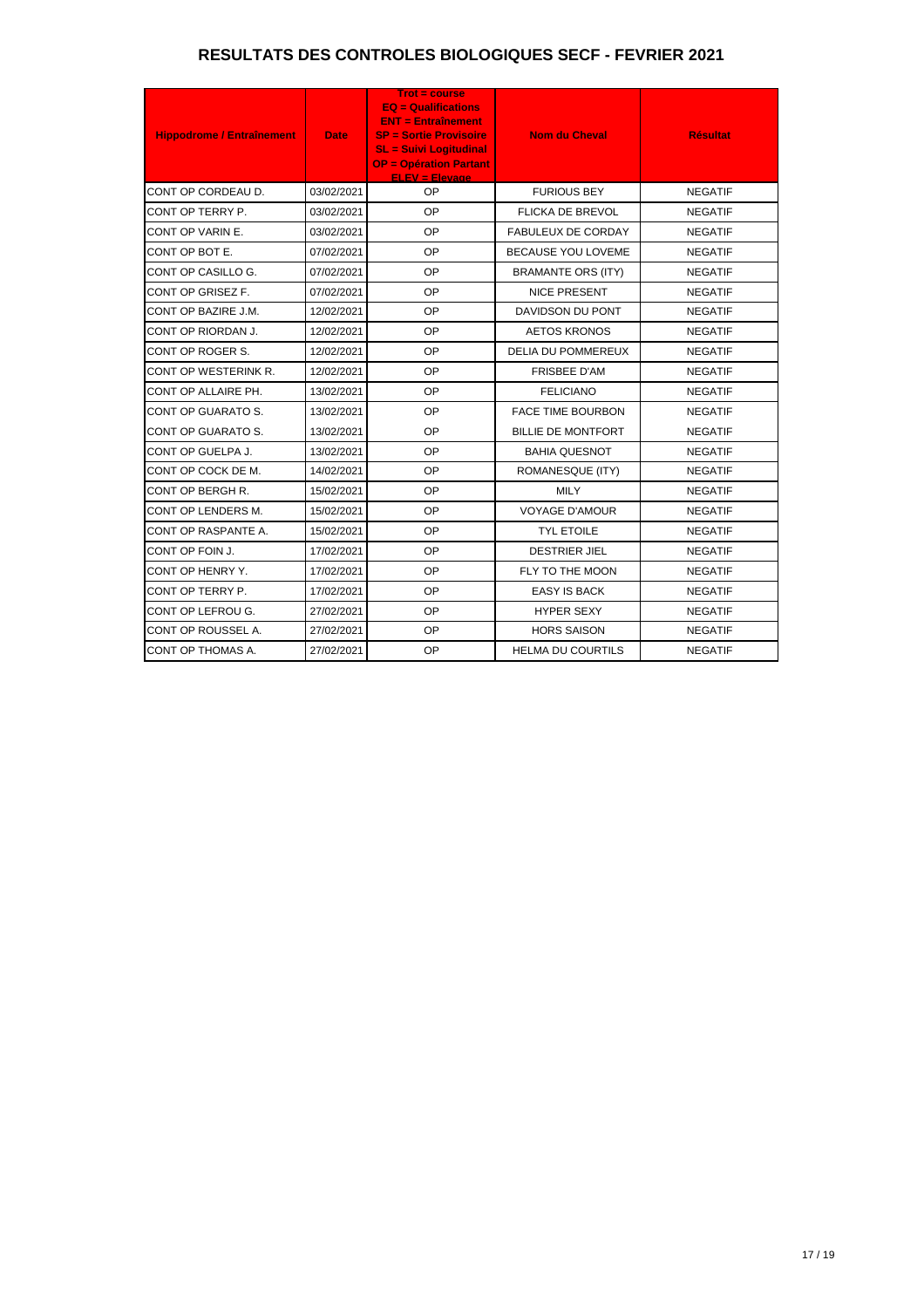# RESULTATS DES CONTROLES BIOLOGIQUES SECF - FEVRIER 2021

| Hippodrome / Entraînement | Date | Trot = course<br>EQ = Qualifications<br>ENT = Entraînement<br>SP = Sortie Provisoire<br>SL = Suivi Logitudinal<br>OP = Opération Partant<br>ELEV = Elevage | Nom du Cheval | Résultat |
|---|---|---|---|---|
| CONT OP CORDEAU D. | 03/02/2021 | OP | FURIOUS BEY | NEGATIF |
| CONT OP TERRY P. | 03/02/2021 | OP | FLICKA DE BREVOL | NEGATIF |
| CONT OP VARIN E. | 03/02/2021 | OP | FABULEUX DE CORDAY | NEGATIF |
| CONT OP BOT E. | 07/02/2021 | OP | BECAUSE YOU LOVEME | NEGATIF |
| CONT OP CASILLO G. | 07/02/2021 | OP | BRAMANTE ORS (ITY) | NEGATIF |
| CONT OP GRISEZ F. | 07/02/2021 | OP | NICE PRESENT | NEGATIF |
| CONT OP BAZIRE J.M. | 12/02/2021 | OP | DAVIDSON DU PONT | NEGATIF |
| CONT OP RIORDAN J. | 12/02/2021 | OP | AETOS KRONOS | NEGATIF |
| CONT OP ROGER S. | 12/02/2021 | OP | DELIA DU POMMEREUX | NEGATIF |
| CONT OP WESTERINK R. | 12/02/2021 | OP | FRISBEE D'AM | NEGATIF |
| CONT OP ALLAIRE PH. | 13/02/2021 | OP | FELICIANO | NEGATIF |
| CONT OP GUARATO S. | 13/02/2021 | OP | FACE TIME BOURBON | NEGATIF |
| CONT OP GUARATO S. | 13/02/2021 | OP | BILLIE DE MONTFORT | NEGATIF |
| CONT OP GUELPA J. | 13/02/2021 | OP | BAHIA QUESNOT | NEGATIF |
| CONT OP COCK DE M. | 14/02/2021 | OP | ROMANESQUE (ITY) | NEGATIF |
| CONT OP BERGH R. | 15/02/2021 | OP | MILY | NEGATIF |
| CONT OP LENDERS M. | 15/02/2021 | OP | VOYAGE D'AMOUR | NEGATIF |
| CONT OP RASPANTE A. | 15/02/2021 | OP | TYL ETOILE | NEGATIF |
| CONT OP FOIN J. | 17/02/2021 | OP | DESTRIER JIEL | NEGATIF |
| CONT OP HENRY Y. | 17/02/2021 | OP | FLY TO THE MOON | NEGATIF |
| CONT OP TERRY P. | 17/02/2021 | OP | EASY IS BACK | NEGATIF |
| CONT OP LEFROU G. | 27/02/2021 | OP | HYPER SEXY | NEGATIF |
| CONT OP ROUSSEL A. | 27/02/2021 | OP | HORS SAISON | NEGATIF |
| CONT OP THOMAS A. | 27/02/2021 | OP | HELMA DU COURTILS | NEGATIF |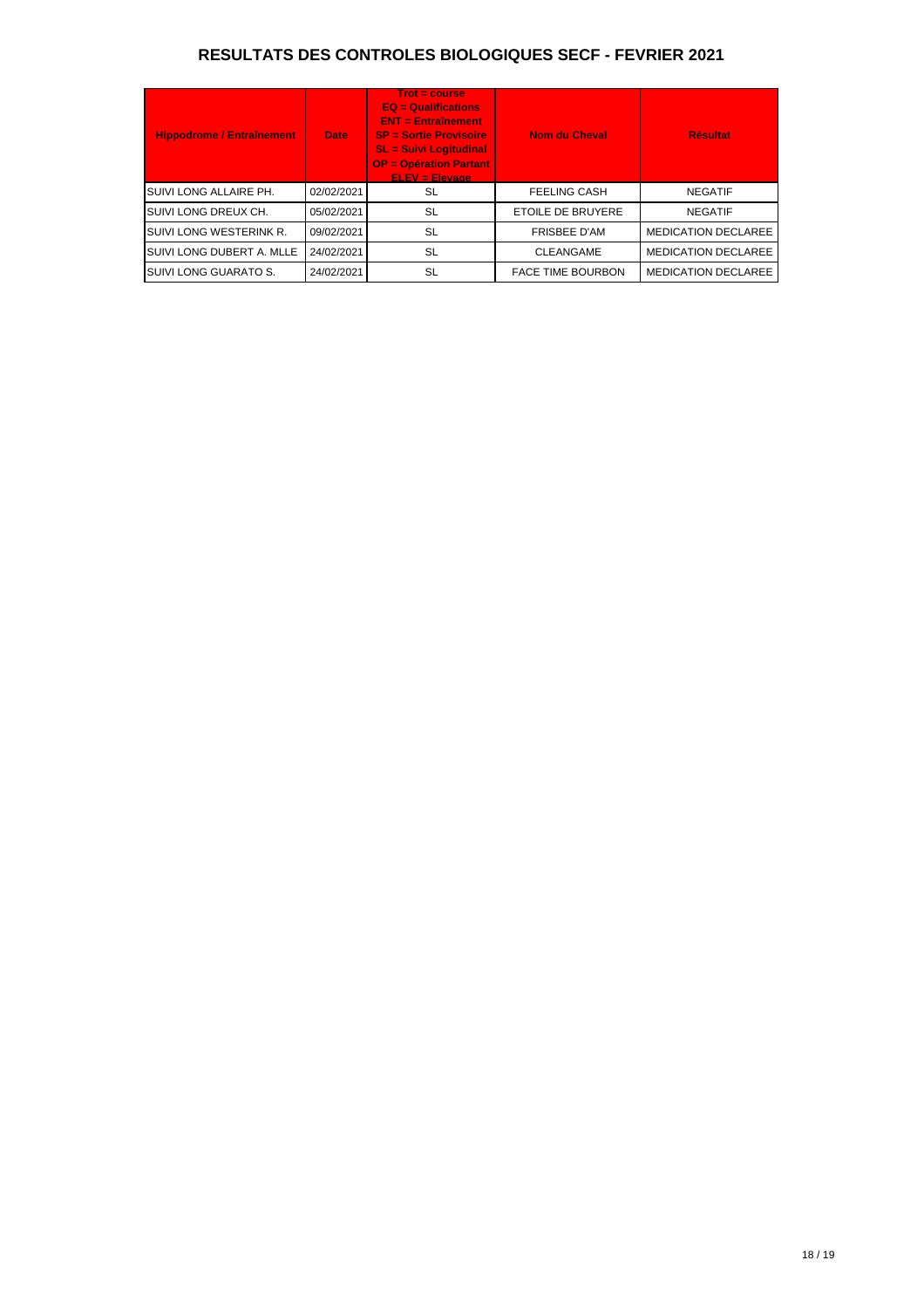# RESULTATS DES CONTROLES BIOLOGIQUES SECF - FEVRIER 2021

| Hippodrome / Entraînement | Date | Trot = course<br>EQ = Qualifications<br>ENT = Entraînement<br>SP = Sortie Provisoire<br>SL = Suivi Logitudinal<br>OP = Opération Partant<br>ELEV = Elevage | Nom du Cheval | Résultat |
|---|---|---|---|---|
| SUIVI LONG ALLAIRE PH. | 02/02/2021 | SL | FEELING CASH | NEGATIF |
| SUIVI LONG DREUX CH. | 05/02/2021 | SL | ETOILE DE BRUYERE | NEGATIF |
| SUIVI LONG WESTERINK R. | 09/02/2021 | SL | FRISBEE D'AM | MEDICATION DECLAREE |
| SUIVI LONG DUBERT A. MLLE | 24/02/2021 | SL | CLEANGAME | MEDICATION DECLAREE |
| SUIVI LONG GUARATO S. | 24/02/2021 | SL | FACE TIME BOURBON | MEDICATION DECLAREE |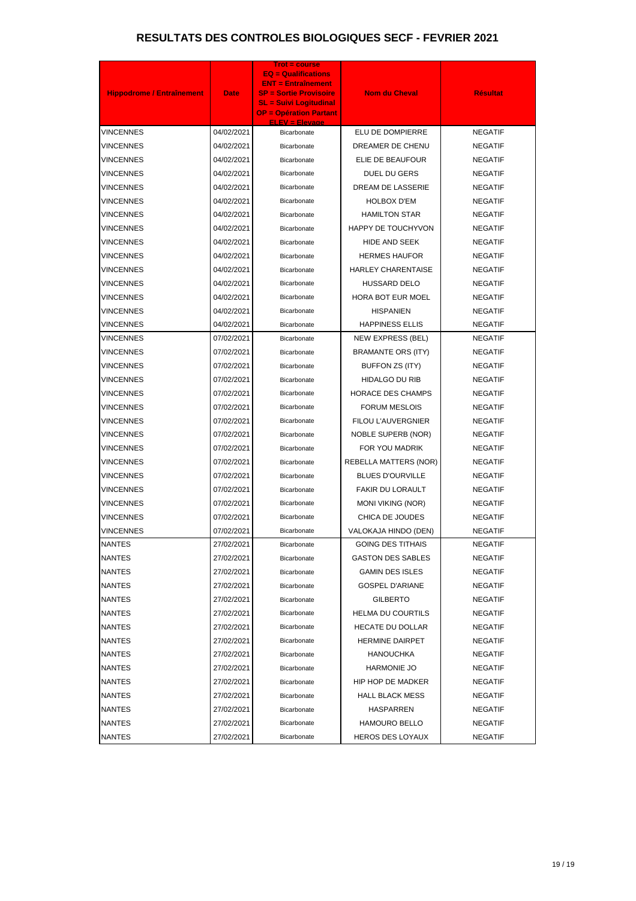# RESULTATS DES CONTROLES BIOLOGIQUES SECF - FEVRIER 2021

| Hippodrome / Entraînement | Date | Trot = course<br>EQ = Qualifications<br>ENT = Entraînement<br>SP = Sortie Provisoire<br>SL = Suivi Logitudinal<br>OP = Opération Partant<br>ELEV = Elevage | Nom du Cheval | Résultat |
|---|---|---|---|---|
| VINCENNES | 04/02/2021 | Bicarbonate | ELU DE DOMPIERRE | NEGATIF |
| VINCENNES | 04/02/2021 | Bicarbonate | DREAMER DE CHENU | NEGATIF |
| VINCENNES | 04/02/2021 | Bicarbonate | ELIE DE BEAUFOUR | NEGATIF |
| VINCENNES | 04/02/2021 | Bicarbonate | DUEL DU GERS | NEGATIF |
| VINCENNES | 04/02/2021 | Bicarbonate | DREAM DE LASSERIE | NEGATIF |
| VINCENNES | 04/02/2021 | Bicarbonate | HOLBOX D'EM | NEGATIF |
| VINCENNES | 04/02/2021 | Bicarbonate | HAMILTON STAR | NEGATIF |
| VINCENNES | 04/02/2021 | Bicarbonate | HAPPY DE TOUCHYVON | NEGATIF |
| VINCENNES | 04/02/2021 | Bicarbonate | HIDE AND SEEK | NEGATIF |
| VINCENNES | 04/02/2021 | Bicarbonate | HERMES HAUFOR | NEGATIF |
| VINCENNES | 04/02/2021 | Bicarbonate | HARLEY CHARENTAISE | NEGATIF |
| VINCENNES | 04/02/2021 | Bicarbonate | HUSSARD DELO | NEGATIF |
| VINCENNES | 04/02/2021 | Bicarbonate | HORA BOT EUR MOEL | NEGATIF |
| VINCENNES | 04/02/2021 | Bicarbonate | HISPANIEN | NEGATIF |
| VINCENNES | 04/02/2021 | Bicarbonate | HAPPINESS ELLIS | NEGATIF |
| VINCENNES | 07/02/2021 | Bicarbonate | NEW EXPRESS (BEL) | NEGATIF |
| VINCENNES | 07/02/2021 | Bicarbonate | BRAMANTE ORS (ITY) | NEGATIF |
| VINCENNES | 07/02/2021 | Bicarbonate | BUFFON ZS (ITY) | NEGATIF |
| VINCENNES | 07/02/2021 | Bicarbonate | HIDALGO DU RIB | NEGATIF |
| VINCENNES | 07/02/2021 | Bicarbonate | HORACE DES CHAMPS | NEGATIF |
| VINCENNES | 07/02/2021 | Bicarbonate | FORUM MESLOIS | NEGATIF |
| VINCENNES | 07/02/2021 | Bicarbonate | FILOU L'AUVERGNIER | NEGATIF |
| VINCENNES | 07/02/2021 | Bicarbonate | NOBLE SUPERB (NOR) | NEGATIF |
| VINCENNES | 07/02/2021 | Bicarbonate | FOR YOU MADRIK | NEGATIF |
| VINCENNES | 07/02/2021 | Bicarbonate | REBELLA MATTERS (NOR) | NEGATIF |
| VINCENNES | 07/02/2021 | Bicarbonate | BLUES D'OURVILLE | NEGATIF |
| VINCENNES | 07/02/2021 | Bicarbonate | FAKIR DU LORAULT | NEGATIF |
| VINCENNES | 07/02/2021 | Bicarbonate | MONI VIKING (NOR) | NEGATIF |
| VINCENNES | 07/02/2021 | Bicarbonate | CHICA DE JOUDES | NEGATIF |
| VINCENNES | 07/02/2021 | Bicarbonate | VALOKAJA HINDO (DEN) | NEGATIF |
| NANTES | 27/02/2021 | Bicarbonate | GOING DES TITHAIS | NEGATIF |
| NANTES | 27/02/2021 | Bicarbonate | GASTON DES SABLES | NEGATIF |
| NANTES | 27/02/2021 | Bicarbonate | GAMIN DES ISLES | NEGATIF |
| NANTES | 27/02/2021 | Bicarbonate | GOSPEL D'ARIANE | NEGATIF |
| NANTES | 27/02/2021 | Bicarbonate | GILBERTO | NEGATIF |
| NANTES | 27/02/2021 | Bicarbonate | HELMA DU COURTILS | NEGATIF |
| NANTES | 27/02/2021 | Bicarbonate | HECATE DU DOLLAR | NEGATIF |
| NANTES | 27/02/2021 | Bicarbonate | HERMINE DAIRPET | NEGATIF |
| NANTES | 27/02/2021 | Bicarbonate | HANOUCHKA | NEGATIF |
| NANTES | 27/02/2021 | Bicarbonate | HARMONIE JO | NEGATIF |
| NANTES | 27/02/2021 | Bicarbonate | HIP HOP DE MADKER | NEGATIF |
| NANTES | 27/02/2021 | Bicarbonate | HALL BLACK MESS | NEGATIF |
| NANTES | 27/02/2021 | Bicarbonate | HASPARREN | NEGATIF |
| NANTES | 27/02/2021 | Bicarbonate | HAMOURO BELLO | NEGATIF |
| NANTES | 27/02/2021 | Bicarbonate | HEROS DES LOYAUX | NEGATIF |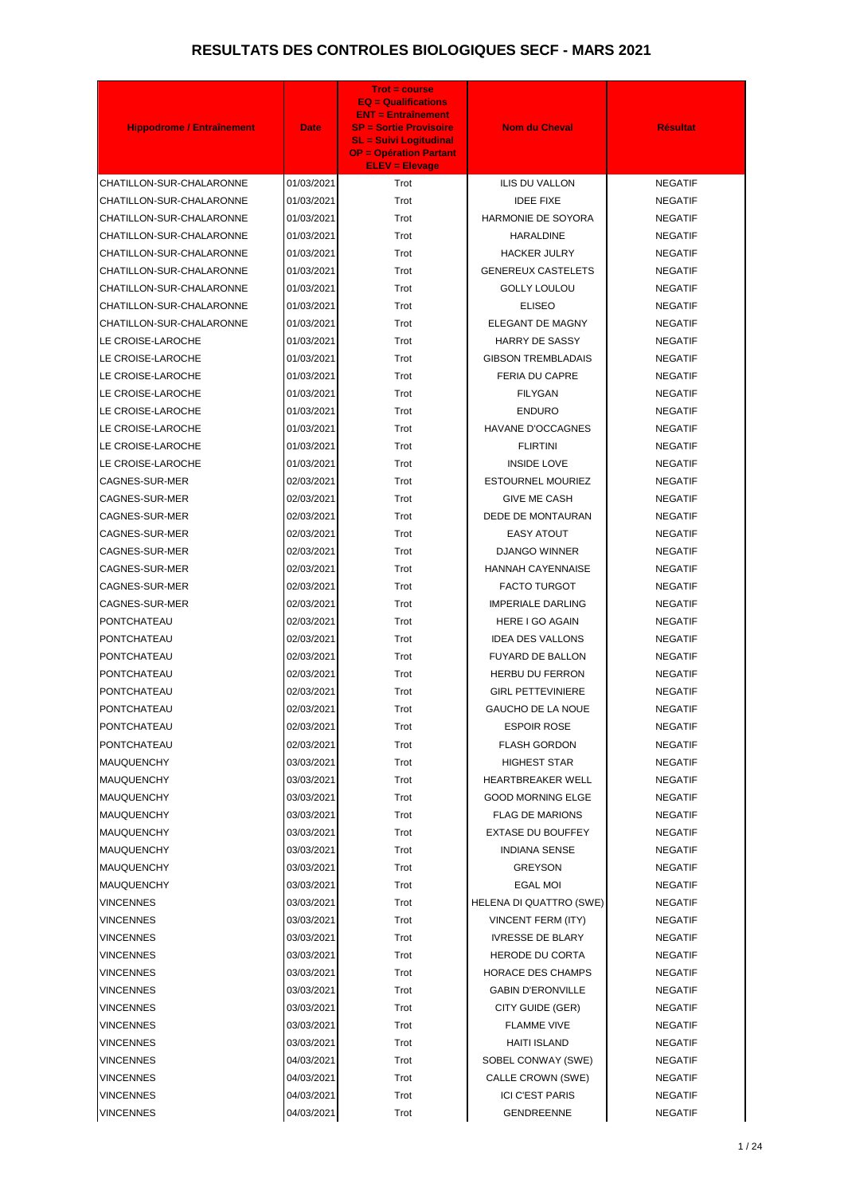# RESULTATS DES CONTROLES BIOLOGIQUES SECF - MARS 2021

| Hippodrome / Entraînement | Date | Trot = course EQ = Qualifications ENT = Entraînement SP = Sortie Provisoire SL = Suivi Logitudinal OP = Opération Partant ELEV = Elevage | Nom du Cheval | Résultat |
|---|---|---|---|---|
| CHATILLON-SUR-CHALARONNE | 01/03/2021 | Trot | ILIS DU VALLON | NEGATIF |
| CHATILLON-SUR-CHALARONNE | 01/03/2021 | Trot | IDEE FIXE | NEGATIF |
| CHATILLON-SUR-CHALARONNE | 01/03/2021 | Trot | HARMONIE DE SOYORA | NEGATIF |
| CHATILLON-SUR-CHALARONNE | 01/03/2021 | Trot | HARALDINE | NEGATIF |
| CHATILLON-SUR-CHALARONNE | 01/03/2021 | Trot | HACKER JULRY | NEGATIF |
| CHATILLON-SUR-CHALARONNE | 01/03/2021 | Trot | GENEREUX CASTELETS | NEGATIF |
| CHATILLON-SUR-CHALARONNE | 01/03/2021 | Trot | GOLLY LOULOU | NEGATIF |
| CHATILLON-SUR-CHALARONNE | 01/03/2021 | Trot | ELISEO | NEGATIF |
| CHATILLON-SUR-CHALARONNE | 01/03/2021 | Trot | ELEGANT DE MAGNY | NEGATIF |
| LE CROISE-LAROCHE | 01/03/2021 | Trot | HARRY DE SASSY | NEGATIF |
| LE CROISE-LAROCHE | 01/03/2021 | Trot | GIBSON TREMBLADAIS | NEGATIF |
| LE CROISE-LAROCHE | 01/03/2021 | Trot | FERIA DU CAPRE | NEGATIF |
| LE CROISE-LAROCHE | 01/03/2021 | Trot | FILYGAN | NEGATIF |
| LE CROISE-LAROCHE | 01/03/2021 | Trot | ENDURO | NEGATIF |
| LE CROISE-LAROCHE | 01/03/2021 | Trot | HAVANE D'OCCAGNES | NEGATIF |
| LE CROISE-LAROCHE | 01/03/2021 | Trot | FLIRTINI | NEGATIF |
| LE CROISE-LAROCHE | 01/03/2021 | Trot | INSIDE LOVE | NEGATIF |
| CAGNES-SUR-MER | 02/03/2021 | Trot | ESTOURNEL MOURIEZ | NEGATIF |
| CAGNES-SUR-MER | 02/03/2021 | Trot | GIVE ME CASH | NEGATIF |
| CAGNES-SUR-MER | 02/03/2021 | Trot | DEDE DE MONTAURAN | NEGATIF |
| CAGNES-SUR-MER | 02/03/2021 | Trot | EASY ATOUT | NEGATIF |
| CAGNES-SUR-MER | 02/03/2021 | Trot | DJANGO WINNER | NEGATIF |
| CAGNES-SUR-MER | 02/03/2021 | Trot | HANNAH CAYENNAISE | NEGATIF |
| CAGNES-SUR-MER | 02/03/2021 | Trot | FACTO TURGOT | NEGATIF |
| CAGNES-SUR-MER | 02/03/2021 | Trot | IMPERIALE DARLING | NEGATIF |
| PONTCHATEAU | 02/03/2021 | Trot | HERE I GO AGAIN | NEGATIF |
| PONTCHATEAU | 02/03/2021 | Trot | IDEA DES VALLONS | NEGATIF |
| PONTCHATEAU | 02/03/2021 | Trot | FUYARD DE BALLON | NEGATIF |
| PONTCHATEAU | 02/03/2021 | Trot | HERBU DU FERRON | NEGATIF |
| PONTCHATEAU | 02/03/2021 | Trot | GIRL PETTEVINIERE | NEGATIF |
| PONTCHATEAU | 02/03/2021 | Trot | GAUCHO DE LA NOUE | NEGATIF |
| PONTCHATEAU | 02/03/2021 | Trot | ESPOIR ROSE | NEGATIF |
| PONTCHATEAU | 02/03/2021 | Trot | FLASH GORDON | NEGATIF |
| MAUQUENCHY | 03/03/2021 | Trot | HIGHEST STAR | NEGATIF |
| MAUQUENCHY | 03/03/2021 | Trot | HEARTBREAKER WELL | NEGATIF |
| MAUQUENCHY | 03/03/2021 | Trot | GOOD MORNING ELGE | NEGATIF |
| MAUQUENCHY | 03/03/2021 | Trot | FLAG DE MARIONS | NEGATIF |
| MAUQUENCHY | 03/03/2021 | Trot | EXTASE DU BOUFFEY | NEGATIF |
| MAUQUENCHY | 03/03/2021 | Trot | INDIANA SENSE | NEGATIF |
| MAUQUENCHY | 03/03/2021 | Trot | GREYSON | NEGATIF |
| MAUQUENCHY | 03/03/2021 | Trot | EGAL MOI | NEGATIF |
| VINCENNES | 03/03/2021 | Trot | HELENA DI QUATTRO (SWE) | NEGATIF |
| VINCENNES | 03/03/2021 | Trot | VINCENT FERM (ITY) | NEGATIF |
| VINCENNES | 03/03/2021 | Trot | IVRESSE DE BLARY | NEGATIF |
| VINCENNES | 03/03/2021 | Trot | HERODE DU CORTA | NEGATIF |
| VINCENNES | 03/03/2021 | Trot | HORACE DES CHAMPS | NEGATIF |
| VINCENNES | 03/03/2021 | Trot | GABIN D'ERONVILLE | NEGATIF |
| VINCENNES | 03/03/2021 | Trot | CITY GUIDE (GER) | NEGATIF |
| VINCENNES | 03/03/2021 | Trot | FLAMME VIVE | NEGATIF |
| VINCENNES | 03/03/2021 | Trot | HAITI ISLAND | NEGATIF |
| VINCENNES | 04/03/2021 | Trot | SOBEL CONWAY (SWE) | NEGATIF |
| VINCENNES | 04/03/2021 | Trot | CALLE CROWN (SWE) | NEGATIF |
| VINCENNES | 04/03/2021 | Trot | ICI C'EST PARIS | NEGATIF |
| VINCENNES | 04/03/2021 | Trot | GENDREENNE | NEGATIF |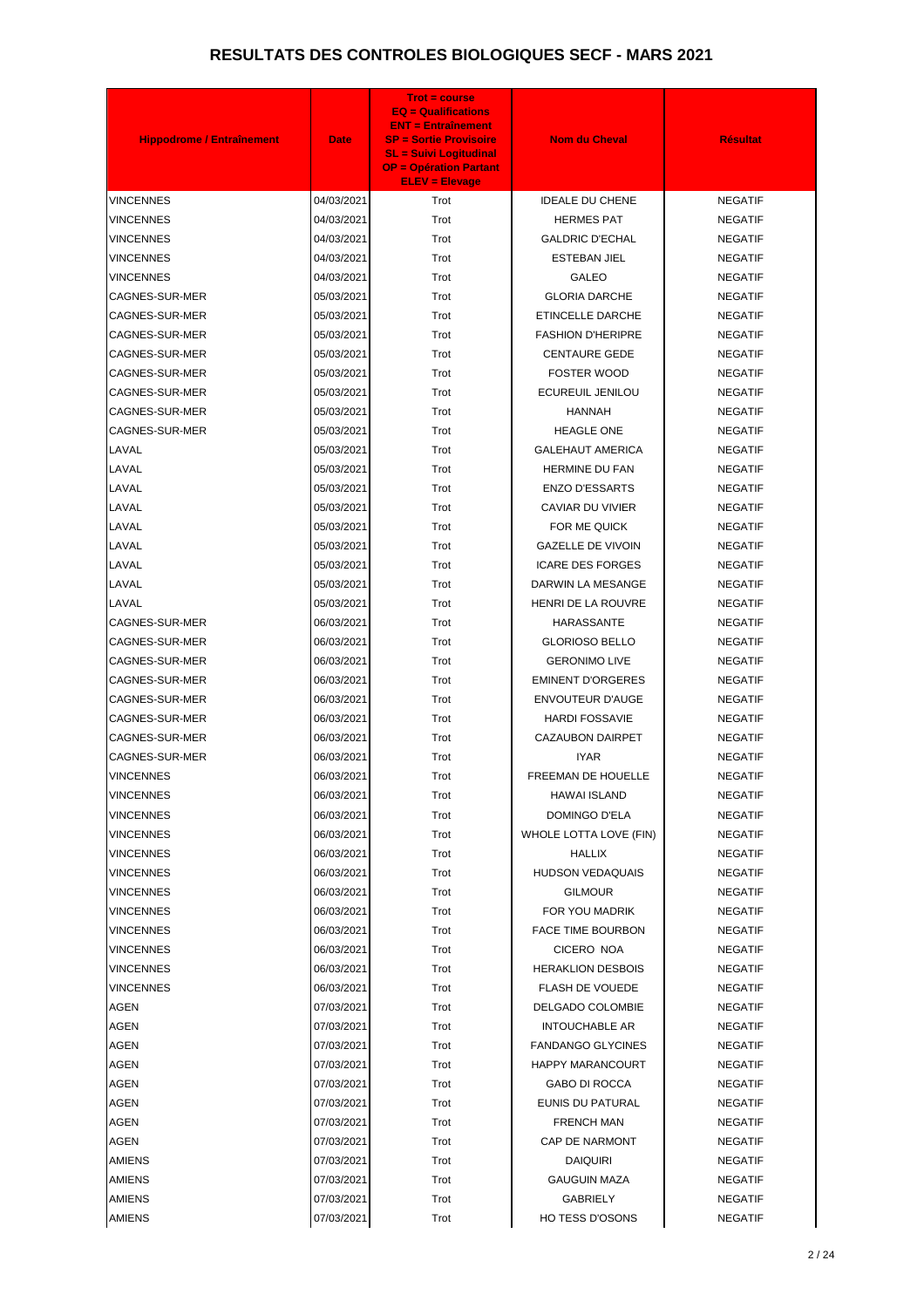# RESULTATS DES CONTROLES BIOLOGIQUES SECF - MARS 2021

| Hippodrome / Entraînement | Date | Trot = course<br>EQ = Qualifications<br>ENT = Entraînement<br>SP = Sortie Provisoire<br>SL = Suivi Logitudinal<br>OP = Opération Partant<br>ELEV = Elevage | Nom du Cheval | Résultat |
|---|---|---|---|---|
| VINCENNES | 04/03/2021 | Trot | IDEALE DU CHENE | NEGATIF |
| VINCENNES | 04/03/2021 | Trot | HERMES PAT | NEGATIF |
| VINCENNES | 04/03/2021 | Trot | GALDRIC D'ECHAL | NEGATIF |
| VINCENNES | 04/03/2021 | Trot | ESTEBAN JIEL | NEGATIF |
| VINCENNES | 04/03/2021 | Trot | GALEO | NEGATIF |
| CAGNES-SUR-MER | 05/03/2021 | Trot | GLORIA DARCHE | NEGATIF |
| CAGNES-SUR-MER | 05/03/2021 | Trot | ETINCELLE DARCHE | NEGATIF |
| CAGNES-SUR-MER | 05/03/2021 | Trot | FASHION D'HERIPRE | NEGATIF |
| CAGNES-SUR-MER | 05/03/2021 | Trot | CENTAURE GEDE | NEGATIF |
| CAGNES-SUR-MER | 05/03/2021 | Trot | FOSTER WOOD | NEGATIF |
| CAGNES-SUR-MER | 05/03/2021 | Trot | ECUREUIL JENILOU | NEGATIF |
| CAGNES-SUR-MER | 05/03/2021 | Trot | HANNAH | NEGATIF |
| CAGNES-SUR-MER | 05/03/2021 | Trot | HEAGLE ONE | NEGATIF |
| LAVAL | 05/03/2021 | Trot | GALEHAUT AMERICA | NEGATIF |
| LAVAL | 05/03/2021 | Trot | HERMINE DU FAN | NEGATIF |
| LAVAL | 05/03/2021 | Trot | ENZO D'ESSARTS | NEGATIF |
| LAVAL | 05/03/2021 | Trot | CAVIAR DU VIVIER | NEGATIF |
| LAVAL | 05/03/2021 | Trot | FOR ME QUICK | NEGATIF |
| LAVAL | 05/03/2021 | Trot | GAZELLE DE VIVOIN | NEGATIF |
| LAVAL | 05/03/2021 | Trot | ICARE DES FORGES | NEGATIF |
| LAVAL | 05/03/2021 | Trot | DARWIN LA MESANGE | NEGATIF |
| LAVAL | 05/03/2021 | Trot | HENRI DE LA ROUVRE | NEGATIF |
| CAGNES-SUR-MER | 06/03/2021 | Trot | HARASSANTE | NEGATIF |
| CAGNES-SUR-MER | 06/03/2021 | Trot | GLORIOSO BELLO | NEGATIF |
| CAGNES-SUR-MER | 06/03/2021 | Trot | GERONIMO LIVE | NEGATIF |
| CAGNES-SUR-MER | 06/03/2021 | Trot | EMINENT D'ORGERES | NEGATIF |
| CAGNES-SUR-MER | 06/03/2021 | Trot | ENVOUTEUR D'AUGE | NEGATIF |
| CAGNES-SUR-MER | 06/03/2021 | Trot | HARDI FOSSAVIE | NEGATIF |
| CAGNES-SUR-MER | 06/03/2021 | Trot | CAZAUBON DAIRPET | NEGATIF |
| CAGNES-SUR-MER | 06/03/2021 | Trot | IYAR | NEGATIF |
| VINCENNES | 06/03/2021 | Trot | FREEMAN DE HOUELLE | NEGATIF |
| VINCENNES | 06/03/2021 | Trot | HAWAI ISLAND | NEGATIF |
| VINCENNES | 06/03/2021 | Trot | DOMINGO D'ELA | NEGATIF |
| VINCENNES | 06/03/2021 | Trot | WHOLE LOTTA LOVE (FIN) | NEGATIF |
| VINCENNES | 06/03/2021 | Trot | HALLIX | NEGATIF |
| VINCENNES | 06/03/2021 | Trot | HUDSON VEDAQUAIS | NEGATIF |
| VINCENNES | 06/03/2021 | Trot | GILMOUR | NEGATIF |
| VINCENNES | 06/03/2021 | Trot | FOR YOU MADRIK | NEGATIF |
| VINCENNES | 06/03/2021 | Trot | FACE TIME BOURBON | NEGATIF |
| VINCENNES | 06/03/2021 | Trot | CICERO NOA | NEGATIF |
| VINCENNES | 06/03/2021 | Trot | HERAKLION DESBOIS | NEGATIF |
| VINCENNES | 06/03/2021 | Trot | FLASH DE VOUEDE | NEGATIF |
| AGEN | 07/03/2021 | Trot | DELGADO COLOMBIE | NEGATIF |
| AGEN | 07/03/2021 | Trot | INTOUCHABLE AR | NEGATIF |
| AGEN | 07/03/2021 | Trot | FANDANGO GLYCINES | NEGATIF |
| AGEN | 07/03/2021 | Trot | HAPPY MARANCOURT | NEGATIF |
| AGEN | 07/03/2021 | Trot | GABO DI ROCCA | NEGATIF |
| AGEN | 07/03/2021 | Trot | EUNIS DU PATURAL | NEGATIF |
| AGEN | 07/03/2021 | Trot | FRENCH MAN | NEGATIF |
| AGEN | 07/03/2021 | Trot | CAP DE NARMONT | NEGATIF |
| AMIENS | 07/03/2021 | Trot | DAIQUIRI | NEGATIF |
| AMIENS | 07/03/2021 | Trot | GAUGUIN MAZA | NEGATIF |
| AMIENS | 07/03/2021 | Trot | GABRIELY | NEGATIF |
| AMIENS | 07/03/2021 | Trot | HO TESS D'OSONS | NEGATIF |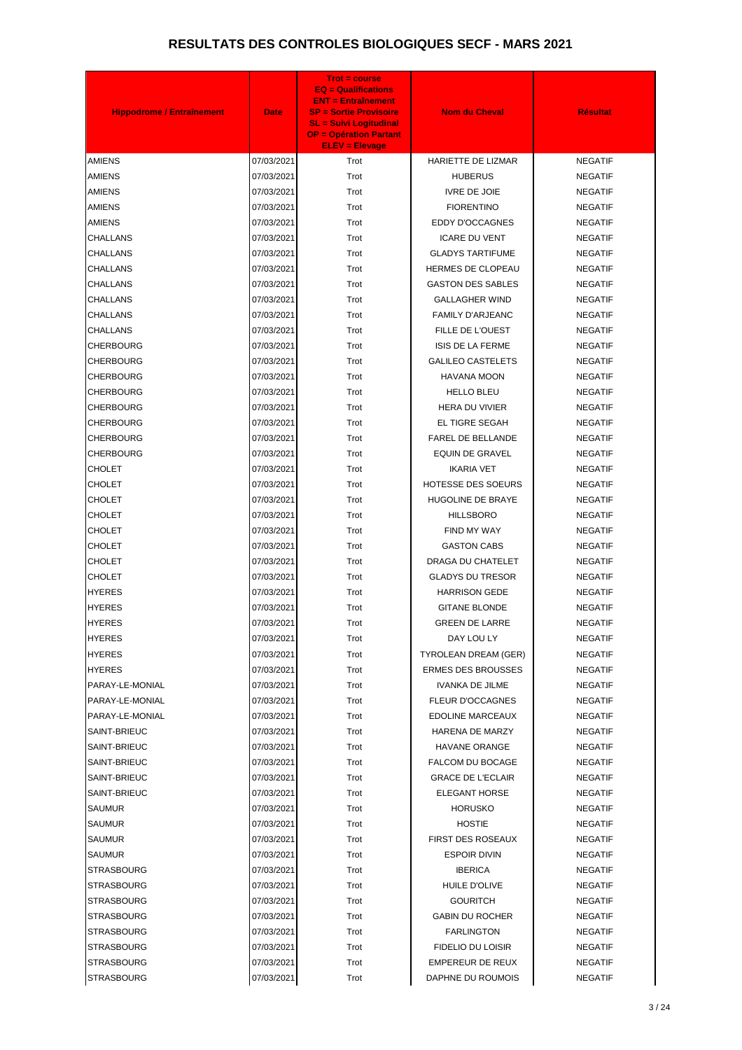# RESULTATS DES CONTROLES BIOLOGIQUES SECF - MARS 2021

| Hippodrome / Entraînement | Date | Trot = course<br>EQ = Qualifications<br>ENT = Entraînement<br>SP = Sortie Provisoire<br>SL = Suivi Logitudinal<br>OP = Opération Partant<br>ELEV = Elevage | Nom du Cheval | Résultat |
|---|---|---|---|---|
| AMIENS | 07/03/2021 | Trot | HARIETTE DE LIZMAR | NEGATIF |
| AMIENS | 07/03/2021 | Trot | HUBERUS | NEGATIF |
| AMIENS | 07/03/2021 | Trot | IVRE DE JOIE | NEGATIF |
| AMIENS | 07/03/2021 | Trot | FIORENTINO | NEGATIF |
| AMIENS | 07/03/2021 | Trot | EDDY D'OCCAGNES | NEGATIF |
| CHALLANS | 07/03/2021 | Trot | ICARE DU VENT | NEGATIF |
| CHALLANS | 07/03/2021 | Trot | GLADYS TARTIFUME | NEGATIF |
| CHALLANS | 07/03/2021 | Trot | HERMES DE CLOPEAU | NEGATIF |
| CHALLANS | 07/03/2021 | Trot | GASTON DES SABLES | NEGATIF |
| CHALLANS | 07/03/2021 | Trot | GALLAGHER WIND | NEGATIF |
| CHALLANS | 07/03/2021 | Trot | FAMILY D'ARJEANC | NEGATIF |
| CHALLANS | 07/03/2021 | Trot | FILLE DE L'OUEST | NEGATIF |
| CHERBOURG | 07/03/2021 | Trot | ISIS DE LA FERME | NEGATIF |
| CHERBOURG | 07/03/2021 | Trot | GALILEO CASTELETS | NEGATIF |
| CHERBOURG | 07/03/2021 | Trot | HAVANA MOON | NEGATIF |
| CHERBOURG | 07/03/2021 | Trot | HELLO BLEU | NEGATIF |
| CHERBOURG | 07/03/2021 | Trot | HERA DU VIVIER | NEGATIF |
| CHERBOURG | 07/03/2021 | Trot | EL TIGRE SEGAH | NEGATIF |
| CHERBOURG | 07/03/2021 | Trot | FAREL DE BELLANDE | NEGATIF |
| CHERBOURG | 07/03/2021 | Trot | EQUIN DE GRAVEL | NEGATIF |
| CHOLET | 07/03/2021 | Trot | IKARIA VET | NEGATIF |
| CHOLET | 07/03/2021 | Trot | HOTESSE DES SOEURS | NEGATIF |
| CHOLET | 07/03/2021 | Trot | HUGOLINE DE BRAYE | NEGATIF |
| CHOLET | 07/03/2021 | Trot | HILLSBORO | NEGATIF |
| CHOLET | 07/03/2021 | Trot | FIND MY WAY | NEGATIF |
| CHOLET | 07/03/2021 | Trot | GASTON CABS | NEGATIF |
| CHOLET | 07/03/2021 | Trot | DRAGA DU CHATELET | NEGATIF |
| CHOLET | 07/03/2021 | Trot | GLADYS DU TRESOR | NEGATIF |
| HYERES | 07/03/2021 | Trot | HARRISON GEDE | NEGATIF |
| HYERES | 07/03/2021 | Trot | GITANE BLONDE | NEGATIF |
| HYERES | 07/03/2021 | Trot | GREEN DE LARRE | NEGATIF |
| HYERES | 07/03/2021 | Trot | DAY LOU LY | NEGATIF |
| HYERES | 07/03/2021 | Trot | TYROLEAN DREAM (GER) | NEGATIF |
| HYERES | 07/03/2021 | Trot | ERMES DES BROUSSES | NEGATIF |
| PARAY-LE-MONIAL | 07/03/2021 | Trot | IVANKA DE JILME | NEGATIF |
| PARAY-LE-MONIAL | 07/03/2021 | Trot | FLEUR D'OCCAGNES | NEGATIF |
| PARAY-LE-MONIAL | 07/03/2021 | Trot | EDOLINE MARCEAUX | NEGATIF |
| SAINT-BRIEUC | 07/03/2021 | Trot | HARENA DE MARZY | NEGATIF |
| SAINT-BRIEUC | 07/03/2021 | Trot | HAVANE ORANGE | NEGATIF |
| SAINT-BRIEUC | 07/03/2021 | Trot | FALCOM DU BOCAGE | NEGATIF |
| SAINT-BRIEUC | 07/03/2021 | Trot | GRACE DE L'ECLAIR | NEGATIF |
| SAINT-BRIEUC | 07/03/2021 | Trot | ELEGANT HORSE | NEGATIF |
| SAUMUR | 07/03/2021 | Trot | HORUSKO | NEGATIF |
| SAUMUR | 07/03/2021 | Trot | HOSTIE | NEGATIF |
| SAUMUR | 07/03/2021 | Trot | FIRST DES ROSEAUX | NEGATIF |
| SAUMUR | 07/03/2021 | Trot | ESPOIR DIVIN | NEGATIF |
| STRASBOURG | 07/03/2021 | Trot | IBERICA | NEGATIF |
| STRASBOURG | 07/03/2021 | Trot | HUILE D'OLIVE | NEGATIF |
| STRASBOURG | 07/03/2021 | Trot | GOURITCH | NEGATIF |
| STRASBOURG | 07/03/2021 | Trot | GABIN DU ROCHER | NEGATIF |
| STRASBOURG | 07/03/2021 | Trot | FARLINGTON | NEGATIF |
| STRASBOURG | 07/03/2021 | Trot | FIDELIO DU LOISIR | NEGATIF |
| STRASBOURG | 07/03/2021 | Trot | EMPEREUR DE REUX | NEGATIF |
| STRASBOURG | 07/03/2021 | Trot | DAPHNE DU ROUMOIS | NEGATIF |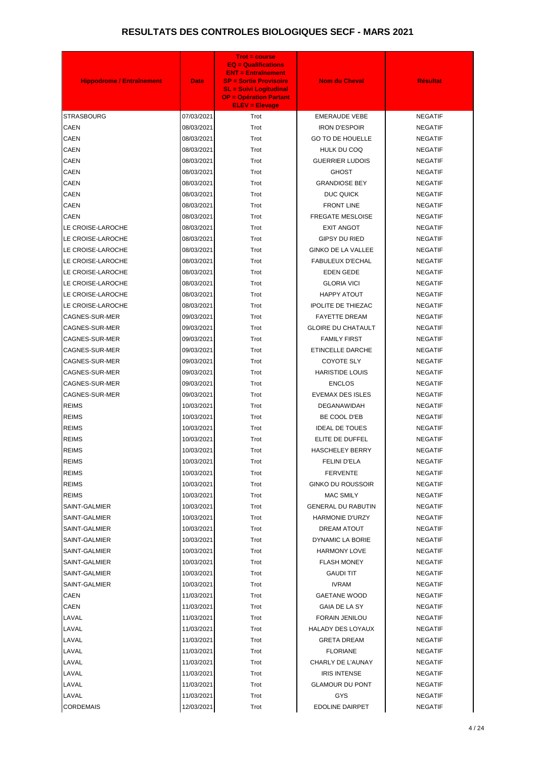# RESULTATS DES CONTROLES BIOLOGIQUES SECF - MARS 2021

| Hippodrome / Entraînement | Date | Trot = course EQ = Qualifications ENT = Entraînement SP = Sortie Provisoire SL = Suivi Logitudinal OP = Opération Partant ELEV = Elevage | Nom du Cheval | Résultat |
|---|---|---|---|---|
| STRASBOURG | 07/03/2021 | Trot | EMERAUDE VEBE | NEGATIF |
| CAEN | 08/03/2021 | Trot | IRON D'ESPOIR | NEGATIF |
| CAEN | 08/03/2021 | Trot | GO TO DE HOUELLE | NEGATIF |
| CAEN | 08/03/2021 | Trot | HULK DU COQ | NEGATIF |
| CAEN | 08/03/2021 | Trot | GUERRIER LUDOIS | NEGATIF |
| CAEN | 08/03/2021 | Trot | GHOST | NEGATIF |
| CAEN | 08/03/2021 | Trot | GRANDIOSE BEY | NEGATIF |
| CAEN | 08/03/2021 | Trot | DUC QUICK | NEGATIF |
| CAEN | 08/03/2021 | Trot | FRONT LINE | NEGATIF |
| CAEN | 08/03/2021 | Trot | FREGATE MESLOISE | NEGATIF |
| LE CROISE-LAROCHE | 08/03/2021 | Trot | EXIT ANGOT | NEGATIF |
| LE CROISE-LAROCHE | 08/03/2021 | Trot | GIPSY DU RIED | NEGATIF |
| LE CROISE-LAROCHE | 08/03/2021 | Trot | GINKO DE LA VALLEE | NEGATIF |
| LE CROISE-LAROCHE | 08/03/2021 | Trot | FABULEUX D'ECHAL | NEGATIF |
| LE CROISE-LAROCHE | 08/03/2021 | Trot | EDEN GEDE | NEGATIF |
| LE CROISE-LAROCHE | 08/03/2021 | Trot | GLORIA VICI | NEGATIF |
| LE CROISE-LAROCHE | 08/03/2021 | Trot | HAPPY ATOUT | NEGATIF |
| LE CROISE-LAROCHE | 08/03/2021 | Trot | IPOLITE DE THIEZAC | NEGATIF |
| CAGNES-SUR-MER | 09/03/2021 | Trot | FAYETTE DREAM | NEGATIF |
| CAGNES-SUR-MER | 09/03/2021 | Trot | GLOIRE DU CHATAULT | NEGATIF |
| CAGNES-SUR-MER | 09/03/2021 | Trot | FAMILY FIRST | NEGATIF |
| CAGNES-SUR-MER | 09/03/2021 | Trot | ETINCELLE DARCHE | NEGATIF |
| CAGNES-SUR-MER | 09/03/2021 | Trot | COYOTE SLY | NEGATIF |
| CAGNES-SUR-MER | 09/03/2021 | Trot | HARISTIDE LOUIS | NEGATIF |
| CAGNES-SUR-MER | 09/03/2021 | Trot | ENCLOS | NEGATIF |
| CAGNES-SUR-MER | 09/03/2021 | Trot | EVEMAX DES ISLES | NEGATIF |
| REIMS | 10/03/2021 | Trot | DEGANAWIDAH | NEGATIF |
| REIMS | 10/03/2021 | Trot | BE COOL D'EB | NEGATIF |
| REIMS | 10/03/2021 | Trot | IDEAL DE TOUES | NEGATIF |
| REIMS | 10/03/2021 | Trot | ELITE DE DUFFEL | NEGATIF |
| REIMS | 10/03/2021 | Trot | HASCHELEY BERRY | NEGATIF |
| REIMS | 10/03/2021 | Trot | FELINI D'ELA | NEGATIF |
| REIMS | 10/03/2021 | Trot | FERVENTE | NEGATIF |
| REIMS | 10/03/2021 | Trot | GINKO DU ROUSSOIR | NEGATIF |
| REIMS | 10/03/2021 | Trot | MAC SMILY | NEGATIF |
| SAINT-GALMIER | 10/03/2021 | Trot | GENERAL DU RABUTIN | NEGATIF |
| SAINT-GALMIER | 10/03/2021 | Trot | HARMONIE D'URZY | NEGATIF |
| SAINT-GALMIER | 10/03/2021 | Trot | DREAM ATOUT | NEGATIF |
| SAINT-GALMIER | 10/03/2021 | Trot | DYNAMIC LA BORIE | NEGATIF |
| SAINT-GALMIER | 10/03/2021 | Trot | HARMONY LOVE | NEGATIF |
| SAINT-GALMIER | 10/03/2021 | Trot | FLASH MONEY | NEGATIF |
| SAINT-GALMIER | 10/03/2021 | Trot | GAUDI TIT | NEGATIF |
| SAINT-GALMIER | 10/03/2021 | Trot | IVRAM | NEGATIF |
| CAEN | 11/03/2021 | Trot | GAETANE WOOD | NEGATIF |
| CAEN | 11/03/2021 | Trot | GAIA DE LA SY | NEGATIF |
| LAVAL | 11/03/2021 | Trot | FORAIN JENILOU | NEGATIF |
| LAVAL | 11/03/2021 | Trot | HALADY DES LOYAUX | NEGATIF |
| LAVAL | 11/03/2021 | Trot | GRETA DREAM | NEGATIF |
| LAVAL | 11/03/2021 | Trot | FLORIANE | NEGATIF |
| LAVAL | 11/03/2021 | Trot | CHARLY DE L'AUNAY | NEGATIF |
| LAVAL | 11/03/2021 | Trot | IRIS INTENSE | NEGATIF |
| LAVAL | 11/03/2021 | Trot | GLAMOUR DU PONT | NEGATIF |
| LAVAL | 11/03/2021 | Trot | GYS | NEGATIF |
| CORDEMAIS | 12/03/2021 | Trot | EDOLINE DAIRPET | NEGATIF |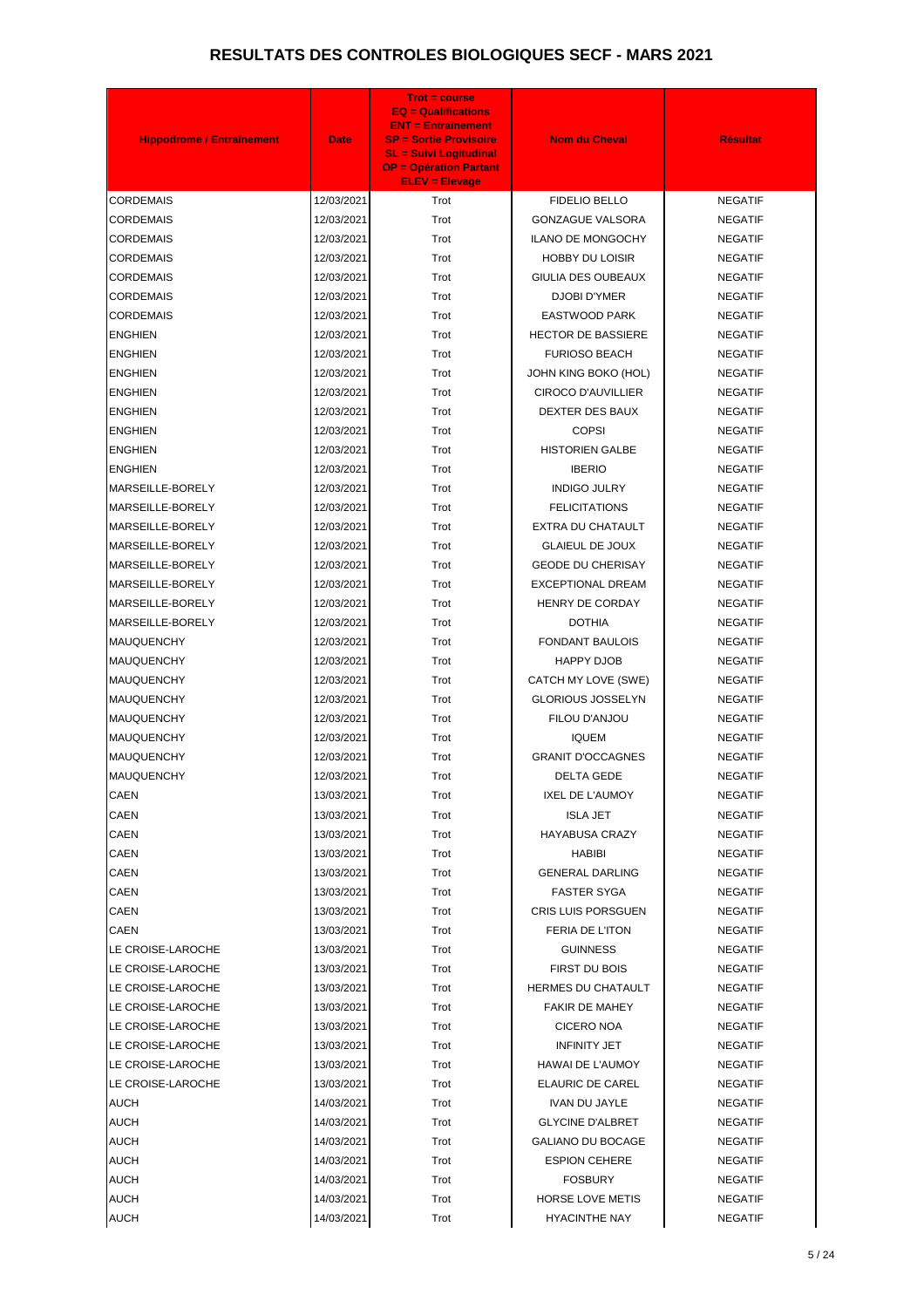# RESULTATS DES CONTROLES BIOLOGIQUES SECF - MARS 2021

| Hippodrome / Entraînement | Date | Trot = course<br>EQ = Qualifications<br>ENT = Entraînement<br>SP = Sortie Provisoire<br>SL = Suivi Logitudinal<br>OP = Opération Partant<br>ELEV = Elevage | Nom du Cheval | Résultat |
|---|---|---|---|---|
| CORDEMAIS | 12/03/2021 | Trot | FIDELIO BELLO | NEGATIF |
| CORDEMAIS | 12/03/2021 | Trot | GONZAGUE VALSORA | NEGATIF |
| CORDEMAIS | 12/03/2021 | Trot | ILANO DE MONGOCHY | NEGATIF |
| CORDEMAIS | 12/03/2021 | Trot | HOBBY DU LOISIR | NEGATIF |
| CORDEMAIS | 12/03/2021 | Trot | GIULIA DES OUBEAUX | NEGATIF |
| CORDEMAIS | 12/03/2021 | Trot | DJOBI D'YMER | NEGATIF |
| CORDEMAIS | 12/03/2021 | Trot | EASTWOOD PARK | NEGATIF |
| ENGHIEN | 12/03/2021 | Trot | HECTOR DE BASSIERE | NEGATIF |
| ENGHIEN | 12/03/2021 | Trot | FURIOSO BEACH | NEGATIF |
| ENGHIEN | 12/03/2021 | Trot | JOHN KING BOKO (HOL) | NEGATIF |
| ENGHIEN | 12/03/2021 | Trot | CIROCO D'AUVILLIER | NEGATIF |
| ENGHIEN | 12/03/2021 | Trot | DEXTER DES BAUX | NEGATIF |
| ENGHIEN | 12/03/2021 | Trot | COPSI | NEGATIF |
| ENGHIEN | 12/03/2021 | Trot | HISTORIEN GALBE | NEGATIF |
| ENGHIEN | 12/03/2021 | Trot | IBERIO | NEGATIF |
| MARSEILLE-BORELY | 12/03/2021 | Trot | INDIGO JULRY | NEGATIF |
| MARSEILLE-BORELY | 12/03/2021 | Trot | FELICITATIONS | NEGATIF |
| MARSEILLE-BORELY | 12/03/2021 | Trot | EXTRA DU CHATAULT | NEGATIF |
| MARSEILLE-BORELY | 12/03/2021 | Trot | GLAIEUL DE JOUX | NEGATIF |
| MARSEILLE-BORELY | 12/03/2021 | Trot | GEODE DU CHERISAY | NEGATIF |
| MARSEILLE-BORELY | 12/03/2021 | Trot | EXCEPTIONAL DREAM | NEGATIF |
| MARSEILLE-BORELY | 12/03/2021 | Trot | HENRY DE CORDAY | NEGATIF |
| MARSEILLE-BORELY | 12/03/2021 | Trot | DOTHIA | NEGATIF |
| MAUQUENCHY | 12/03/2021 | Trot | FONDANT BAULOIS | NEGATIF |
| MAUQUENCHY | 12/03/2021 | Trot | HAPPY DJOB | NEGATIF |
| MAUQUENCHY | 12/03/2021 | Trot | CATCH MY LOVE (SWE) | NEGATIF |
| MAUQUENCHY | 12/03/2021 | Trot | GLORIOUS JOSSELYN | NEGATIF |
| MAUQUENCHY | 12/03/2021 | Trot | FILOU D'ANJOU | NEGATIF |
| MAUQUENCHY | 12/03/2021 | Trot | IQUEM | NEGATIF |
| MAUQUENCHY | 12/03/2021 | Trot | GRANIT D'OCCAGNES | NEGATIF |
| MAUQUENCHY | 12/03/2021 | Trot | DELTA GEDE | NEGATIF |
| CAEN | 13/03/2021 | Trot | IXEL DE L'AUMOY | NEGATIF |
| CAEN | 13/03/2021 | Trot | ISLA JET | NEGATIF |
| CAEN | 13/03/2021 | Trot | HAYABUSA CRAZY | NEGATIF |
| CAEN | 13/03/2021 | Trot | HABIBI | NEGATIF |
| CAEN | 13/03/2021 | Trot | GENERAL DARLING | NEGATIF |
| CAEN | 13/03/2021 | Trot | FASTER SYGA | NEGATIF |
| CAEN | 13/03/2021 | Trot | CRIS LUIS PORSGUEN | NEGATIF |
| CAEN | 13/03/2021 | Trot | FERIA DE L'ITON | NEGATIF |
| LE CROISE-LAROCHE | 13/03/2021 | Trot | GUINNESS | NEGATIF |
| LE CROISE-LAROCHE | 13/03/2021 | Trot | FIRST DU BOIS | NEGATIF |
| LE CROISE-LAROCHE | 13/03/2021 | Trot | HERMES DU CHATAULT | NEGATIF |
| LE CROISE-LAROCHE | 13/03/2021 | Trot | FAKIR DE MAHEY | NEGATIF |
| LE CROISE-LAROCHE | 13/03/2021 | Trot | CICERO NOA | NEGATIF |
| LE CROISE-LAROCHE | 13/03/2021 | Trot | INFINITY JET | NEGATIF |
| LE CROISE-LAROCHE | 13/03/2021 | Trot | HAWAI DE L'AUMOY | NEGATIF |
| LE CROISE-LAROCHE | 13/03/2021 | Trot | ELAURIC DE CAREL | NEGATIF |
| AUCH | 14/03/2021 | Trot | IVAN DU JAYLE | NEGATIF |
| AUCH | 14/03/2021 | Trot | GLYCINE D'ALBRET | NEGATIF |
| AUCH | 14/03/2021 | Trot | GALIANO DU BOCAGE | NEGATIF |
| AUCH | 14/03/2021 | Trot | ESPION CEHERE | NEGATIF |
| AUCH | 14/03/2021 | Trot | FOSBURY | NEGATIF |
| AUCH | 14/03/2021 | Trot | HORSE LOVE METIS | NEGATIF |
| AUCH | 14/03/2021 | Trot | HYACINTHE NAY | NEGATIF |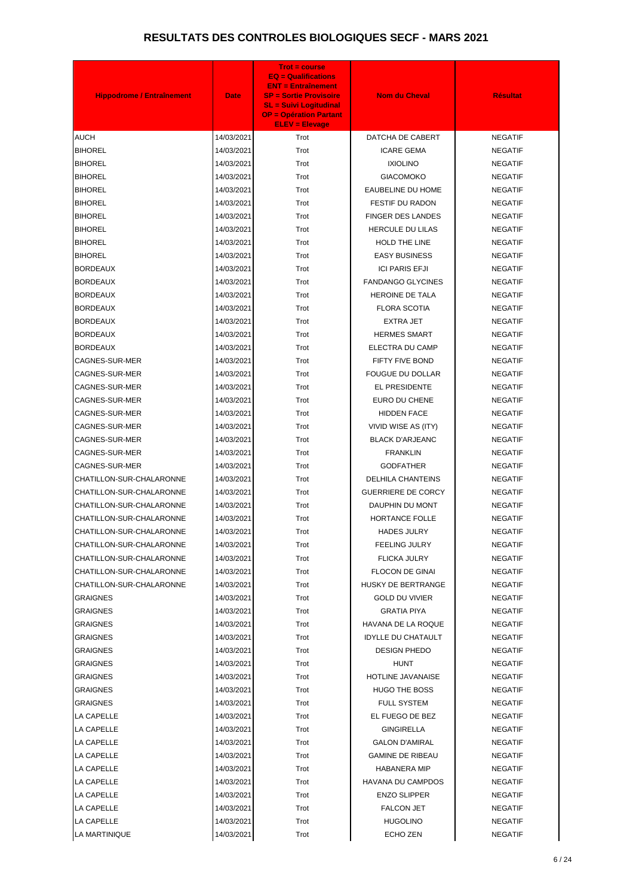# RESULTATS DES CONTROLES BIOLOGIQUES SECF - MARS 2021

| Hippodrome / Entraînement | Date | Trot = course EQ = Qualifications ENT = Entraînement SP = Sortie Provisoire SL = Suivi Logitudinal OP = Opération Partant ELEV = Elevage | Nom du Cheval | Résultat |
|---|---|---|---|---|
| AUCH | 14/03/2021 | Trot | DATCHA DE CABERT | NEGATIF |
| BIHOREL | 14/03/2021 | Trot | ICARE GEMA | NEGATIF |
| BIHOREL | 14/03/2021 | Trot | IXIOLINO | NEGATIF |
| BIHOREL | 14/03/2021 | Trot | GIACOMOKO | NEGATIF |
| BIHOREL | 14/03/2021 | Trot | EAUBELINE DU HOME | NEGATIF |
| BIHOREL | 14/03/2021 | Trot | FESTIF DU RADON | NEGATIF |
| BIHOREL | 14/03/2021 | Trot | FINGER DES LANDES | NEGATIF |
| BIHOREL | 14/03/2021 | Trot | HERCULE DU LILAS | NEGATIF |
| BIHOREL | 14/03/2021 | Trot | HOLD THE LINE | NEGATIF |
| BIHOREL | 14/03/2021 | Trot | EASY BUSINESS | NEGATIF |
| BORDEAUX | 14/03/2021 | Trot | ICI PARIS EFJI | NEGATIF |
| BORDEAUX | 14/03/2021 | Trot | FANDANGO GLYCINES | NEGATIF |
| BORDEAUX | 14/03/2021 | Trot | HEROINE DE TALA | NEGATIF |
| BORDEAUX | 14/03/2021 | Trot | FLORA SCOTIA | NEGATIF |
| BORDEAUX | 14/03/2021 | Trot | EXTRA JET | NEGATIF |
| BORDEAUX | 14/03/2021 | Trot | HERMES SMART | NEGATIF |
| BORDEAUX | 14/03/2021 | Trot | ELECTRA DU CAMP | NEGATIF |
| CAGNES-SUR-MER | 14/03/2021 | Trot | FIFTY FIVE BOND | NEGATIF |
| CAGNES-SUR-MER | 14/03/2021 | Trot | FOUGUE DU DOLLAR | NEGATIF |
| CAGNES-SUR-MER | 14/03/2021 | Trot | EL PRESIDENTE | NEGATIF |
| CAGNES-SUR-MER | 14/03/2021 | Trot | EURO DU CHENE | NEGATIF |
| CAGNES-SUR-MER | 14/03/2021 | Trot | HIDDEN FACE | NEGATIF |
| CAGNES-SUR-MER | 14/03/2021 | Trot | VIVID WISE AS (ITY) | NEGATIF |
| CAGNES-SUR-MER | 14/03/2021 | Trot | BLACK D'ARJEANC | NEGATIF |
| CAGNES-SUR-MER | 14/03/2021 | Trot | FRANKLIN | NEGATIF |
| CAGNES-SUR-MER | 14/03/2021 | Trot | GODFATHER | NEGATIF |
| CHATILLON-SUR-CHALARONNE | 14/03/2021 | Trot | DELHILA CHANTEINS | NEGATIF |
| CHATILLON-SUR-CHALARONNE | 14/03/2021 | Trot | GUERRIERE DE CORCY | NEGATIF |
| CHATILLON-SUR-CHALARONNE | 14/03/2021 | Trot | DAUPHIN DU MONT | NEGATIF |
| CHATILLON-SUR-CHALARONNE | 14/03/2021 | Trot | HORTANCE FOLLE | NEGATIF |
| CHATILLON-SUR-CHALARONNE | 14/03/2021 | Trot | HADES JULRY | NEGATIF |
| CHATILLON-SUR-CHALARONNE | 14/03/2021 | Trot | FEELING JULRY | NEGATIF |
| CHATILLON-SUR-CHALARONNE | 14/03/2021 | Trot | FLICKA JULRY | NEGATIF |
| CHATILLON-SUR-CHALARONNE | 14/03/2021 | Trot | FLOCON DE GINAI | NEGATIF |
| CHATILLON-SUR-CHALARONNE | 14/03/2021 | Trot | HUSKY DE BERTRANGE | NEGATIF |
| GRAIGNES | 14/03/2021 | Trot | GOLD DU VIVIER | NEGATIF |
| GRAIGNES | 14/03/2021 | Trot | GRATIA PIYA | NEGATIF |
| GRAIGNES | 14/03/2021 | Trot | HAVANA DE LA ROQUE | NEGATIF |
| GRAIGNES | 14/03/2021 | Trot | IDYLLE DU CHATAULT | NEGATIF |
| GRAIGNES | 14/03/2021 | Trot | DESIGN PHEDO | NEGATIF |
| GRAIGNES | 14/03/2021 | Trot | HUNT | NEGATIF |
| GRAIGNES | 14/03/2021 | Trot | HOTLINE JAVANAISE | NEGATIF |
| GRAIGNES | 14/03/2021 | Trot | HUGO THE BOSS | NEGATIF |
| GRAIGNES | 14/03/2021 | Trot | FULL SYSTEM | NEGATIF |
| LA CAPELLE | 14/03/2021 | Trot | EL FUEGO DE BEZ | NEGATIF |
| LA CAPELLE | 14/03/2021 | Trot | GINGIRELLA | NEGATIF |
| LA CAPELLE | 14/03/2021 | Trot | GALON D'AMIRAL | NEGATIF |
| LA CAPELLE | 14/03/2021 | Trot | GAMINE DE RIBEAU | NEGATIF |
| LA CAPELLE | 14/03/2021 | Trot | HABANERA MIP | NEGATIF |
| LA CAPELLE | 14/03/2021 | Trot | HAVANA DU CAMPDOS | NEGATIF |
| LA CAPELLE | 14/03/2021 | Trot | ENZO SLIPPER | NEGATIF |
| LA CAPELLE | 14/03/2021 | Trot | FALCON JET | NEGATIF |
| LA CAPELLE | 14/03/2021 | Trot | HUGOLINO | NEGATIF |
| LA MARTINIQUE | 14/03/2021 | Trot | ECHO ZEN | NEGATIF |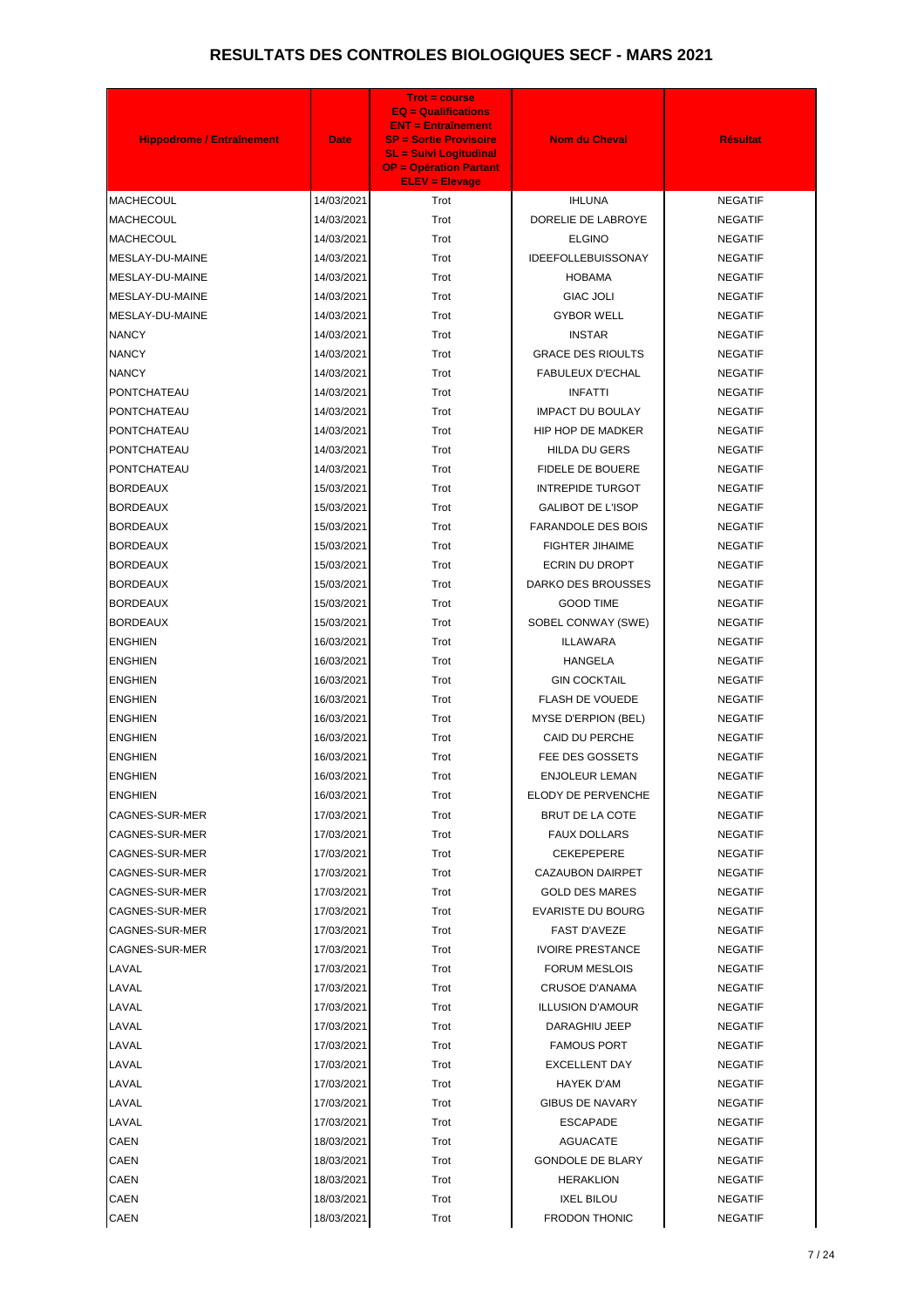# RESULTATS DES CONTROLES BIOLOGIQUES SECF - MARS 2021

| Hippodrome / Entraînement | Date | Trot = course EQ = Qualifications ENT = Entraînement SP = Sortie Provisoire SL = Suivi Logitudinal OP = Opération Partant ELEV = Elevage | Nom du Cheval | Résultat |
|---|---|---|---|---|
| MACHECOUL | 14/03/2021 | Trot | IHLUNA | NEGATIF |
| MACHECOUL | 14/03/2021 | Trot | DORELIE DE LABROYE | NEGATIF |
| MACHECOUL | 14/03/2021 | Trot | ELGINO | NEGATIF |
| MESLAY-DU-MAINE | 14/03/2021 | Trot | IDEEFOLLEBUISSONAY | NEGATIF |
| MESLAY-DU-MAINE | 14/03/2021 | Trot | HOBAMA | NEGATIF |
| MESLAY-DU-MAINE | 14/03/2021 | Trot | GIAC JOLI | NEGATIF |
| MESLAY-DU-MAINE | 14/03/2021 | Trot | GYBOR WELL | NEGATIF |
| NANCY | 14/03/2021 | Trot | INSTAR | NEGATIF |
| NANCY | 14/03/2021 | Trot | GRACE DES RIOULTS | NEGATIF |
| NANCY | 14/03/2021 | Trot | FABULEUX D'ECHAL | NEGATIF |
| PONTCHATEAU | 14/03/2021 | Trot | INFATTI | NEGATIF |
| PONTCHATEAU | 14/03/2021 | Trot | IMPACT DU BOULAY | NEGATIF |
| PONTCHATEAU | 14/03/2021 | Trot | HIP HOP DE MADKER | NEGATIF |
| PONTCHATEAU | 14/03/2021 | Trot | HILDA DU GERS | NEGATIF |
| PONTCHATEAU | 14/03/2021 | Trot | FIDELE DE BOUERE | NEGATIF |
| BORDEAUX | 15/03/2021 | Trot | INTREPIDE TURGOT | NEGATIF |
| BORDEAUX | 15/03/2021 | Trot | GALIBOT DE L'ISOP | NEGATIF |
| BORDEAUX | 15/03/2021 | Trot | FARANDOLE DES BOIS | NEGATIF |
| BORDEAUX | 15/03/2021 | Trot | FIGHTER JIHAIME | NEGATIF |
| BORDEAUX | 15/03/2021 | Trot | ECRIN DU DROPT | NEGATIF |
| BORDEAUX | 15/03/2021 | Trot | DARKO DES BROUSSES | NEGATIF |
| BORDEAUX | 15/03/2021 | Trot | GOOD TIME | NEGATIF |
| BORDEAUX | 15/03/2021 | Trot | SOBEL CONWAY (SWE) | NEGATIF |
| ENGHIEN | 16/03/2021 | Trot | ILLAWARA | NEGATIF |
| ENGHIEN | 16/03/2021 | Trot | HANGELA | NEGATIF |
| ENGHIEN | 16/03/2021 | Trot | GIN COCKTAIL | NEGATIF |
| ENGHIEN | 16/03/2021 | Trot | FLASH DE VOUEDE | NEGATIF |
| ENGHIEN | 16/03/2021 | Trot | MYSE D'ERPION (BEL) | NEGATIF |
| ENGHIEN | 16/03/2021 | Trot | CAID DU PERCHE | NEGATIF |
| ENGHIEN | 16/03/2021 | Trot | FEE DES GOSSETS | NEGATIF |
| ENGHIEN | 16/03/2021 | Trot | ENJOLEUR LEMAN | NEGATIF |
| ENGHIEN | 16/03/2021 | Trot | ELODY DE PERVENCHE | NEGATIF |
| CAGNES-SUR-MER | 17/03/2021 | Trot | BRUT DE LA COTE | NEGATIF |
| CAGNES-SUR-MER | 17/03/2021 | Trot | FAUX DOLLARS | NEGATIF |
| CAGNES-SUR-MER | 17/03/2021 | Trot | CEKEPEPERE | NEGATIF |
| CAGNES-SUR-MER | 17/03/2021 | Trot | CAZAUBON DAIRPET | NEGATIF |
| CAGNES-SUR-MER | 17/03/2021 | Trot | GOLD DES MARES | NEGATIF |
| CAGNES-SUR-MER | 17/03/2021 | Trot | EVARISTE DU BOURG | NEGATIF |
| CAGNES-SUR-MER | 17/03/2021 | Trot | FAST D'AVEZE | NEGATIF |
| CAGNES-SUR-MER | 17/03/2021 | Trot | IVOIRE PRESTANCE | NEGATIF |
| LAVAL | 17/03/2021 | Trot | FORUM MESLOIS | NEGATIF |
| LAVAL | 17/03/2021 | Trot | CRUSOE D'ANAMA | NEGATIF |
| LAVAL | 17/03/2021 | Trot | ILLUSION D'AMOUR | NEGATIF |
| LAVAL | 17/03/2021 | Trot | DARAGHIU JEEP | NEGATIF |
| LAVAL | 17/03/2021 | Trot | FAMOUS PORT | NEGATIF |
| LAVAL | 17/03/2021 | Trot | EXCELLENT DAY | NEGATIF |
| LAVAL | 17/03/2021 | Trot | HAYEK D'AM | NEGATIF |
| LAVAL | 17/03/2021 | Trot | GIBUS DE NAVARY | NEGATIF |
| LAVAL | 17/03/2021 | Trot | ESCAPADE | NEGATIF |
| CAEN | 18/03/2021 | Trot | AGUACATE | NEGATIF |
| CAEN | 18/03/2021 | Trot | GONDOLE DE BLARY | NEGATIF |
| CAEN | 18/03/2021 | Trot | HERAKLION | NEGATIF |
| CAEN | 18/03/2021 | Trot | IXEL BILOU | NEGATIF |
| CAEN | 18/03/2021 | Trot | FRODON THONIC | NEGATIF |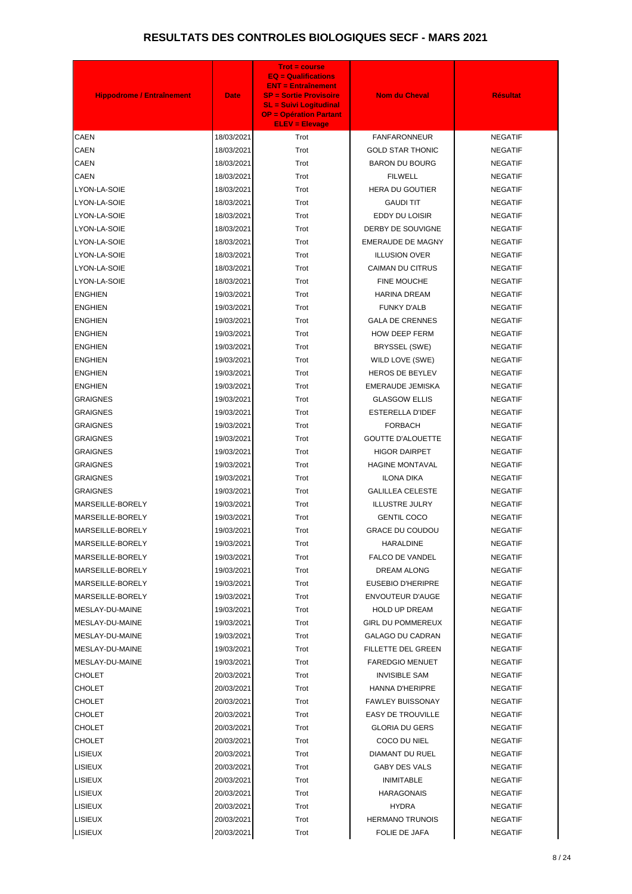# RESULTATS DES CONTROLES BIOLOGIQUES SECF - MARS 2021

| Hippodrome / Entraînement | Date | Trot = course<br>EQ = Qualifications<br>ENT = Entraînement<br>SP = Sortie Provisoire<br>SL = Suivi Logitudinal<br>OP = Opération Partant<br>ELEV = Elevage | Nom du Cheval | Résultat |
|---|---|---|---|---|
| CAEN | 18/03/2021 | Trot | FANFARONNEUR | NEGATIF |
| CAEN | 18/03/2021 | Trot | GOLD STAR THONIC | NEGATIF |
| CAEN | 18/03/2021 | Trot | BARON DU BOURG | NEGATIF |
| CAEN | 18/03/2021 | Trot | FILWELL | NEGATIF |
| LYON-LA-SOIE | 18/03/2021 | Trot | HERA DU GOUTIER | NEGATIF |
| LYON-LA-SOIE | 18/03/2021 | Trot | GAUDI TIT | NEGATIF |
| LYON-LA-SOIE | 18/03/2021 | Trot | EDDY DU LOISIR | NEGATIF |
| LYON-LA-SOIE | 18/03/2021 | Trot | DERBY DE SOUVIGNE | NEGATIF |
| LYON-LA-SOIE | 18/03/2021 | Trot | EMERAUDE DE MAGNY | NEGATIF |
| LYON-LA-SOIE | 18/03/2021 | Trot | ILLUSION OVER | NEGATIF |
| LYON-LA-SOIE | 18/03/2021 | Trot | CAIMAN DU CITRUS | NEGATIF |
| LYON-LA-SOIE | 18/03/2021 | Trot | FINE MOUCHE | NEGATIF |
| ENGHIEN | 19/03/2021 | Trot | HARINA DREAM | NEGATIF |
| ENGHIEN | 19/03/2021 | Trot | FUNKY D'ALB | NEGATIF |
| ENGHIEN | 19/03/2021 | Trot | GALA DE CRENNES | NEGATIF |
| ENGHIEN | 19/03/2021 | Trot | HOW DEEP FERM | NEGATIF |
| ENGHIEN | 19/03/2021 | Trot | BRYSSEL (SWE) | NEGATIF |
| ENGHIEN | 19/03/2021 | Trot | WILD LOVE (SWE) | NEGATIF |
| ENGHIEN | 19/03/2021 | Trot | HEROS DE BEYLEV | NEGATIF |
| ENGHIEN | 19/03/2021 | Trot | EMERAUDE JEMISKA | NEGATIF |
| GRAIGNES | 19/03/2021 | Trot | GLASGOW ELLIS | NEGATIF |
| GRAIGNES | 19/03/2021 | Trot | ESTERELLA D'IDEF | NEGATIF |
| GRAIGNES | 19/03/2021 | Trot | FORBACH | NEGATIF |
| GRAIGNES | 19/03/2021 | Trot | GOUTTE D'ALOUETTE | NEGATIF |
| GRAIGNES | 19/03/2021 | Trot | HIGOR DAIRPET | NEGATIF |
| GRAIGNES | 19/03/2021 | Trot | HAGINE MONTAVAL | NEGATIF |
| GRAIGNES | 19/03/2021 | Trot | ILONA DIKA | NEGATIF |
| GRAIGNES | 19/03/2021 | Trot | GALILLEA CELESTE | NEGATIF |
| MARSEILLE-BORELY | 19/03/2021 | Trot | ILLUSTRE JULRY | NEGATIF |
| MARSEILLE-BORELY | 19/03/2021 | Trot | GENTIL COCO | NEGATIF |
| MARSEILLE-BORELY | 19/03/2021 | Trot | GRACE DU COUDOU | NEGATIF |
| MARSEILLE-BORELY | 19/03/2021 | Trot | HARALDINE | NEGATIF |
| MARSEILLE-BORELY | 19/03/2021 | Trot | FALCO DE VANDEL | NEGATIF |
| MARSEILLE-BORELY | 19/03/2021 | Trot | DREAM ALONG | NEGATIF |
| MARSEILLE-BORELY | 19/03/2021 | Trot | EUSEBIO D'HERIPRE | NEGATIF |
| MARSEILLE-BORELY | 19/03/2021 | Trot | ENVOUTEUR D'AUGE | NEGATIF |
| MESLAY-DU-MAINE | 19/03/2021 | Trot | HOLD UP DREAM | NEGATIF |
| MESLAY-DU-MAINE | 19/03/2021 | Trot | GIRL DU POMMEREUX | NEGATIF |
| MESLAY-DU-MAINE | 19/03/2021 | Trot | GALAGO DU CADRAN | NEGATIF |
| MESLAY-DU-MAINE | 19/03/2021 | Trot | FILLETTE DEL GREEN | NEGATIF |
| MESLAY-DU-MAINE | 19/03/2021 | Trot | FAREDGIO MENUET | NEGATIF |
| CHOLET | 20/03/2021 | Trot | INVISIBLE SAM | NEGATIF |
| CHOLET | 20/03/2021 | Trot | HANNA D'HERIPRE | NEGATIF |
| CHOLET | 20/03/2021 | Trot | FAWLEY BUISSONAY | NEGATIF |
| CHOLET | 20/03/2021 | Trot | EASY DE TROUVILLE | NEGATIF |
| CHOLET | 20/03/2021 | Trot | GLORIA DU GERS | NEGATIF |
| CHOLET | 20/03/2021 | Trot | COCO DU NIEL | NEGATIF |
| LISIEUX | 20/03/2021 | Trot | DIAMANT DU RUEL | NEGATIF |
| LISIEUX | 20/03/2021 | Trot | GABY DES VALS | NEGATIF |
| LISIEUX | 20/03/2021 | Trot | INIMITABLE | NEGATIF |
| LISIEUX | 20/03/2021 | Trot | HARAGONAIS | NEGATIF |
| LISIEUX | 20/03/2021 | Trot | HYDRA | NEGATIF |
| LISIEUX | 20/03/2021 | Trot | HERMANO TRUNOIS | NEGATIF |
| LISIEUX | 20/03/2021 | Trot | FOLIE DE JAFA | NEGATIF |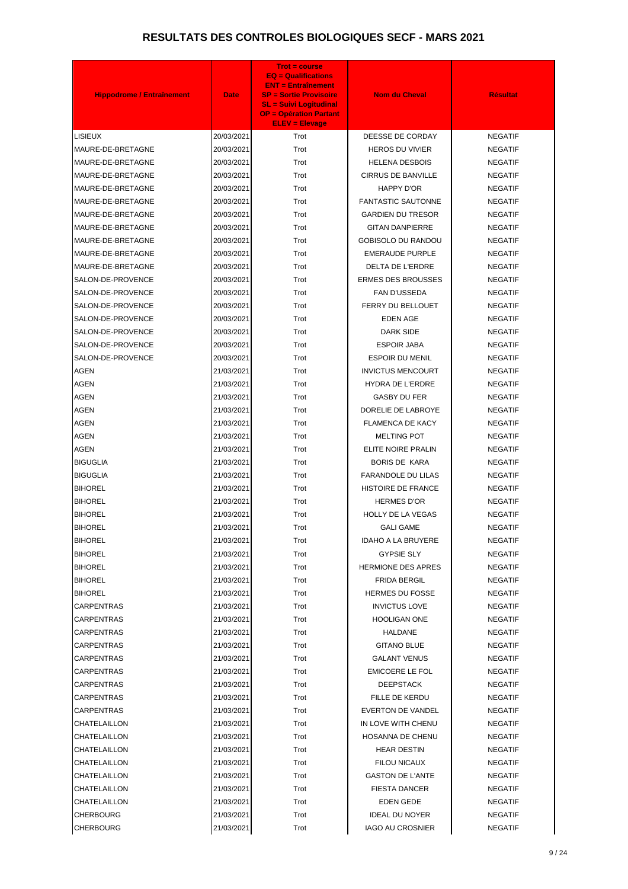# RESULTATS DES CONTROLES BIOLOGIQUES SECF - MARS 2021

| Hippodrome / Entraînement | Date | Trot = course EQ = Qualifications ENT = Entraînement SP = Sortie Provisoire SL = Suivi Logitudinal OP = Opération Partant ELEV = Elevage | Nom du Cheval | Résultat |
|---|---|---|---|---|
| LISIEUX | 20/03/2021 | Trot | DEESSE DE CORDAY | NEGATIF |
| MAURE-DE-BRETAGNE | 20/03/2021 | Trot | HEROS DU VIVIER | NEGATIF |
| MAURE-DE-BRETAGNE | 20/03/2021 | Trot | HELENA DESBOIS | NEGATIF |
| MAURE-DE-BRETAGNE | 20/03/2021 | Trot | CIRRUS DE BANVILLE | NEGATIF |
| MAURE-DE-BRETAGNE | 20/03/2021 | Trot | HAPPY D'OR | NEGATIF |
| MAURE-DE-BRETAGNE | 20/03/2021 | Trot | FANTASTIC SAUTONNE | NEGATIF |
| MAURE-DE-BRETAGNE | 20/03/2021 | Trot | GARDIEN DU TRESOR | NEGATIF |
| MAURE-DE-BRETAGNE | 20/03/2021 | Trot | GITAN DANPIERRE | NEGATIF |
| MAURE-DE-BRETAGNE | 20/03/2021 | Trot | GOBISOLO DU RANDOU | NEGATIF |
| MAURE-DE-BRETAGNE | 20/03/2021 | Trot | EMERAUDE PURPLE | NEGATIF |
| MAURE-DE-BRETAGNE | 20/03/2021 | Trot | DELTA DE L'ERDRE | NEGATIF |
| SALON-DE-PROVENCE | 20/03/2021 | Trot | ERMES DES BROUSSES | NEGATIF |
| SALON-DE-PROVENCE | 20/03/2021 | Trot | FAN D'USSEDA | NEGATIF |
| SALON-DE-PROVENCE | 20/03/2021 | Trot | FERRY DU BELLOUET | NEGATIF |
| SALON-DE-PROVENCE | 20/03/2021 | Trot | EDEN AGE | NEGATIF |
| SALON-DE-PROVENCE | 20/03/2021 | Trot | DARK SIDE | NEGATIF |
| SALON-DE-PROVENCE | 20/03/2021 | Trot | ESPOIR JABA | NEGATIF |
| SALON-DE-PROVENCE | 20/03/2021 | Trot | ESPOIR DU MENIL | NEGATIF |
| AGEN | 21/03/2021 | Trot | INVICTUS MENCOURT | NEGATIF |
| AGEN | 21/03/2021 | Trot | HYDRA DE L'ERDRE | NEGATIF |
| AGEN | 21/03/2021 | Trot | GASBY DU FER | NEGATIF |
| AGEN | 21/03/2021 | Trot | DORELIE DE LABROYE | NEGATIF |
| AGEN | 21/03/2021 | Trot | FLAMENCA DE KACY | NEGATIF |
| AGEN | 21/03/2021 | Trot | MELTING POT | NEGATIF |
| AGEN | 21/03/2021 | Trot | ELITE NOIRE PRALIN | NEGATIF |
| BIGUGLIA | 21/03/2021 | Trot | BORIS DE KARA | NEGATIF |
| BIGUGLIA | 21/03/2021 | Trot | FARANDOLE DU LILAS | NEGATIF |
| BIHOREL | 21/03/2021 | Trot | HISTOIRE DE FRANCE | NEGATIF |
| BIHOREL | 21/03/2021 | Trot | HERMES D'OR | NEGATIF |
| BIHOREL | 21/03/2021 | Trot | HOLLY DE LA VEGAS | NEGATIF |
| BIHOREL | 21/03/2021 | Trot | GALI GAME | NEGATIF |
| BIHOREL | 21/03/2021 | Trot | IDAHO A LA BRUYERE | NEGATIF |
| BIHOREL | 21/03/2021 | Trot | GYPSIE SLY | NEGATIF |
| BIHOREL | 21/03/2021 | Trot | HERMIONE DES APRES | NEGATIF |
| BIHOREL | 21/03/2021 | Trot | FRIDA BERGIL | NEGATIF |
| BIHOREL | 21/03/2021 | Trot | HERMES DU FOSSE | NEGATIF |
| CARPENTRAS | 21/03/2021 | Trot | INVICTUS LOVE | NEGATIF |
| CARPENTRAS | 21/03/2021 | Trot | HOOLIGAN ONE | NEGATIF |
| CARPENTRAS | 21/03/2021 | Trot | HALDANE | NEGATIF |
| CARPENTRAS | 21/03/2021 | Trot | GITANO BLUE | NEGATIF |
| CARPENTRAS | 21/03/2021 | Trot | GALANT VENUS | NEGATIF |
| CARPENTRAS | 21/03/2021 | Trot | EMICOERE LE FOL | NEGATIF |
| CARPENTRAS | 21/03/2021 | Trot | DEEPSTACK | NEGATIF |
| CARPENTRAS | 21/03/2021 | Trot | FILLE DE KERDU | NEGATIF |
| CARPENTRAS | 21/03/2021 | Trot | EVERTON DE VANDEL | NEGATIF |
| CHATELAILLON | 21/03/2021 | Trot | IN LOVE WITH CHENU | NEGATIF |
| CHATELAILLON | 21/03/2021 | Trot | HOSANNA DE CHENU | NEGATIF |
| CHATELAILLON | 21/03/2021 | Trot | HEAR DESTIN | NEGATIF |
| CHATELAILLON | 21/03/2021 | Trot | FILOU NICAUX | NEGATIF |
| CHATELAILLON | 21/03/2021 | Trot | GASTON DE L'ANTE | NEGATIF |
| CHATELAILLON | 21/03/2021 | Trot | FIESTA DANCER | NEGATIF |
| CHATELAILLON | 21/03/2021 | Trot | EDEN GEDE | NEGATIF |
| CHERBOURG | 21/03/2021 | Trot | IDEAL DU NOYER | NEGATIF |
| CHERBOURG | 21/03/2021 | Trot | IAGO AU CROSNIER | NEGATIF |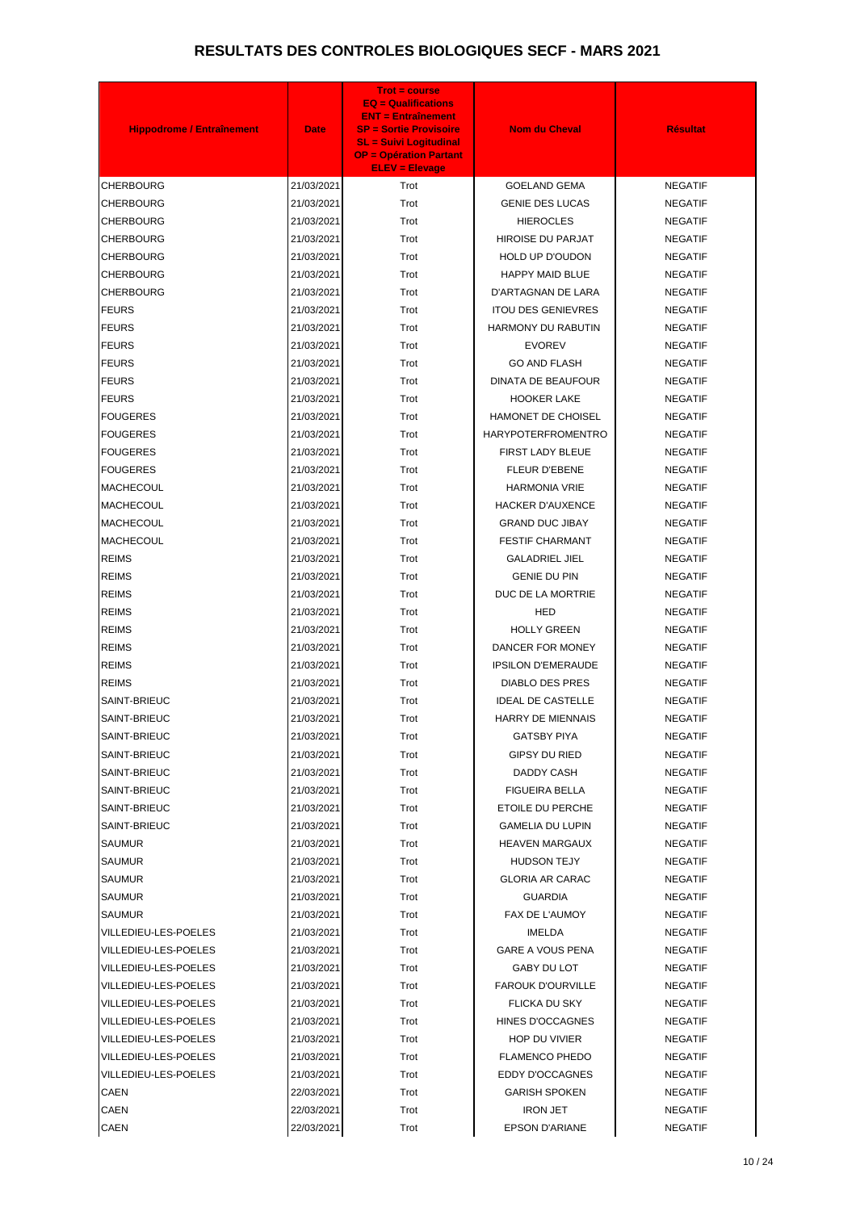# RESULTATS DES CONTROLES BIOLOGIQUES SECF - MARS 2021

| Hippodrome / Entraînement | Date | Trot = course EQ = Qualifications ENT = Entraînement SP = Sortie Provisoire SL = Suivi Logitudinal OP = Opération Partant ELEV = Elevage | Nom du Cheval | Résultat |
|---|---|---|---|---|
| CHERBOURG | 21/03/2021 | Trot | GOELAND GEMA | NEGATIF |
| CHERBOURG | 21/03/2021 | Trot | GENIE DES LUCAS | NEGATIF |
| CHERBOURG | 21/03/2021 | Trot | HIEROCLES | NEGATIF |
| CHERBOURG | 21/03/2021 | Trot | HIROISE DU PARJAT | NEGATIF |
| CHERBOURG | 21/03/2021 | Trot | HOLD UP D'OUDON | NEGATIF |
| CHERBOURG | 21/03/2021 | Trot | HAPPY MAID BLUE | NEGATIF |
| CHERBOURG | 21/03/2021 | Trot | D'ARTAGNAN DE LARA | NEGATIF |
| FEURS | 21/03/2021 | Trot | ITOU DES GENIEVRES | NEGATIF |
| FEURS | 21/03/2021 | Trot | HARMONY DU RABUTIN | NEGATIF |
| FEURS | 21/03/2021 | Trot | EVOREV | NEGATIF |
| FEURS | 21/03/2021 | Trot | GO AND FLASH | NEGATIF |
| FEURS | 21/03/2021 | Trot | DINATA DE BEAUFOUR | NEGATIF |
| FEURS | 21/03/2021 | Trot | HOOKER LAKE | NEGATIF |
| FOUGERES | 21/03/2021 | Trot | HAMONET DE CHOISEL | NEGATIF |
| FOUGERES | 21/03/2021 | Trot | HARYPOTERFROMENTRO | NEGATIF |
| FOUGERES | 21/03/2021 | Trot | FIRST LADY BLEUE | NEGATIF |
| FOUGERES | 21/03/2021 | Trot | FLEUR D'EBENE | NEGATIF |
| MACHECOUL | 21/03/2021 | Trot | HARMONIA VRIE | NEGATIF |
| MACHECOUL | 21/03/2021 | Trot | HACKER D'AUXENCE | NEGATIF |
| MACHECOUL | 21/03/2021 | Trot | GRAND DUC JIBAY | NEGATIF |
| MACHECOUL | 21/03/2021 | Trot | FESTIF CHARMANT | NEGATIF |
| REIMS | 21/03/2021 | Trot | GALADRIEL JIEL | NEGATIF |
| REIMS | 21/03/2021 | Trot | GENIE DU PIN | NEGATIF |
| REIMS | 21/03/2021 | Trot | DUC DE LA MORTRIE | NEGATIF |
| REIMS | 21/03/2021 | Trot | HED | NEGATIF |
| REIMS | 21/03/2021 | Trot | HOLLY GREEN | NEGATIF |
| REIMS | 21/03/2021 | Trot | DANCER FOR MONEY | NEGATIF |
| REIMS | 21/03/2021 | Trot | IPSILON D'EMERAUDE | NEGATIF |
| REIMS | 21/03/2021 | Trot | DIABLO DES PRES | NEGATIF |
| SAINT-BRIEUC | 21/03/2021 | Trot | IDEAL DE CASTELLE | NEGATIF |
| SAINT-BRIEUC | 21/03/2021 | Trot | HARRY DE MIENNAIS | NEGATIF |
| SAINT-BRIEUC | 21/03/2021 | Trot | GATSBY PIYA | NEGATIF |
| SAINT-BRIEUC | 21/03/2021 | Trot | GIPSY DU RIED | NEGATIF |
| SAINT-BRIEUC | 21/03/2021 | Trot | DADDY CASH | NEGATIF |
| SAINT-BRIEUC | 21/03/2021 | Trot | FIGUEIRA BELLA | NEGATIF |
| SAINT-BRIEUC | 21/03/2021 | Trot | ETOILE DU PERCHE | NEGATIF |
| SAINT-BRIEUC | 21/03/2021 | Trot | GAMELIA DU LUPIN | NEGATIF |
| SAUMUR | 21/03/2021 | Trot | HEAVEN MARGAUX | NEGATIF |
| SAUMUR | 21/03/2021 | Trot | HUDSON TEJY | NEGATIF |
| SAUMUR | 21/03/2021 | Trot | GLORIA AR CARAC | NEGATIF |
| SAUMUR | 21/03/2021 | Trot | GUARDIA | NEGATIF |
| SAUMUR | 21/03/2021 | Trot | FAX DE L'AUMOY | NEGATIF |
| VILLEDIEU-LES-POELES | 21/03/2021 | Trot | IMELDA | NEGATIF |
| VILLEDIEU-LES-POELES | 21/03/2021 | Trot | GARE A VOUS PENA | NEGATIF |
| VILLEDIEU-LES-POELES | 21/03/2021 | Trot | GABY DU LOT | NEGATIF |
| VILLEDIEU-LES-POELES | 21/03/2021 | Trot | FAROUK D'OURVILLE | NEGATIF |
| VILLEDIEU-LES-POELES | 21/03/2021 | Trot | FLICKA DU SKY | NEGATIF |
| VILLEDIEU-LES-POELES | 21/03/2021 | Trot | HINES D'OCCAGNES | NEGATIF |
| VILLEDIEU-LES-POELES | 21/03/2021 | Trot | HOP DU VIVIER | NEGATIF |
| VILLEDIEU-LES-POELES | 21/03/2021 | Trot | FLAMENCO PHEDO | NEGATIF |
| VILLEDIEU-LES-POELES | 21/03/2021 | Trot | EDDY D'OCCAGNES | NEGATIF |
| CAEN | 22/03/2021 | Trot | GARISH SPOKEN | NEGATIF |
| CAEN | 22/03/2021 | Trot | IRON JET | NEGATIF |
| CAEN | 22/03/2021 | Trot | EPSON D'ARIANE | NEGATIF |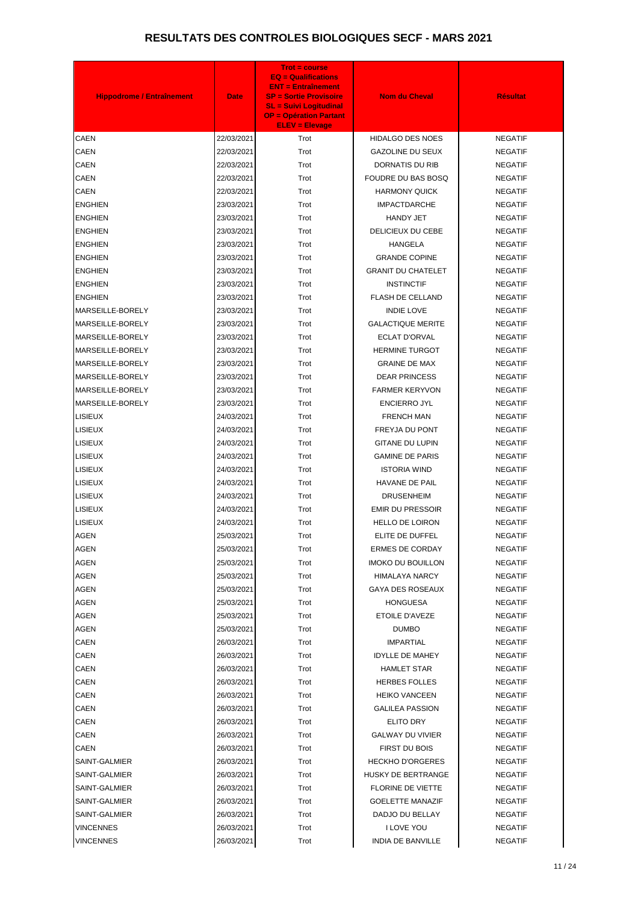# RESULTATS DES CONTROLES BIOLOGIQUES SECF - MARS 2021

| Hippodrome / Entraînement | Date | Trot = course<br>EQ = Qualifications<br>ENT = Entraînement<br>SP = Sortie Provisoire<br>SL = Suivi Logitudinal<br>OP = Opération Partant<br>ELEV = Elevage | Nom du Cheval | Résultat |
|---|---|---|---|---|
| CAEN | 22/03/2021 | Trot | HIDALGO DES NOES | NEGATIF |
| CAEN | 22/03/2021 | Trot | GAZOLINE DU SEUX | NEGATIF |
| CAEN | 22/03/2021 | Trot | DORNATIS DU RIB | NEGATIF |
| CAEN | 22/03/2021 | Trot | FOUDRE DU BAS BOSQ | NEGATIF |
| CAEN | 22/03/2021 | Trot | HARMONY QUICK | NEGATIF |
| ENGHIEN | 23/03/2021 | Trot | IMPACTDARCHE | NEGATIF |
| ENGHIEN | 23/03/2021 | Trot | HANDY JET | NEGATIF |
| ENGHIEN | 23/03/2021 | Trot | DELICIEUX DU CEBE | NEGATIF |
| ENGHIEN | 23/03/2021 | Trot | HANGELA | NEGATIF |
| ENGHIEN | 23/03/2021 | Trot | GRANDE COPINE | NEGATIF |
| ENGHIEN | 23/03/2021 | Trot | GRANIT DU CHATELET | NEGATIF |
| ENGHIEN | 23/03/2021 | Trot | INSTINCTIF | NEGATIF |
| ENGHIEN | 23/03/2021 | Trot | FLASH DE CELLAND | NEGATIF |
| MARSEILLE-BORELY | 23/03/2021 | Trot | INDIE LOVE | NEGATIF |
| MARSEILLE-BORELY | 23/03/2021 | Trot | GALACTIQUE MERITE | NEGATIF |
| MARSEILLE-BORELY | 23/03/2021 | Trot | ECLAT D'ORVAL | NEGATIF |
| MARSEILLE-BORELY | 23/03/2021 | Trot | HERMINE TURGOT | NEGATIF |
| MARSEILLE-BORELY | 23/03/2021 | Trot | GRAINE DE MAX | NEGATIF |
| MARSEILLE-BORELY | 23/03/2021 | Trot | DEAR PRINCESS | NEGATIF |
| MARSEILLE-BORELY | 23/03/2021 | Trot | FARMER KERYVON | NEGATIF |
| MARSEILLE-BORELY | 23/03/2021 | Trot | ENCIERRO JYL | NEGATIF |
| LISIEUX | 24/03/2021 | Trot | FRENCH MAN | NEGATIF |
| LISIEUX | 24/03/2021 | Trot | FREYJA DU PONT | NEGATIF |
| LISIEUX | 24/03/2021 | Trot | GITANE DU LUPIN | NEGATIF |
| LISIEUX | 24/03/2021 | Trot | GAMINE DE PARIS | NEGATIF |
| LISIEUX | 24/03/2021 | Trot | ISTORIA WIND | NEGATIF |
| LISIEUX | 24/03/2021 | Trot | HAVANE DE PAIL | NEGATIF |
| LISIEUX | 24/03/2021 | Trot | DRUSENHEIM | NEGATIF |
| LISIEUX | 24/03/2021 | Trot | EMIR DU PRESSOIR | NEGATIF |
| LISIEUX | 24/03/2021 | Trot | HELLO DE LOIRON | NEGATIF |
| AGEN | 25/03/2021 | Trot | ELITE DE DUFFEL | NEGATIF |
| AGEN | 25/03/2021 | Trot | ERMES DE CORDAY | NEGATIF |
| AGEN | 25/03/2021 | Trot | IMOKO DU BOUILLON | NEGATIF |
| AGEN | 25/03/2021 | Trot | HIMALAYA NARCY | NEGATIF |
| AGEN | 25/03/2021 | Trot | GAYA DES ROSEAUX | NEGATIF |
| AGEN | 25/03/2021 | Trot | HONGUESA | NEGATIF |
| AGEN | 25/03/2021 | Trot | ETOILE D'AVEZE | NEGATIF |
| AGEN | 25/03/2021 | Trot | DUMBO | NEGATIF |
| CAEN | 26/03/2021 | Trot | IMPARTIAL | NEGATIF |
| CAEN | 26/03/2021 | Trot | IDYLLE DE MAHEY | NEGATIF |
| CAEN | 26/03/2021 | Trot | HAMLET STAR | NEGATIF |
| CAEN | 26/03/2021 | Trot | HERBES FOLLES | NEGATIF |
| CAEN | 26/03/2021 | Trot | HEIKO VANCEEN | NEGATIF |
| CAEN | 26/03/2021 | Trot | GALILEA PASSION | NEGATIF |
| CAEN | 26/03/2021 | Trot | ELITO DRY | NEGATIF |
| CAEN | 26/03/2021 | Trot | GALWAY DU VIVIER | NEGATIF |
| CAEN | 26/03/2021 | Trot | FIRST DU BOIS | NEGATIF |
| SAINT-GALMIER | 26/03/2021 | Trot | HECKHO D'ORGERES | NEGATIF |
| SAINT-GALMIER | 26/03/2021 | Trot | HUSKY DE BERTRANGE | NEGATIF |
| SAINT-GALMIER | 26/03/2021 | Trot | FLORINE DE VIETTE | NEGATIF |
| SAINT-GALMIER | 26/03/2021 | Trot | GOELETTE MANAZIF | NEGATIF |
| SAINT-GALMIER | 26/03/2021 | Trot | DADJO DU BELLAY | NEGATIF |
| VINCENNES | 26/03/2021 | Trot | I LOVE YOU | NEGATIF |
| VINCENNES | 26/03/2021 | Trot | INDIA DE BANVILLE | NEGATIF |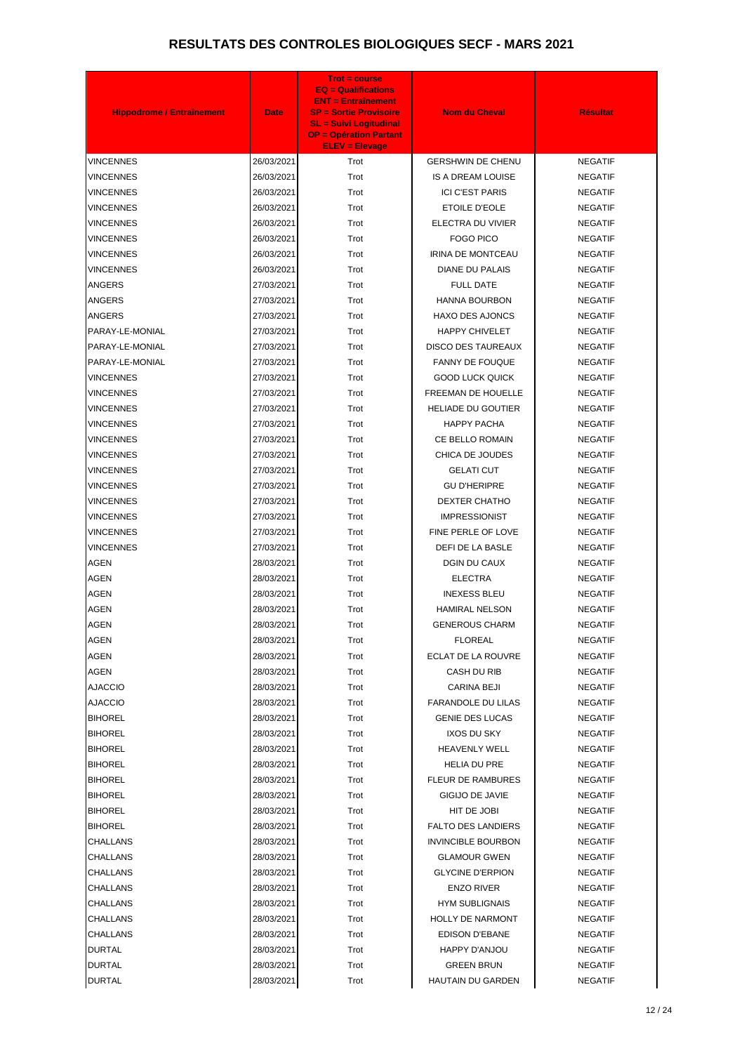# RESULTATS DES CONTROLES BIOLOGIQUES SECF - MARS 2021

| Hippodrome / Entraînement | Date | Trot = course<br>EQ = Qualifications<br>ENT = Entraînement<br>SP = Sortie Provisoire<br>SL = Suivi Logitudinal<br>OP = Opération Partant<br>ELEV = Elevage | Nom du Cheval | Résultat |
|---|---|---|---|---|
| VINCENNES | 26/03/2021 | Trot | GERSHWIN DE CHENU | NEGATIF |
| VINCENNES | 26/03/2021 | Trot | IS A DREAM LOUISE | NEGATIF |
| VINCENNES | 26/03/2021 | Trot | ICI C'EST PARIS | NEGATIF |
| VINCENNES | 26/03/2021 | Trot | ETOILE D'EOLE | NEGATIF |
| VINCENNES | 26/03/2021 | Trot | ELECTRA DU VIVIER | NEGATIF |
| VINCENNES | 26/03/2021 | Trot | FOGO PICO | NEGATIF |
| VINCENNES | 26/03/2021 | Trot | IRINA DE MONTCEAU | NEGATIF |
| VINCENNES | 26/03/2021 | Trot | DIANE DU PALAIS | NEGATIF |
| ANGERS | 27/03/2021 | Trot | FULL DATE | NEGATIF |
| ANGERS | 27/03/2021 | Trot | HANNA BOURBON | NEGATIF |
| ANGERS | 27/03/2021 | Trot | HAXO DES AJONCS | NEGATIF |
| PARAY-LE-MONIAL | 27/03/2021 | Trot | HAPPY CHIVELET | NEGATIF |
| PARAY-LE-MONIAL | 27/03/2021 | Trot | DISCO DES TAUREAUX | NEGATIF |
| PARAY-LE-MONIAL | 27/03/2021 | Trot | FANNY DE FOUQUE | NEGATIF |
| VINCENNES | 27/03/2021 | Trot | GOOD LUCK QUICK | NEGATIF |
| VINCENNES | 27/03/2021 | Trot | FREEMAN DE HOUELLE | NEGATIF |
| VINCENNES | 27/03/2021 | Trot | HELIADE DU GOUTIER | NEGATIF |
| VINCENNES | 27/03/2021 | Trot | HAPPY PACHA | NEGATIF |
| VINCENNES | 27/03/2021 | Trot | CE BELLO ROMAIN | NEGATIF |
| VINCENNES | 27/03/2021 | Trot | CHICA DE JOUDES | NEGATIF |
| VINCENNES | 27/03/2021 | Trot | GELATI CUT | NEGATIF |
| VINCENNES | 27/03/2021 | Trot | GU D'HERIPRE | NEGATIF |
| VINCENNES | 27/03/2021 | Trot | DEXTER CHATHO | NEGATIF |
| VINCENNES | 27/03/2021 | Trot | IMPRESSIONIST | NEGATIF |
| VINCENNES | 27/03/2021 | Trot | FINE PERLE OF LOVE | NEGATIF |
| VINCENNES | 27/03/2021 | Trot | DEFI DE LA BASLE | NEGATIF |
| AGEN | 28/03/2021 | Trot | DGIN DU CAUX | NEGATIF |
| AGEN | 28/03/2021 | Trot | ELECTRA | NEGATIF |
| AGEN | 28/03/2021 | Trot | INEXESS BLEU | NEGATIF |
| AGEN | 28/03/2021 | Trot | HAMIRAL NELSON | NEGATIF |
| AGEN | 28/03/2021 | Trot | GENEROUS CHARM | NEGATIF |
| AGEN | 28/03/2021 | Trot | FLOREAL | NEGATIF |
| AGEN | 28/03/2021 | Trot | ECLAT DE LA ROUVRE | NEGATIF |
| AGEN | 28/03/2021 | Trot | CASH DU RIB | NEGATIF |
| AJACCIO | 28/03/2021 | Trot | CARINA BEJI | NEGATIF |
| AJACCIO | 28/03/2021 | Trot | FARANDOLE DU LILAS | NEGATIF |
| BIHOREL | 28/03/2021 | Trot | GENIE DES LUCAS | NEGATIF |
| BIHOREL | 28/03/2021 | Trot | IXOS DU SKY | NEGATIF |
| BIHOREL | 28/03/2021 | Trot | HEAVENLY WELL | NEGATIF |
| BIHOREL | 28/03/2021 | Trot | HELIA DU PRE | NEGATIF |
| BIHOREL | 28/03/2021 | Trot | FLEUR DE RAMBURES | NEGATIF |
| BIHOREL | 28/03/2021 | Trot | GIGIJO DE JAVIE | NEGATIF |
| BIHOREL | 28/03/2021 | Trot | HIT DE JOBI | NEGATIF |
| BIHOREL | 28/03/2021 | Trot | FALTO DES LANDIERS | NEGATIF |
| CHALLANS | 28/03/2021 | Trot | INVINCIBLE BOURBON | NEGATIF |
| CHALLANS | 28/03/2021 | Trot | GLAMOUR GWEN | NEGATIF |
| CHALLANS | 28/03/2021 | Trot | GLYCINE D'ERPION | NEGATIF |
| CHALLANS | 28/03/2021 | Trot | ENZO RIVER | NEGATIF |
| CHALLANS | 28/03/2021 | Trot | HYM SUBLIGNAIS | NEGATIF |
| CHALLANS | 28/03/2021 | Trot | HOLLY DE NARMONT | NEGATIF |
| CHALLANS | 28/03/2021 | Trot | EDISON D'EBANE | NEGATIF |
| DURTAL | 28/03/2021 | Trot | HAPPY D'ANJOU | NEGATIF |
| DURTAL | 28/03/2021 | Trot | GREEN BRUN | NEGATIF |
| DURTAL | 28/03/2021 | Trot | HAUTAIN DU GARDEN | NEGATIF |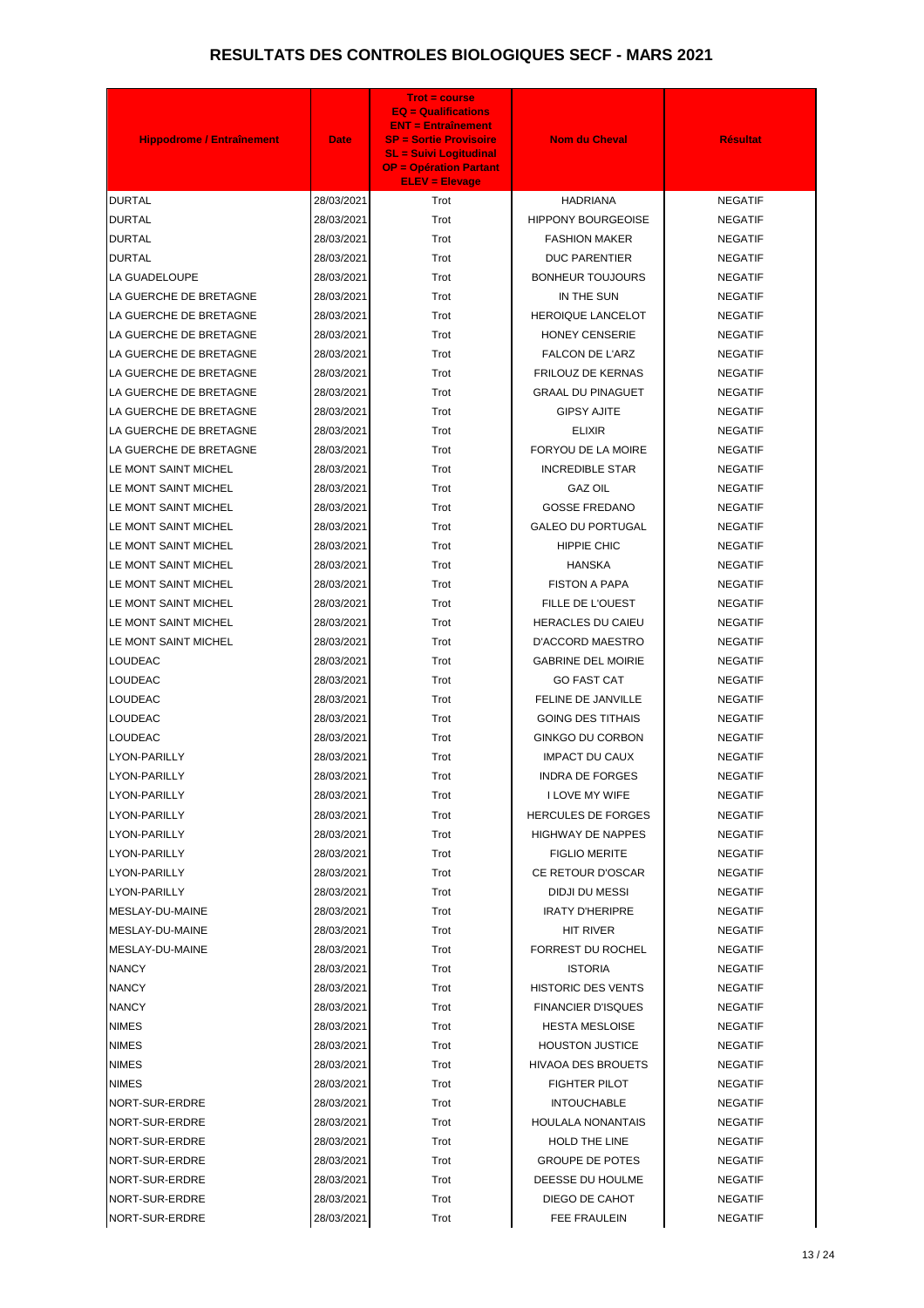# RESULTATS DES CONTROLES BIOLOGIQUES SECF - MARS 2021

| Hippodrome / Entraînement | Date | Trot = course<br>EQ = Qualifications<br>ENT = Entraînement<br>SP = Sortie Provisoire<br>SL = Suivi Logitudinal<br>OP = Opération Partant<br>ELEV = Elevage | Nom du Cheval | Résultat |
|---|---|---|---|---|
| DURTAL | 28/03/2021 | Trot | HADRIANA | NEGATIF |
| DURTAL | 28/03/2021 | Trot | HIPPONY BOURGEOISE | NEGATIF |
| DURTAL | 28/03/2021 | Trot | FASHION MAKER | NEGATIF |
| DURTAL | 28/03/2021 | Trot | DUC PARENTIER | NEGATIF |
| LA GUADELOUPE | 28/03/2021 | Trot | BONHEUR TOUJOURS | NEGATIF |
| LA GUERCHE DE BRETAGNE | 28/03/2021 | Trot | IN THE SUN | NEGATIF |
| LA GUERCHE DE BRETAGNE | 28/03/2021 | Trot | HEROIQUE LANCELOT | NEGATIF |
| LA GUERCHE DE BRETAGNE | 28/03/2021 | Trot | HONEY CENSERIE | NEGATIF |
| LA GUERCHE DE BRETAGNE | 28/03/2021 | Trot | FALCON DE L'ARZ | NEGATIF |
| LA GUERCHE DE BRETAGNE | 28/03/2021 | Trot | FRILOUZ DE KERNAS | NEGATIF |
| LA GUERCHE DE BRETAGNE | 28/03/2021 | Trot | GRAAL DU PINAGUET | NEGATIF |
| LA GUERCHE DE BRETAGNE | 28/03/2021 | Trot | GIPSY AJITE | NEGATIF |
| LA GUERCHE DE BRETAGNE | 28/03/2021 | Trot | ELIXIR | NEGATIF |
| LA GUERCHE DE BRETAGNE | 28/03/2021 | Trot | FORYOU DE LA MOIRE | NEGATIF |
| LE MONT SAINT MICHEL | 28/03/2021 | Trot | INCREDIBLE STAR | NEGATIF |
| LE MONT SAINT MICHEL | 28/03/2021 | Trot | GAZ OIL | NEGATIF |
| LE MONT SAINT MICHEL | 28/03/2021 | Trot | GOSSE FREDANO | NEGATIF |
| LE MONT SAINT MICHEL | 28/03/2021 | Trot | GALEO DU PORTUGAL | NEGATIF |
| LE MONT SAINT MICHEL | 28/03/2021 | Trot | HIPPIE CHIC | NEGATIF |
| LE MONT SAINT MICHEL | 28/03/2021 | Trot | HANSKA | NEGATIF |
| LE MONT SAINT MICHEL | 28/03/2021 | Trot | FISTON A PAPA | NEGATIF |
| LE MONT SAINT MICHEL | 28/03/2021 | Trot | FILLE DE L'OUEST | NEGATIF |
| LE MONT SAINT MICHEL | 28/03/2021 | Trot | HERACLES DU CAIEU | NEGATIF |
| LE MONT SAINT MICHEL | 28/03/2021 | Trot | D'ACCORD MAESTRO | NEGATIF |
| LOUDEAC | 28/03/2021 | Trot | GABRINE DEL MOIRIE | NEGATIF |
| LOUDEAC | 28/03/2021 | Trot | GO FAST CAT | NEGATIF |
| LOUDEAC | 28/03/2021 | Trot | FELINE DE JANVILLE | NEGATIF |
| LOUDEAC | 28/03/2021 | Trot | GOING DES TITHAIS | NEGATIF |
| LOUDEAC | 28/03/2021 | Trot | GINKGO DU CORBON | NEGATIF |
| LYON-PARILLY | 28/03/2021 | Trot | IMPACT DU CAUX | NEGATIF |
| LYON-PARILLY | 28/03/2021 | Trot | INDRA DE FORGES | NEGATIF |
| LYON-PARILLY | 28/03/2021 | Trot | I LOVE MY WIFE | NEGATIF |
| LYON-PARILLY | 28/03/2021 | Trot | HERCULES DE FORGES | NEGATIF |
| LYON-PARILLY | 28/03/2021 | Trot | HIGHWAY DE NAPPES | NEGATIF |
| LYON-PARILLY | 28/03/2021 | Trot | FIGLIO MERITE | NEGATIF |
| LYON-PARILLY | 28/03/2021 | Trot | CE RETOUR D'OSCAR | NEGATIF |
| LYON-PARILLY | 28/03/2021 | Trot | DIDJI DU MESSI | NEGATIF |
| MESLAY-DU-MAINE | 28/03/2021 | Trot | IRATY D'HERIPRE | NEGATIF |
| MESLAY-DU-MAINE | 28/03/2021 | Trot | HIT RIVER | NEGATIF |
| MESLAY-DU-MAINE | 28/03/2021 | Trot | FORREST DU ROCHEL | NEGATIF |
| NANCY | 28/03/2021 | Trot | ISTORIA | NEGATIF |
| NANCY | 28/03/2021 | Trot | HISTORIC DES VENTS | NEGATIF |
| NANCY | 28/03/2021 | Trot | FINANCIER D'ISQUES | NEGATIF |
| NIMES | 28/03/2021 | Trot | HESTA MESLOISE | NEGATIF |
| NIMES | 28/03/2021 | Trot | HOUSTON JUSTICE | NEGATIF |
| NIMES | 28/03/2021 | Trot | HIVAOA DES BROUETS | NEGATIF |
| NIMES | 28/03/2021 | Trot | FIGHTER PILOT | NEGATIF |
| NORT-SUR-ERDRE | 28/03/2021 | Trot | INTOUCHABLE | NEGATIF |
| NORT-SUR-ERDRE | 28/03/2021 | Trot | HOULALA NONANTAIS | NEGATIF |
| NORT-SUR-ERDRE | 28/03/2021 | Trot | HOLD THE LINE | NEGATIF |
| NORT-SUR-ERDRE | 28/03/2021 | Trot | GROUPE DE POTES | NEGATIF |
| NORT-SUR-ERDRE | 28/03/2021 | Trot | DEESSE DU HOULME | NEGATIF |
| NORT-SUR-ERDRE | 28/03/2021 | Trot | DIEGO DE CAHOT | NEGATIF |
| NORT-SUR-ERDRE | 28/03/2021 | Trot | FEE FRAULEIN | NEGATIF |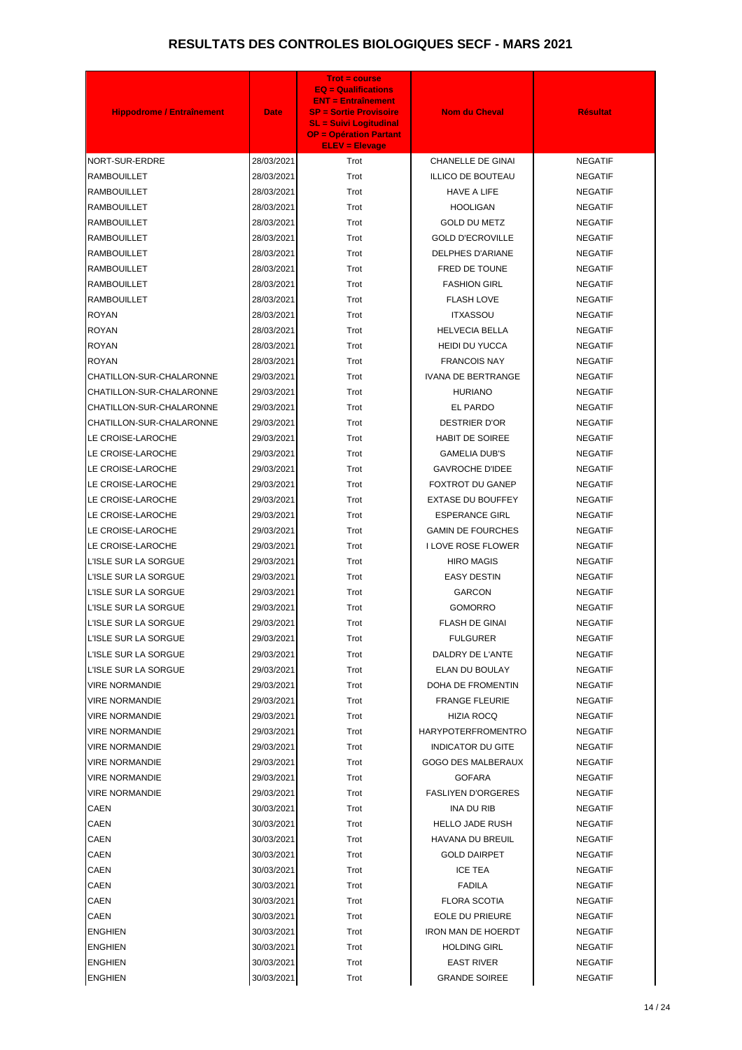# RESULTATS DES CONTROLES BIOLOGIQUES SECF - MARS 2021

| Hippodrome / Entraînement | Date | Trot = course<br>EQ = Qualifications<br>ENT = Entraînement<br>SP = Sortie Provisoire<br>SL = Suivi Logitudinal<br>OP = Opération Partant<br>ELEV = Elevage | Nom du Cheval | Résultat |
|---|---|---|---|---|
| NORT-SUR-ERDRE | 28/03/2021 | Trot | CHANELLE DE GINAI | NEGATIF |
| RAMBOUILLET | 28/03/2021 | Trot | ILLICO DE BOUTEAU | NEGATIF |
| RAMBOUILLET | 28/03/2021 | Trot | HAVE A LIFE | NEGATIF |
| RAMBOUILLET | 28/03/2021 | Trot | HOOLIGAN | NEGATIF |
| RAMBOUILLET | 28/03/2021 | Trot | GOLD DU METZ | NEGATIF |
| RAMBOUILLET | 28/03/2021 | Trot | GOLD D'ECROVILLE | NEGATIF |
| RAMBOUILLET | 28/03/2021 | Trot | DELPHES D'ARIANE | NEGATIF |
| RAMBOUILLET | 28/03/2021 | Trot | FRED DE TOUNE | NEGATIF |
| RAMBOUILLET | 28/03/2021 | Trot | FASHION GIRL | NEGATIF |
| RAMBOUILLET | 28/03/2021 | Trot | FLASH LOVE | NEGATIF |
| ROYAN | 28/03/2021 | Trot | ITXASSOU | NEGATIF |
| ROYAN | 28/03/2021 | Trot | HELVECIA BELLA | NEGATIF |
| ROYAN | 28/03/2021 | Trot | HEIDI DU YUCCA | NEGATIF |
| ROYAN | 28/03/2021 | Trot | FRANCOIS NAY | NEGATIF |
| CHATILLON-SUR-CHALARONNE | 29/03/2021 | Trot | IVANA DE BERTRANGE | NEGATIF |
| CHATILLON-SUR-CHALARONNE | 29/03/2021 | Trot | HURIANO | NEGATIF |
| CHATILLON-SUR-CHALARONNE | 29/03/2021 | Trot | EL PARDO | NEGATIF |
| CHATILLON-SUR-CHALARONNE | 29/03/2021 | Trot | DESTRIER D'OR | NEGATIF |
| LE CROISE-LAROCHE | 29/03/2021 | Trot | HABIT DE SOIREE | NEGATIF |
| LE CROISE-LAROCHE | 29/03/2021 | Trot | GAMELIA DUB'S | NEGATIF |
| LE CROISE-LAROCHE | 29/03/2021 | Trot | GAVROCHE D'IDEE | NEGATIF |
| LE CROISE-LAROCHE | 29/03/2021 | Trot | FOXTROT DU GANEP | NEGATIF |
| LE CROISE-LAROCHE | 29/03/2021 | Trot | EXTASE DU BOUFFEY | NEGATIF |
| LE CROISE-LAROCHE | 29/03/2021 | Trot | ESPERANCE GIRL | NEGATIF |
| LE CROISE-LAROCHE | 29/03/2021 | Trot | GAMIN DE FOURCHES | NEGATIF |
| LE CROISE-LAROCHE | 29/03/2021 | Trot | I LOVE ROSE FLOWER | NEGATIF |
| L'ISLE SUR LA SORGUE | 29/03/2021 | Trot | HIRO MAGIS | NEGATIF |
| L'ISLE SUR LA SORGUE | 29/03/2021 | Trot | EASY DESTIN | NEGATIF |
| L'ISLE SUR LA SORGUE | 29/03/2021 | Trot | GARCON | NEGATIF |
| L'ISLE SUR LA SORGUE | 29/03/2021 | Trot | GOMORRO | NEGATIF |
| L'ISLE SUR LA SORGUE | 29/03/2021 | Trot | FLASH DE GINAI | NEGATIF |
| L'ISLE SUR LA SORGUE | 29/03/2021 | Trot | FULGURER | NEGATIF |
| L'ISLE SUR LA SORGUE | 29/03/2021 | Trot | DALDRY DE L'ANTE | NEGATIF |
| L'ISLE SUR LA SORGUE | 29/03/2021 | Trot | ELAN DU BOULAY | NEGATIF |
| VIRE NORMANDIE | 29/03/2021 | Trot | DOHA DE FROMENTIN | NEGATIF |
| VIRE NORMANDIE | 29/03/2021 | Trot | FRANGE FLEURIE | NEGATIF |
| VIRE NORMANDIE | 29/03/2021 | Trot | HIZIA ROCQ | NEGATIF |
| VIRE NORMANDIE | 29/03/2021 | Trot | HARYPOTERFROMENTRO | NEGATIF |
| VIRE NORMANDIE | 29/03/2021 | Trot | INDICATOR DU GITE | NEGATIF |
| VIRE NORMANDIE | 29/03/2021 | Trot | GOGO DES MALBERAUX | NEGATIF |
| VIRE NORMANDIE | 29/03/2021 | Trot | GOFARA | NEGATIF |
| VIRE NORMANDIE | 29/03/2021 | Trot | FASLIYEN D'ORGERES | NEGATIF |
| CAEN | 30/03/2021 | Trot | INA DU RIB | NEGATIF |
| CAEN | 30/03/2021 | Trot | HELLO JADE RUSH | NEGATIF |
| CAEN | 30/03/2021 | Trot | HAVANA DU BREUIL | NEGATIF |
| CAEN | 30/03/2021 | Trot | GOLD DAIRPET | NEGATIF |
| CAEN | 30/03/2021 | Trot | ICE TEA | NEGATIF |
| CAEN | 30/03/2021 | Trot | FADILA | NEGATIF |
| CAEN | 30/03/2021 | Trot | FLORA SCOTIA | NEGATIF |
| CAEN | 30/03/2021 | Trot | EOLE DU PRIEURE | NEGATIF |
| ENGHIEN | 30/03/2021 | Trot | IRON MAN DE HOERDT | NEGATIF |
| ENGHIEN | 30/03/2021 | Trot | HOLDING GIRL | NEGATIF |
| ENGHIEN | 30/03/2021 | Trot | EAST RIVER | NEGATIF |
| ENGHIEN | 30/03/2021 | Trot | GRANDE SOIREE | NEGATIF |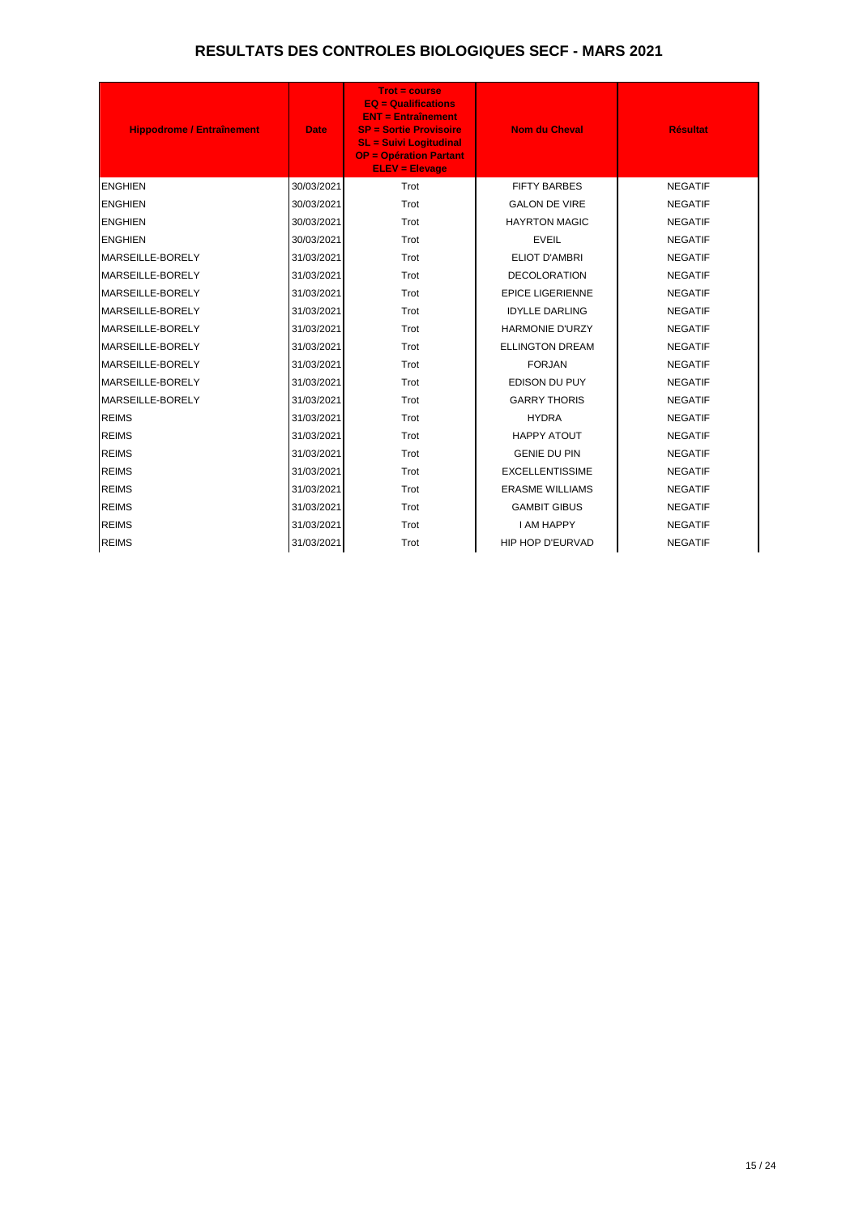# RESULTATS DES CONTROLES BIOLOGIQUES SECF - MARS 2021

| Hippodrome / Entraînement | Date | Trot = course<br>EQ = Qualifications<br>ENT = Entraînement<br>SP = Sortie Provisoire<br>SL = Suivi Logitudinal<br>OP = Opération Partant<br>ELEV = Elevage | Nom du Cheval | Résultat |
|---|---|---|---|---|
| ENGHIEN | 30/03/2021 | Trot | FIFTY BARBES | NEGATIF |
| ENGHIEN | 30/03/2021 | Trot | GALON DE VIRE | NEGATIF |
| ENGHIEN | 30/03/2021 | Trot | HAYRTON MAGIC | NEGATIF |
| ENGHIEN | 30/03/2021 | Trot | EVEIL | NEGATIF |
| MARSEILLE-BORELY | 31/03/2021 | Trot | ELIOT D'AMBRI | NEGATIF |
| MARSEILLE-BORELY | 31/03/2021 | Trot | DECOLORATION | NEGATIF |
| MARSEILLE-BORELY | 31/03/2021 | Trot | EPICE LIGERIENNE | NEGATIF |
| MARSEILLE-BORELY | 31/03/2021 | Trot | IDYLLE DARLING | NEGATIF |
| MARSEILLE-BORELY | 31/03/2021 | Trot | HARMONIE D'URZY | NEGATIF |
| MARSEILLE-BORELY | 31/03/2021 | Trot | ELLINGTON DREAM | NEGATIF |
| MARSEILLE-BORELY | 31/03/2021 | Trot | FORJAN | NEGATIF |
| MARSEILLE-BORELY | 31/03/2021 | Trot | EDISON DU PUY | NEGATIF |
| MARSEILLE-BORELY | 31/03/2021 | Trot | GARRY THORIS | NEGATIF |
| REIMS | 31/03/2021 | Trot | HYDRA | NEGATIF |
| REIMS | 31/03/2021 | Trot | HAPPY ATOUT | NEGATIF |
| REIMS | 31/03/2021 | Trot | GENIE DU PIN | NEGATIF |
| REIMS | 31/03/2021 | Trot | EXCELLENTISSIME | NEGATIF |
| REIMS | 31/03/2021 | Trot | ERASME WILLIAMS | NEGATIF |
| REIMS | 31/03/2021 | Trot | GAMBIT GIBUS | NEGATIF |
| REIMS | 31/03/2021 | Trot | I AM HAPPY | NEGATIF |
| REIMS | 31/03/2021 | Trot | HIP HOP D'EURVAD | NEGATIF |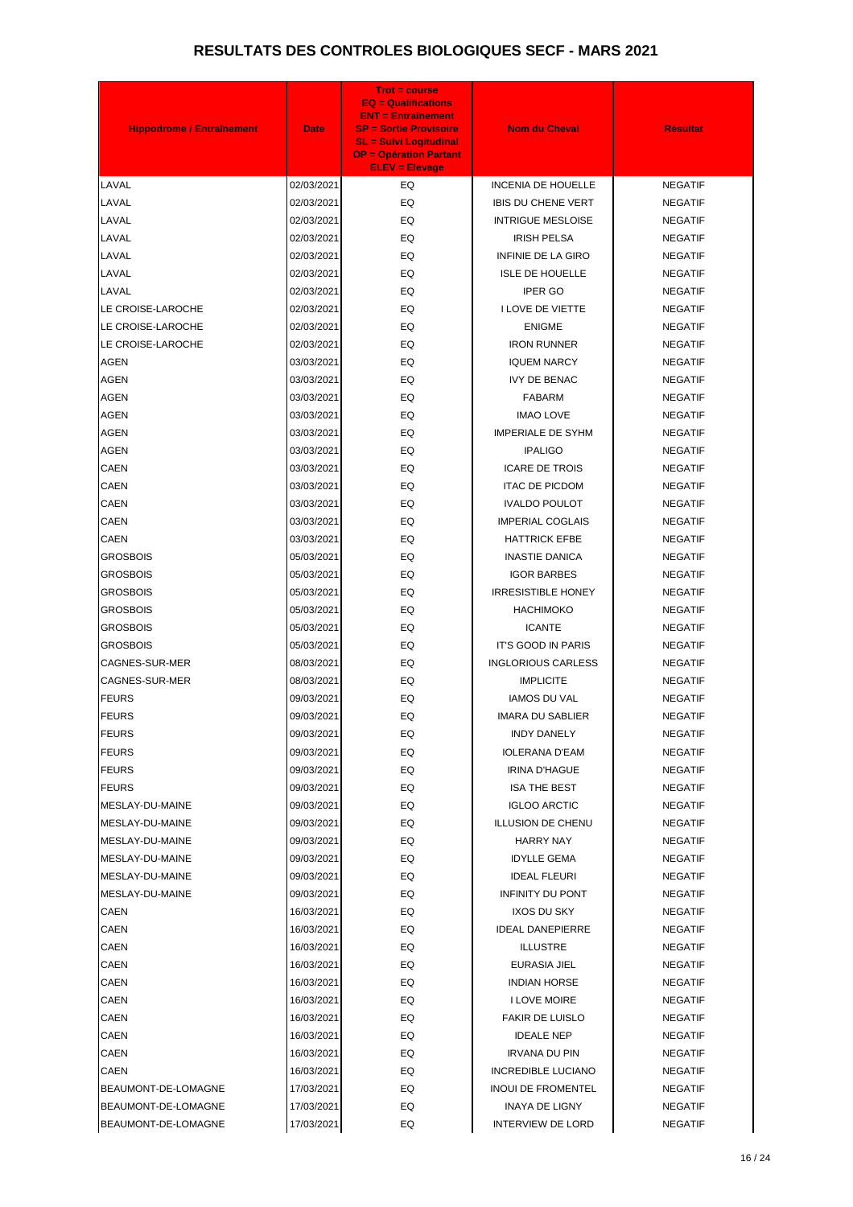# RESULTATS DES CONTROLES BIOLOGIQUES SECF - MARS 2021

| Hippodrome / Entraînement | Date | Trot = course EQ = Qualifications ENT = Entraînement SP = Sortie Provisoire SL = Suivi Logitudinal OP = Opération Partant ELEV = Elevage | Nom du Cheval | Résultat |
|---|---|---|---|---|
| LAVAL | 02/03/2021 | EQ | INCENIA DE HOUELLE | NEGATIF |
| LAVAL | 02/03/2021 | EQ | IBIS DU CHENE VERT | NEGATIF |
| LAVAL | 02/03/2021 | EQ | INTRIGUE MESLOISE | NEGATIF |
| LAVAL | 02/03/2021 | EQ | IRISH PELSA | NEGATIF |
| LAVAL | 02/03/2021 | EQ | INFINIE DE LA GIRO | NEGATIF |
| LAVAL | 02/03/2021 | EQ | ISLE DE HOUELLE | NEGATIF |
| LAVAL | 02/03/2021 | EQ | IPER GO | NEGATIF |
| LE CROISE-LAROCHE | 02/03/2021 | EQ | I LOVE DE VIETTE | NEGATIF |
| LE CROISE-LAROCHE | 02/03/2021 | EQ | ENIGME | NEGATIF |
| LE CROISE-LAROCHE | 02/03/2021 | EQ | IRON RUNNER | NEGATIF |
| AGEN | 03/03/2021 | EQ | IQUEM NARCY | NEGATIF |
| AGEN | 03/03/2021 | EQ | IVY DE BENAC | NEGATIF |
| AGEN | 03/03/2021 | EQ | FABARM | NEGATIF |
| AGEN | 03/03/2021 | EQ | IMAO LOVE | NEGATIF |
| AGEN | 03/03/2021 | EQ | IMPERIALE DE SYHM | NEGATIF |
| AGEN | 03/03/2021 | EQ | IPALIGO | NEGATIF |
| CAEN | 03/03/2021 | EQ | ICARE DE TROIS | NEGATIF |
| CAEN | 03/03/2021 | EQ | ITAC DE PICDOM | NEGATIF |
| CAEN | 03/03/2021 | EQ | IVALDO POULOT | NEGATIF |
| CAEN | 03/03/2021 | EQ | IMPERIAL COGLAIS | NEGATIF |
| CAEN | 03/03/2021 | EQ | HATTRICK EFBE | NEGATIF |
| GROSBOIS | 05/03/2021 | EQ | INASTIE DANICA | NEGATIF |
| GROSBOIS | 05/03/2021 | EQ | IGOR BARBES | NEGATIF |
| GROSBOIS | 05/03/2021 | EQ | IRRESISTIBLE HONEY | NEGATIF |
| GROSBOIS | 05/03/2021 | EQ | HACHIMOKO | NEGATIF |
| GROSBOIS | 05/03/2021 | EQ | ICANTE | NEGATIF |
| GROSBOIS | 05/03/2021 | EQ | IT'S GOOD IN PARIS | NEGATIF |
| CAGNES-SUR-MER | 08/03/2021 | EQ | INGLORIOUS CARLESS | NEGATIF |
| CAGNES-SUR-MER | 08/03/2021 | EQ | IMPLICITE | NEGATIF |
| FEURS | 09/03/2021 | EQ | IAMOS DU VAL | NEGATIF |
| FEURS | 09/03/2021 | EQ | IMARA DU SABLIER | NEGATIF |
| FEURS | 09/03/2021 | EQ | INDY DANELY | NEGATIF |
| FEURS | 09/03/2021 | EQ | IOLERANA D'EAM | NEGATIF |
| FEURS | 09/03/2021 | EQ | IRINA D'HAGUE | NEGATIF |
| FEURS | 09/03/2021 | EQ | ISA THE BEST | NEGATIF |
| MESLAY-DU-MAINE | 09/03/2021 | EQ | IGLOO ARCTIC | NEGATIF |
| MESLAY-DU-MAINE | 09/03/2021 | EQ | ILLUSION DE CHENU | NEGATIF |
| MESLAY-DU-MAINE | 09/03/2021 | EQ | HARRY NAY | NEGATIF |
| MESLAY-DU-MAINE | 09/03/2021 | EQ | IDYLLE GEMA | NEGATIF |
| MESLAY-DU-MAINE | 09/03/2021 | EQ | IDEAL FLEURI | NEGATIF |
| MESLAY-DU-MAINE | 09/03/2021 | EQ | INFINITY DU PONT | NEGATIF |
| CAEN | 16/03/2021 | EQ | IXOS DU SKY | NEGATIF |
| CAEN | 16/03/2021 | EQ | IDEAL DANEPIERRE | NEGATIF |
| CAEN | 16/03/2021 | EQ | ILLUSTRE | NEGATIF |
| CAEN | 16/03/2021 | EQ | EURASIA JIEL | NEGATIF |
| CAEN | 16/03/2021 | EQ | INDIAN HORSE | NEGATIF |
| CAEN | 16/03/2021 | EQ | I LOVE MOIRE | NEGATIF |
| CAEN | 16/03/2021 | EQ | FAKIR DE LUISLO | NEGATIF |
| CAEN | 16/03/2021 | EQ | IDEALE NEP | NEGATIF |
| CAEN | 16/03/2021 | EQ | IRVANA DU PIN | NEGATIF |
| CAEN | 16/03/2021 | EQ | INCREDIBLE LUCIANO | NEGATIF |
| BEAUMONT-DE-LOMAGNE | 17/03/2021 | EQ | INOUI DE FROMENTEL | NEGATIF |
| BEAUMONT-DE-LOMAGNE | 17/03/2021 | EQ | INAYA DE LIGNY | NEGATIF |
| BEAUMONT-DE-LOMAGNE | 17/03/2021 | EQ | INTERVIEW DE LORD | NEGATIF |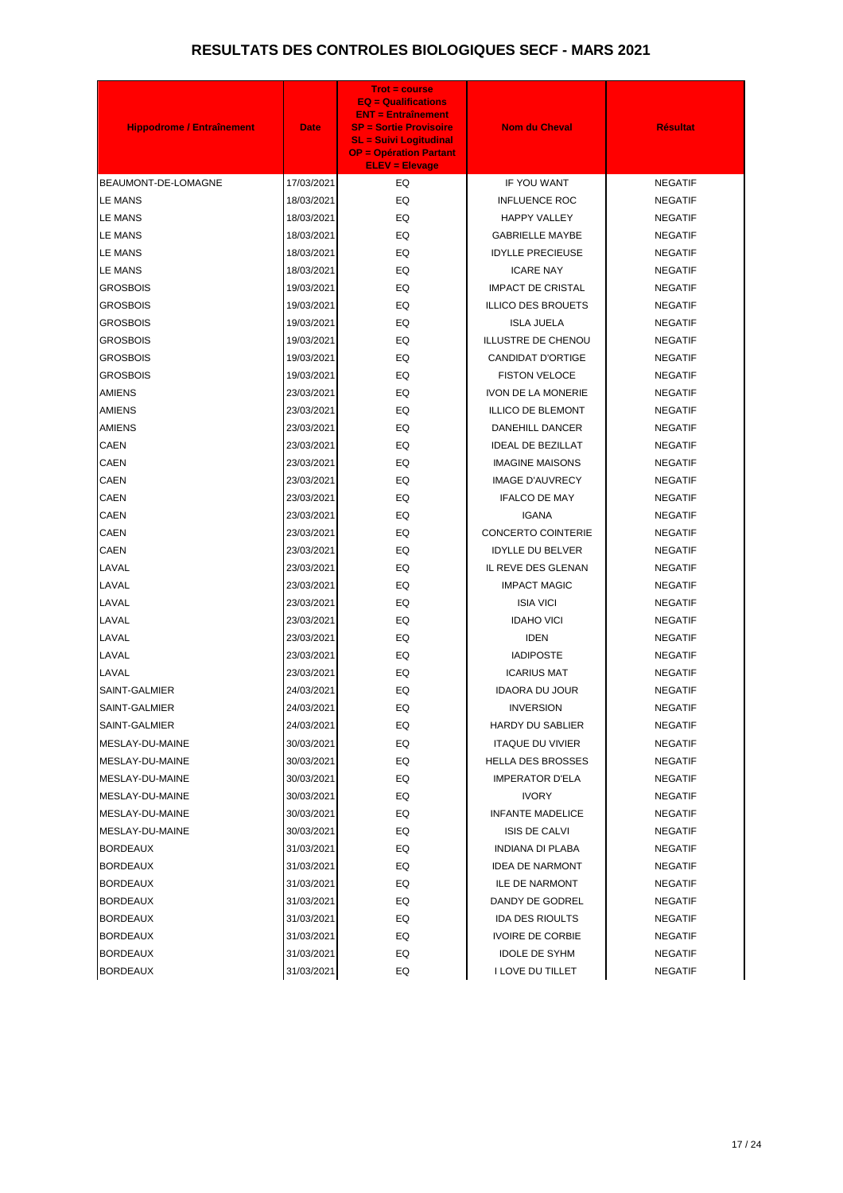# RESULTATS DES CONTROLES BIOLOGIQUES SECF - MARS 2021

| Hippodrome / Entraînement | Date | Trot = course<br>EQ = Qualifications<br>ENT = Entraînement<br>SP = Sortie Provisoire<br>SL = Suivi Logitudinal<br>OP = Opération Partant<br>ELEV = Elevage | Nom du Cheval | Résultat |
|---|---|---|---|---|
| BEAUMONT-DE-LOMAGNE | 17/03/2021 | EQ | IF YOU WANT | NEGATIF |
| LE MANS | 18/03/2021 | EQ | INFLUENCE ROC | NEGATIF |
| LE MANS | 18/03/2021 | EQ | HAPPY VALLEY | NEGATIF |
| LE MANS | 18/03/2021 | EQ | GABRIELLE MAYBE | NEGATIF |
| LE MANS | 18/03/2021 | EQ | IDYLLE PRECIEUSE | NEGATIF |
| LE MANS | 18/03/2021 | EQ | ICARE NAY | NEGATIF |
| GROSBOIS | 19/03/2021 | EQ | IMPACT DE CRISTAL | NEGATIF |
| GROSBOIS | 19/03/2021 | EQ | ILLICO DES BROUETS | NEGATIF |
| GROSBOIS | 19/03/2021 | EQ | ISLA JUELA | NEGATIF |
| GROSBOIS | 19/03/2021 | EQ | ILLUSTRE DE CHENOU | NEGATIF |
| GROSBOIS | 19/03/2021 | EQ | CANDIDAT D'ORTIGE | NEGATIF |
| GROSBOIS | 19/03/2021 | EQ | FISTON VELOCE | NEGATIF |
| AMIENS | 23/03/2021 | EQ | IVON DE LA MONERIE | NEGATIF |
| AMIENS | 23/03/2021 | EQ | ILLICO DE BLEMONT | NEGATIF |
| AMIENS | 23/03/2021 | EQ | DANEHILL DANCER | NEGATIF |
| CAEN | 23/03/2021 | EQ | IDEAL DE BEZILLAT | NEGATIF |
| CAEN | 23/03/2021 | EQ | IMAGINE MAISONS | NEGATIF |
| CAEN | 23/03/2021 | EQ | IMAGE D'AUVRECY | NEGATIF |
| CAEN | 23/03/2021 | EQ | IFALCO DE MAY | NEGATIF |
| CAEN | 23/03/2021 | EQ | IGANA | NEGATIF |
| CAEN | 23/03/2021 | EQ | CONCERTO COINTERIE | NEGATIF |
| CAEN | 23/03/2021 | EQ | IDYLLE DU BELVER | NEGATIF |
| LAVAL | 23/03/2021 | EQ | IL REVE DES GLENAN | NEGATIF |
| LAVAL | 23/03/2021 | EQ | IMPACT MAGIC | NEGATIF |
| LAVAL | 23/03/2021 | EQ | ISIA VICI | NEGATIF |
| LAVAL | 23/03/2021 | EQ | IDAHO VICI | NEGATIF |
| LAVAL | 23/03/2021 | EQ | IDEN | NEGATIF |
| LAVAL | 23/03/2021 | EQ | IADIPOSTE | NEGATIF |
| LAVAL | 23/03/2021 | EQ | ICARIUS MAT | NEGATIF |
| SAINT-GALMIER | 24/03/2021 | EQ | IDAORA DU JOUR | NEGATIF |
| SAINT-GALMIER | 24/03/2021 | EQ | INVERSION | NEGATIF |
| SAINT-GALMIER | 24/03/2021 | EQ | HARDY DU SABLIER | NEGATIF |
| MESLAY-DU-MAINE | 30/03/2021 | EQ | ITAQUE DU VIVIER | NEGATIF |
| MESLAY-DU-MAINE | 30/03/2021 | EQ | HELLA DES BROSSES | NEGATIF |
| MESLAY-DU-MAINE | 30/03/2021 | EQ | IMPERATOR D'ELA | NEGATIF |
| MESLAY-DU-MAINE | 30/03/2021 | EQ | IVORY | NEGATIF |
| MESLAY-DU-MAINE | 30/03/2021 | EQ | INFANTE MADELICE | NEGATIF |
| MESLAY-DU-MAINE | 30/03/2021 | EQ | ISIS DE CALVI | NEGATIF |
| BORDEAUX | 31/03/2021 | EQ | INDIANA DI PLABA | NEGATIF |
| BORDEAUX | 31/03/2021 | EQ | IDEA DE NARMONT | NEGATIF |
| BORDEAUX | 31/03/2021 | EQ | ILE DE NARMONT | NEGATIF |
| BORDEAUX | 31/03/2021 | EQ | DANDY DE GODREL | NEGATIF |
| BORDEAUX | 31/03/2021 | EQ | IDA DES RIOULTS | NEGATIF |
| BORDEAUX | 31/03/2021 | EQ | IVOIRE DE CORBIE | NEGATIF |
| BORDEAUX | 31/03/2021 | EQ | IDOLE DE SYHM | NEGATIF |
| BORDEAUX | 31/03/2021 | EQ | I LOVE DU TILLET | NEGATIF |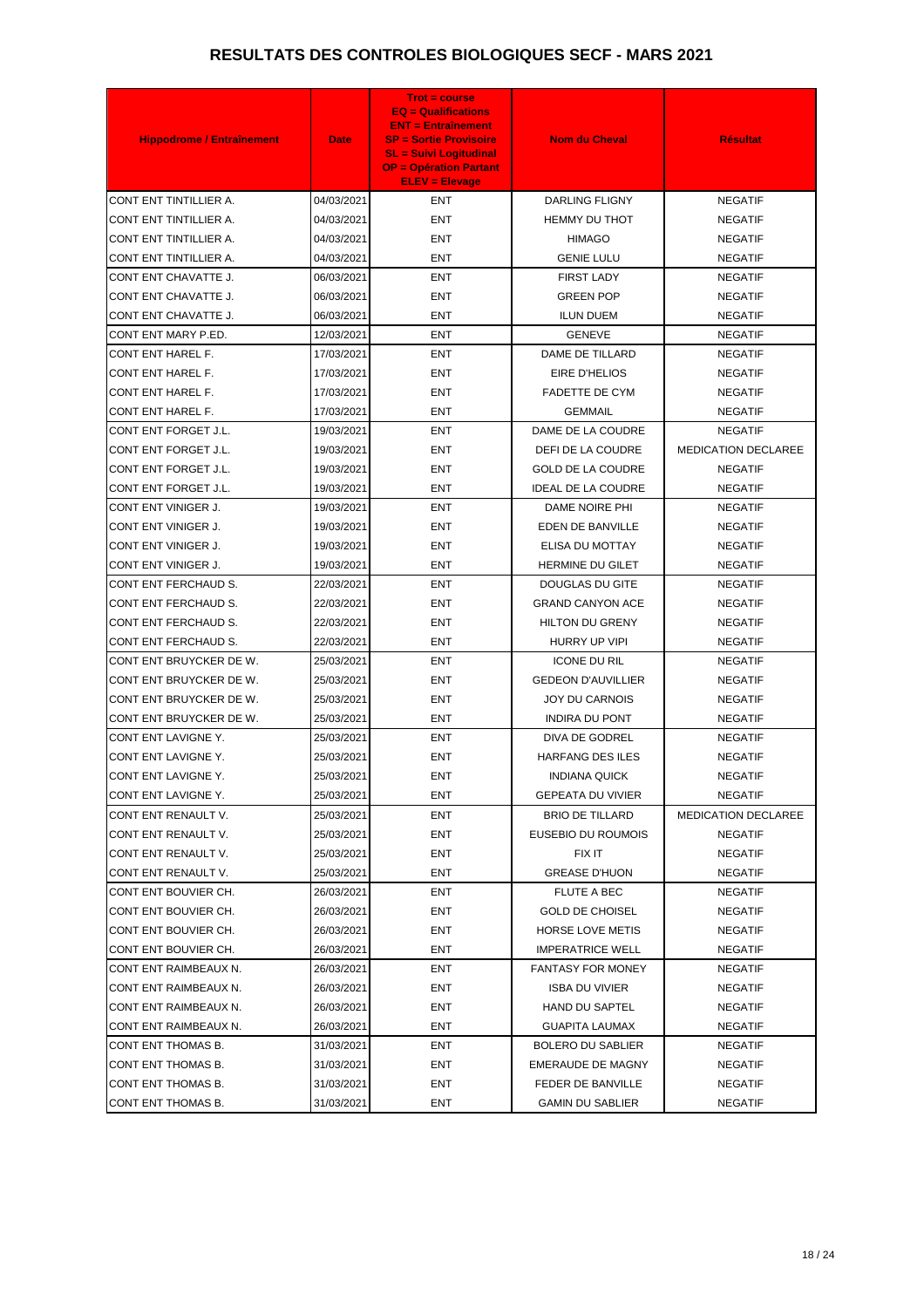# RESULTATS DES CONTROLES BIOLOGIQUES SECF - MARS 2021

| Hippodrome / Entraînement | Date | Trot = course<br>EQ = Qualifications<br>ENT = Entraînement<br>SP = Sortie Provisoire<br>SL = Suivi Logitudinal<br>OP = Opération Partant<br>ELEV = Elevage | Nom du Cheval | Résultat |
|---|---|---|---|---|
| CONT ENT TINTILLIER A. | 04/03/2021 | ENT | DARLING FLIGNY | NEGATIF |
| CONT ENT TINTILLIER A. | 04/03/2021 | ENT | HEMMY DU THOT | NEGATIF |
| CONT ENT TINTILLIER A. | 04/03/2021 | ENT | HIMAGO | NEGATIF |
| CONT ENT TINTILLIER A. | 04/03/2021 | ENT | GENIE LULU | NEGATIF |
| CONT ENT CHAVATTE J. | 06/03/2021 | ENT | FIRST LADY | NEGATIF |
| CONT ENT CHAVATTE J. | 06/03/2021 | ENT | GREEN POP | NEGATIF |
| CONT ENT CHAVATTE J. | 06/03/2021 | ENT | ILUN DUEM | NEGATIF |
| CONT ENT MARY P.ED. | 12/03/2021 | ENT | GENEVE | NEGATIF |
| CONT ENT HAREL F. | 17/03/2021 | ENT | DAME DE TILLARD | NEGATIF |
| CONT ENT HAREL F. | 17/03/2021 | ENT | EIRE D'HELIOS | NEGATIF |
| CONT ENT HAREL F. | 17/03/2021 | ENT | FADETTE DE CYM | NEGATIF |
| CONT ENT HAREL F. | 17/03/2021 | ENT | GEMMAIL | NEGATIF |
| CONT ENT FORGET J.L. | 19/03/2021 | ENT | DAME DE LA COUDRE | NEGATIF |
| CONT ENT FORGET J.L. | 19/03/2021 | ENT | DEFI DE LA COUDRE | MEDICATION DECLAREE |
| CONT ENT FORGET J.L. | 19/03/2021 | ENT | GOLD DE LA COUDRE | NEGATIF |
| CONT ENT FORGET J.L. | 19/03/2021 | ENT | IDEAL DE LA COUDRE | NEGATIF |
| CONT ENT VINIGER J. | 19/03/2021 | ENT | DAME NOIRE PHI | NEGATIF |
| CONT ENT VINIGER J. | 19/03/2021 | ENT | EDEN DE BANVILLE | NEGATIF |
| CONT ENT VINIGER J. | 19/03/2021 | ENT | ELISA DU MOTTAY | NEGATIF |
| CONT ENT VINIGER J. | 19/03/2021 | ENT | HERMINE DU GILET | NEGATIF |
| CONT ENT FERCHAUD S. | 22/03/2021 | ENT | DOUGLAS DU GITE | NEGATIF |
| CONT ENT FERCHAUD S. | 22/03/2021 | ENT | GRAND CANYON ACE | NEGATIF |
| CONT ENT FERCHAUD S. | 22/03/2021 | ENT | HILTON DU GRENY | NEGATIF |
| CONT ENT FERCHAUD S. | 22/03/2021 | ENT | HURRY UP VIPI | NEGATIF |
| CONT ENT BRUYCKER DE W. | 25/03/2021 | ENT | ICONE DU RIL | NEGATIF |
| CONT ENT BRUYCKER DE W. | 25/03/2021 | ENT | GEDEON D'AUVILLIER | NEGATIF |
| CONT ENT BRUYCKER DE W. | 25/03/2021 | ENT | JOY DU CARNOIS | NEGATIF |
| CONT ENT BRUYCKER DE W. | 25/03/2021 | ENT | INDIRA DU PONT | NEGATIF |
| CONT ENT LAVIGNE Y. | 25/03/2021 | ENT | DIVA DE GODREL | NEGATIF |
| CONT ENT LAVIGNE Y. | 25/03/2021 | ENT | HARFANG DES ILES | NEGATIF |
| CONT ENT LAVIGNE Y. | 25/03/2021 | ENT | INDIANA QUICK | NEGATIF |
| CONT ENT LAVIGNE Y. | 25/03/2021 | ENT | GEPEATA DU VIVIER | NEGATIF |
| CONT ENT RENAULT V. | 25/03/2021 | ENT | BRIO DE TILLARD | MEDICATION DECLAREE |
| CONT ENT RENAULT V. | 25/03/2021 | ENT | EUSEBIO DU ROUMOIS | NEGATIF |
| CONT ENT RENAULT V. | 25/03/2021 | ENT | FIX IT | NEGATIF |
| CONT ENT RENAULT V. | 25/03/2021 | ENT | GREASE D'HUON | NEGATIF |
| CONT ENT BOUVIER CH. | 26/03/2021 | ENT | FLUTE A BEC | NEGATIF |
| CONT ENT BOUVIER CH. | 26/03/2021 | ENT | GOLD DE CHOISEL | NEGATIF |
| CONT ENT BOUVIER CH. | 26/03/2021 | ENT | HORSE LOVE METIS | NEGATIF |
| CONT ENT BOUVIER CH. | 26/03/2021 | ENT | IMPERATRICE WELL | NEGATIF |
| CONT ENT RAIMBEAUX N. | 26/03/2021 | ENT | FANTASY FOR MONEY | NEGATIF |
| CONT ENT RAIMBEAUX N. | 26/03/2021 | ENT | ISBA DU VIVIER | NEGATIF |
| CONT ENT RAIMBEAUX N. | 26/03/2021 | ENT | HAND DU SAPTEL | NEGATIF |
| CONT ENT RAIMBEAUX N. | 26/03/2021 | ENT | GUAPITA LAUMAX | NEGATIF |
| CONT ENT THOMAS B. | 31/03/2021 | ENT | BOLERO DU SABLIER | NEGATIF |
| CONT ENT THOMAS B. | 31/03/2021 | ENT | EMERAUDE DE MAGNY | NEGATIF |
| CONT ENT THOMAS B. | 31/03/2021 | ENT | FEDER DE BANVILLE | NEGATIF |
| CONT ENT THOMAS B. | 31/03/2021 | ENT | GAMIN DU SABLIER | NEGATIF |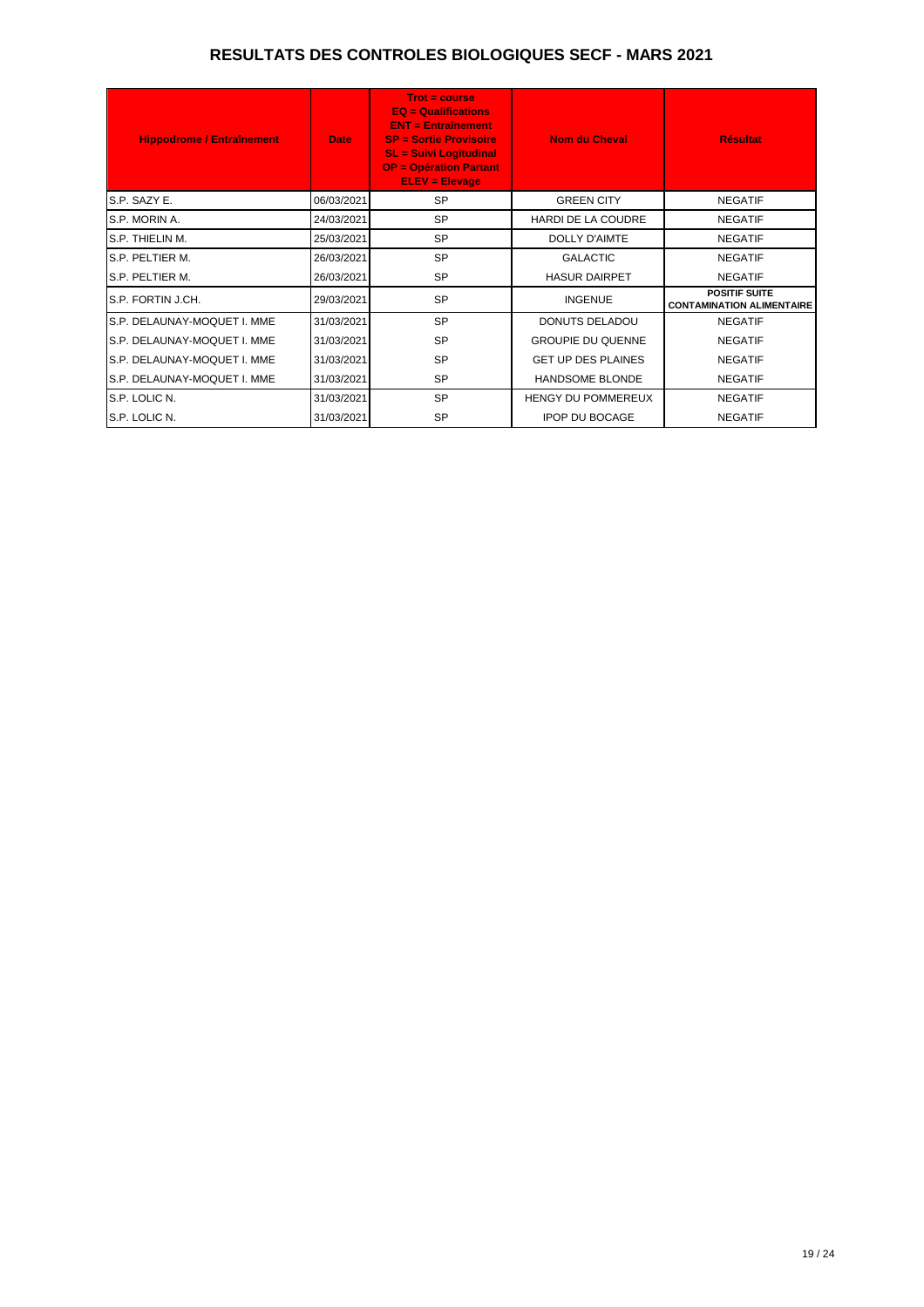# RESULTATS DES CONTROLES BIOLOGIQUES SECF - MARS 2021

| Hippodrome / Entraînement | Date | Trot = course<br>EQ = Qualifications<br>ENT = Entraînement<br>SP = Sortie Provisoire<br>SL = Suivi Logitudinal<br>OP = Opération Partant<br>ELEV = Elevage | Nom du Cheval | Résultat |
|---|---|---|---|---|
| S.P. SAZY E. | 06/03/2021 | SP | GREEN CITY | NEGATIF |
| S.P. MORIN A. | 24/03/2021 | SP | HARDI DE LA COUDRE | NEGATIF |
| S.P. THIELIN M. | 25/03/2021 | SP | DOLLY D'AIMTE | NEGATIF |
| S.P. PELTIER M. | 26/03/2021 | SP | GALACTIC | NEGATIF |
| S.P. PELTIER M. | 26/03/2021 | SP | HASUR DAIRPET | NEGATIF |
| S.P. FORTIN J.CH. | 29/03/2021 | SP | INGENUE | **POSITIF SUITE CONTAMINATION ALIMENTAIRE** |
| S.P. DELAUNAY-MOQUET I. MME | 31/03/2021 | SP | DONUTS DELADOU | NEGATIF |
| S.P. DELAUNAY-MOQUET I. MME | 31/03/2021 | SP | GROUPIE DU QUENNE | NEGATIF |
| S.P. DELAUNAY-MOQUET I. MME | 31/03/2021 | SP | GET UP DES PLAINES | NEGATIF |
| S.P. DELAUNAY-MOQUET I. MME | 31/03/2021 | SP | HANDSOME BLONDE | NEGATIF |
| S.P. LOLIC N. | 31/03/2021 | SP | HENGY DU POMMEREUX | NEGATIF |
| S.P. LOLIC N. | 31/03/2021 | SP | IPOP DU BOCAGE | NEGATIF |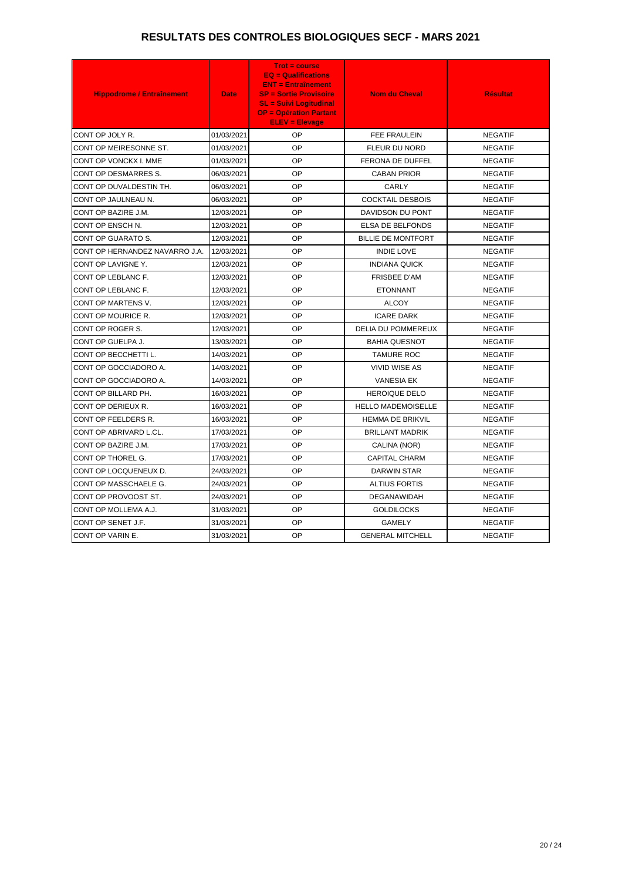# RESULTATS DES CONTROLES BIOLOGIQUES SECF - MARS 2021

| Hippodrome / Entraînement | Date | Trot = course EQ = Qualifications ENT = Entraînement SP = Sortie Provisoire SL = Suivi Logitudinal OP = Opération Partant ELEV = Elevage | Nom du Cheval | Résultat |
|---|---|---|---|---|
| CONT OP JOLY R. | 01/03/2021 | OP | FEE FRAULEIN | NEGATIF |
| CONT OP MEIRESONNE ST. | 01/03/2021 | OP | FLEUR DU NORD | NEGATIF |
| CONT OP VONCKX I. MME | 01/03/2021 | OP | FERONA DE DUFFEL | NEGATIF |
| CONT OP DESMARRES S. | 06/03/2021 | OP | CABAN PRIOR | NEGATIF |
| CONT OP DUVALDESTIN TH. | 06/03/2021 | OP | CARLY | NEGATIF |
| CONT OP JAULNEAU N. | 06/03/2021 | OP | COCKTAIL DESBOIS | NEGATIF |
| CONT OP BAZIRE J.M. | 12/03/2021 | OP | DAVIDSON DU PONT | NEGATIF |
| CONT OP ENSCH N. | 12/03/2021 | OP | ELSA DE BELFONDS | NEGATIF |
| CONT OP GUARATO S. | 12/03/2021 | OP | BILLIE DE MONTFORT | NEGATIF |
| CONT OP HERNANDEZ NAVARRO J.A. | 12/03/2021 | OP | INDIE LOVE | NEGATIF |
| CONT OP LAVIGNE Y. | 12/03/2021 | OP | INDIANA QUICK | NEGATIF |
| CONT OP LEBLANC F. | 12/03/2021 | OP | FRISBEE D'AM | NEGATIF |
| CONT OP LEBLANC F. | 12/03/2021 | OP | ETONNANT | NEGATIF |
| CONT OP MARTENS V. | 12/03/2021 | OP | ALCOY | NEGATIF |
| CONT OP MOURICE R. | 12/03/2021 | OP | ICARE DARK | NEGATIF |
| CONT OP ROGER S. | 12/03/2021 | OP | DELIA DU POMMEREUX | NEGATIF |
| CONT OP GUELPA J. | 13/03/2021 | OP | BAHIA QUESNOT | NEGATIF |
| CONT OP BECCHETTI L. | 14/03/2021 | OP | TAMURE ROC | NEGATIF |
| CONT OP GOCCIADORO A. | 14/03/2021 | OP | VIVID WISE AS | NEGATIF |
| CONT OP GOCCIADORO A. | 14/03/2021 | OP | VANESIA EK | NEGATIF |
| CONT OP BILLARD PH. | 16/03/2021 | OP | HEROIQUE DELO | NEGATIF |
| CONT OP DERIEUX R. | 16/03/2021 | OP | HELLO MADEMOISELLE | NEGATIF |
| CONT OP FEELDERS R. | 16/03/2021 | OP | HEMMA DE BRIKVIL | NEGATIF |
| CONT OP ABRIVARD L.CL. | 17/03/2021 | OP | BRILLANT MADRIK | NEGATIF |
| CONT OP BAZIRE J.M. | 17/03/2021 | OP | CALINA (NOR) | NEGATIF |
| CONT OP THOREL G. | 17/03/2021 | OP | CAPITAL CHARM | NEGATIF |
| CONT OP LOCQUENEUX D. | 24/03/2021 | OP | DARWIN STAR | NEGATIF |
| CONT OP MASSCHAELE G. | 24/03/2021 | OP | ALTIUS FORTIS | NEGATIF |
| CONT OP PROVOOST ST. | 24/03/2021 | OP | DEGANAWIDAH | NEGATIF |
| CONT OP MOLLEMA A.J. | 31/03/2021 | OP | GOLDILOCKS | NEGATIF |
| CONT OP SENET J.F. | 31/03/2021 | OP | GAMELY | NEGATIF |
| CONT OP VARIN E. | 31/03/2021 | OP | GENERAL MITCHELL | NEGATIF |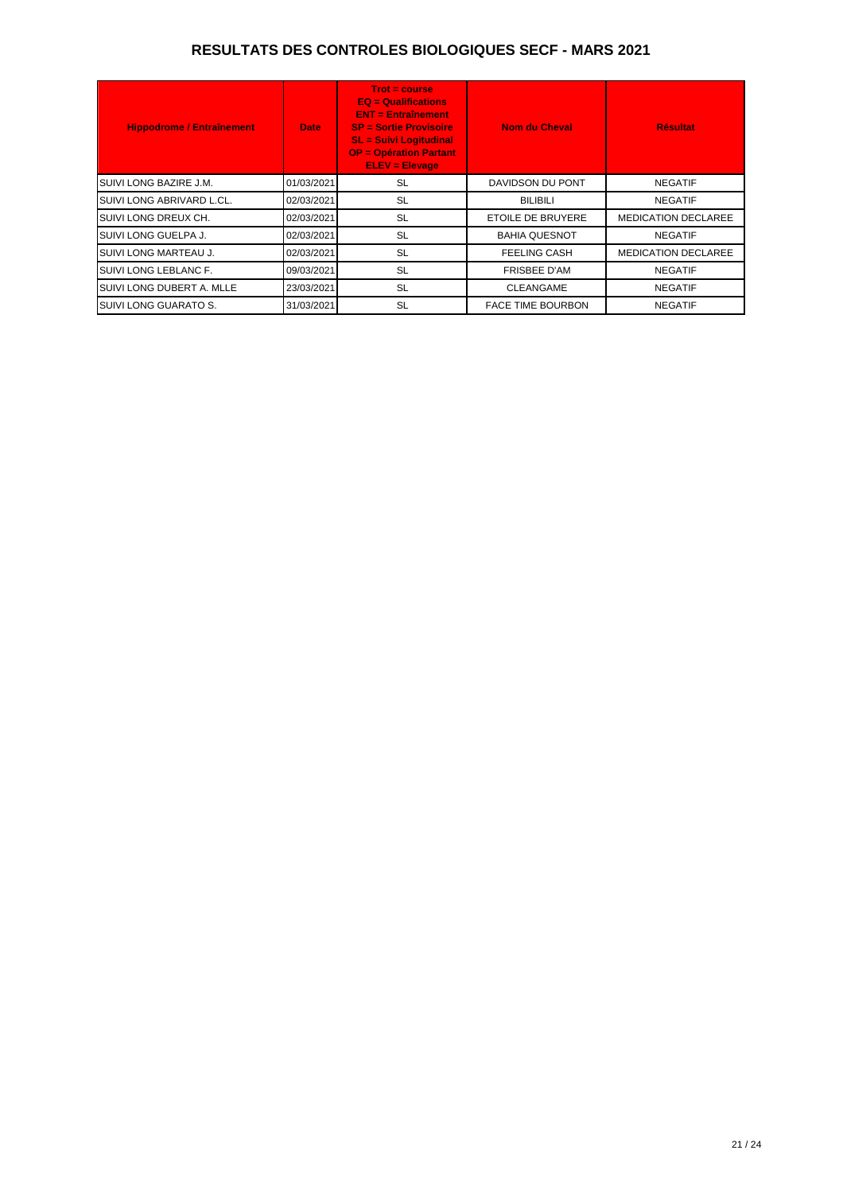# RESULTATS DES CONTROLES BIOLOGIQUES SECF - MARS 2021

| Hippodrome / Entraînement | Date | Trot = course<br>EQ = Qualifications<br>ENT = Entraînement<br>SP = Sortie Provisoire<br>SL = Suivi Logitudinal<br>OP = Opération Partant<br>ELEV = Elevage | Nom du Cheval | Résultat |
|---|---|---|---|---|
| SUIVI LONG BAZIRE J.M. | 01/03/2021 | SL | DAVIDSON DU PONT | NEGATIF |
| SUIVI LONG ABRIVARD L.CL. | 02/03/2021 | SL | BILIBILI | NEGATIF |
| SUIVI LONG DREUX CH. | 02/03/2021 | SL | ETOILE DE BRUYERE | MEDICATION DECLAREE |
| SUIVI LONG GUELPA J. | 02/03/2021 | SL | BAHIA QUESNOT | NEGATIF |
| SUIVI LONG MARTEAU J. | 02/03/2021 | SL | FEELING CASH | MEDICATION DECLAREE |
| SUIVI LONG LEBLANC F. | 09/03/2021 | SL | FRISBEE D'AM | NEGATIF |
| SUIVI LONG DUBERT A. MLLE | 23/03/2021 | SL | CLEANGAME | NEGATIF |
| SUIVI LONG GUARATO S. | 31/03/2021 | SL | FACE TIME BOURBON | NEGATIF |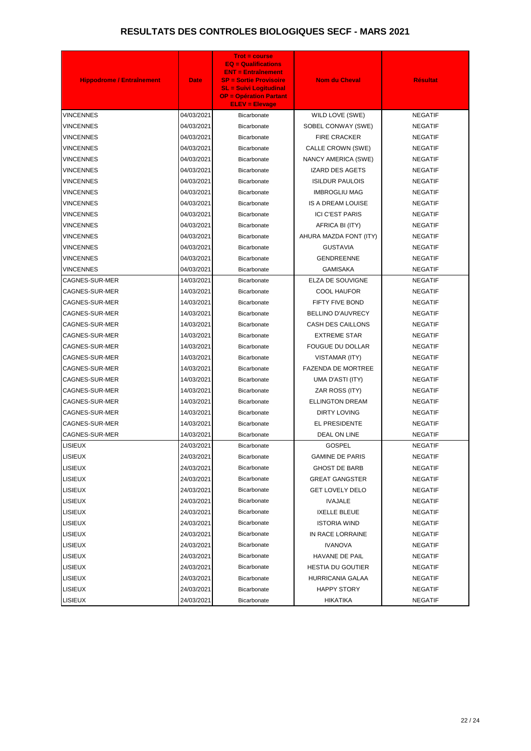# RESULTATS DES CONTROLES BIOLOGIQUES SECF - MARS 2021

| Hippodrome / Entraînement | Date | Trot = course EQ = Qualifications ENT = Entraînement SP = Sortie Provisoire SL = Suivi Logitudinal OP = Opération Partant ELEV = Elevage | Nom du Cheval | Résultat |
|---|---|---|---|---|
| VINCENNES | 04/03/2021 | Bicarbonate | WILD LOVE (SWE) | NEGATIF |
| VINCENNES | 04/03/2021 | Bicarbonate | SOBEL CONWAY (SWE) | NEGATIF |
| VINCENNES | 04/03/2021 | Bicarbonate | FIRE CRACKER | NEGATIF |
| VINCENNES | 04/03/2021 | Bicarbonate | CALLE CROWN (SWE) | NEGATIF |
| VINCENNES | 04/03/2021 | Bicarbonate | NANCY AMERICA (SWE) | NEGATIF |
| VINCENNES | 04/03/2021 | Bicarbonate | IZARD DES AGETS | NEGATIF |
| VINCENNES | 04/03/2021 | Bicarbonate | ISILDUR PAULOIS | NEGATIF |
| VINCENNES | 04/03/2021 | Bicarbonate | IMBROGLIU MAG | NEGATIF |
| VINCENNES | 04/03/2021 | Bicarbonate | IS A DREAM LOUISE | NEGATIF |
| VINCENNES | 04/03/2021 | Bicarbonate | ICI C'EST PARIS | NEGATIF |
| VINCENNES | 04/03/2021 | Bicarbonate | AFRICA BI (ITY) | NEGATIF |
| VINCENNES | 04/03/2021 | Bicarbonate | AHURA MAZDA FONT (ITY) | NEGATIF |
| VINCENNES | 04/03/2021 | Bicarbonate | GUSTAVIA | NEGATIF |
| VINCENNES | 04/03/2021 | Bicarbonate | GENDREENNE | NEGATIF |
| VINCENNES | 04/03/2021 | Bicarbonate | GAMISAKA | NEGATIF |
| CAGNES-SUR-MER | 14/03/2021 | Bicarbonate | ELZA DE SOUVIGNE | NEGATIF |
| CAGNES-SUR-MER | 14/03/2021 | Bicarbonate | COOL HAUFOR | NEGATIF |
| CAGNES-SUR-MER | 14/03/2021 | Bicarbonate | FIFTY FIVE BOND | NEGATIF |
| CAGNES-SUR-MER | 14/03/2021 | Bicarbonate | BELLINO D'AUVRECY | NEGATIF |
| CAGNES-SUR-MER | 14/03/2021 | Bicarbonate | CASH DES CAILLONS | NEGATIF |
| CAGNES-SUR-MER | 14/03/2021 | Bicarbonate | EXTREME STAR | NEGATIF |
| CAGNES-SUR-MER | 14/03/2021 | Bicarbonate | FOUGUE DU DOLLAR | NEGATIF |
| CAGNES-SUR-MER | 14/03/2021 | Bicarbonate | VISTAMAR (ITY) | NEGATIF |
| CAGNES-SUR-MER | 14/03/2021 | Bicarbonate | FAZENDA DE MORTREE | NEGATIF |
| CAGNES-SUR-MER | 14/03/2021 | Bicarbonate | UMA D'ASTI (ITY) | NEGATIF |
| CAGNES-SUR-MER | 14/03/2021 | Bicarbonate | ZAR ROSS (ITY) | NEGATIF |
| CAGNES-SUR-MER | 14/03/2021 | Bicarbonate | ELLINGTON DREAM | NEGATIF |
| CAGNES-SUR-MER | 14/03/2021 | Bicarbonate | DIRTY LOVING | NEGATIF |
| CAGNES-SUR-MER | 14/03/2021 | Bicarbonate | EL PRESIDENTE | NEGATIF |
| CAGNES-SUR-MER | 14/03/2021 | Bicarbonate | DEAL ON LINE | NEGATIF |
| LISIEUX | 24/03/2021 | Bicarbonate | GOSPEL | NEGATIF |
| LISIEUX | 24/03/2021 | Bicarbonate | GAMINE DE PARIS | NEGATIF |
| LISIEUX | 24/03/2021 | Bicarbonate | GHOST DE BARB | NEGATIF |
| LISIEUX | 24/03/2021 | Bicarbonate | GREAT GANGSTER | NEGATIF |
| LISIEUX | 24/03/2021 | Bicarbonate | GET LOVELY DELO | NEGATIF |
| LISIEUX | 24/03/2021 | Bicarbonate | IVAJALE | NEGATIF |
| LISIEUX | 24/03/2021 | Bicarbonate | IXELLE BLEUE | NEGATIF |
| LISIEUX | 24/03/2021 | Bicarbonate | ISTORIA WIND | NEGATIF |
| LISIEUX | 24/03/2021 | Bicarbonate | IN RACE LORRAINE | NEGATIF |
| LISIEUX | 24/03/2021 | Bicarbonate | IVANOVA | NEGATIF |
| LISIEUX | 24/03/2021 | Bicarbonate | HAVANE DE PAIL | NEGATIF |
| LISIEUX | 24/03/2021 | Bicarbonate | HESTIA DU GOUTIER | NEGATIF |
| LISIEUX | 24/03/2021 | Bicarbonate | HURRICANIA GALAA | NEGATIF |
| LISIEUX | 24/03/2021 | Bicarbonate | HAPPY STORY | NEGATIF |
| LISIEUX | 24/03/2021 | Bicarbonate | HIKATIKA | NEGATIF |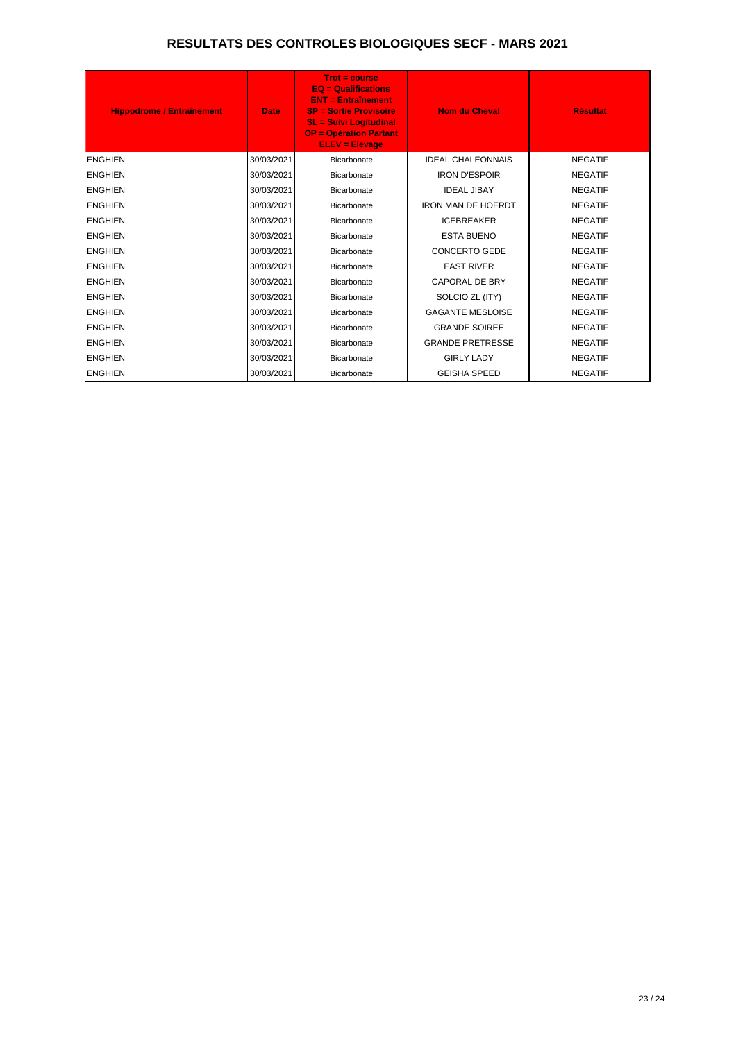# RESULTATS DES CONTROLES BIOLOGIQUES SECF - MARS 2021

| Hippodrome / Entraînement | Date | Trot = course<br>EQ = Qualifications<br>ENT = Entraînement<br>SP = Sortie Provisoire<br>SL = Suivi Logitudinal<br>OP = Opération Partant<br>ELEV = Elevage | Nom du Cheval | Résultat |
|---|---|---|---|---|
| ENGHIEN | 30/03/2021 | Bicarbonate | IDEAL CHALEONNAIS | NEGATIF |
| ENGHIEN | 30/03/2021 | Bicarbonate | IRON D'ESPOIR | NEGATIF |
| ENGHIEN | 30/03/2021 | Bicarbonate | IDEAL JIBAY | NEGATIF |
| ENGHIEN | 30/03/2021 | Bicarbonate | IRON MAN DE HOERDT | NEGATIF |
| ENGHIEN | 30/03/2021 | Bicarbonate | ICEBREAKER | NEGATIF |
| ENGHIEN | 30/03/2021 | Bicarbonate | ESTA BUENO | NEGATIF |
| ENGHIEN | 30/03/2021 | Bicarbonate | CONCERTO GEDE | NEGATIF |
| ENGHIEN | 30/03/2021 | Bicarbonate | EAST RIVER | NEGATIF |
| ENGHIEN | 30/03/2021 | Bicarbonate | CAPORAL DE BRY | NEGATIF |
| ENGHIEN | 30/03/2021 | Bicarbonate | SOLCIO ZL (ITY) | NEGATIF |
| ENGHIEN | 30/03/2021 | Bicarbonate | GAGANTE MESLOISE | NEGATIF |
| ENGHIEN | 30/03/2021 | Bicarbonate | GRANDE SOIREE | NEGATIF |
| ENGHIEN | 30/03/2021 | Bicarbonate | GRANDE PRETRESSE | NEGATIF |
| ENGHIEN | 30/03/2021 | Bicarbonate | GIRLY LADY | NEGATIF |
| ENGHIEN | 30/03/2021 | Bicarbonate | GEISHA SPEED | NEGATIF |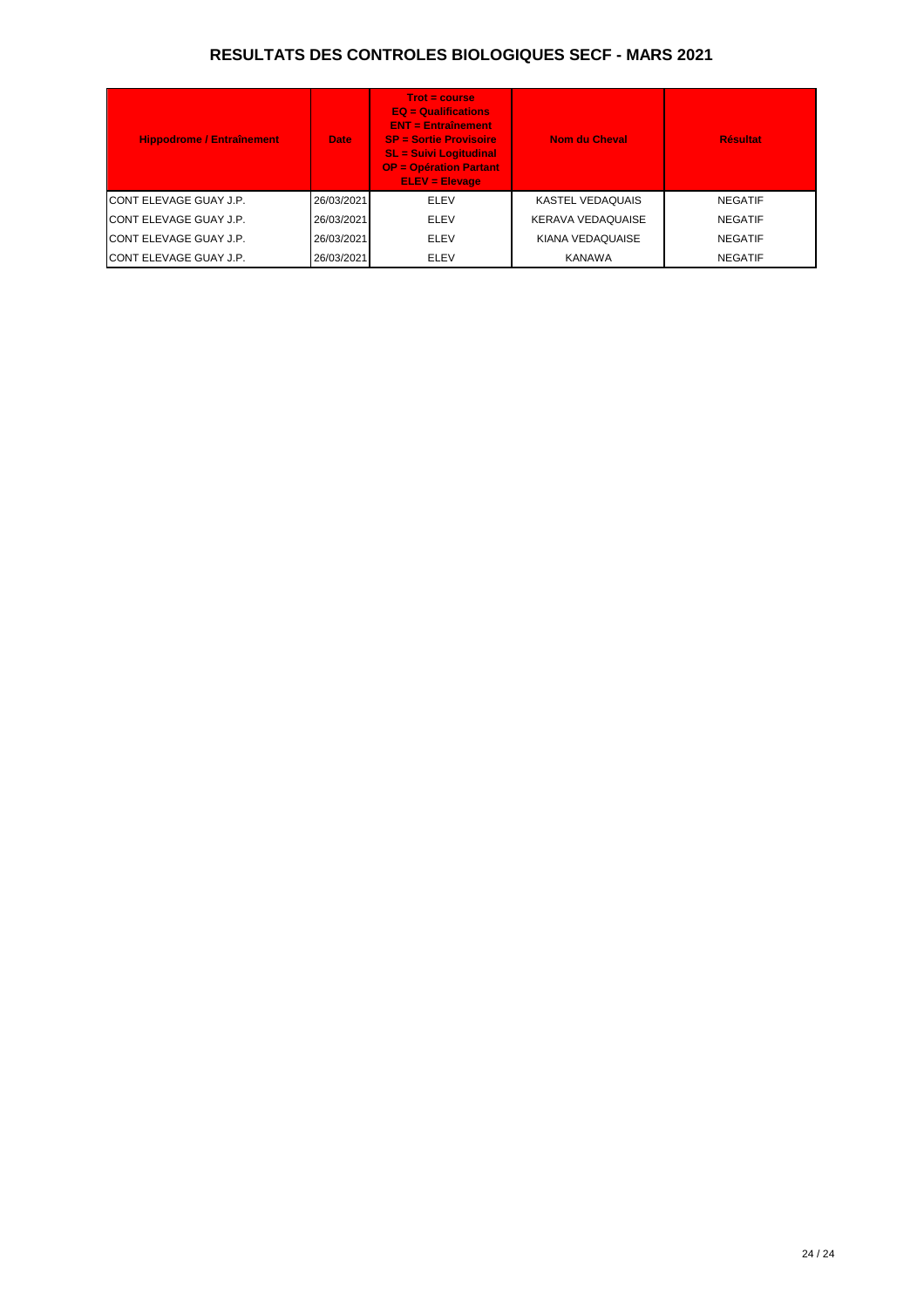# RESULTATS DES CONTROLES BIOLOGIQUES SECF - MARS 2021

| Hippodrome / Entraînement | Date | Trot = course<br>EQ = Qualifications<br>ENT = Entraînement<br>SP = Sortie Provisoire<br>SL = Suivi Logitudinal<br>OP = Opération Partant<br>ELEV = Elevage | Nom du Cheval | Résultat |
|---|---|---|---|---|
| CONT ELEVAGE GUAY J.P. | 26/03/2021 | ELEV | KASTEL VEDAQUAIS | NEGATIF |
| CONT ELEVAGE GUAY J.P. | 26/03/2021 | ELEV | KERAVA VEDAQUAISE | NEGATIF |
| CONT ELEVAGE GUAY J.P. | 26/03/2021 | ELEV | KIANA VEDAQUAISE | NEGATIF |
| CONT ELEVAGE GUAY J.P. | 26/03/2021 | ELEV | KANAWA | NEGATIF |